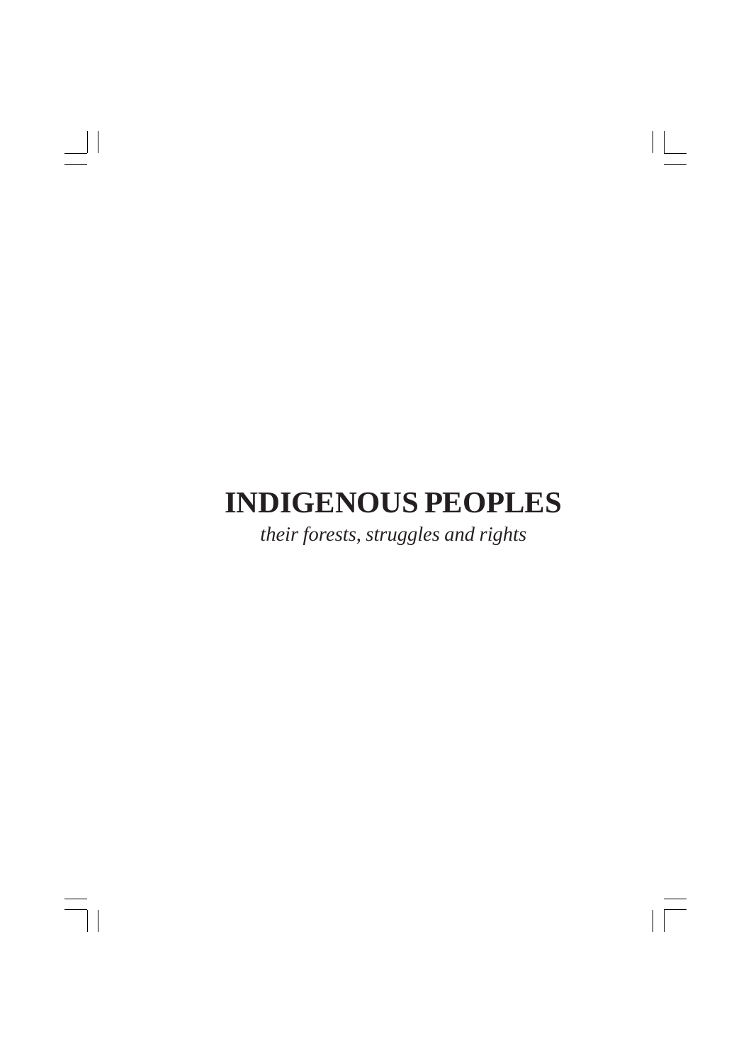# INDIGENOUS PEOPLES

*their forests, struggles and rights*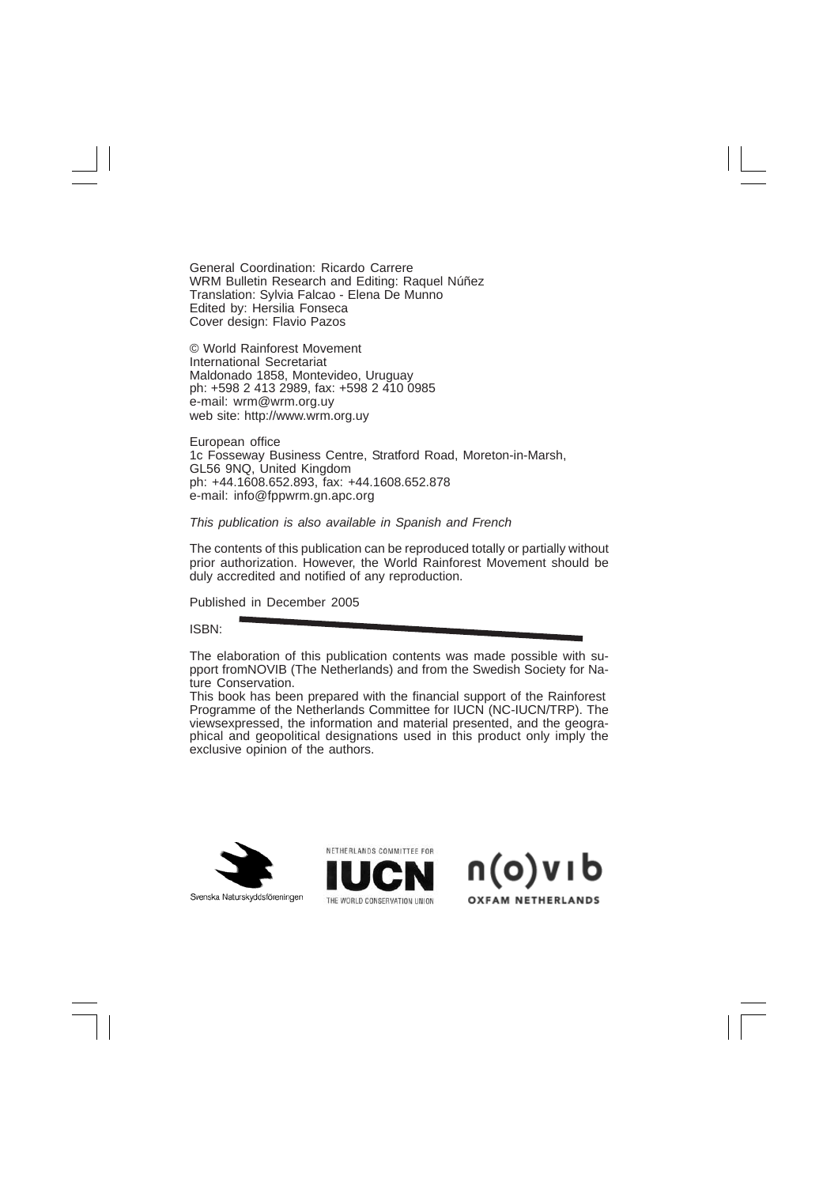General Coordination: Ricardo Carrere
WRM Bulletin Research and Editing: Raquel Núñez
Translation: Sylvia Falcao - Elena De Munno
Edited by: Hersilia Fonseca
Cover design: Flavio Pazos

© World Rainforest Movement
International Secretariat
Maldonado 1858, Montevideo, Uruguay
ph: +598 2 413 2989, fax: +598 2 410 0985
e-mail: wrm@wrm.org.uy
web site: http://www.wrm.org.uy

European office
1c Fosseway Business Centre, Stratford Road, Moreton-in-Marsh,
GL56 9NQ, United Kingdom
ph: +44.1608.652.893, fax: +44.1608.652.878
e-mail: info@fppwrm.gn.apc.org

*This publication is also available in Spanish and French*

The contents of this publication can be reproduced totally or partially without prior authorization. However, the World Rainforest Movement should be duly accredited and notified of any reproduction.

Published in December 2005

ISBN:

The elaboration of this publication contents was made possible with support fromNOVIB (The Netherlands) and from the Swedish Society for Nature Conservation.
This book has been prepared with the financial support of the Rainforest Programme of the Netherlands Committee for IUCN (NC-IUCN/TRP). The viewsexpressed, the information and material presented, and the geographical and geopolitical designations used in this product only imply the exclusive opinion of the authors.

Svenska Naturskyddsföreningen

NETHERLANDS COMMITTEE FOR IUCN THE WORLD CONSERVATION UNION

n(o)vib OXFAM NETHERLANDS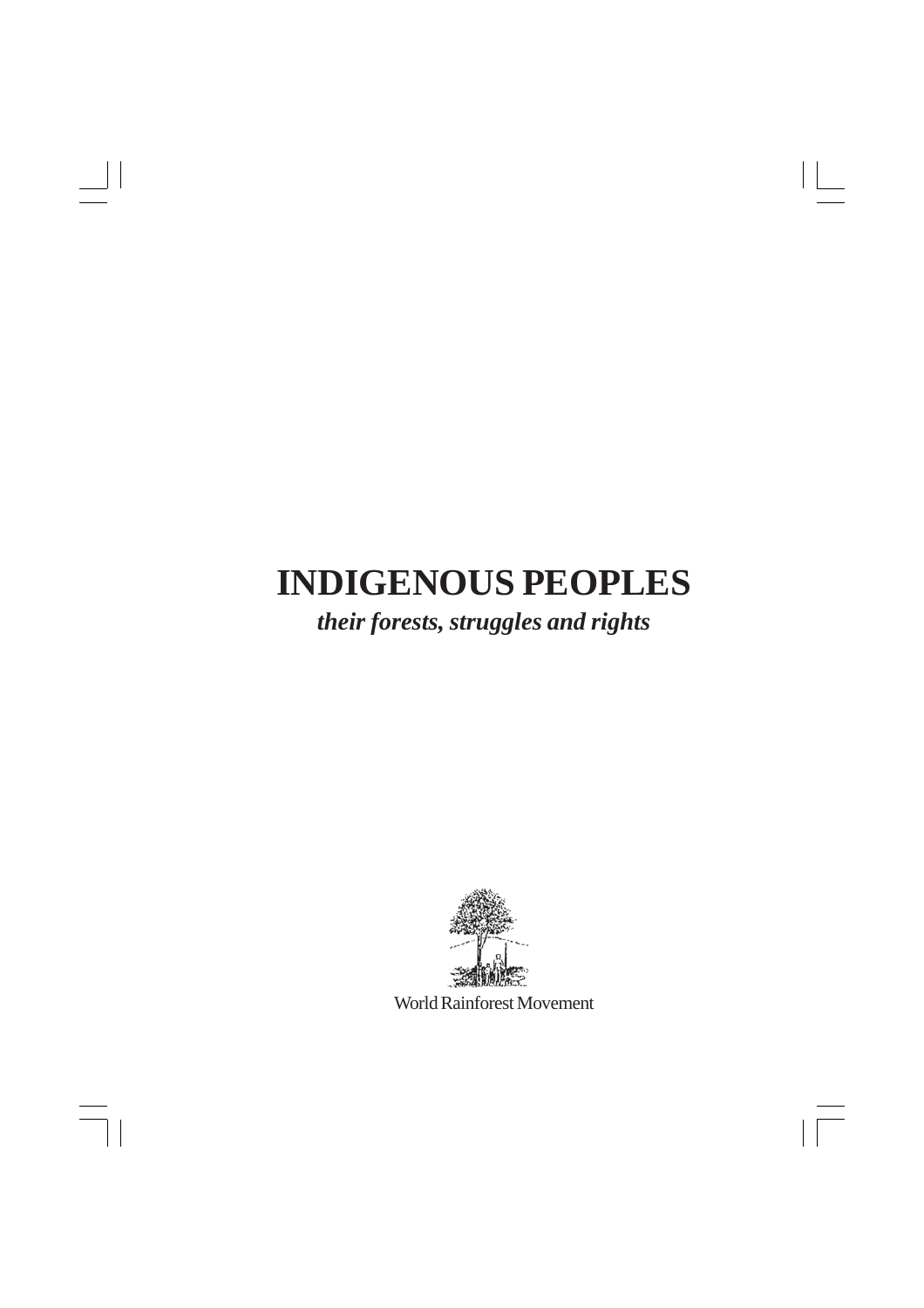# INDIGENOUS PEOPLES

***their forests, struggles and rights***

World Rainforest Movement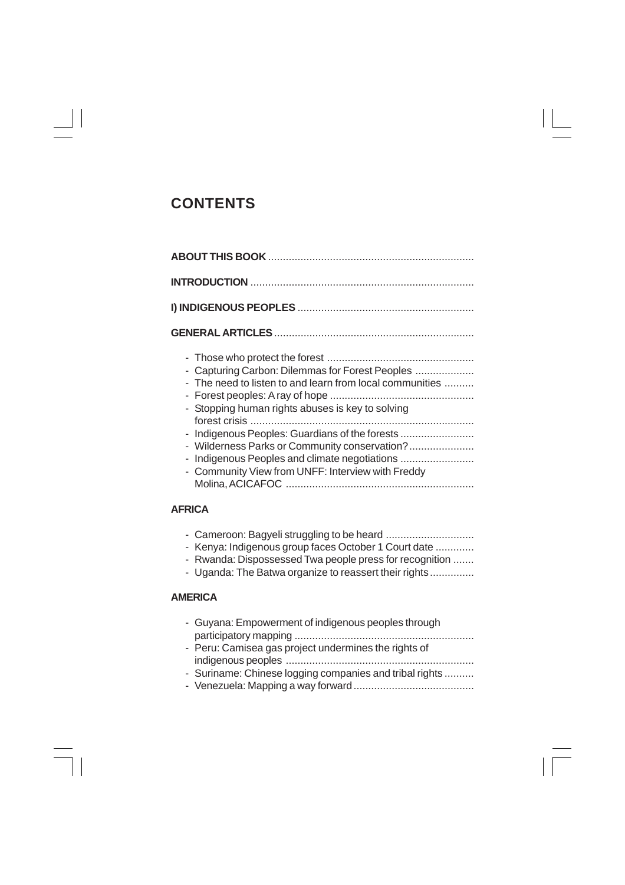## CONTENTS

**ABOUT THIS BOOK**

**INTRODUCTION**

**I) INDIGENOUS PEOPLES**

**GENERAL ARTICLES**

- Those who protect the forest
- Capturing Carbon: Dilemmas for Forest Peoples
- The need to listen to and learn from local communities
- Forest peoples: A ray of hope
- Stopping human rights abuses is key to solving forest crisis
- Indigenous Peoples: Guardians of the forests
- Wilderness Parks or Community conservation?
- Indigenous Peoples and climate negotiations
- Community View from UNFF: Interview with Freddy Molina, ACICAFOC

**AFRICA**

- Cameroon: Bagyeli struggling to be heard
- Kenya: Indigenous group faces October 1 Court date
- Rwanda: Dispossessed Twa people press for recognition
- Uganda: The Batwa organize to reassert their rights

**AMERICA**

- Guyana: Empowerment of indigenous peoples through participatory mapping
- Peru: Camisea gas project undermines the rights of indigenous peoples
- Suriname: Chinese logging companies and tribal rights
- Venezuela: Mapping a way forward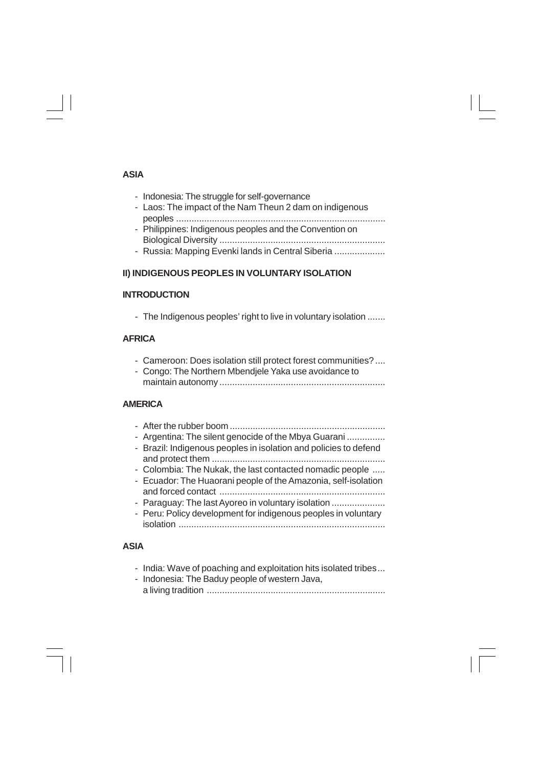## ASIA

- Indonesia: The struggle for self-governance
- Laos: The impact of the Nam Theun 2 dam on indigenous peoples ..................................................................................
- Philippines: Indigenous peoples and the Convention on Biological Diversity ..................................................................
- Russia: Mapping Evenki lands in Central Siberia ....................

## II) INDIGENOUS PEOPLES IN VOLUNTARY ISOLATION

## INTRODUCTION

- The Indigenous peoples' right to live in voluntary isolation .......

## AFRICA

- Cameroon: Does isolation still protect forest communities? ....
- Congo: The Northern Mbendjele Yaka use avoidance to maintain autonomy ..................................................................

## AMERICA

- After the rubber boom ..............................................................
- Argentina: The silent genocide of the Mbya Guarani ...............
- Brazil: Indigenous peoples in isolation and policies to defend and protect them ....................................................................
- Colombia: The Nukak, the last contacted nomadic people .....
- Ecuador: The Huaorani people of the Amazonia, self-isolation and forced contact ..................................................................
- Paraguay: The last Ayoreo in voluntary isolation .....................
- Peru: Policy development for indigenous peoples in voluntary isolation ..................................................................................

## ASIA

- India: Wave of poaching and exploitation hits isolated tribes...
- Indonesia: The Baduy people of western Java, a living tradition ........................................................................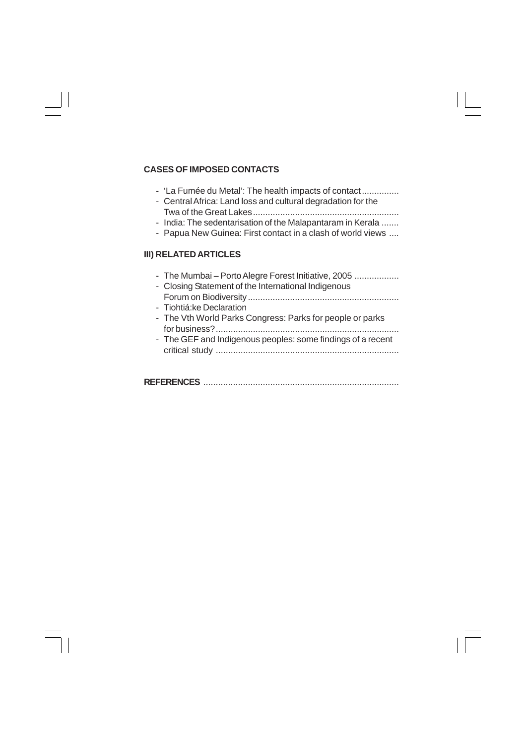**CASES OF IMPOSED CONTACTS**

- 'La Fumée du Metal': The health impacts of contact ...............
- Central Africa: Land loss and cultural degradation for the Twa of the Great Lakes ...........................................................
- India: The sedentarisation of the Malapantaram in Kerala .......
- Papua New Guinea: First contact in a clash of world views ....

**III) RELATED ARTICLES**

- The Mumbai – Porto Alegre Forest Initiative, 2005 ..................
- Closing Statement of the International Indigenous Forum on Biodiversity .............................................................
- Tiohtiá:ke Declaration
- The Vth World Parks Congress: Parks for people or parks for business? ..........................................................................
- The GEF and Indigenous peoples: some findings of a recent critical study ..........................................................................

**REFERENCES** ..............................................................................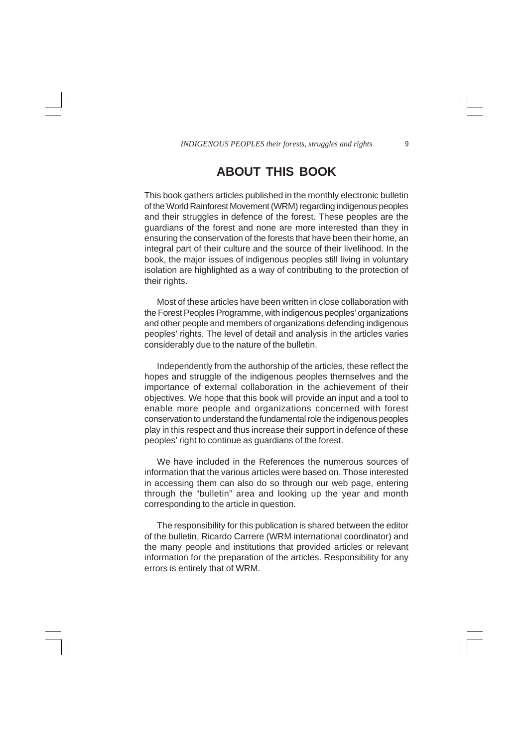# ABOUT THIS BOOK

This book gathers articles published in the monthly electronic bulletin of the World Rainforest Movement (WRM) regarding indigenous peoples and their struggles in defence of the forest. These peoples are the guardians of the forest and none are more interested than they in ensuring the conservation of the forests that have been their home, an integral part of their culture and the source of their livelihood. In the book, the major issues of indigenous peoples still living in voluntary isolation are highlighted as a way of contributing to the protection of their rights.

Most of these articles have been written in close collaboration with the Forest Peoples Programme, with indigenous peoples' organizations and other people and members of organizations defending indigenous peoples' rights. The level of detail and analysis in the articles varies considerably due to the nature of the bulletin.

Independently from the authorship of the articles, these reflect the hopes and struggle of the indigenous peoples themselves and the importance of external collaboration in the achievement of their objectives. We hope that this book will provide an input and a tool to enable more people and organizations concerned with forest conservation to understand the fundamental role the indigenous peoples play in this respect and thus increase their support in defence of these peoples' right to continue as guardians of the forest.

We have included in the References the numerous sources of information that the various articles were based on. Those interested in accessing them can also do so through our web page, entering through the "bulletin" area and looking up the year and month corresponding to the article in question.

The responsibility for this publication is shared between the editor of the bulletin, Ricardo Carrere (WRM international coordinator) and the many people and institutions that provided articles or relevant information for the preparation of the articles. Responsibility for any errors is entirely that of WRM.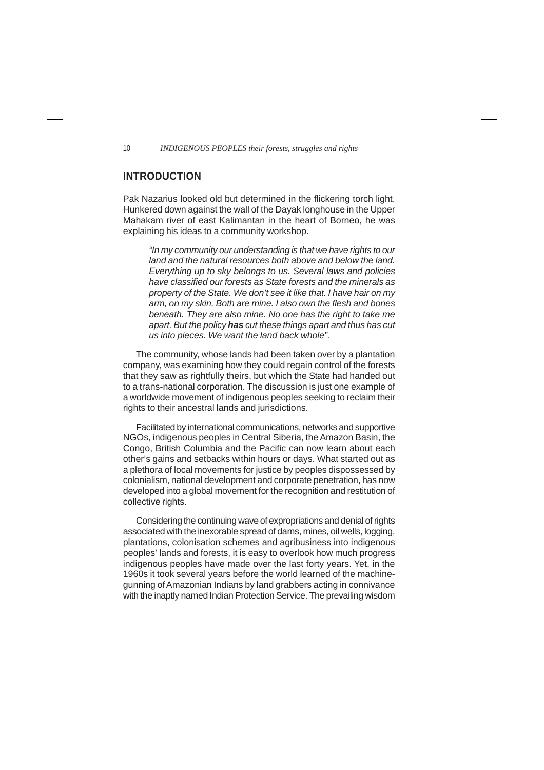## INTRODUCTION

Pak Nazarius looked old but determined in the flickering torch light. Hunkered down against the wall of the Dayak longhouse in the Upper Mahakam river of east Kalimantan in the heart of Borneo, he was explaining his ideas to a community workshop.

> *"In my community our understanding is that we have rights to our land and the natural resources both above and below the land. Everything up to sky belongs to us. Several laws and policies have classified our forests as State forests and the minerals as property of the State. We don't see it like that. I have hair on my arm, on my skin. Both are mine. I also own the flesh and bones beneath. They are also mine. No one has the right to take me apart. But the policy **has** cut these things apart and thus has cut us into pieces. We want the land back whole".*

The community, whose lands had been taken over by a plantation company, was examining how they could regain control of the forests that they saw as rightfully theirs, but which the State had handed out to a trans-national corporation. The discussion is just one example of a worldwide movement of indigenous peoples seeking to reclaim their rights to their ancestral lands and jurisdictions.

Facilitated by international communications, networks and supportive NGOs, indigenous peoples in Central Siberia, the Amazon Basin, the Congo, British Columbia and the Pacific can now learn about each other's gains and setbacks within hours or days. What started out as a plethora of local movements for justice by peoples dispossessed by colonialism, national development and corporate penetration, has now developed into a global movement for the recognition and restitution of collective rights.

Considering the continuing wave of expropriations and denial of rights associated with the inexorable spread of dams, mines, oil wells, logging, plantations, colonisation schemes and agribusiness into indigenous peoples' lands and forests, it is easy to overlook how much progress indigenous peoples have made over the last forty years. Yet, in the 1960s it took several years before the world learned of the machine-gunning of Amazonian Indians by land grabbers acting in connivance with the inaptly named Indian Protection Service. The prevailing wisdom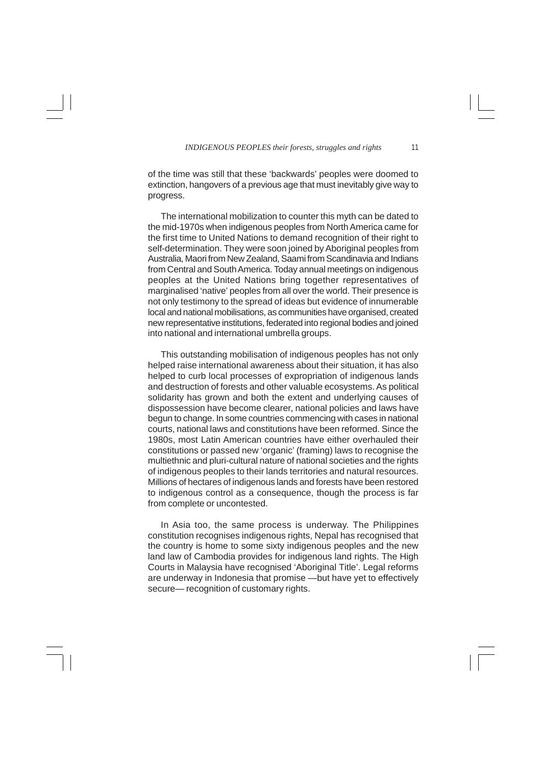of the time was still that these 'backwards' peoples were doomed to extinction, hangovers of a previous age that must inevitably give way to progress.

The international mobilization to counter this myth can be dated to the mid-1970s when indigenous peoples from North America came for the first time to United Nations to demand recognition of their right to self-determination. They were soon joined by Aboriginal peoples from Australia, Maori from New Zealand, Saami from Scandinavia and Indians from Central and South America. Today annual meetings on indigenous peoples at the United Nations bring together representatives of marginalised 'native' peoples from all over the world. Their presence is not only testimony to the spread of ideas but evidence of innumerable local and national mobilisations, as communities have organised, created new representative institutions, federated into regional bodies and joined into national and international umbrella groups.

This outstanding mobilisation of indigenous peoples has not only helped raise international awareness about their situation, it has also helped to curb local processes of expropriation of indigenous lands and destruction of forests and other valuable ecosystems. As political solidarity has grown and both the extent and underlying causes of dispossession have become clearer, national policies and laws have begun to change. In some countries commencing with cases in national courts, national laws and constitutions have been reformed. Since the 1980s, most Latin American countries have either overhauled their constitutions or passed new 'organic' (framing) laws to recognise the multiethnic and pluri-cultural nature of national societies and the rights of indigenous peoples to their lands territories and natural resources. Millions of hectares of indigenous lands and forests have been restored to indigenous control as a consequence, though the process is far from complete or uncontested.

In Asia too, the same process is underway. The Philippines constitution recognises indigenous rights, Nepal has recognised that the country is home to some sixty indigenous peoples and the new land law of Cambodia provides for indigenous land rights. The High Courts in Malaysia have recognised 'Aboriginal Title'. Legal reforms are underway in Indonesia that promise —but have yet to effectively secure— recognition of customary rights.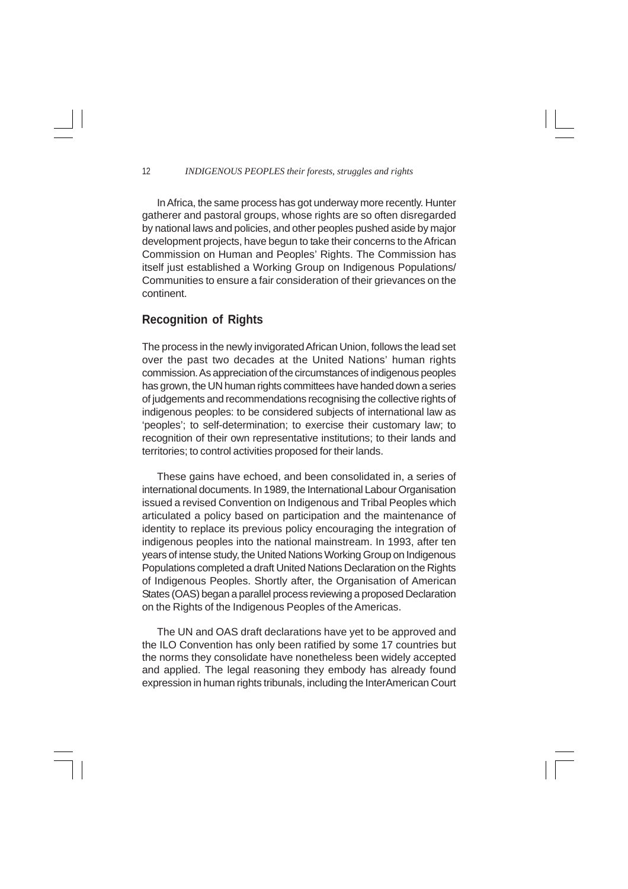In Africa, the same process has got underway more recently. Hunter gatherer and pastoral groups, whose rights are so often disregarded by national laws and policies, and other peoples pushed aside by major development projects, have begun to take their concerns to the African Commission on Human and Peoples' Rights. The Commission has itself just established a Working Group on Indigenous Populations/ Communities to ensure a fair consideration of their grievances on the continent.

## Recognition of Rights

The process in the newly invigorated African Union, follows the lead set over the past two decades at the United Nations' human rights commission. As appreciation of the circumstances of indigenous peoples has grown, the UN human rights committees have handed down a series of judgements and recommendations recognising the collective rights of indigenous peoples: to be considered subjects of international law as 'peoples'; to self-determination; to exercise their customary law; to recognition of their own representative institutions; to their lands and territories; to control activities proposed for their lands.

These gains have echoed, and been consolidated in, a series of international documents. In 1989, the International Labour Organisation issued a revised Convention on Indigenous and Tribal Peoples which articulated a policy based on participation and the maintenance of identity to replace its previous policy encouraging the integration of indigenous peoples into the national mainstream. In 1993, after ten years of intense study, the United Nations Working Group on Indigenous Populations completed a draft United Nations Declaration on the Rights of Indigenous Peoples. Shortly after, the Organisation of American States (OAS) began a parallel process reviewing a proposed Declaration on the Rights of the Indigenous Peoples of the Americas.

The UN and OAS draft declarations have yet to be approved and the ILO Convention has only been ratified by some 17 countries but the norms they consolidate have nonetheless been widely accepted and applied. The legal reasoning they embody has already found expression in human rights tribunals, including the InterAmerican Court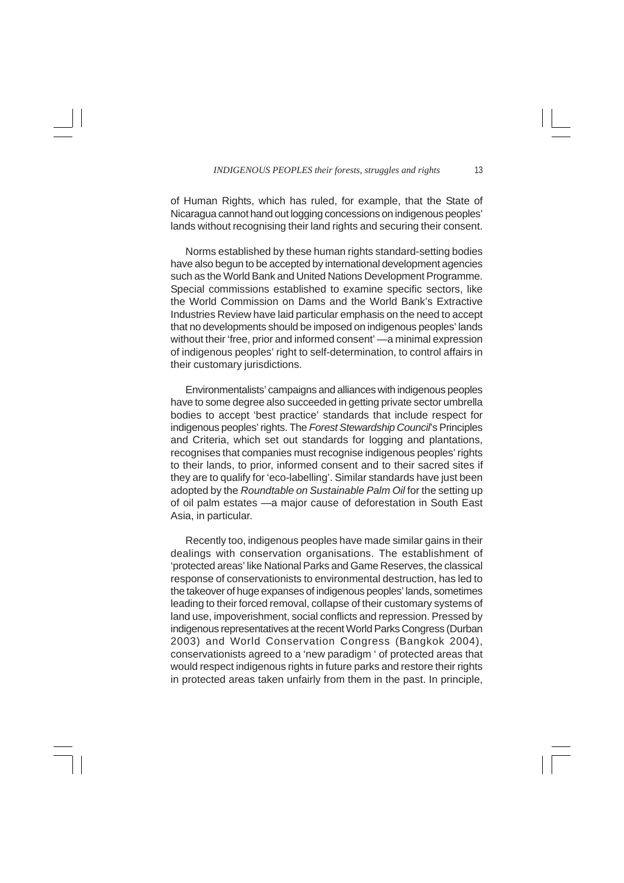of Human Rights, which has ruled, for example, that the State of Nicaragua cannot hand out logging concessions on indigenous peoples' lands without recognising their land rights and securing their consent.

Norms established by these human rights standard-setting bodies have also begun to be accepted by international development agencies such as the World Bank and United Nations Development Programme. Special commissions established to examine specific sectors, like the World Commission on Dams and the World Bank's Extractive Industries Review have laid particular emphasis on the need to accept that no developments should be imposed on indigenous peoples' lands without their 'free, prior and informed consent' —a minimal expression of indigenous peoples' right to self-determination, to control affairs in their customary jurisdictions.

Environmentalists' campaigns and alliances with indigenous peoples have to some degree also succeeded in getting private sector umbrella bodies to accept 'best practice' standards that include respect for indigenous peoples' rights. The *Forest Stewardship Council*'s Principles and Criteria, which set out standards for logging and plantations, recognises that companies must recognise indigenous peoples' rights to their lands, to prior, informed consent and to their sacred sites if they are to qualify for 'eco-labelling'. Similar standards have just been adopted by the *Roundtable on Sustainable Palm Oil* for the setting up of oil palm estates —a major cause of deforestation in South East Asia, in particular.

Recently too, indigenous peoples have made similar gains in their dealings with conservation organisations. The establishment of 'protected areas' like National Parks and Game Reserves, the classical response of conservationists to environmental destruction, has led to the takeover of huge expanses of indigenous peoples' lands, sometimes leading to their forced removal, collapse of their customary systems of land use, impoverishment, social conflicts and repression. Pressed by indigenous representatives at the recent World Parks Congress (Durban 2003) and World Conservation Congress (Bangkok 2004), conservationists agreed to a 'new paradigm ' of protected areas that would respect indigenous rights in future parks and restore their rights in protected areas taken unfairly from them in the past. In principle,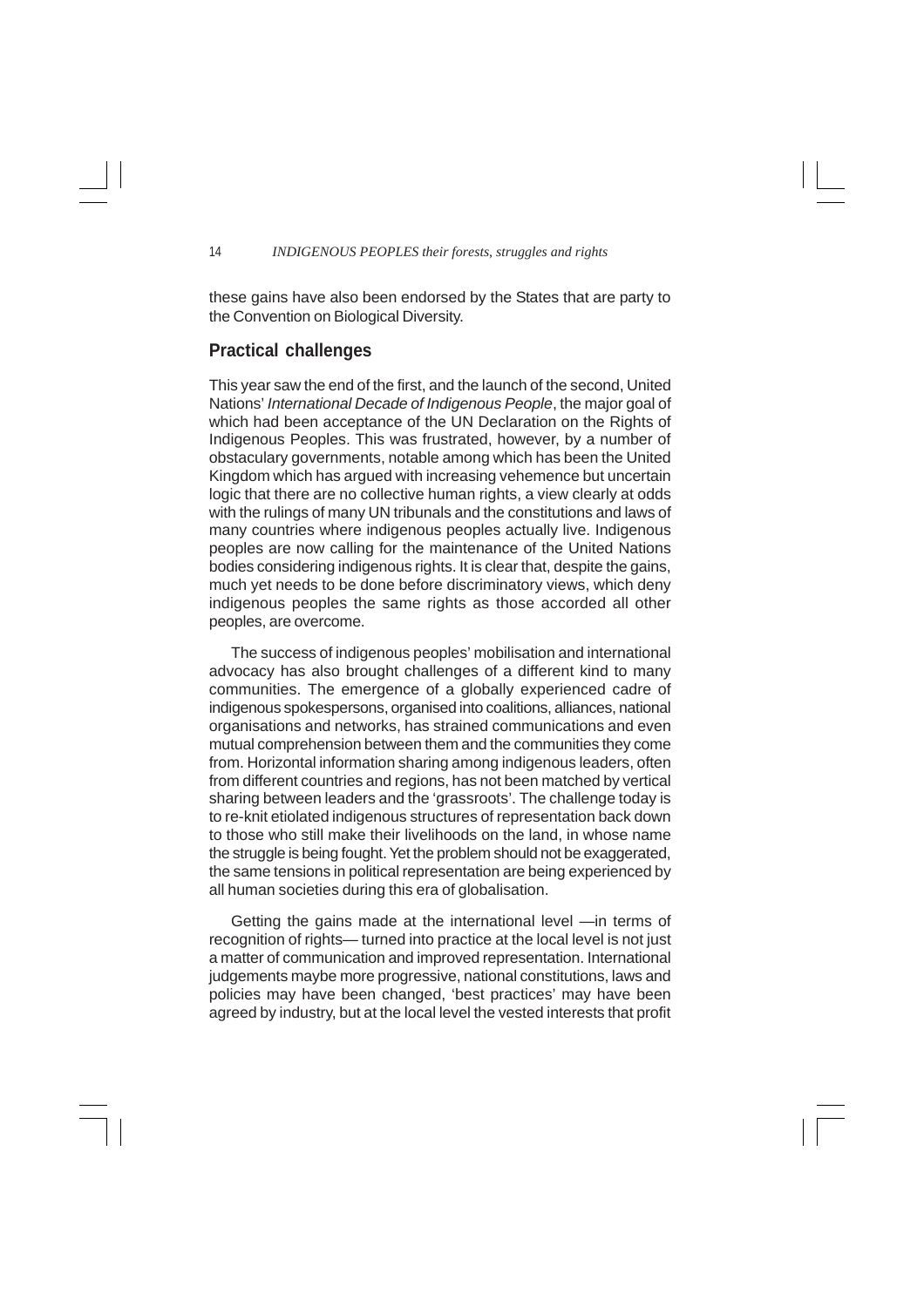these gains have also been endorsed by the States that are party to the Convention on Biological Diversity.

## Practical challenges

This year saw the end of the first, and the launch of the second, United Nations' *International Decade of Indigenous People*, the major goal of which had been acceptance of the UN Declaration on the Rights of Indigenous Peoples. This was frustrated, however, by a number of obstaculary governments, notable among which has been the United Kingdom which has argued with increasing vehemence but uncertain logic that there are no collective human rights, a view clearly at odds with the rulings of many UN tribunals and the constitutions and laws of many countries where indigenous peoples actually live. Indigenous peoples are now calling for the maintenance of the United Nations bodies considering indigenous rights. It is clear that, despite the gains, much yet needs to be done before discriminatory views, which deny indigenous peoples the same rights as those accorded all other peoples, are overcome.

The success of indigenous peoples' mobilisation and international advocacy has also brought challenges of a different kind to many communities. The emergence of a globally experienced cadre of indigenous spokespersons, organised into coalitions, alliances, national organisations and networks, has strained communications and even mutual comprehension between them and the communities they come from. Horizontal information sharing among indigenous leaders, often from different countries and regions, has not been matched by vertical sharing between leaders and the 'grassroots'. The challenge today is to re-knit etiolated indigenous structures of representation back down to those who still make their livelihoods on the land, in whose name the struggle is being fought. Yet the problem should not be exaggerated, the same tensions in political representation are being experienced by all human societies during this era of globalisation.

Getting the gains made at the international level —in terms of recognition of rights— turned into practice at the local level is not just a matter of communication and improved representation. International judgements maybe more progressive, national constitutions, laws and policies may have been changed, 'best practices' may have been agreed by industry, but at the local level the vested interests that profit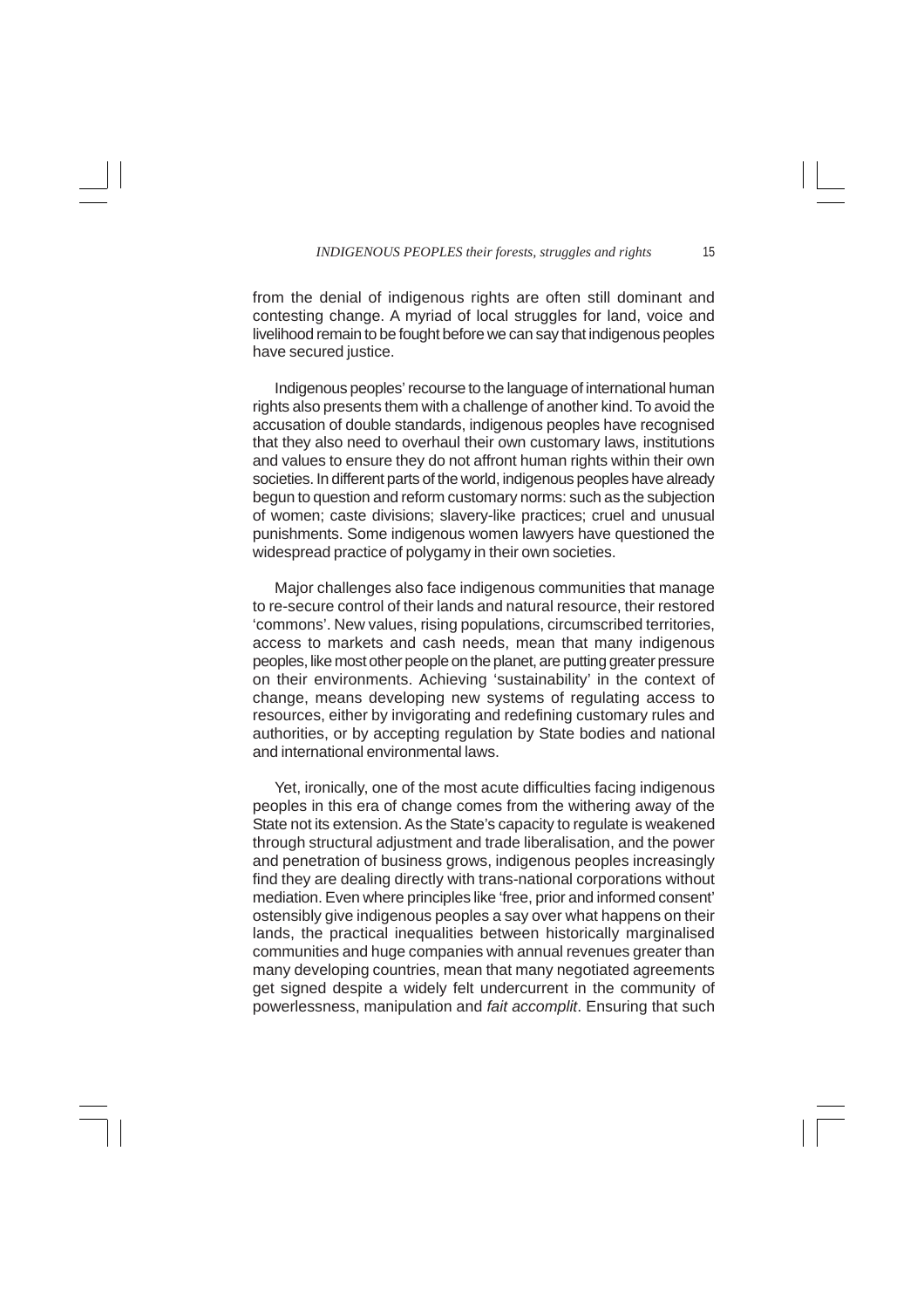from the denial of indigenous rights are often still dominant and contesting change. A myriad of local struggles for land, voice and livelihood remain to be fought before we can say that indigenous peoples have secured justice.

Indigenous peoples' recourse to the language of international human rights also presents them with a challenge of another kind. To avoid the accusation of double standards, indigenous peoples have recognised that they also need to overhaul their own customary laws, institutions and values to ensure they do not affront human rights within their own societies. In different parts of the world, indigenous peoples have already begun to question and reform customary norms: such as the subjection of women; caste divisions; slavery-like practices; cruel and unusual punishments. Some indigenous women lawyers have questioned the widespread practice of polygamy in their own societies.

Major challenges also face indigenous communities that manage to re-secure control of their lands and natural resource, their restored 'commons'. New values, rising populations, circumscribed territories, access to markets and cash needs, mean that many indigenous peoples, like most other people on the planet, are putting greater pressure on their environments. Achieving 'sustainability' in the context of change, means developing new systems of regulating access to resources, either by invigorating and redefining customary rules and authorities, or by accepting regulation by State bodies and national and international environmental laws.

Yet, ironically, one of the most acute difficulties facing indigenous peoples in this era of change comes from the withering away of the State not its extension. As the State's capacity to regulate is weakened through structural adjustment and trade liberalisation, and the power and penetration of business grows, indigenous peoples increasingly find they are dealing directly with trans-national corporations without mediation. Even where principles like 'free, prior and informed consent' ostensibly give indigenous peoples a say over what happens on their lands, the practical inequalities between historically marginalised communities and huge companies with annual revenues greater than many developing countries, mean that many negotiated agreements get signed despite a widely felt undercurrent in the community of powerlessness, manipulation and *fait accomplit*. Ensuring that such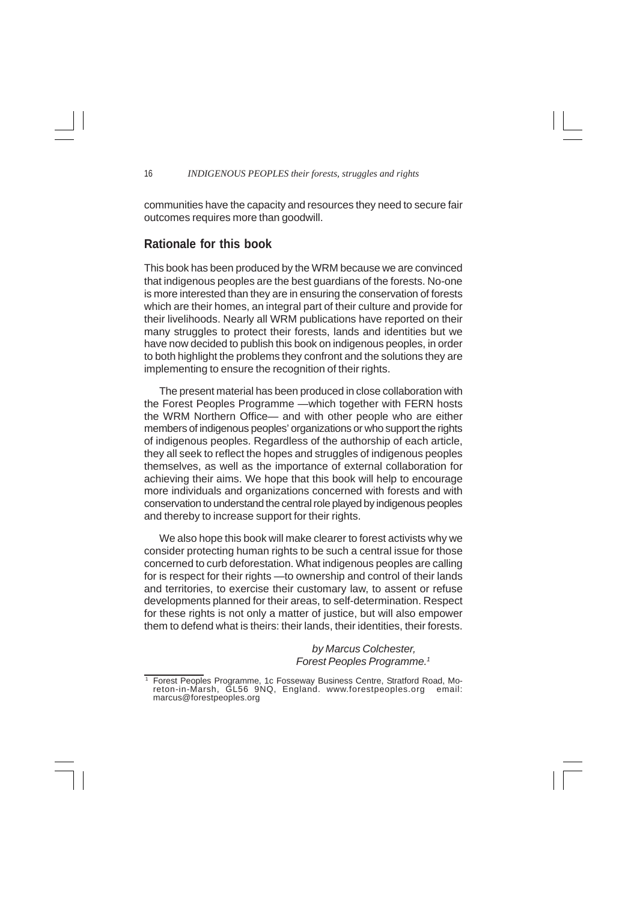communities have the capacity and resources they need to secure fair outcomes requires more than goodwill.

## Rationale for this book

This book has been produced by the WRM because we are convinced that indigenous peoples are the best guardians of the forests. No-one is more interested than they are in ensuring the conservation of forests which are their homes, an integral part of their culture and provide for their livelihoods. Nearly all WRM publications have reported on their many struggles to protect their forests, lands and identities but we have now decided to publish this book on indigenous peoples, in order to both highlight the problems they confront and the solutions they are implementing to ensure the recognition of their rights.

The present material has been produced in close collaboration with the Forest Peoples Programme —which together with FERN hosts the WRM Northern Office— and with other people who are either members of indigenous peoples' organizations or who support the rights of indigenous peoples. Regardless of the authorship of each article, they all seek to reflect the hopes and struggles of indigenous peoples themselves, as well as the importance of external collaboration for achieving their aims. We hope that this book will help to encourage more individuals and organizations concerned with forests and with conservation to understand the central role played by indigenous peoples and thereby to increase support for their rights.

We also hope this book will make clearer to forest activists why we consider protecting human rights to be such a central issue for those concerned to curb deforestation. What indigenous peoples are calling for is respect for their rights —to ownership and control of their lands and territories, to exercise their customary law, to assent or refuse developments planned for their areas, to self-determination. Respect for these rights is not only a matter of justice, but will also empower them to defend what is theirs: their lands, their identities, their forests.

*by Marcus Colchester,*
*Forest Peoples Programme.*[1]

---

[1] Forest Peoples Programme, 1c Fosseway Business Centre, Stratford Road, Moreton-in-Marsh, GL56 9NQ, England. www.forestpeoples.org email: marcus@forestpeoples.org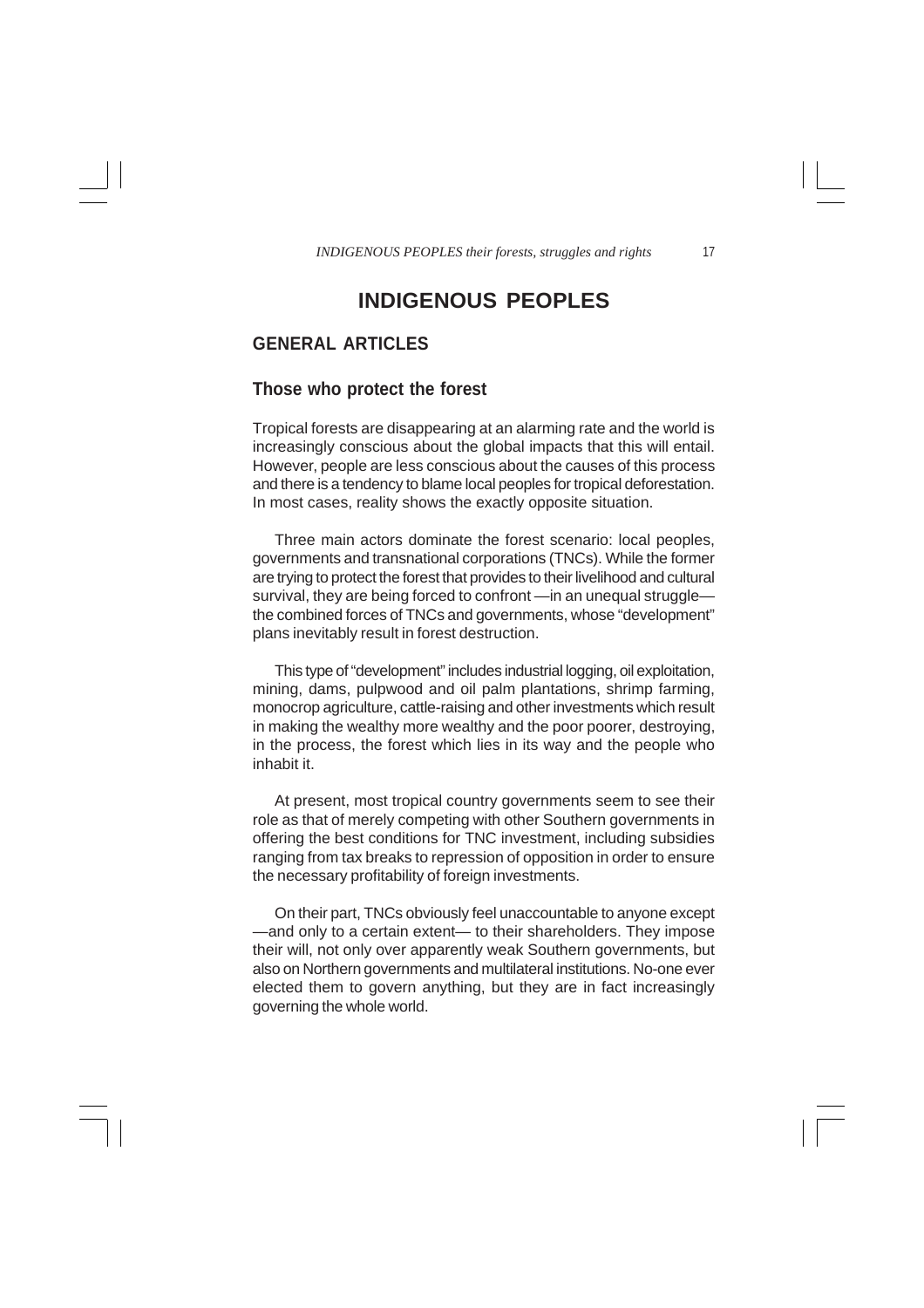# INDIGENOUS PEOPLES

## GENERAL ARTICLES

### Those who protect the forest

Tropical forests are disappearing at an alarming rate and the world is increasingly conscious about the global impacts that this will entail. However, people are less conscious about the causes of this process and there is a tendency to blame local peoples for tropical deforestation. In most cases, reality shows the exactly opposite situation.

Three main actors dominate the forest scenario: local peoples, governments and transnational corporations (TNCs). While the former are trying to protect the forest that provides to their livelihood and cultural survival, they are being forced to confront —in an unequal struggle— the combined forces of TNCs and governments, whose "development" plans inevitably result in forest destruction.

This type of "development" includes industrial logging, oil exploitation, mining, dams, pulpwood and oil palm plantations, shrimp farming, monocrop agriculture, cattle-raising and other investments which result in making the wealthy more wealthy and the poor poorer, destroying, in the process, the forest which lies in its way and the people who inhabit it.

At present, most tropical country governments seem to see their role as that of merely competing with other Southern governments in offering the best conditions for TNC investment, including subsidies ranging from tax breaks to repression of opposition in order to ensure the necessary profitability of foreign investments.

On their part, TNCs obviously feel unaccountable to anyone except —and only to a certain extent— to their shareholders. They impose their will, not only over apparently weak Southern governments, but also on Northern governments and multilateral institutions. No-one ever elected them to govern anything, but they are in fact increasingly governing the whole world.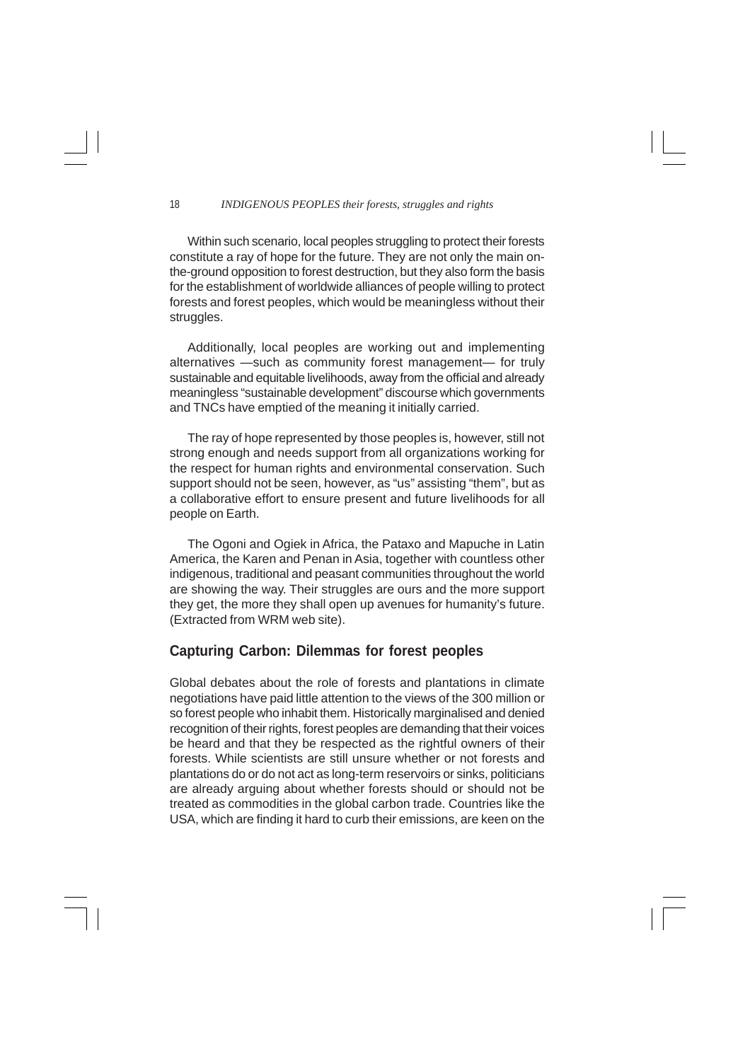Within such scenario, local peoples struggling to protect their forests constitute a ray of hope for the future. They are not only the main on-the-ground opposition to forest destruction, but they also form the basis for the establishment of worldwide alliances of people willing to protect forests and forest peoples, which would be meaningless without their struggles.

Additionally, local peoples are working out and implementing alternatives —such as community forest management— for truly sustainable and equitable livelihoods, away from the official and already meaningless "sustainable development" discourse which governments and TNCs have emptied of the meaning it initially carried.

The ray of hope represented by those peoples is, however, still not strong enough and needs support from all organizations working for the respect for human rights and environmental conservation. Such support should not be seen, however, as "us" assisting "them", but as a collaborative effort to ensure present and future livelihoods for all people on Earth.

The Ogoni and Ogiek in Africa, the Pataxo and Mapuche in Latin America, the Karen and Penan in Asia, together with countless other indigenous, traditional and peasant communities throughout the world are showing the way. Their struggles are ours and the more support they get, the more they shall open up avenues for humanity's future. (Extracted from WRM web site).

## Capturing Carbon: Dilemmas for forest peoples

Global debates about the role of forests and plantations in climate negotiations have paid little attention to the views of the 300 million or so forest people who inhabit them. Historically marginalised and denied recognition of their rights, forest peoples are demanding that their voices be heard and that they be respected as the rightful owners of their forests. While scientists are still unsure whether or not forests and plantations do or do not act as long-term reservoirs or sinks, politicians are already arguing about whether forests should or should not be treated as commodities in the global carbon trade. Countries like the USA, which are finding it hard to curb their emissions, are keen on the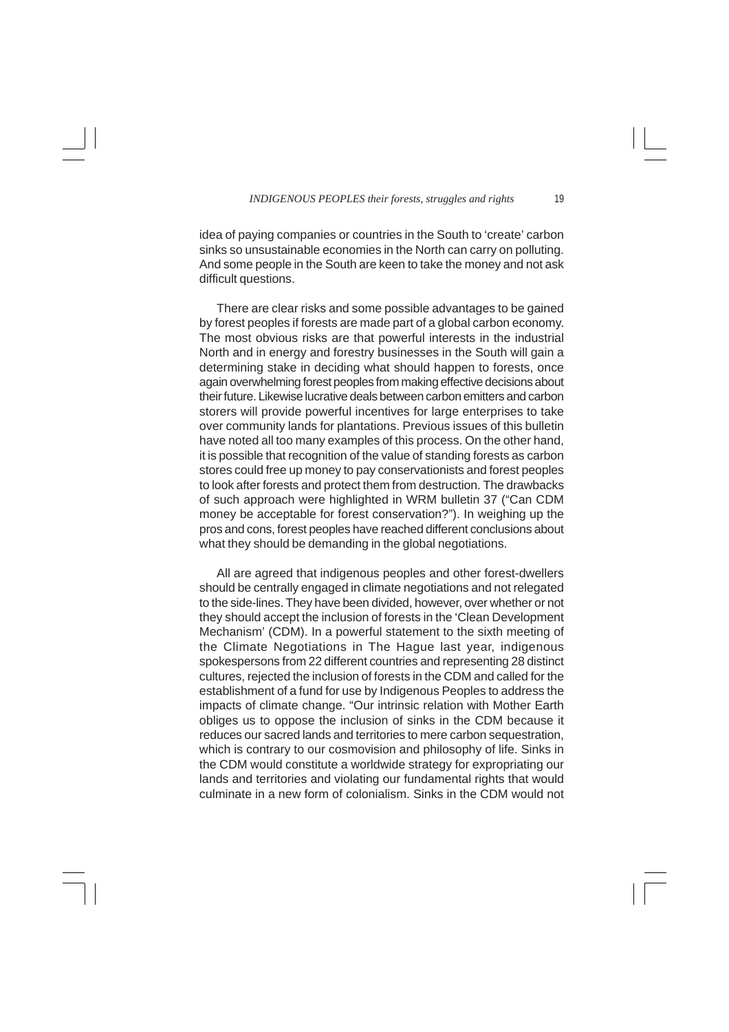idea of paying companies or countries in the South to 'create' carbon sinks so unsustainable economies in the North can carry on polluting. And some people in the South are keen to take the money and not ask difficult questions.

There are clear risks and some possible advantages to be gained by forest peoples if forests are made part of a global carbon economy. The most obvious risks are that powerful interests in the industrial North and in energy and forestry businesses in the South will gain a determining stake in deciding what should happen to forests, once again overwhelming forest peoples from making effective decisions about their future. Likewise lucrative deals between carbon emitters and carbon storers will provide powerful incentives for large enterprises to take over community lands for plantations. Previous issues of this bulletin have noted all too many examples of this process. On the other hand, it is possible that recognition of the value of standing forests as carbon stores could free up money to pay conservationists and forest peoples to look after forests and protect them from destruction. The drawbacks of such approach were highlighted in WRM bulletin 37 ("Can CDM money be acceptable for forest conservation?"). In weighing up the pros and cons, forest peoples have reached different conclusions about what they should be demanding in the global negotiations.

All are agreed that indigenous peoples and other forest-dwellers should be centrally engaged in climate negotiations and not relegated to the side-lines. They have been divided, however, over whether or not they should accept the inclusion of forests in the 'Clean Development Mechanism' (CDM). In a powerful statement to the sixth meeting of the Climate Negotiations in The Hague last year, indigenous spokespersons from 22 different countries and representing 28 distinct cultures, rejected the inclusion of forests in the CDM and called for the establishment of a fund for use by Indigenous Peoples to address the impacts of climate change. "Our intrinsic relation with Mother Earth obliges us to oppose the inclusion of sinks in the CDM because it reduces our sacred lands and territories to mere carbon sequestration, which is contrary to our cosmovision and philosophy of life. Sinks in the CDM would constitute a worldwide strategy for expropriating our lands and territories and violating our fundamental rights that would culminate in a new form of colonialism. Sinks in the CDM would not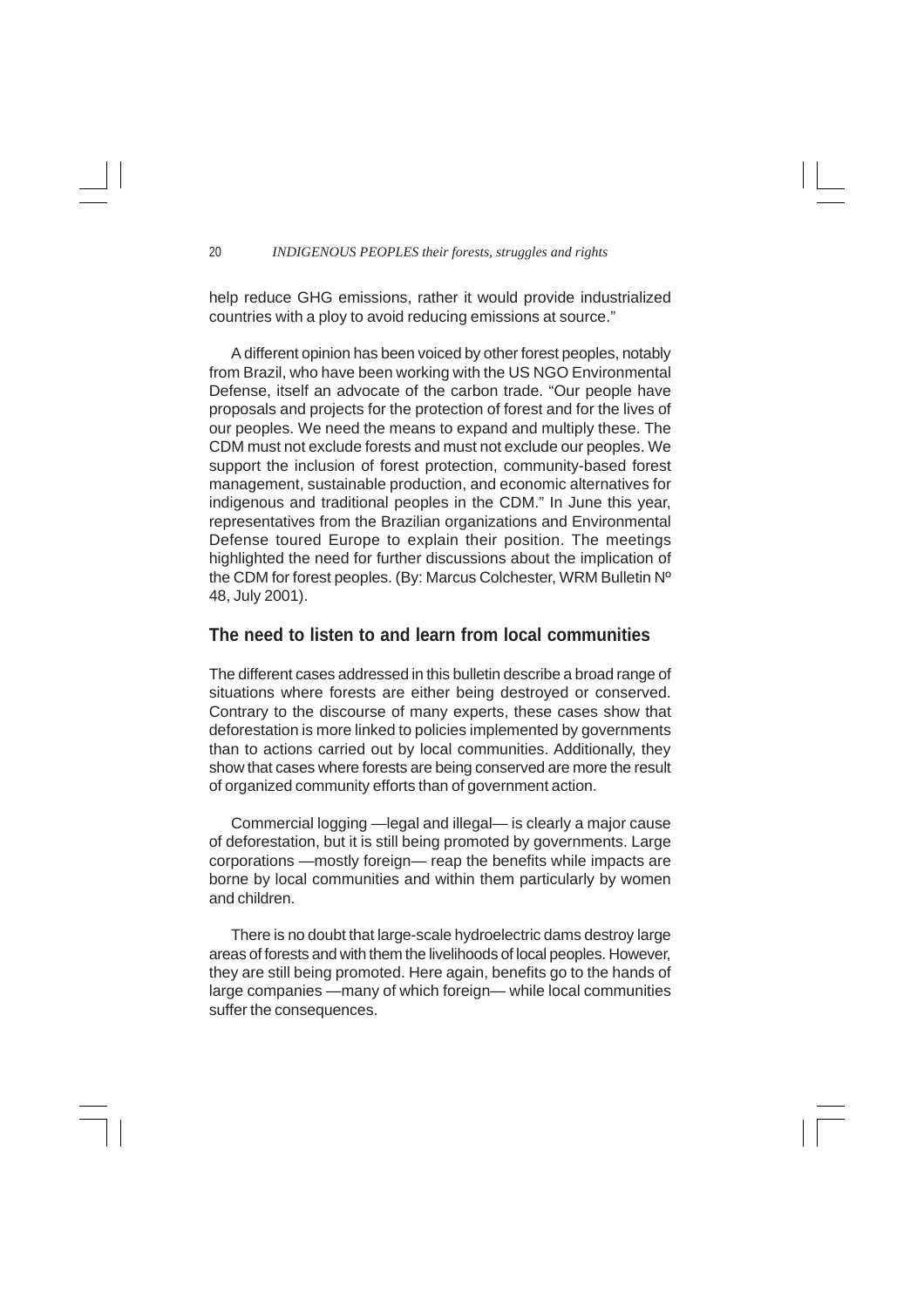help reduce GHG emissions, rather it would provide industrialized countries with a ploy to avoid reducing emissions at source."

A different opinion has been voiced by other forest peoples, notably from Brazil, who have been working with the US NGO Environmental Defense, itself an advocate of the carbon trade. "Our people have proposals and projects for the protection of forest and for the lives of our peoples. We need the means to expand and multiply these. The CDM must not exclude forests and must not exclude our peoples. We support the inclusion of forest protection, community-based forest management, sustainable production, and economic alternatives for indigenous and traditional peoples in the CDM." In June this year, representatives from the Brazilian organizations and Environmental Defense toured Europe to explain their position. The meetings highlighted the need for further discussions about the implication of the CDM for forest peoples. (By: Marcus Colchester, WRM Bulletin Nº 48, July 2001).

## The need to listen to and learn from local communities

The different cases addressed in this bulletin describe a broad range of situations where forests are either being destroyed or conserved. Contrary to the discourse of many experts, these cases show that deforestation is more linked to policies implemented by governments than to actions carried out by local communities. Additionally, they show that cases where forests are being conserved are more the result of organized community efforts than of government action.

Commercial logging —legal and illegal— is clearly a major cause of deforestation, but it is still being promoted by governments. Large corporations —mostly foreign— reap the benefits while impacts are borne by local communities and within them particularly by women and children.

There is no doubt that large-scale hydroelectric dams destroy large areas of forests and with them the livelihoods of local peoples. However, they are still being promoted. Here again, benefits go to the hands of large companies —many of which foreign— while local communities suffer the consequences.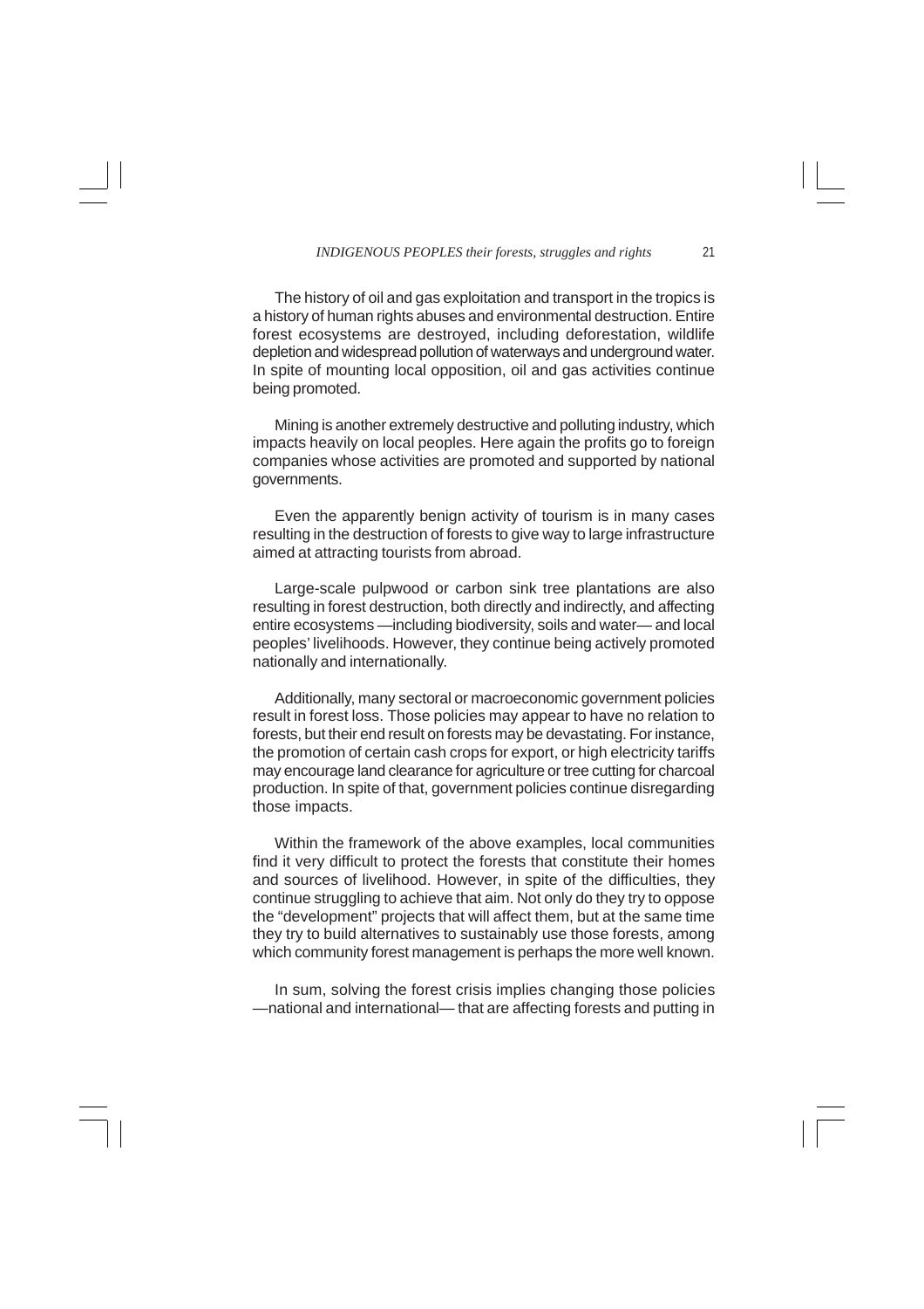The history of oil and gas exploitation and transport in the tropics is a history of human rights abuses and environmental destruction. Entire forest ecosystems are destroyed, including deforestation, wildlife depletion and widespread pollution of waterways and underground water. In spite of mounting local opposition, oil and gas activities continue being promoted.

Mining is another extremely destructive and polluting industry, which impacts heavily on local peoples. Here again the profits go to foreign companies whose activities are promoted and supported by national governments.

Even the apparently benign activity of tourism is in many cases resulting in the destruction of forests to give way to large infrastructure aimed at attracting tourists from abroad.

Large-scale pulpwood or carbon sink tree plantations are also resulting in forest destruction, both directly and indirectly, and affecting entire ecosystems —including biodiversity, soils and water— and local peoples' livelihoods. However, they continue being actively promoted nationally and internationally.

Additionally, many sectoral or macroeconomic government policies result in forest loss. Those policies may appear to have no relation to forests, but their end result on forests may be devastating. For instance, the promotion of certain cash crops for export, or high electricity tariffs may encourage land clearance for agriculture or tree cutting for charcoal production. In spite of that, government policies continue disregarding those impacts.

Within the framework of the above examples, local communities find it very difficult to protect the forests that constitute their homes and sources of livelihood. However, in spite of the difficulties, they continue struggling to achieve that aim. Not only do they try to oppose the "development" projects that will affect them, but at the same time they try to build alternatives to sustainably use those forests, among which community forest management is perhaps the more well known.

In sum, solving the forest crisis implies changing those policies —national and international— that are affecting forests and putting in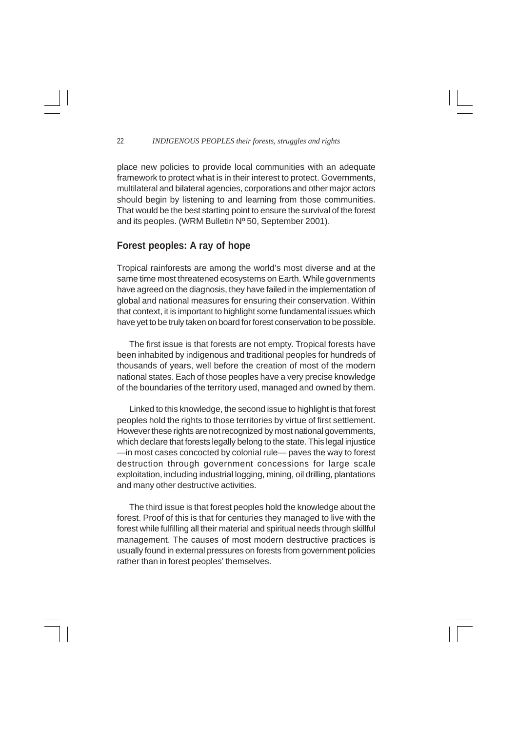place new policies to provide local communities with an adequate framework to protect what is in their interest to protect. Governments, multilateral and bilateral agencies, corporations and other major actors should begin by listening to and learning from those communities. That would be the best starting point to ensure the survival of the forest and its peoples. (WRM Bulletin Nº 50, September 2001).

## Forest peoples: A ray of hope

Tropical rainforests are among the world's most diverse and at the same time most threatened ecosystems on Earth. While governments have agreed on the diagnosis, they have failed in the implementation of global and national measures for ensuring their conservation. Within that context, it is important to highlight some fundamental issues which have yet to be truly taken on board for forest conservation to be possible.

The first issue is that forests are not empty. Tropical forests have been inhabited by indigenous and traditional peoples for hundreds of thousands of years, well before the creation of most of the modern national states. Each of those peoples have a very precise knowledge of the boundaries of the territory used, managed and owned by them.

Linked to this knowledge, the second issue to highlight is that forest peoples hold the rights to those territories by virtue of first settlement. However these rights are not recognized by most national governments, which declare that forests legally belong to the state. This legal injustice —in most cases concocted by colonial rule— paves the way to forest destruction through government concessions for large scale exploitation, including industrial logging, mining, oil drilling, plantations and many other destructive activities.

The third issue is that forest peoples hold the knowledge about the forest. Proof of this is that for centuries they managed to live with the forest while fulfilling all their material and spiritual needs through skillful management. The causes of most modern destructive practices is usually found in external pressures on forests from government policies rather than in forest peoples' themselves.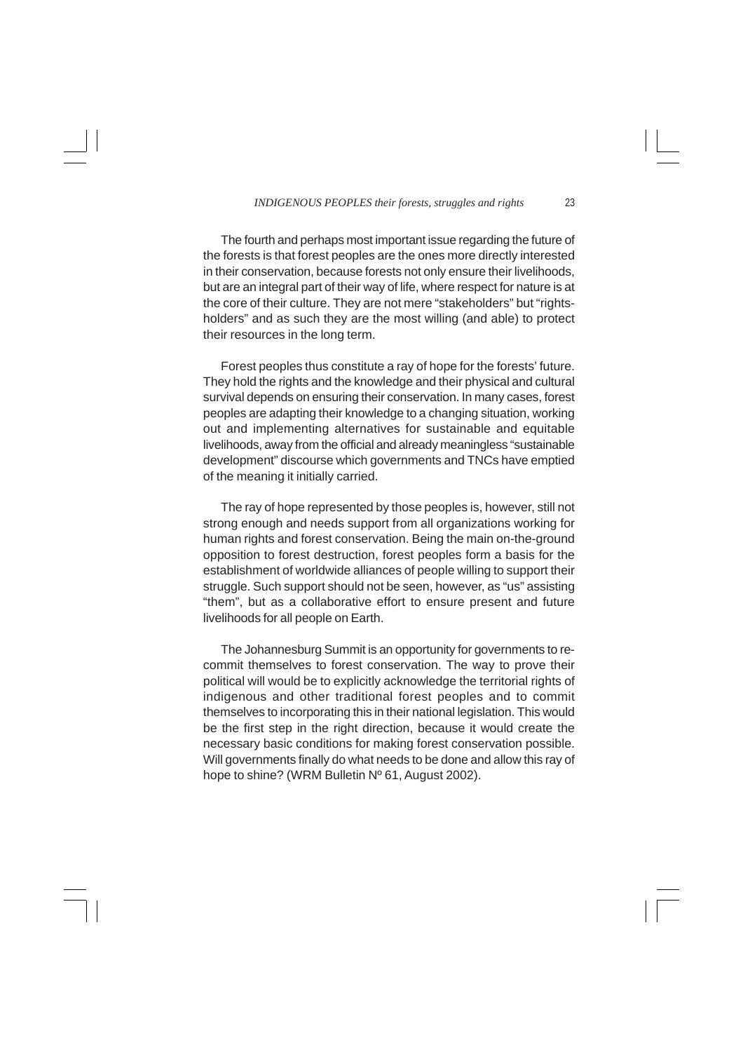The fourth and perhaps most important issue regarding the future of the forests is that forest peoples are the ones more directly interested in their conservation, because forests not only ensure their livelihoods, but are an integral part of their way of life, where respect for nature is at the core of their culture. They are not mere "stakeholders" but "rights-holders" and as such they are the most willing (and able) to protect their resources in the long term.

Forest peoples thus constitute a ray of hope for the forests' future. They hold the rights and the knowledge and their physical and cultural survival depends on ensuring their conservation. In many cases, forest peoples are adapting their knowledge to a changing situation, working out and implementing alternatives for sustainable and equitable livelihoods, away from the official and already meaningless "sustainable development" discourse which governments and TNCs have emptied of the meaning it initially carried.

The ray of hope represented by those peoples is, however, still not strong enough and needs support from all organizations working for human rights and forest conservation. Being the main on-the-ground opposition to forest destruction, forest peoples form a basis for the establishment of worldwide alliances of people willing to support their struggle. Such support should not be seen, however, as "us" assisting "them", but as a collaborative effort to ensure present and future livelihoods for all people on Earth.

The Johannesburg Summit is an opportunity for governments to re-commit themselves to forest conservation. The way to prove their political will would be to explicitly acknowledge the territorial rights of indigenous and other traditional forest peoples and to commit themselves to incorporating this in their national legislation. This would be the first step in the right direction, because it would create the necessary basic conditions for making forest conservation possible. Will governments finally do what needs to be done and allow this ray of hope to shine? (WRM Bulletin Nº 61, August 2002).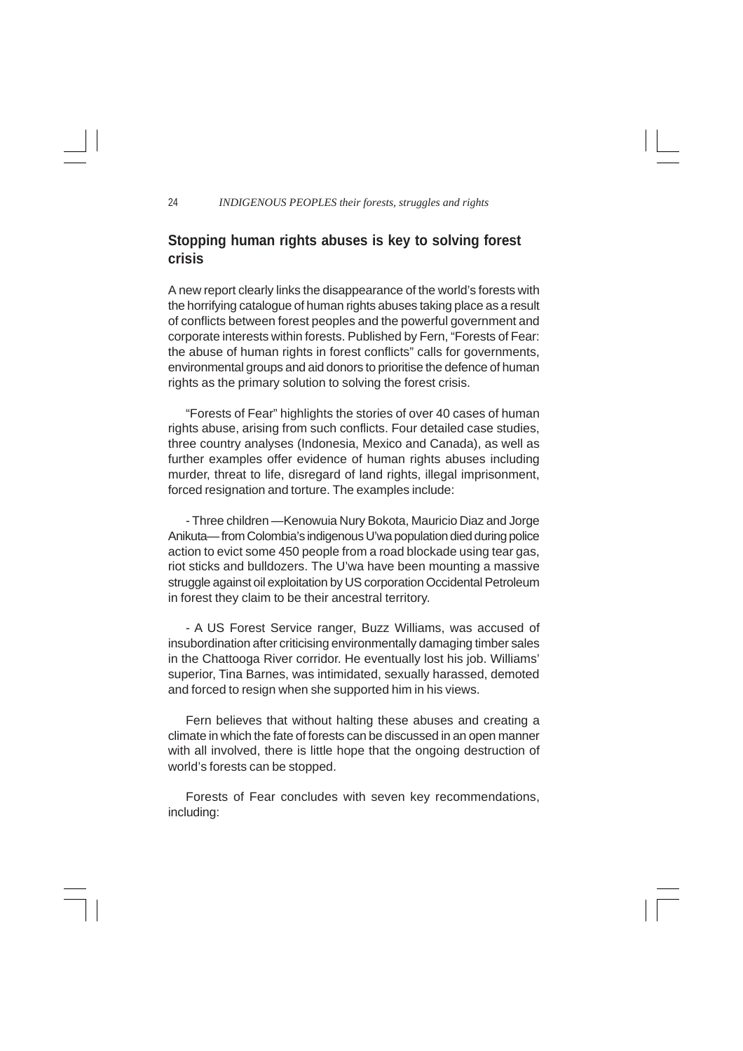## Stopping human rights abuses is key to solving forest crisis

A new report clearly links the disappearance of the world's forests with the horrifying catalogue of human rights abuses taking place as a result of conflicts between forest peoples and the powerful government and corporate interests within forests. Published by Fern, "Forests of Fear: the abuse of human rights in forest conflicts" calls for governments, environmental groups and aid donors to prioritise the defence of human rights as the primary solution to solving the forest crisis.

"Forests of Fear" highlights the stories of over 40 cases of human rights abuse, arising from such conflicts. Four detailed case studies, three country analyses (Indonesia, Mexico and Canada), as well as further examples offer evidence of human rights abuses including murder, threat to life, disregard of land rights, illegal imprisonment, forced resignation and torture. The examples include:

- Three children —Kenowuia Nury Bokota, Mauricio Diaz and Jorge Anikuta— from Colombia's indigenous U'wa population died during police action to evict some 450 people from a road blockade using tear gas, riot sticks and bulldozers. The U'wa have been mounting a massive struggle against oil exploitation by US corporation Occidental Petroleum in forest they claim to be their ancestral territory.

- A US Forest Service ranger, Buzz Williams, was accused of insubordination after criticising environmentally damaging timber sales in the Chattooga River corridor. He eventually lost his job. Williams' superior, Tina Barnes, was intimidated, sexually harassed, demoted and forced to resign when she supported him in his views.

Fern believes that without halting these abuses and creating a climate in which the fate of forests can be discussed in an open manner with all involved, there is little hope that the ongoing destruction of world's forests can be stopped.

Forests of Fear concludes with seven key recommendations, including: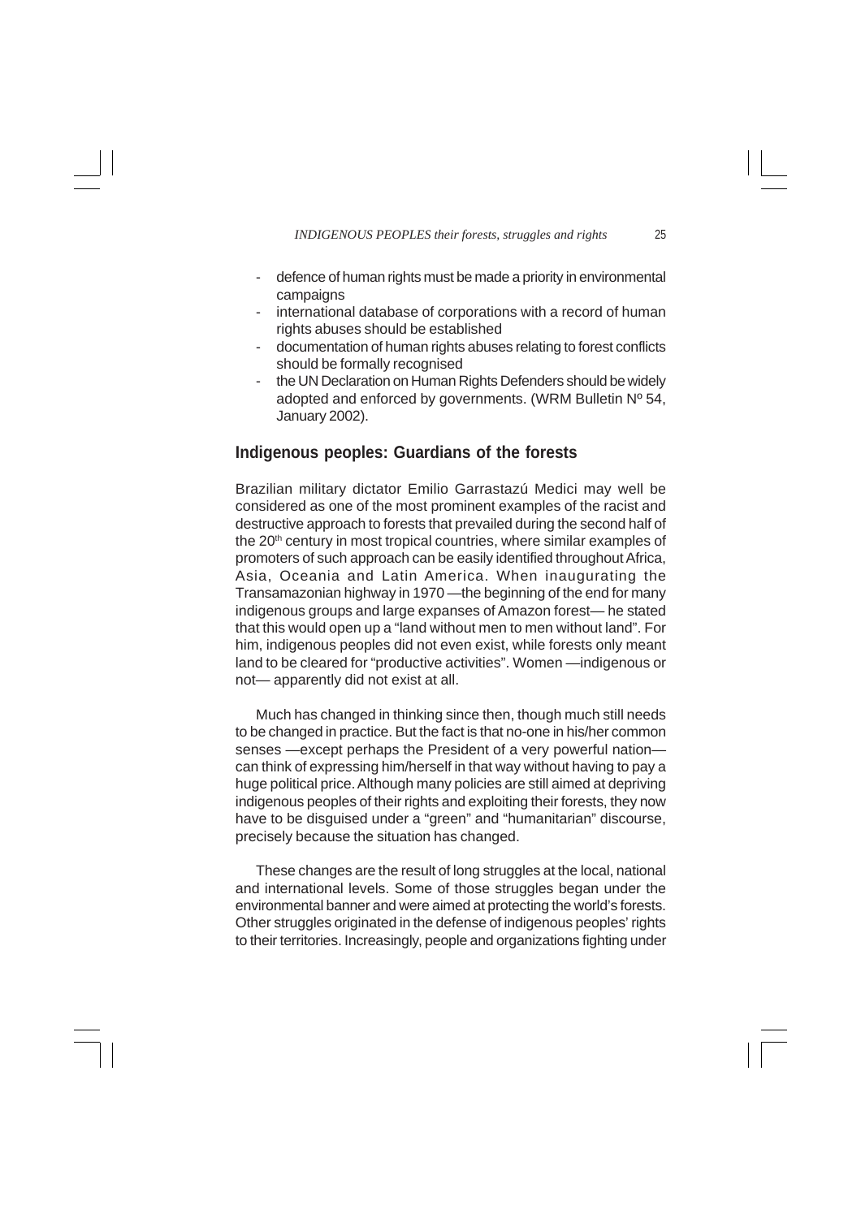- defence of human rights must be made a priority in environmental campaigns
- international database of corporations with a record of human rights abuses should be established
- documentation of human rights abuses relating to forest conflicts should be formally recognised
- the UN Declaration on Human Rights Defenders should be widely adopted and enforced by governments. (WRM Bulletin Nº 54, January 2002).

## Indigenous peoples: Guardians of the forests

Brazilian military dictator Emilio Garrastazú Medici may well be considered as one of the most prominent examples of the racist and destructive approach to forests that prevailed during the second half of the 20th century in most tropical countries, where similar examples of promoters of such approach can be easily identified throughout Africa, Asia, Oceania and Latin America. When inaugurating the Transamazonian highway in 1970 —the beginning of the end for many indigenous groups and large expanses of Amazon forest— he stated that this would open up a "land without men to men without land". For him, indigenous peoples did not even exist, while forests only meant land to be cleared for "productive activities". Women —indigenous or not— apparently did not exist at all.

Much has changed in thinking since then, though much still needs to be changed in practice. But the fact is that no-one in his/her common senses —except perhaps the President of a very powerful nation— can think of expressing him/herself in that way without having to pay a huge political price. Although many policies are still aimed at depriving indigenous peoples of their rights and exploiting their forests, they now have to be disguised under a "green" and "humanitarian" discourse, precisely because the situation has changed.

These changes are the result of long struggles at the local, national and international levels. Some of those struggles began under the environmental banner and were aimed at protecting the world's forests. Other struggles originated in the defense of indigenous peoples' rights to their territories. Increasingly, people and organizations fighting under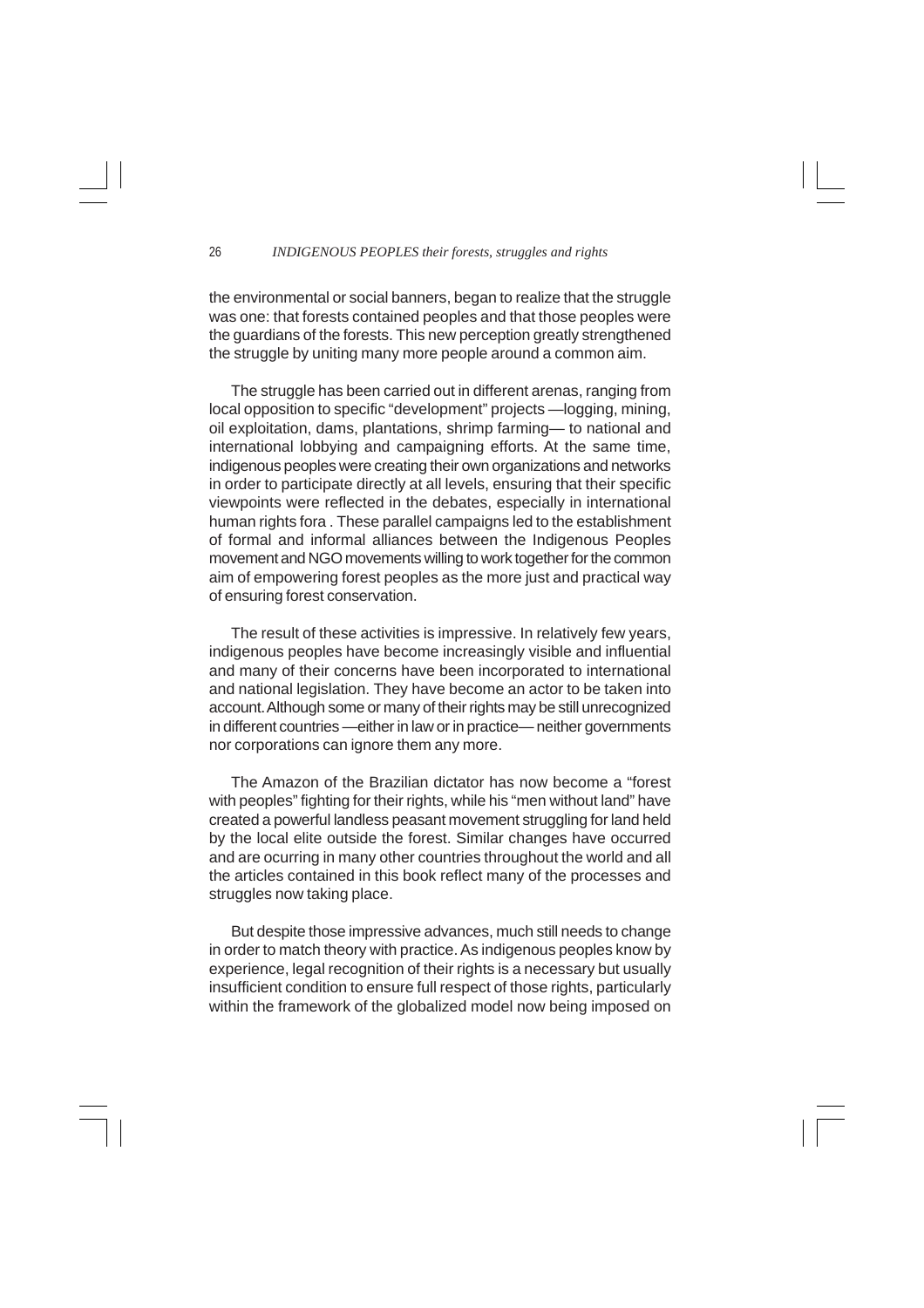the environmental or social banners, began to realize that the struggle was one: that forests contained peoples and that those peoples were the guardians of the forests. This new perception greatly strengthened the struggle by uniting many more people around a common aim.

The struggle has been carried out in different arenas, ranging from local opposition to specific "development" projects —logging, mining, oil exploitation, dams, plantations, shrimp farming— to national and international lobbying and campaigning efforts. At the same time, indigenous peoples were creating their own organizations and networks in order to participate directly at all levels, ensuring that their specific viewpoints were reflected in the debates, especially in international human rights fora . These parallel campaigns led to the establishment of formal and informal alliances between the Indigenous Peoples movement and NGO movements willing to work together for the common aim of empowering forest peoples as the more just and practical way of ensuring forest conservation.

The result of these activities is impressive. In relatively few years, indigenous peoples have become increasingly visible and influential and many of their concerns have been incorporated to international and national legislation. They have become an actor to be taken into account. Although some or many of their rights may be still unrecognized in different countries —either in law or in practice— neither governments nor corporations can ignore them any more.

The Amazon of the Brazilian dictator has now become a "forest with peoples" fighting for their rights, while his "men without land" have created a powerful landless peasant movement struggling for land held by the local elite outside the forest. Similar changes have occurred and are ocurring in many other countries throughout the world and all the articles contained in this book reflect many of the processes and struggles now taking place.

But despite those impressive advances, much still needs to change in order to match theory with practice. As indigenous peoples know by experience, legal recognition of their rights is a necessary but usually insufficient condition to ensure full respect of those rights, particularly within the framework of the globalized model now being imposed on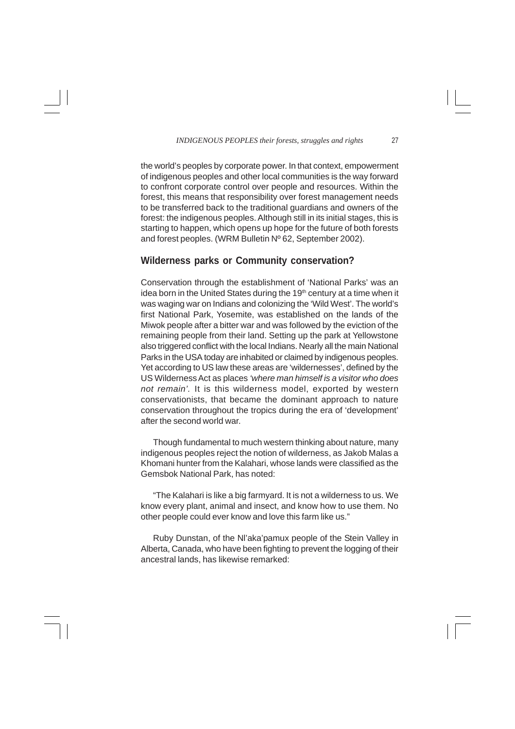the world's peoples by corporate power. In that context, empowerment of indigenous peoples and other local communities is the way forward to confront corporate control over people and resources. Within the forest, this means that responsibility over forest management needs to be transferred back to the traditional guardians and owners of the forest: the indigenous peoples. Although still in its initial stages, this is starting to happen, which opens up hope for the future of both forests and forest peoples. (WRM Bulletin Nº 62, September 2002).

## Wilderness parks or Community conservation?

Conservation through the establishment of 'National Parks' was an idea born in the United States during the 19th century at a time when it was waging war on Indians and colonizing the 'Wild West'. The world's first National Park, Yosemite, was established on the lands of the Miwok people after a bitter war and was followed by the eviction of the remaining people from their land. Setting up the park at Yellowstone also triggered conflict with the local Indians. Nearly all the main National Parks in the USA today are inhabited or claimed by indigenous peoples. Yet according to US law these areas are 'wildernesses', defined by the US Wilderness Act as places *'where man himself is a visitor who does not remain'*. It is this wilderness model, exported by western conservationists, that became the dominant approach to nature conservation throughout the tropics during the era of 'development' after the second world war.

Though fundamental to much western thinking about nature, many indigenous peoples reject the notion of wilderness, as Jakob Malas a Khomani hunter from the Kalahari, whose lands were classified as the Gemsbok National Park, has noted:

"The Kalahari is like a big farmyard. It is not a wilderness to us. We know every plant, animal and insect, and know how to use them. No other people could ever know and love this farm like us."

Ruby Dunstan, of the Nl'aka'pamux people of the Stein Valley in Alberta, Canada, who have been fighting to prevent the logging of their ancestral lands, has likewise remarked: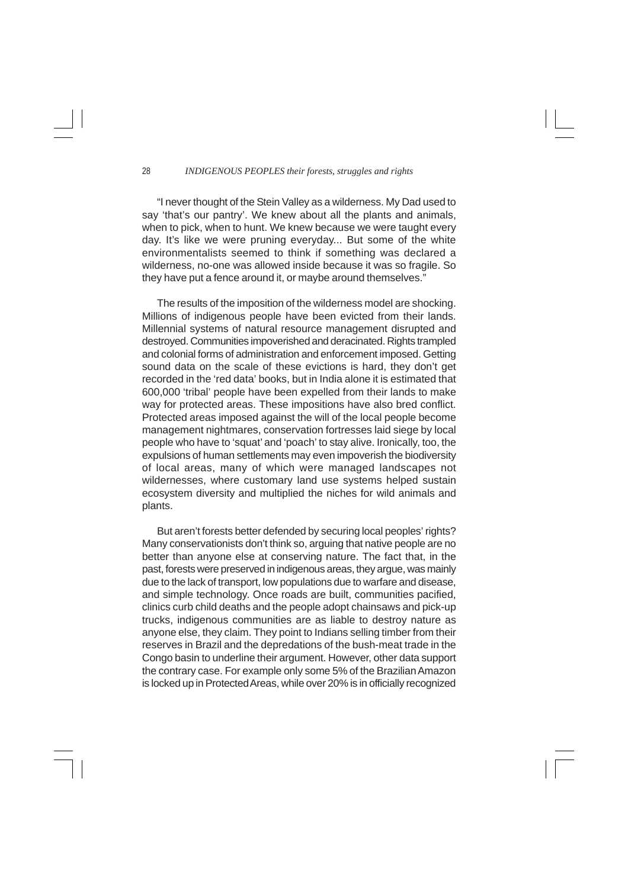"I never thought of the Stein Valley as a wilderness. My Dad used to say 'that's our pantry'. We knew about all the plants and animals, when to pick, when to hunt. We knew because we were taught every day. It's like we were pruning everyday... But some of the white environmentalists seemed to think if something was declared a wilderness, no-one was allowed inside because it was so fragile. So they have put a fence around it, or maybe around themselves."

The results of the imposition of the wilderness model are shocking. Millions of indigenous people have been evicted from their lands. Millennial systems of natural resource management disrupted and destroyed. Communities impoverished and deracinated. Rights trampled and colonial forms of administration and enforcement imposed. Getting sound data on the scale of these evictions is hard, they don't get recorded in the 'red data' books, but in India alone it is estimated that 600,000 'tribal' people have been expelled from their lands to make way for protected areas. These impositions have also bred conflict. Protected areas imposed against the will of the local people become management nightmares, conservation fortresses laid siege by local people who have to 'squat' and 'poach' to stay alive. Ironically, too, the expulsions of human settlements may even impoverish the biodiversity of local areas, many of which were managed landscapes not wildernesses, where customary land use systems helped sustain ecosystem diversity and multiplied the niches for wild animals and plants.

But aren't forests better defended by securing local peoples' rights? Many conservationists don't think so, arguing that native people are no better than anyone else at conserving nature. The fact that, in the past, forests were preserved in indigenous areas, they argue, was mainly due to the lack of transport, low populations due to warfare and disease, and simple technology. Once roads are built, communities pacified, clinics curb child deaths and the people adopt chainsaws and pick-up trucks, indigenous communities are as liable to destroy nature as anyone else, they claim. They point to Indians selling timber from their reserves in Brazil and the depredations of the bush-meat trade in the Congo basin to underline their argument. However, other data support the contrary case. For example only some 5% of the Brazilian Amazon is locked up in Protected Areas, while over 20% is in officially recognized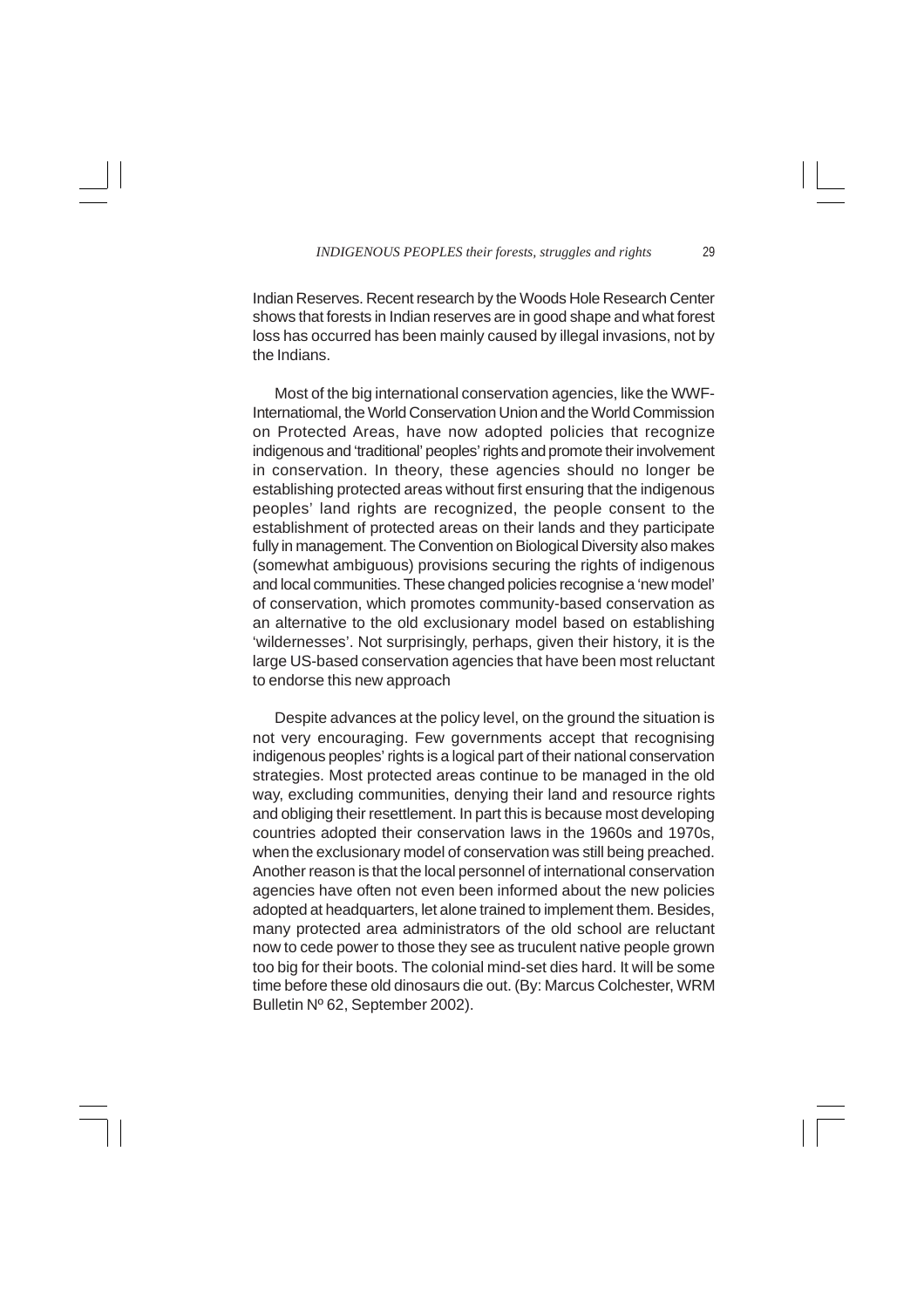Indian Reserves. Recent research by the Woods Hole Research Center shows that forests in Indian reserves are in good shape and what forest loss has occurred has been mainly caused by illegal invasions, not by the Indians.

Most of the big international conservation agencies, like the WWF-Internatiomal, the World Conservation Union and the World Commission on Protected Areas, have now adopted policies that recognize indigenous and 'traditional' peoples' rights and promote their involvement in conservation. In theory, these agencies should no longer be establishing protected areas without first ensuring that the indigenous peoples' land rights are recognized, the people consent to the establishment of protected areas on their lands and they participate fully in management. The Convention on Biological Diversity also makes (somewhat ambiguous) provisions securing the rights of indigenous and local communities. These changed policies recognise a 'new model' of conservation, which promotes community-based conservation as an alternative to the old exclusionary model based on establishing 'wildernesses'. Not surprisingly, perhaps, given their history, it is the large US-based conservation agencies that have been most reluctant to endorse this new approach

Despite advances at the policy level, on the ground the situation is not very encouraging. Few governments accept that recognising indigenous peoples' rights is a logical part of their national conservation strategies. Most protected areas continue to be managed in the old way, excluding communities, denying their land and resource rights and obliging their resettlement. In part this is because most developing countries adopted their conservation laws in the 1960s and 1970s, when the exclusionary model of conservation was still being preached. Another reason is that the local personnel of international conservation agencies have often not even been informed about the new policies adopted at headquarters, let alone trained to implement them. Besides, many protected area administrators of the old school are reluctant now to cede power to those they see as truculent native people grown too big for their boots. The colonial mind-set dies hard. It will be some time before these old dinosaurs die out. (By: Marcus Colchester, WRM Bulletin Nº 62, September 2002).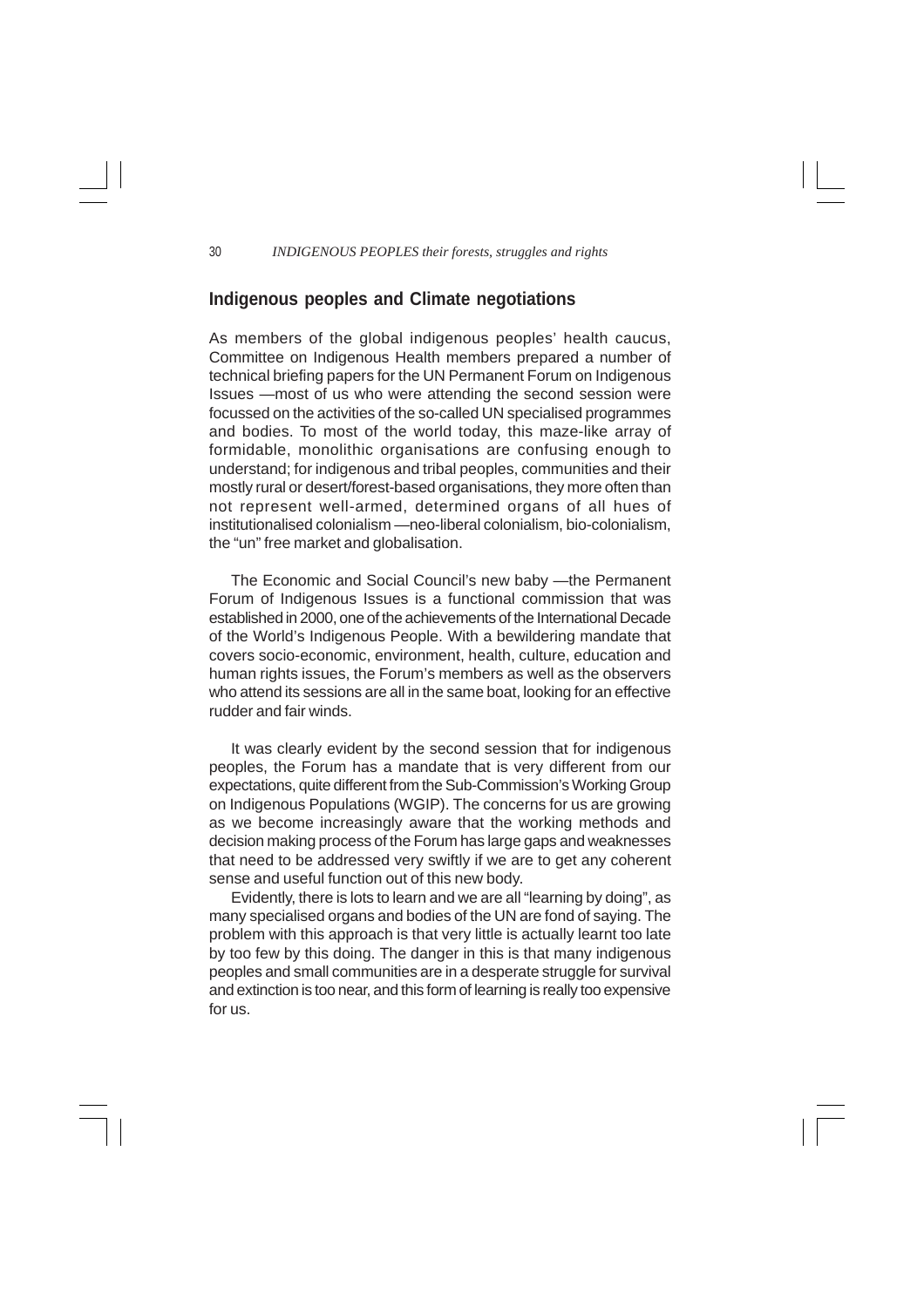## Indigenous peoples and Climate negotiations

As members of the global indigenous peoples' health caucus, Committee on Indigenous Health members prepared a number of technical briefing papers for the UN Permanent Forum on Indigenous Issues —most of us who were attending the second session were focussed on the activities of the so-called UN specialised programmes and bodies. To most of the world today, this maze-like array of formidable, monolithic organisations are confusing enough to understand; for indigenous and tribal peoples, communities and their mostly rural or desert/forest-based organisations, they more often than not represent well-armed, determined organs of all hues of institutionalised colonialism —neo-liberal colonialism, bio-colonialism, the "un" free market and globalisation.

The Economic and Social Council's new baby —the Permanent Forum of Indigenous Issues is a functional commission that was established in 2000, one of the achievements of the International Decade of the World's Indigenous People. With a bewildering mandate that covers socio-economic, environment, health, culture, education and human rights issues, the Forum's members as well as the observers who attend its sessions are all in the same boat, looking for an effective rudder and fair winds.

It was clearly evident by the second session that for indigenous peoples, the Forum has a mandate that is very different from our expectations, quite different from the Sub-Commission's Working Group on Indigenous Populations (WGIP). The concerns for us are growing as we become increasingly aware that the working methods and decision making process of the Forum has large gaps and weaknesses that need to be addressed very swiftly if we are to get any coherent sense and useful function out of this new body.

Evidently, there is lots to learn and we are all "learning by doing", as many specialised organs and bodies of the UN are fond of saying. The problem with this approach is that very little is actually learnt too late by too few by this doing. The danger in this is that many indigenous peoples and small communities are in a desperate struggle for survival and extinction is too near, and this form of learning is really too expensive for us.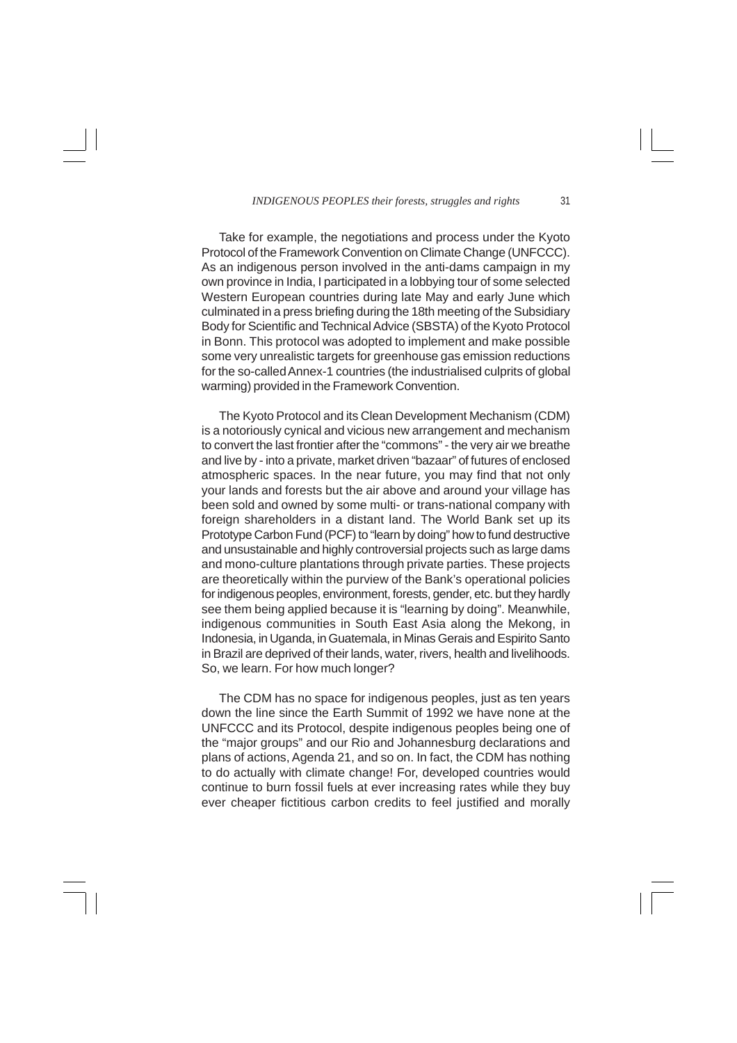Take for example, the negotiations and process under the Kyoto Protocol of the Framework Convention on Climate Change (UNFCCC). As an indigenous person involved in the anti-dams campaign in my own province in India, I participated in a lobbying tour of some selected Western European countries during late May and early June which culminated in a press briefing during the 18th meeting of the Subsidiary Body for Scientific and Technical Advice (SBSTA) of the Kyoto Protocol in Bonn. This protocol was adopted to implement and make possible some very unrealistic targets for greenhouse gas emission reductions for the so-called Annex-1 countries (the industrialised culprits of global warming) provided in the Framework Convention.

The Kyoto Protocol and its Clean Development Mechanism (CDM) is a notoriously cynical and vicious new arrangement and mechanism to convert the last frontier after the "commons" - the very air we breathe and live by - into a private, market driven "bazaar" of futures of enclosed atmospheric spaces. In the near future, you may find that not only your lands and forests but the air above and around your village has been sold and owned by some multi- or trans-national company with foreign shareholders in a distant land. The World Bank set up its Prototype Carbon Fund (PCF) to "learn by doing" how to fund destructive and unsustainable and highly controversial projects such as large dams and mono-culture plantations through private parties. These projects are theoretically within the purview of the Bank's operational policies for indigenous peoples, environment, forests, gender, etc. but they hardly see them being applied because it is "learning by doing". Meanwhile, indigenous communities in South East Asia along the Mekong, in Indonesia, in Uganda, in Guatemala, in Minas Gerais and Espirito Santo in Brazil are deprived of their lands, water, rivers, health and livelihoods. So, we learn. For how much longer?

The CDM has no space for indigenous peoples, just as ten years down the line since the Earth Summit of 1992 we have none at the UNFCCC and its Protocol, despite indigenous peoples being one of the "major groups" and our Rio and Johannesburg declarations and plans of actions, Agenda 21, and so on. In fact, the CDM has nothing to do actually with climate change! For, developed countries would continue to burn fossil fuels at ever increasing rates while they buy ever cheaper fictitious carbon credits to feel justified and morally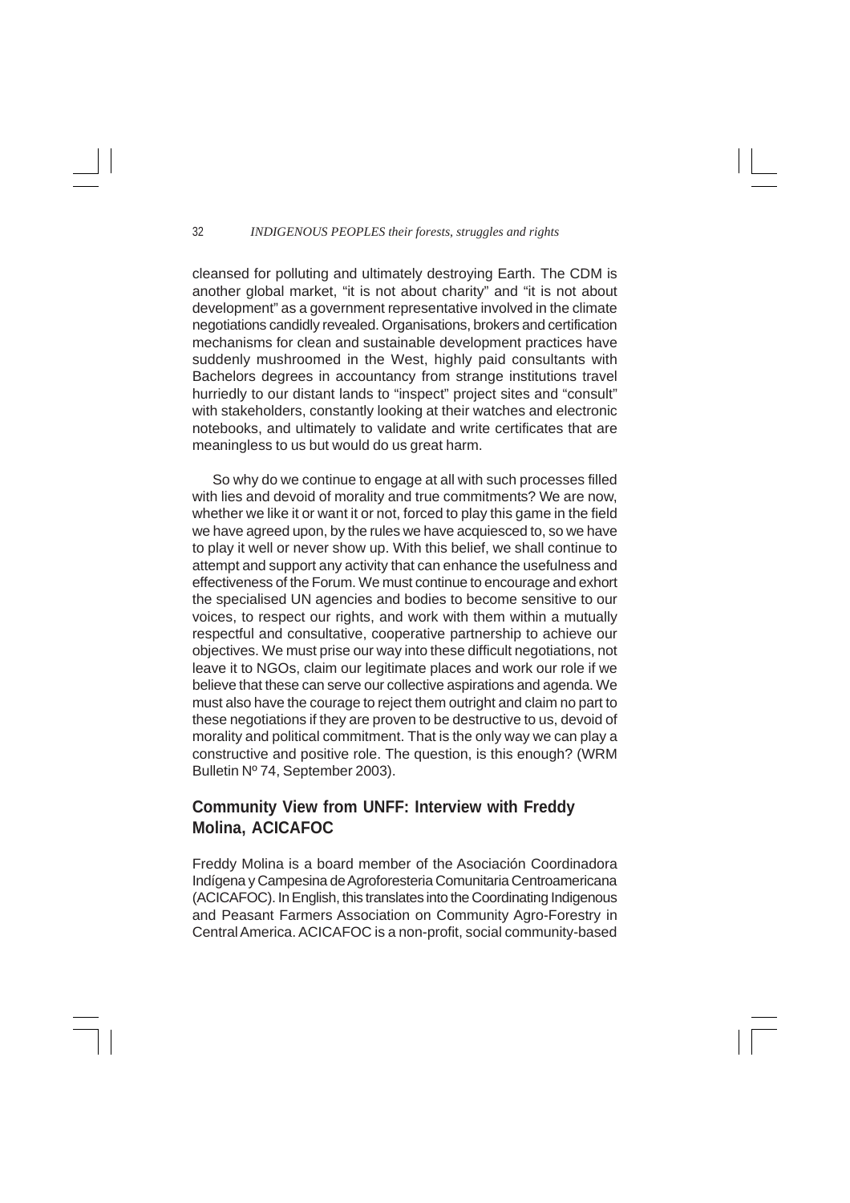cleansed for polluting and ultimately destroying Earth. The CDM is another global market, "it is not about charity" and "it is not about development" as a government representative involved in the climate negotiations candidly revealed. Organisations, brokers and certification mechanisms for clean and sustainable development practices have suddenly mushroomed in the West, highly paid consultants with Bachelors degrees in accountancy from strange institutions travel hurriedly to our distant lands to "inspect" project sites and "consult" with stakeholders, constantly looking at their watches and electronic notebooks, and ultimately to validate and write certificates that are meaningless to us but would do us great harm.

So why do we continue to engage at all with such processes filled with lies and devoid of morality and true commitments? We are now, whether we like it or want it or not, forced to play this game in the field we have agreed upon, by the rules we have acquiesced to, so we have to play it well or never show up. With this belief, we shall continue to attempt and support any activity that can enhance the usefulness and effectiveness of the Forum. We must continue to encourage and exhort the specialised UN agencies and bodies to become sensitive to our voices, to respect our rights, and work with them within a mutually respectful and consultative, cooperative partnership to achieve our objectives. We must prise our way into these difficult negotiations, not leave it to NGOs, claim our legitimate places and work our role if we believe that these can serve our collective aspirations and agenda. We must also have the courage to reject them outright and claim no part to these negotiations if they are proven to be destructive to us, devoid of morality and political commitment. That is the only way we can play a constructive and positive role. The question, is this enough? (WRM Bulletin Nº 74, September 2003).

## Community View from UNFF: Interview with Freddy Molina, ACICAFOC

Freddy Molina is a board member of the Asociación Coordinadora Indígena y Campesina de Agroforesteria Comunitaria Centroamericana (ACICAFOC). In English, this translates into the Coordinating Indigenous and Peasant Farmers Association on Community Agro-Forestry in Central America. ACICAFOC is a non-profit, social community-based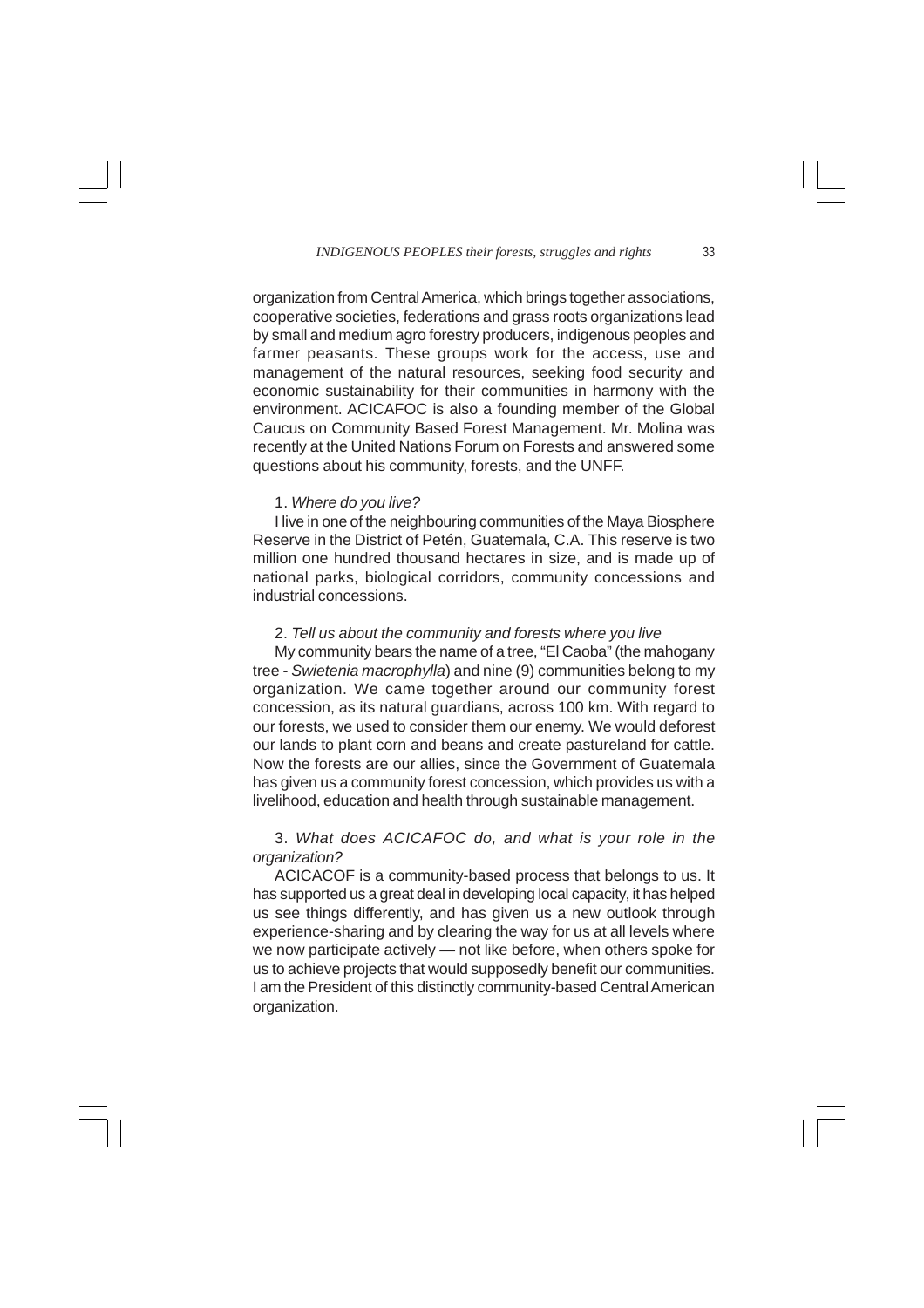organization from Central America, which brings together associations, cooperative societies, federations and grass roots organizations lead by small and medium agro forestry producers, indigenous peoples and farmer peasants. These groups work for the access, use and management of the natural resources, seeking food security and economic sustainability for their communities in harmony with the environment. ACICAFOC is also a founding member of the Global Caucus on Community Based Forest Management. Mr. Molina was recently at the United Nations Forum on Forests and answered some questions about his community, forests, and the UNFF.

1. *Where do you live?*

I live in one of the neighbouring communities of the Maya Biosphere Reserve in the District of Petén, Guatemala, C.A. This reserve is two million one hundred thousand hectares in size, and is made up of national parks, biological corridors, community concessions and industrial concessions.

2. *Tell us about the community and forests where you live*

My community bears the name of a tree, "El Caoba" (the mahogany tree - *Swietenia macrophylla*) and nine (9) communities belong to my organization. We came together around our community forest concession, as its natural guardians, across 100 km. With regard to our forests, we used to consider them our enemy. We would deforest our lands to plant corn and beans and create pastureland for cattle. Now the forests are our allies, since the Government of Guatemala has given us a community forest concession, which provides us with a livelihood, education and health through sustainable management.

3. *What does ACICAFOC do, and what is your role in the organization?*

ACICACOF is a community-based process that belongs to us. It has supported us a great deal in developing local capacity, it has helped us see things differently, and has given us a new outlook through experience-sharing and by clearing the way for us at all levels where we now participate actively — not like before, when others spoke for us to achieve projects that would supposedly benefit our communities. I am the President of this distinctly community-based Central American organization.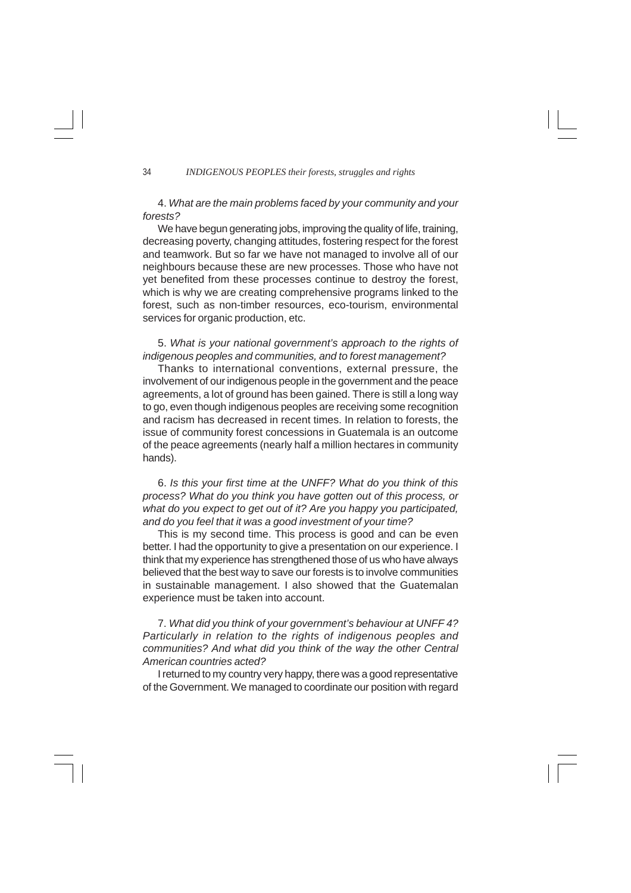4. *What are the main problems faced by your community and your forests?*

We have begun generating jobs, improving the quality of life, training, decreasing poverty, changing attitudes, fostering respect for the forest and teamwork. But so far we have not managed to involve all of our neighbours because these are new processes. Those who have not yet benefited from these processes continue to destroy the forest, which is why we are creating comprehensive programs linked to the forest, such as non-timber resources, eco-tourism, environmental services for organic production, etc.

5. *What is your national government's approach to the rights of indigenous peoples and communities, and to forest management?*

Thanks to international conventions, external pressure, the involvement of our indigenous people in the government and the peace agreements, a lot of ground has been gained. There is still a long way to go, even though indigenous peoples are receiving some recognition and racism has decreased in recent times. In relation to forests, the issue of community forest concessions in Guatemala is an outcome of the peace agreements (nearly half a million hectares in community hands).

6. *Is this your first time at the UNFF? What do you think of this process? What do you think you have gotten out of this process, or what do you expect to get out of it? Are you happy you participated, and do you feel that it was a good investment of your time?*

This is my second time. This process is good and can be even better. I had the opportunity to give a presentation on our experience. I think that my experience has strengthened those of us who have always believed that the best way to save our forests is to involve communities in sustainable management. I also showed that the Guatemalan experience must be taken into account.

7. *What did you think of your government's behaviour at UNFF 4? Particularly in relation to the rights of indigenous peoples and communities? And what did you think of the way the other Central American countries acted?*

I returned to my country very happy, there was a good representative of the Government. We managed to coordinate our position with regard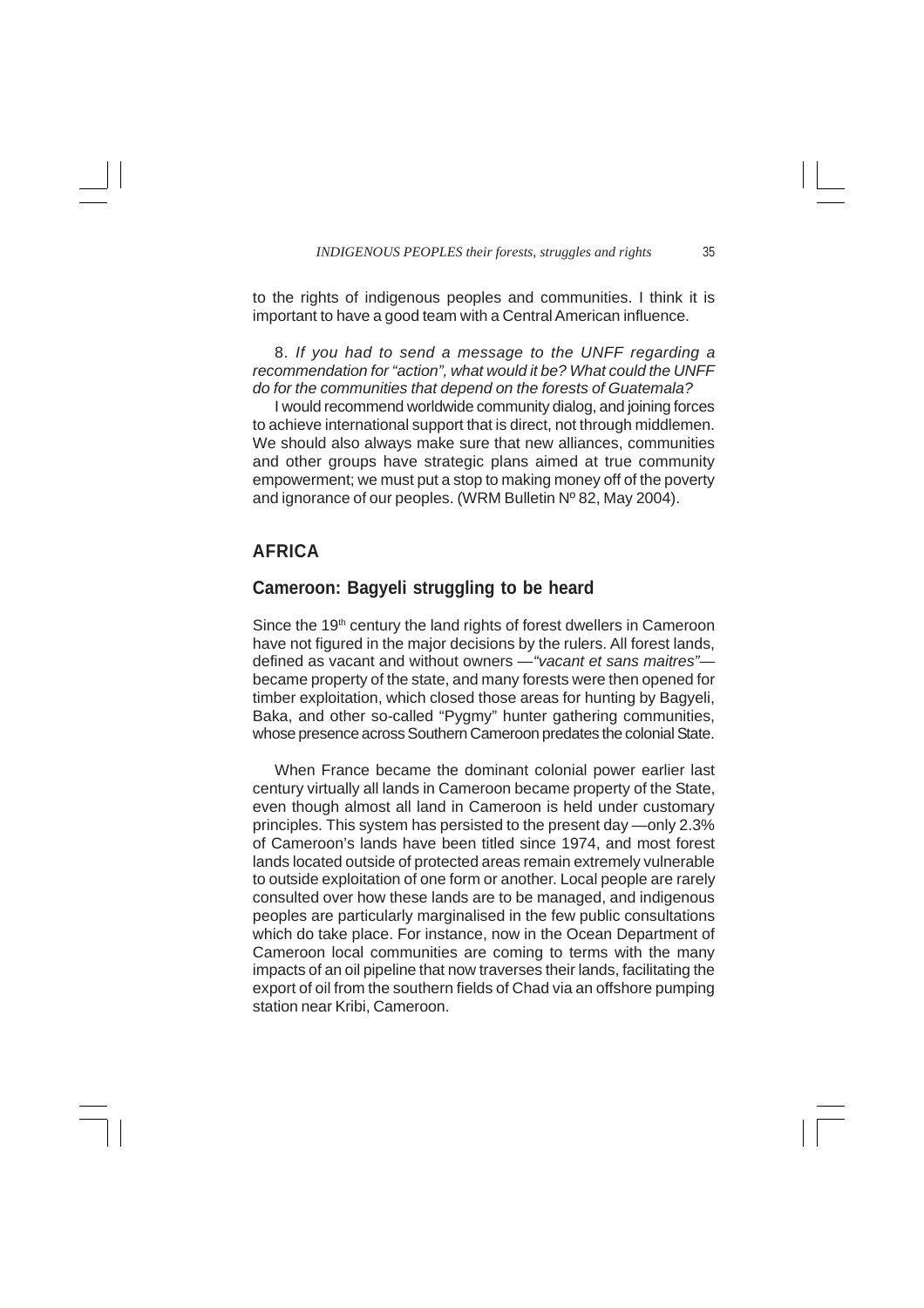to the rights of indigenous peoples and communities. I think it is important to have a good team with a Central American influence.

8. *If you had to send a message to the UNFF regarding a recommendation for "action", what would it be? What could the UNFF do for the communities that depend on the forests of Guatemala?*

I would recommend worldwide community dialog, and joining forces to achieve international support that is direct, not through middlemen. We should also always make sure that new alliances, communities and other groups have strategic plans aimed at true community empowerment; we must put a stop to making money off of the poverty and ignorance of our peoples. (WRM Bulletin Nº 82, May 2004).

## AFRICA

### Cameroon: Bagyeli struggling to be heard

Since the 19th century the land rights of forest dwellers in Cameroon have not figured in the major decisions by the rulers. All forest lands, defined as vacant and without owners —*"vacant et sans maitres"*— became property of the state, and many forests were then opened for timber exploitation, which closed those areas for hunting by Bagyeli, Baka, and other so-called "Pygmy" hunter gathering communities, whose presence across Southern Cameroon predates the colonial State.

When France became the dominant colonial power earlier last century virtually all lands in Cameroon became property of the State, even though almost all land in Cameroon is held under customary principles. This system has persisted to the present day —only 2.3% of Cameroon's lands have been titled since 1974, and most forest lands located outside of protected areas remain extremely vulnerable to outside exploitation of one form or another. Local people are rarely consulted over how these lands are to be managed, and indigenous peoples are particularly marginalised in the few public consultations which do take place. For instance, now in the Ocean Department of Cameroon local communities are coming to terms with the many impacts of an oil pipeline that now traverses their lands, facilitating the export of oil from the southern fields of Chad via an offshore pumping station near Kribi, Cameroon.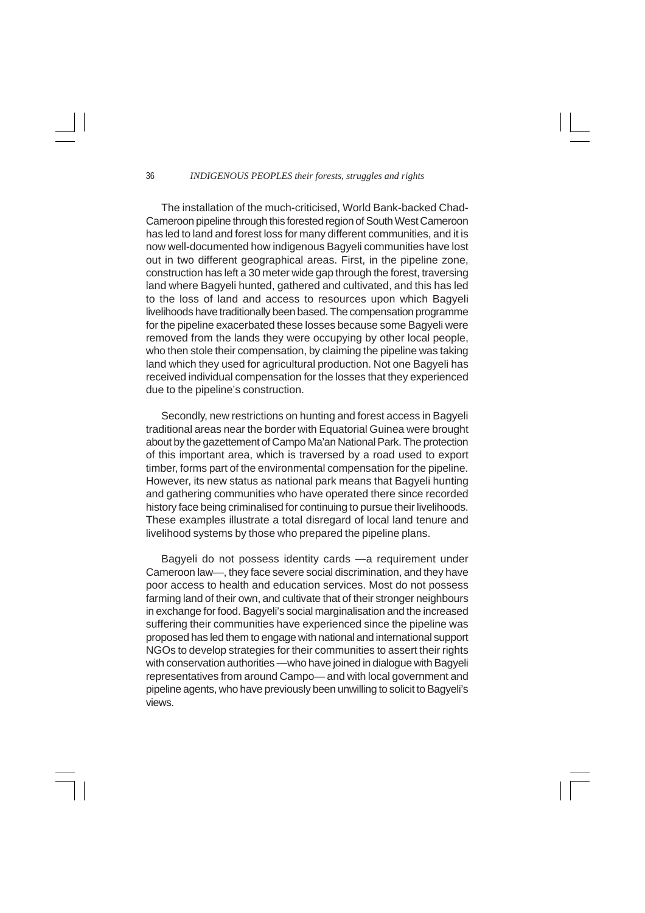The installation of the much-criticised, World Bank-backed Chad-Cameroon pipeline through this forested region of South West Cameroon has led to land and forest loss for many different communities, and it is now well-documented how indigenous Bagyeli communities have lost out in two different geographical areas. First, in the pipeline zone, construction has left a 30 meter wide gap through the forest, traversing land where Bagyeli hunted, gathered and cultivated, and this has led to the loss of land and access to resources upon which Bagyeli livelihoods have traditionally been based. The compensation programme for the pipeline exacerbated these losses because some Bagyeli were removed from the lands they were occupying by other local people, who then stole their compensation, by claiming the pipeline was taking land which they used for agricultural production. Not one Bagyeli has received individual compensation for the losses that they experienced due to the pipeline's construction.

Secondly, new restrictions on hunting and forest access in Bagyeli traditional areas near the border with Equatorial Guinea were brought about by the gazettement of Campo Ma'an National Park. The protection of this important area, which is traversed by a road used to export timber, forms part of the environmental compensation for the pipeline. However, its new status as national park means that Bagyeli hunting and gathering communities who have operated there since recorded history face being criminalised for continuing to pursue their livelihoods. These examples illustrate a total disregard of local land tenure and livelihood systems by those who prepared the pipeline plans.

Bagyeli do not possess identity cards —a requirement under Cameroon law—, they face severe social discrimination, and they have poor access to health and education services. Most do not possess farming land of their own, and cultivate that of their stronger neighbours in exchange for food. Bagyeli's social marginalisation and the increased suffering their communities have experienced since the pipeline was proposed has led them to engage with national and international support NGOs to develop strategies for their communities to assert their rights with conservation authorities —who have joined in dialogue with Bagyeli representatives from around Campo— and with local government and pipeline agents, who have previously been unwilling to solicit to Bagyeli's views.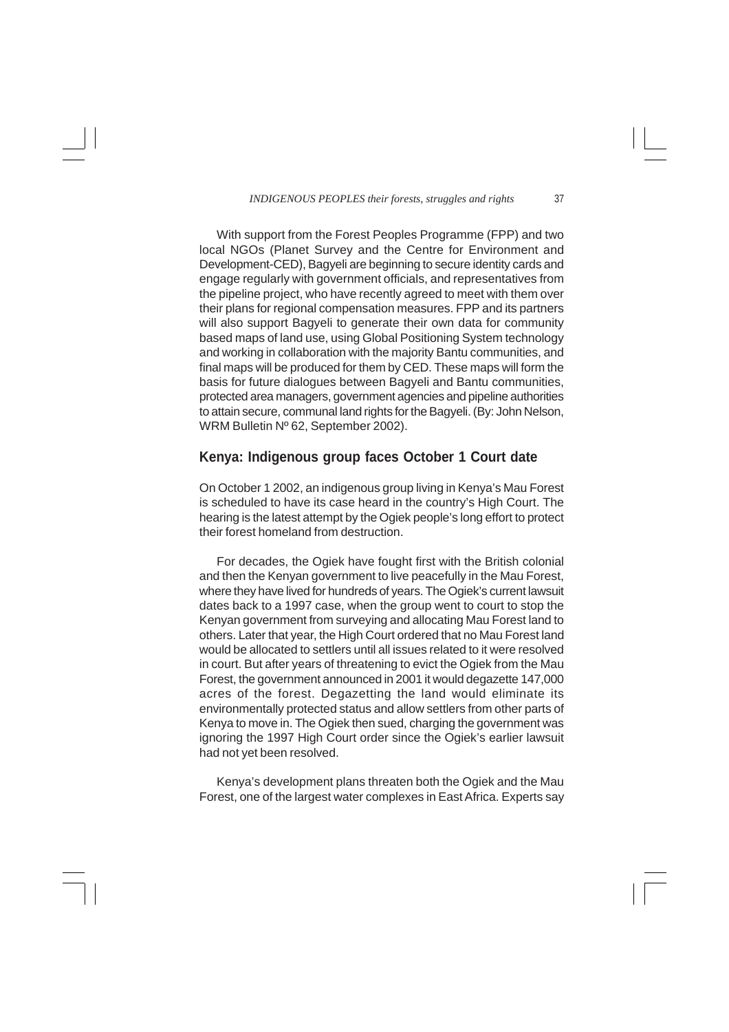With support from the Forest Peoples Programme (FPP) and two local NGOs (Planet Survey and the Centre for Environment and Development-CED), Bagyeli are beginning to secure identity cards and engage regularly with government officials, and representatives from the pipeline project, who have recently agreed to meet with them over their plans for regional compensation measures. FPP and its partners will also support Bagyeli to generate their own data for community based maps of land use, using Global Positioning System technology and working in collaboration with the majority Bantu communities, and final maps will be produced for them by CED. These maps will form the basis for future dialogues between Bagyeli and Bantu communities, protected area managers, government agencies and pipeline authorities to attain secure, communal land rights for the Bagyeli. (By: John Nelson, WRM Bulletin Nº 62, September 2002).

## Kenya: Indigenous group faces October 1 Court date

On October 1 2002, an indigenous group living in Kenya's Mau Forest is scheduled to have its case heard in the country's High Court. The hearing is the latest attempt by the Ogiek people's long effort to protect their forest homeland from destruction.

For decades, the Ogiek have fought first with the British colonial and then the Kenyan government to live peacefully in the Mau Forest, where they have lived for hundreds of years. The Ogiek's current lawsuit dates back to a 1997 case, when the group went to court to stop the Kenyan government from surveying and allocating Mau Forest land to others. Later that year, the High Court ordered that no Mau Forest land would be allocated to settlers until all issues related to it were resolved in court. But after years of threatening to evict the Ogiek from the Mau Forest, the government announced in 2001 it would degazette 147,000 acres of the forest. Degazetting the land would eliminate its environmentally protected status and allow settlers from other parts of Kenya to move in. The Ogiek then sued, charging the government was ignoring the 1997 High Court order since the Ogiek's earlier lawsuit had not yet been resolved.

Kenya's development plans threaten both the Ogiek and the Mau Forest, one of the largest water complexes in East Africa. Experts say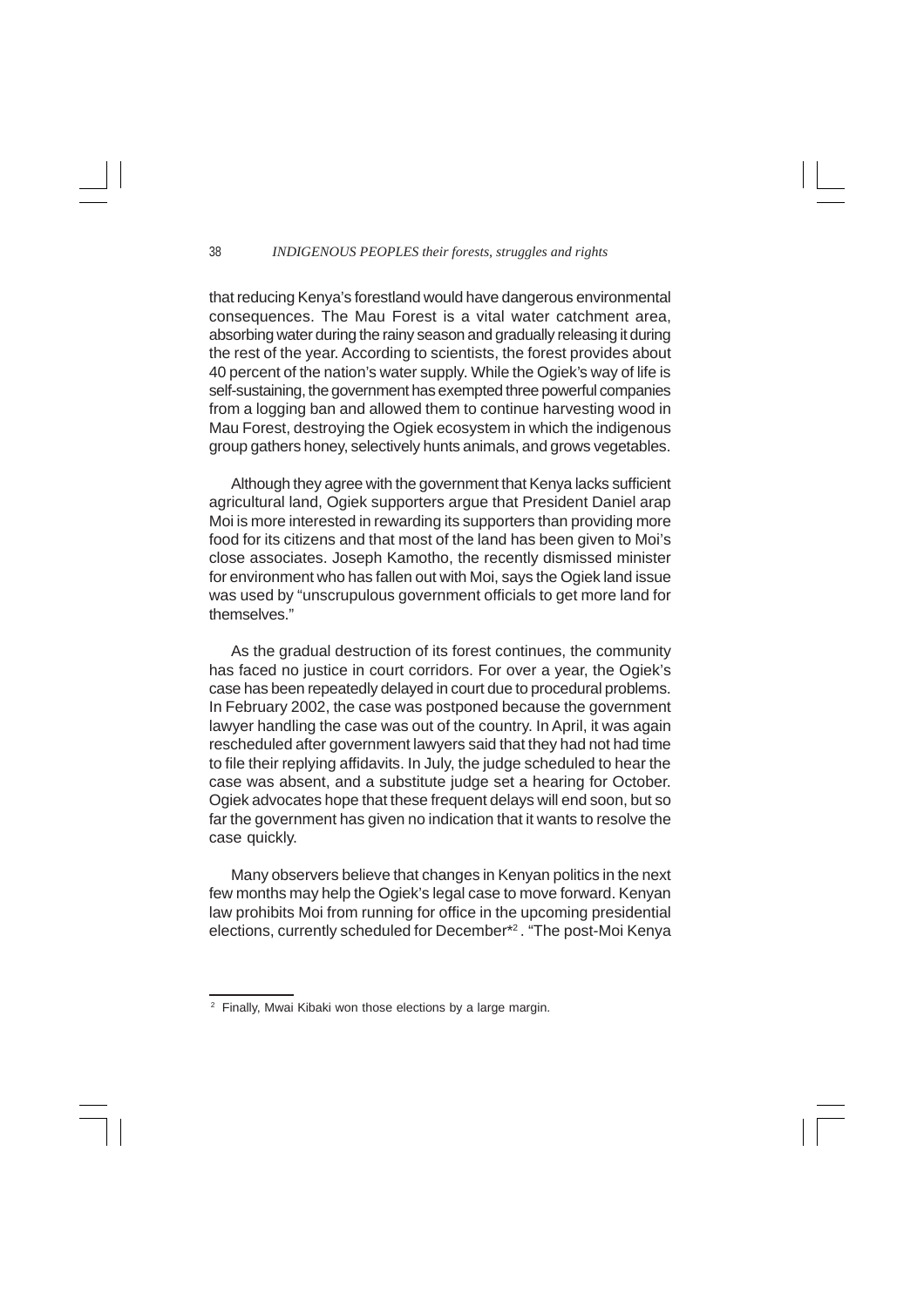that reducing Kenya's forestland would have dangerous environmental consequences. The Mau Forest is a vital water catchment area, absorbing water during the rainy season and gradually releasing it during the rest of the year. According to scientists, the forest provides about 40 percent of the nation's water supply. While the Ogiek's way of life is self-sustaining, the government has exempted three powerful companies from a logging ban and allowed them to continue harvesting wood in Mau Forest, destroying the Ogiek ecosystem in which the indigenous group gathers honey, selectively hunts animals, and grows vegetables.

Although they agree with the government that Kenya lacks sufficient agricultural land, Ogiek supporters argue that President Daniel arap Moi is more interested in rewarding its supporters than providing more food for its citizens and that most of the land has been given to Moi's close associates. Joseph Kamotho, the recently dismissed minister for environment who has fallen out with Moi, says the Ogiek land issue was used by "unscrupulous government officials to get more land for themselves."

As the gradual destruction of its forest continues, the community has faced no justice in court corridors. For over a year, the Ogiek's case has been repeatedly delayed in court due to procedural problems. In February 2002, the case was postponed because the government lawyer handling the case was out of the country. In April, it was again rescheduled after government lawyers said that they had not had time to file their replying affidavits. In July, the judge scheduled to hear the case was absent, and a substitute judge set a hearing for October. Ogiek advocates hope that these frequent delays will end soon, but so far the government has given no indication that it wants to resolve the case quickly.

Many observers believe that changes in Kenyan politics in the next few months may help the Ogiek's legal case to move forward. Kenyan law prohibits Moi from running for office in the upcoming presidential elections, currently scheduled for December*[2]. "The post-Moi Kenya

---

[2] Finally, Mwai Kibaki won those elections by a large margin.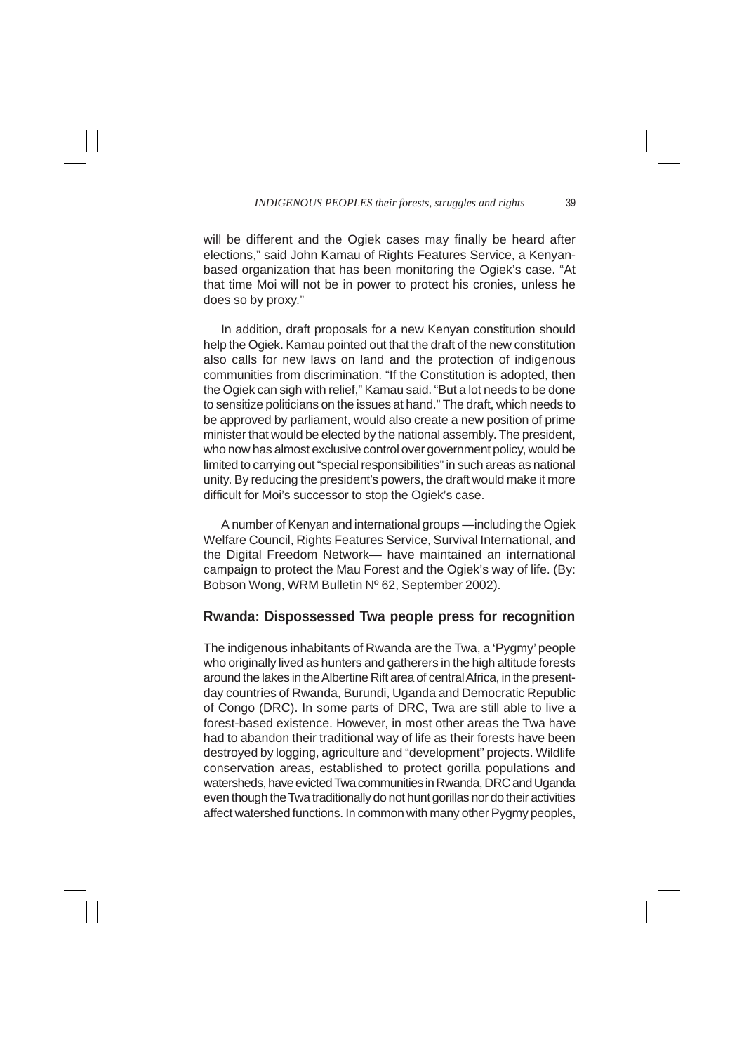will be different and the Ogiek cases may finally be heard after elections," said John Kamau of Rights Features Service, a Kenyan-based organization that has been monitoring the Ogiek's case. "At that time Moi will not be in power to protect his cronies, unless he does so by proxy."

In addition, draft proposals for a new Kenyan constitution should help the Ogiek. Kamau pointed out that the draft of the new constitution also calls for new laws on land and the protection of indigenous communities from discrimination. "If the Constitution is adopted, then the Ogiek can sigh with relief," Kamau said. "But a lot needs to be done to sensitize politicians on the issues at hand." The draft, which needs to be approved by parliament, would also create a new position of prime minister that would be elected by the national assembly. The president, who now has almost exclusive control over government policy, would be limited to carrying out "special responsibilities" in such areas as national unity. By reducing the president's powers, the draft would make it more difficult for Moi's successor to stop the Ogiek's case.

A number of Kenyan and international groups —including the Ogiek Welfare Council, Rights Features Service, Survival International, and the Digital Freedom Network— have maintained an international campaign to protect the Mau Forest and the Ogiek's way of life. (By: Bobson Wong, WRM Bulletin Nº 62, September 2002).

## Rwanda: Dispossessed Twa people press for recognition

The indigenous inhabitants of Rwanda are the Twa, a 'Pygmy' people who originally lived as hunters and gatherers in the high altitude forests around the lakes in the Albertine Rift area of central Africa, in the present-day countries of Rwanda, Burundi, Uganda and Democratic Republic of Congo (DRC). In some parts of DRC, Twa are still able to live a forest-based existence. However, in most other areas the Twa have had to abandon their traditional way of life as their forests have been destroyed by logging, agriculture and "development" projects. Wildlife conservation areas, established to protect gorilla populations and watersheds, have evicted Twa communities in Rwanda, DRC and Uganda even though the Twa traditionally do not hunt gorillas nor do their activities affect watershed functions. In common with many other Pygmy peoples,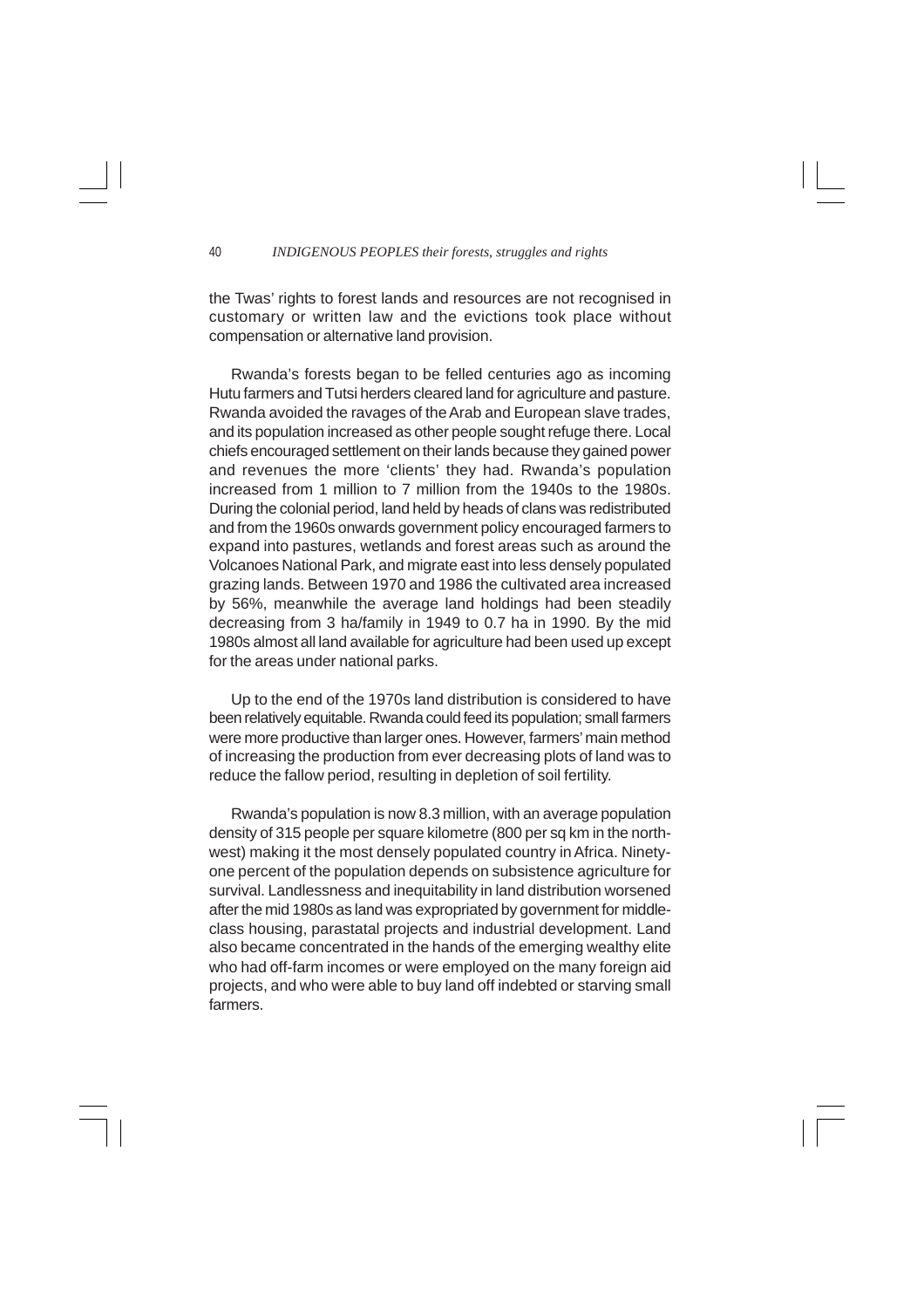the Twas' rights to forest lands and resources are not recognised in customary or written law and the evictions took place without compensation or alternative land provision.

Rwanda's forests began to be felled centuries ago as incoming Hutu farmers and Tutsi herders cleared land for agriculture and pasture. Rwanda avoided the ravages of the Arab and European slave trades, and its population increased as other people sought refuge there. Local chiefs encouraged settlement on their lands because they gained power and revenues the more 'clients' they had. Rwanda's population increased from 1 million to 7 million from the 1940s to the 1980s. During the colonial period, land held by heads of clans was redistributed and from the 1960s onwards government policy encouraged farmers to expand into pastures, wetlands and forest areas such as around the Volcanoes National Park, and migrate east into less densely populated grazing lands. Between 1970 and 1986 the cultivated area increased by 56%, meanwhile the average land holdings had been steadily decreasing from 3 ha/family in 1949 to 0.7 ha in 1990. By the mid 1980s almost all land available for agriculture had been used up except for the areas under national parks.

Up to the end of the 1970s land distribution is considered to have been relatively equitable. Rwanda could feed its population; small farmers were more productive than larger ones. However, farmers' main method of increasing the production from ever decreasing plots of land was to reduce the fallow period, resulting in depletion of soil fertility.

Rwanda's population is now 8.3 million, with an average population density of 315 people per square kilometre (800 per sq km in the north-west) making it the most densely populated country in Africa. Ninety-one percent of the population depends on subsistence agriculture for survival. Landlessness and inequitability in land distribution worsened after the mid 1980s as land was expropriated by government for middle-class housing, parastatal projects and industrial development. Land also became concentrated in the hands of the emerging wealthy elite who had off-farm incomes or were employed on the many foreign aid projects, and who were able to buy land off indebted or starving small farmers.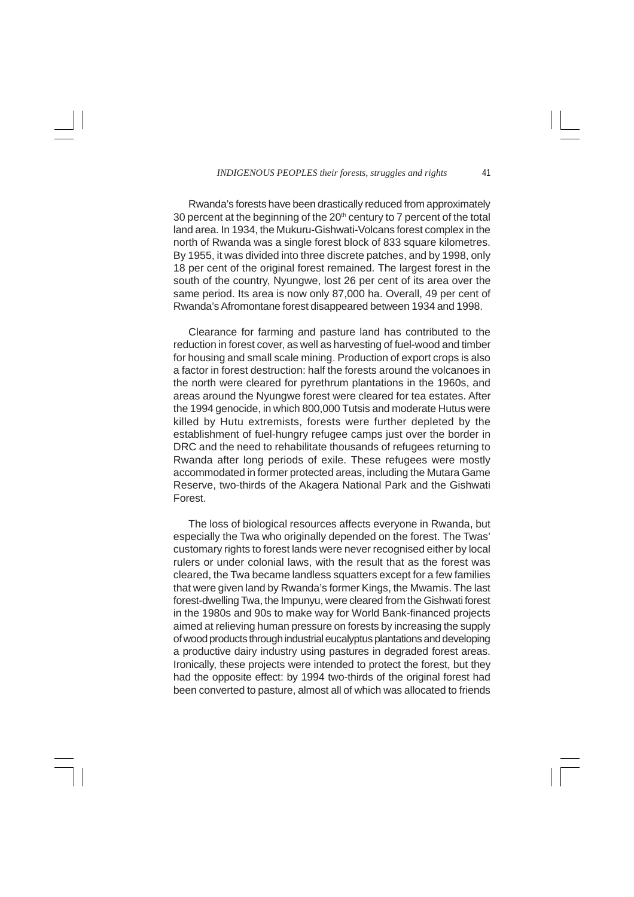Rwanda's forests have been drastically reduced from approximately 30 percent at the beginning of the 20th century to 7 percent of the total land area. In 1934, the Mukuru-Gishwati-Volcans forest complex in the north of Rwanda was a single forest block of 833 square kilometres. By 1955, it was divided into three discrete patches, and by 1998, only 18 per cent of the original forest remained. The largest forest in the south of the country, Nyungwe, lost 26 per cent of its area over the same period. Its area is now only 87,000 ha. Overall, 49 per cent of Rwanda's Afromontane forest disappeared between 1934 and 1998.

Clearance for farming and pasture land has contributed to the reduction in forest cover, as well as harvesting of fuel-wood and timber for housing and small scale mining. Production of export crops is also a factor in forest destruction: half the forests around the volcanoes in the north were cleared for pyrethrum plantations in the 1960s, and areas around the Nyungwe forest were cleared for tea estates. After the 1994 genocide, in which 800,000 Tutsis and moderate Hutus were killed by Hutu extremists, forests were further depleted by the establishment of fuel-hungry refugee camps just over the border in DRC and the need to rehabilitate thousands of refugees returning to Rwanda after long periods of exile. These refugees were mostly accommodated in former protected areas, including the Mutara Game Reserve, two-thirds of the Akagera National Park and the Gishwati Forest.

The loss of biological resources affects everyone in Rwanda, but especially the Twa who originally depended on the forest. The Twas' customary rights to forest lands were never recognised either by local rulers or under colonial laws, with the result that as the forest was cleared, the Twa became landless squatters except for a few families that were given land by Rwanda's former Kings, the Mwamis. The last forest-dwelling Twa, the Impunyu, were cleared from the Gishwati forest in the 1980s and 90s to make way for World Bank-financed projects aimed at relieving human pressure on forests by increasing the supply of wood products through industrial eucalyptus plantations and developing a productive dairy industry using pastures in degraded forest areas. Ironically, these projects were intended to protect the forest, but they had the opposite effect: by 1994 two-thirds of the original forest had been converted to pasture, almost all of which was allocated to friends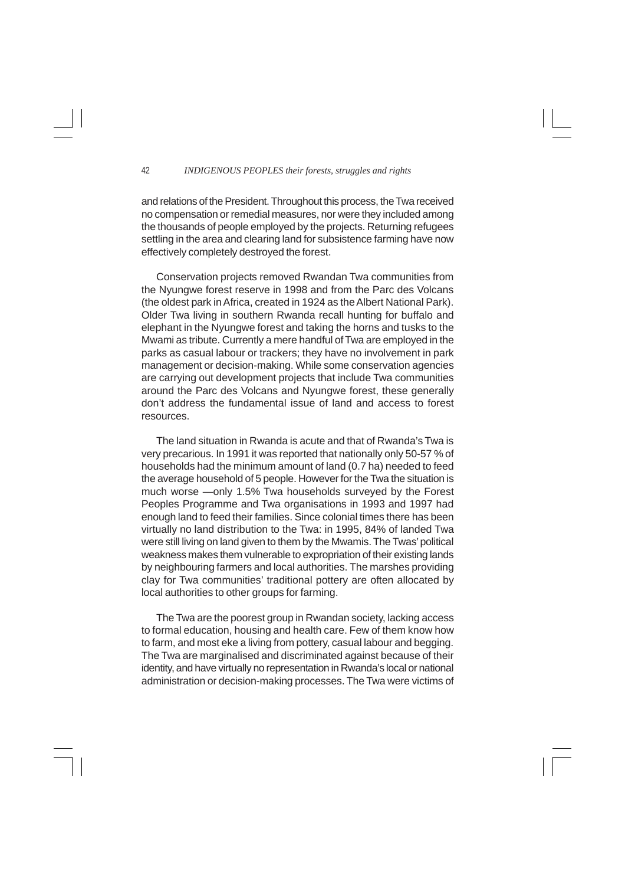and relations of the President. Throughout this process, the Twa received no compensation or remedial measures, nor were they included among the thousands of people employed by the projects. Returning refugees settling in the area and clearing land for subsistence farming have now effectively completely destroyed the forest.

Conservation projects removed Rwandan Twa communities from the Nyungwe forest reserve in 1998 and from the Parc des Volcans (the oldest park in Africa, created in 1924 as the Albert National Park). Older Twa living in southern Rwanda recall hunting for buffalo and elephant in the Nyungwe forest and taking the horns and tusks to the Mwami as tribute. Currently a mere handful of Twa are employed in the parks as casual labour or trackers; they have no involvement in park management or decision-making. While some conservation agencies are carrying out development projects that include Twa communities around the Parc des Volcans and Nyungwe forest, these generally don't address the fundamental issue of land and access to forest resources.

The land situation in Rwanda is acute and that of Rwanda's Twa is very precarious. In 1991 it was reported that nationally only 50-57 % of households had the minimum amount of land (0.7 ha) needed to feed the average household of 5 people. However for the Twa the situation is much worse —only 1.5% Twa households surveyed by the Forest Peoples Programme and Twa organisations in 1993 and 1997 had enough land to feed their families. Since colonial times there has been virtually no land distribution to the Twa: in 1995, 84% of landed Twa were still living on land given to them by the Mwamis. The Twas' political weakness makes them vulnerable to expropriation of their existing lands by neighbouring farmers and local authorities. The marshes providing clay for Twa communities' traditional pottery are often allocated by local authorities to other groups for farming.

The Twa are the poorest group in Rwandan society, lacking access to formal education, housing and health care. Few of them know how to farm, and most eke a living from pottery, casual labour and begging. The Twa are marginalised and discriminated against because of their identity, and have virtually no representation in Rwanda's local or national administration or decision-making processes. The Twa were victims of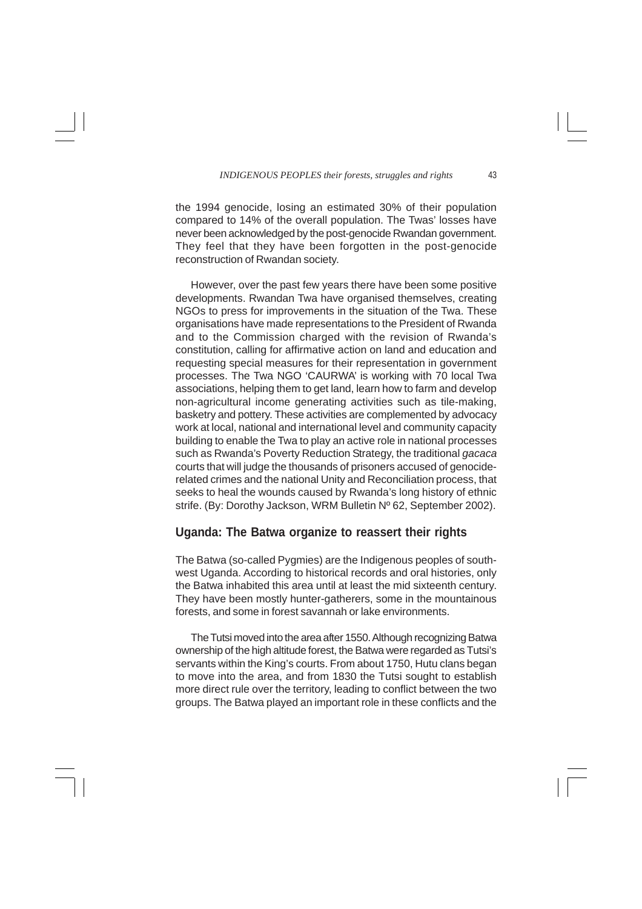the 1994 genocide, losing an estimated 30% of their population compared to 14% of the overall population. The Twas' losses have never been acknowledged by the post-genocide Rwandan government. They feel that they have been forgotten in the post-genocide reconstruction of Rwandan society.

However, over the past few years there have been some positive developments. Rwandan Twa have organised themselves, creating NGOs to press for improvements in the situation of the Twa. These organisations have made representations to the President of Rwanda and to the Commission charged with the revision of Rwanda's constitution, calling for affirmative action on land and education and requesting special measures for their representation in government processes. The Twa NGO 'CAURWA' is working with 70 local Twa associations, helping them to get land, learn how to farm and develop non-agricultural income generating activities such as tile-making, basketry and pottery. These activities are complemented by advocacy work at local, national and international level and community capacity building to enable the Twa to play an active role in national processes such as Rwanda's Poverty Reduction Strategy, the traditional *gacaca* courts that will judge the thousands of prisoners accused of genocide-related crimes and the national Unity and Reconciliation process, that seeks to heal the wounds caused by Rwanda's long history of ethnic strife. (By: Dorothy Jackson, WRM Bulletin Nº 62, September 2002).

## Uganda: The Batwa organize to reassert their rights

The Batwa (so-called Pygmies) are the Indigenous peoples of south-west Uganda. According to historical records and oral histories, only the Batwa inhabited this area until at least the mid sixteenth century. They have been mostly hunter-gatherers, some in the mountainous forests, and some in forest savannah or lake environments.

The Tutsi moved into the area after 1550. Although recognizing Batwa ownership of the high altitude forest, the Batwa were regarded as Tutsi's servants within the King's courts. From about 1750, Hutu clans began to move into the area, and from 1830 the Tutsi sought to establish more direct rule over the territory, leading to conflict between the two groups. The Batwa played an important role in these conflicts and the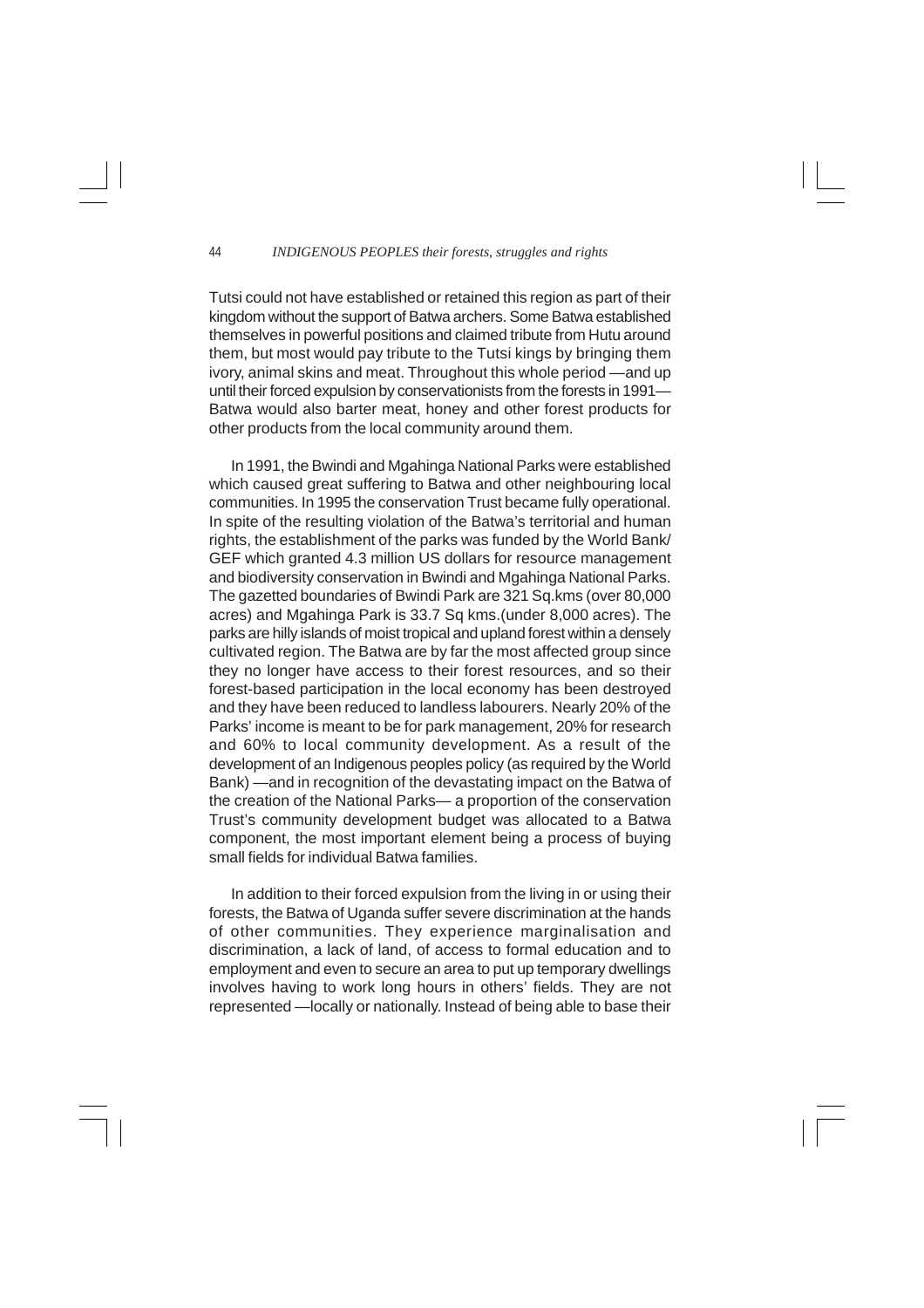Tutsi could not have established or retained this region as part of their kingdom without the support of Batwa archers. Some Batwa established themselves in powerful positions and claimed tribute from Hutu around them, but most would pay tribute to the Tutsi kings by bringing them ivory, animal skins and meat. Throughout this whole period —and up until their forced expulsion by conservationists from the forests in 1991— Batwa would also barter meat, honey and other forest products for other products from the local community around them.

In 1991, the Bwindi and Mgahinga National Parks were established which caused great suffering to Batwa and other neighbouring local communities. In 1995 the conservation Trust became fully operational. In spite of the resulting violation of the Batwa's territorial and human rights, the establishment of the parks was funded by the World Bank/ GEF which granted 4.3 million US dollars for resource management and biodiversity conservation in Bwindi and Mgahinga National Parks. The gazetted boundaries of Bwindi Park are 321 Sq.kms (over 80,000 acres) and Mgahinga Park is 33.7 Sq kms.(under 8,000 acres). The parks are hilly islands of moist tropical and upland forest within a densely cultivated region. The Batwa are by far the most affected group since they no longer have access to their forest resources, and so their forest-based participation in the local economy has been destroyed and they have been reduced to landless labourers. Nearly 20% of the Parks' income is meant to be for park management, 20% for research and 60% to local community development. As a result of the development of an Indigenous peoples policy (as required by the World Bank) —and in recognition of the devastating impact on the Batwa of the creation of the National Parks— a proportion of the conservation Trust's community development budget was allocated to a Batwa component, the most important element being a process of buying small fields for individual Batwa families.

In addition to their forced expulsion from the living in or using their forests, the Batwa of Uganda suffer severe discrimination at the hands of other communities. They experience marginalisation and discrimination, a lack of land, of access to formal education and to employment and even to secure an area to put up temporary dwellings involves having to work long hours in others' fields. They are not represented —locally or nationally. Instead of being able to base their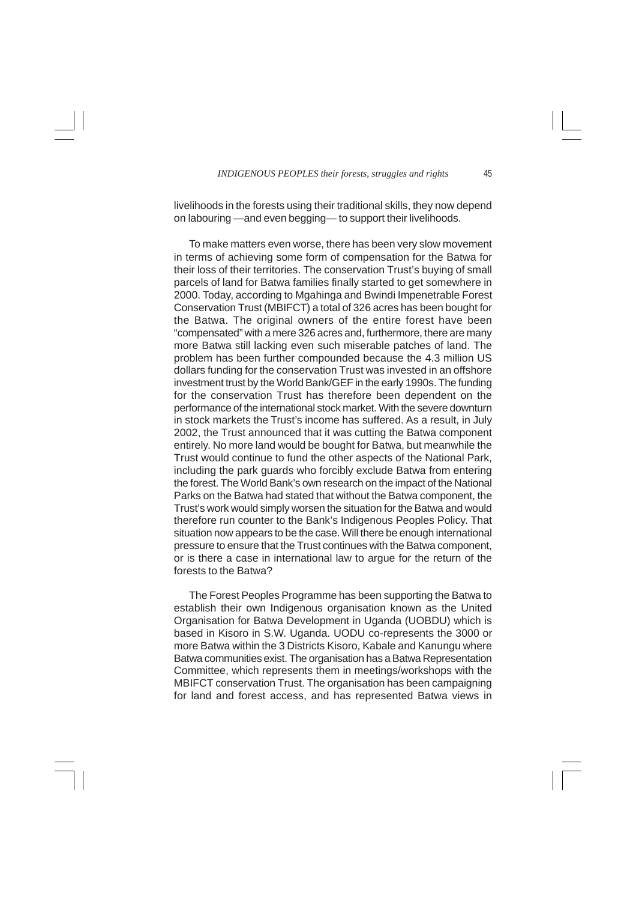livelihoods in the forests using their traditional skills, they now depend on labouring —and even begging— to support their livelihoods.

To make matters even worse, there has been very slow movement in terms of achieving some form of compensation for the Batwa for their loss of their territories. The conservation Trust's buying of small parcels of land for Batwa families finally started to get somewhere in 2000. Today, according to Mgahinga and Bwindi Impenetrable Forest Conservation Trust (MBIFCT) a total of 326 acres has been bought for the Batwa. The original owners of the entire forest have been "compensated" with a mere 326 acres and, furthermore, there are many more Batwa still lacking even such miserable patches of land. The problem has been further compounded because the 4.3 million US dollars funding for the conservation Trust was invested in an offshore investment trust by the World Bank/GEF in the early 1990s. The funding for the conservation Trust has therefore been dependent on the performance of the international stock market. With the severe downturn in stock markets the Trust's income has suffered. As a result, in July 2002, the Trust announced that it was cutting the Batwa component entirely. No more land would be bought for Batwa, but meanwhile the Trust would continue to fund the other aspects of the National Park, including the park guards who forcibly exclude Batwa from entering the forest. The World Bank's own research on the impact of the National Parks on the Batwa had stated that without the Batwa component, the Trust's work would simply worsen the situation for the Batwa and would therefore run counter to the Bank's Indigenous Peoples Policy. That situation now appears to be the case. Will there be enough international pressure to ensure that the Trust continues with the Batwa component, or is there a case in international law to argue for the return of the forests to the Batwa?

The Forest Peoples Programme has been supporting the Batwa to establish their own Indigenous organisation known as the United Organisation for Batwa Development in Uganda (UOBDU) which is based in Kisoro in S.W. Uganda. UODU co-represents the 3000 or more Batwa within the 3 Districts Kisoro, Kabale and Kanungu where Batwa communities exist. The organisation has a Batwa Representation Committee, which represents them in meetings/workshops with the MBIFCT conservation Trust. The organisation has been campaigning for land and forest access, and has represented Batwa views in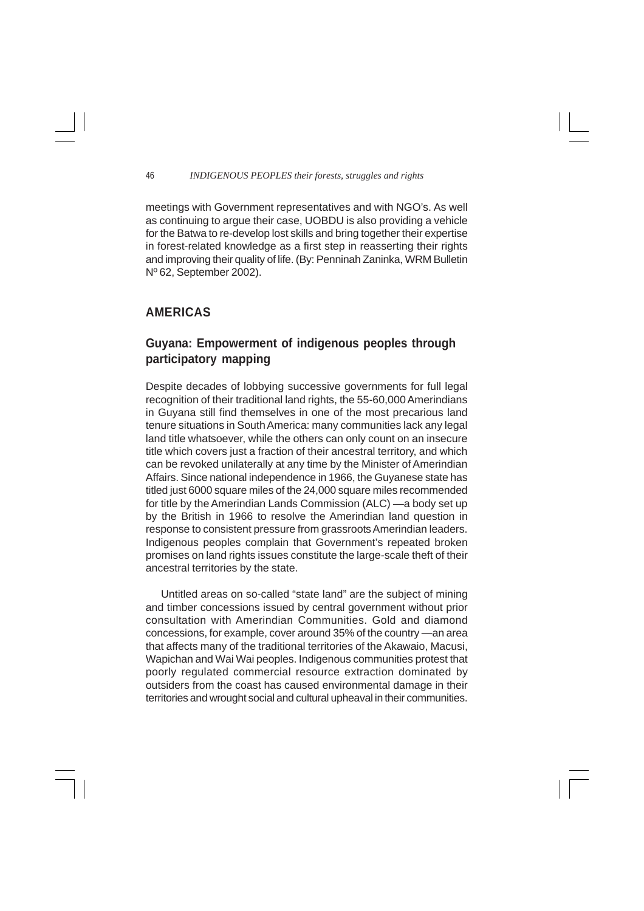meetings with Government representatives and with NGO's. As well as continuing to argue their case, UOBDU is also providing a vehicle for the Batwa to re-develop lost skills and bring together their expertise in forest-related knowledge as a first step in reasserting their rights and improving their quality of life. (By: Penninah Zaninka, WRM Bulletin Nº 62, September 2002).

## AMERICAS

### Guyana: Empowerment of indigenous peoples through participatory mapping

Despite decades of lobbying successive governments for full legal recognition of their traditional land rights, the 55-60,000 Amerindians in Guyana still find themselves in one of the most precarious land tenure situations in South America: many communities lack any legal land title whatsoever, while the others can only count on an insecure title which covers just a fraction of their ancestral territory, and which can be revoked unilaterally at any time by the Minister of Amerindian Affairs. Since national independence in 1966, the Guyanese state has titled just 6000 square miles of the 24,000 square miles recommended for title by the Amerindian Lands Commission (ALC) —a body set up by the British in 1966 to resolve the Amerindian land question in response to consistent pressure from grassroots Amerindian leaders. Indigenous peoples complain that Government's repeated broken promises on land rights issues constitute the large-scale theft of their ancestral territories by the state.

Untitled areas on so-called "state land" are the subject of mining and timber concessions issued by central government without prior consultation with Amerindian Communities. Gold and diamond concessions, for example, cover around 35% of the country —an area that affects many of the traditional territories of the Akawaio, Macusi, Wapichan and Wai Wai peoples. Indigenous communities protest that poorly regulated commercial resource extraction dominated by outsiders from the coast has caused environmental damage in their territories and wrought social and cultural upheaval in their communities.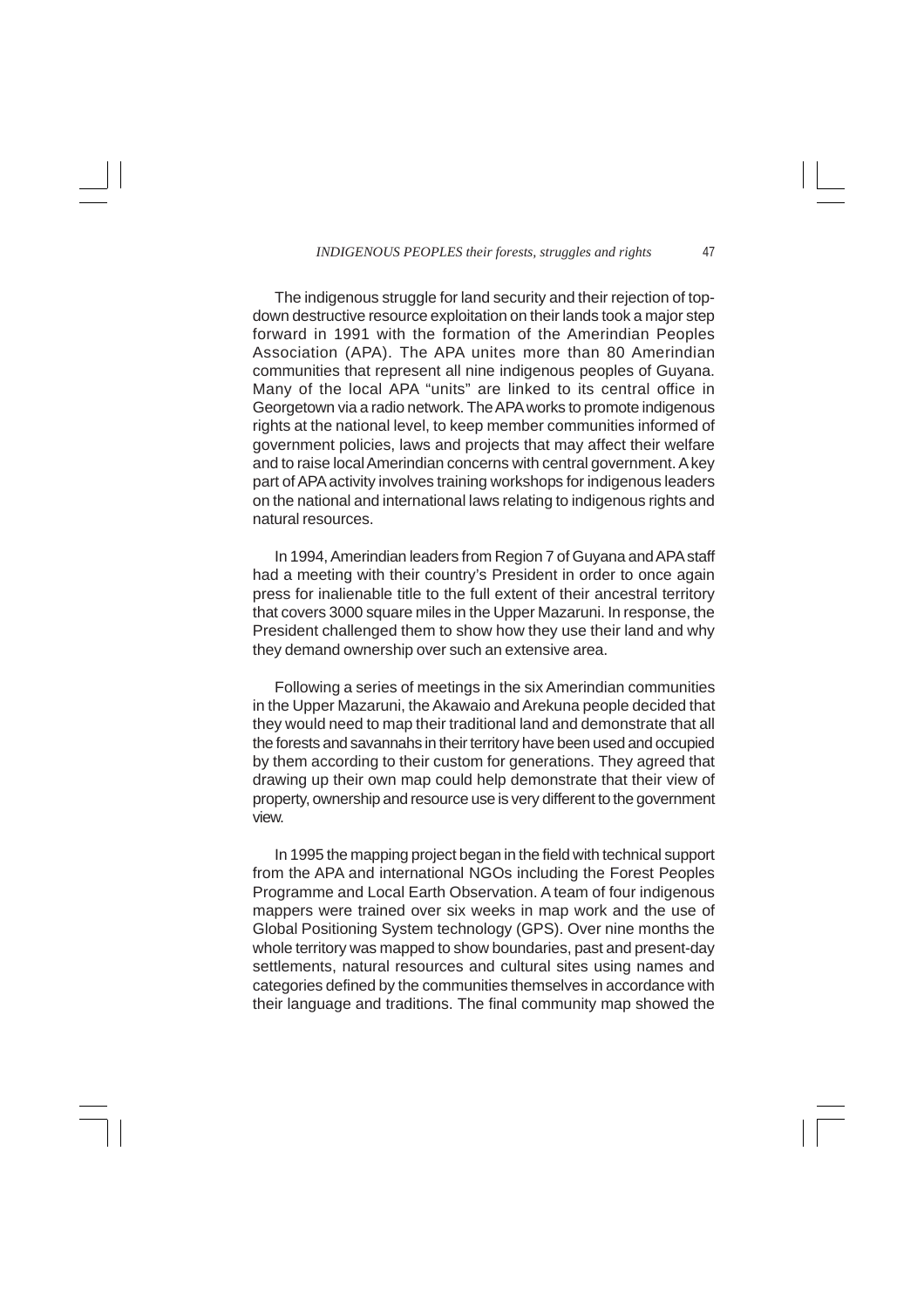The indigenous struggle for land security and their rejection of top-down destructive resource exploitation on their lands took a major step forward in 1991 with the formation of the Amerindian Peoples Association (APA). The APA unites more than 80 Amerindian communities that represent all nine indigenous peoples of Guyana. Many of the local APA "units" are linked to its central office in Georgetown via a radio network. The APA works to promote indigenous rights at the national level, to keep member communities informed of government policies, laws and projects that may affect their welfare and to raise local Amerindian concerns with central government. A key part of APA activity involves training workshops for indigenous leaders on the national and international laws relating to indigenous rights and natural resources.

In 1994, Amerindian leaders from Region 7 of Guyana and APA staff had a meeting with their country's President in order to once again press for inalienable title to the full extent of their ancestral territory that covers 3000 square miles in the Upper Mazaruni. In response, the President challenged them to show how they use their land and why they demand ownership over such an extensive area.

Following a series of meetings in the six Amerindian communities in the Upper Mazaruni, the Akawaio and Arekuna people decided that they would need to map their traditional land and demonstrate that all the forests and savannahs in their territory have been used and occupied by them according to their custom for generations. They agreed that drawing up their own map could help demonstrate that their view of property, ownership and resource use is very different to the government view.

In 1995 the mapping project began in the field with technical support from the APA and international NGOs including the Forest Peoples Programme and Local Earth Observation. A team of four indigenous mappers were trained over six weeks in map work and the use of Global Positioning System technology (GPS). Over nine months the whole territory was mapped to show boundaries, past and present-day settlements, natural resources and cultural sites using names and categories defined by the communities themselves in accordance with their language and traditions. The final community map showed the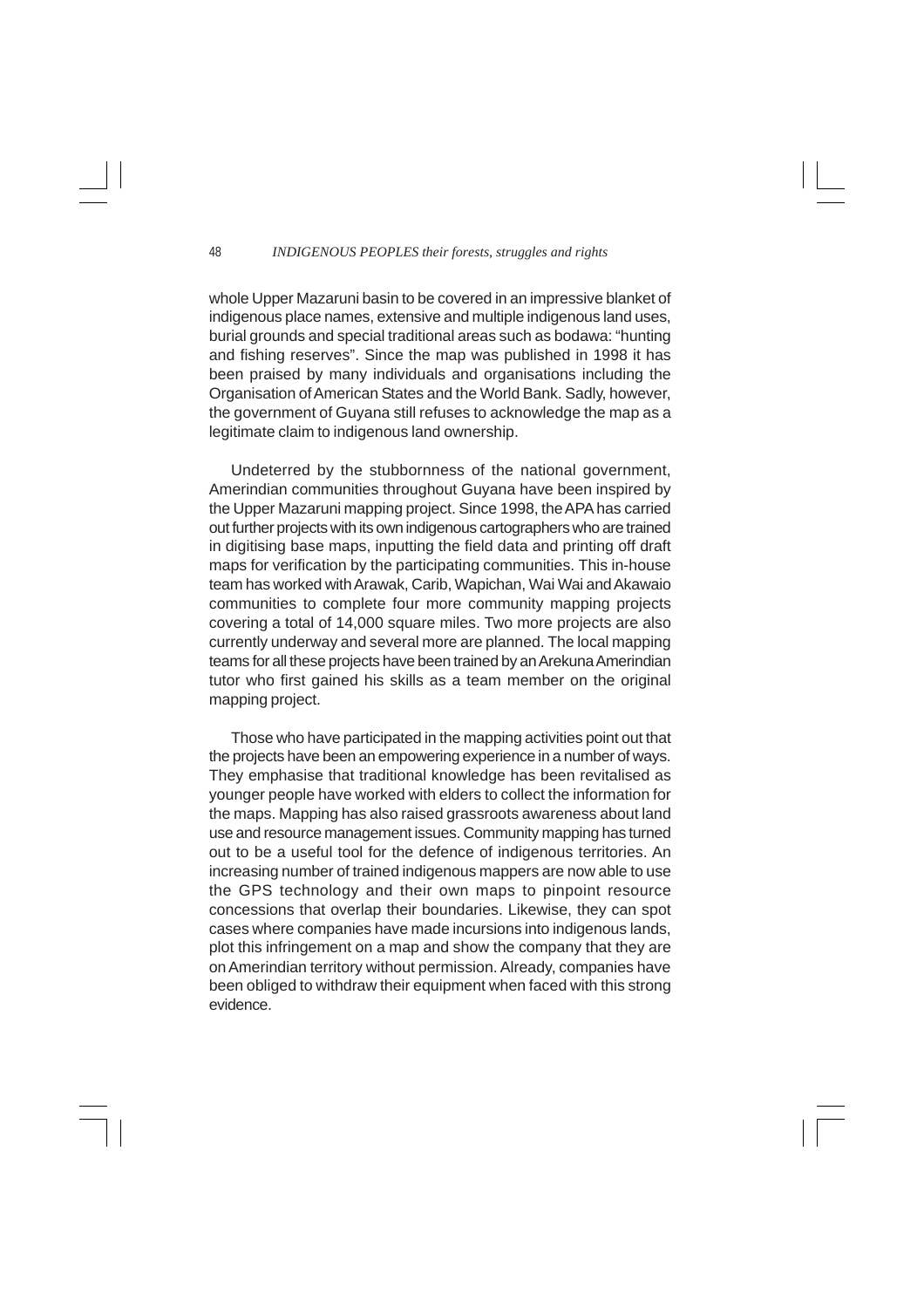whole Upper Mazaruni basin to be covered in an impressive blanket of indigenous place names, extensive and multiple indigenous land uses, burial grounds and special traditional areas such as bodawa: "hunting and fishing reserves". Since the map was published in 1998 it has been praised by many individuals and organisations including the Organisation of American States and the World Bank. Sadly, however, the government of Guyana still refuses to acknowledge the map as a legitimate claim to indigenous land ownership.

Undeterred by the stubbornness of the national government, Amerindian communities throughout Guyana have been inspired by the Upper Mazaruni mapping project. Since 1998, the APA has carried out further projects with its own indigenous cartographers who are trained in digitising base maps, inputting the field data and printing off draft maps for verification by the participating communities. This in-house team has worked with Arawak, Carib, Wapichan, Wai Wai and Akawaio communities to complete four more community mapping projects covering a total of 14,000 square miles. Two more projects are also currently underway and several more are planned. The local mapping teams for all these projects have been trained by an Arekuna Amerindian tutor who first gained his skills as a team member on the original mapping project.

Those who have participated in the mapping activities point out that the projects have been an empowering experience in a number of ways. They emphasise that traditional knowledge has been revitalised as younger people have worked with elders to collect the information for the maps. Mapping has also raised grassroots awareness about land use and resource management issues. Community mapping has turned out to be a useful tool for the defence of indigenous territories. An increasing number of trained indigenous mappers are now able to use the GPS technology and their own maps to pinpoint resource concessions that overlap their boundaries. Likewise, they can spot cases where companies have made incursions into indigenous lands, plot this infringement on a map and show the company that they are on Amerindian territory without permission. Already, companies have been obliged to withdraw their equipment when faced with this strong evidence.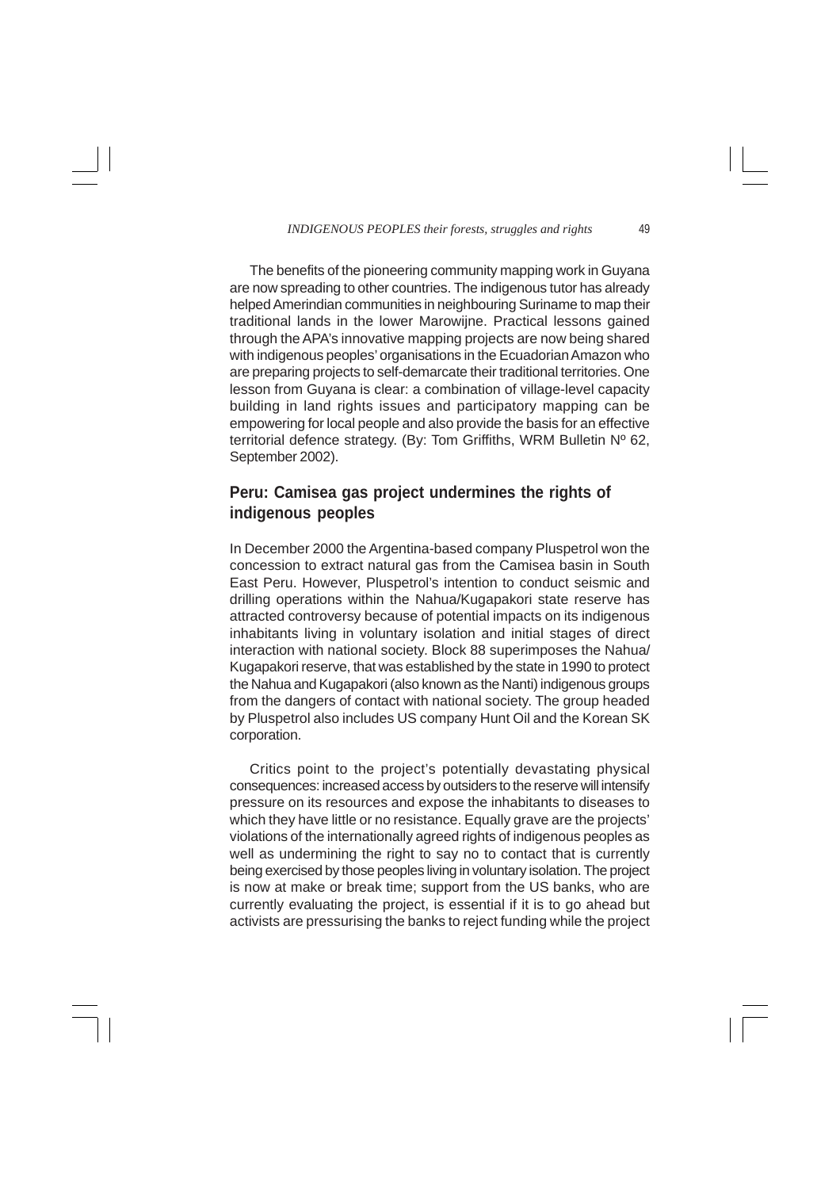The benefits of the pioneering community mapping work in Guyana are now spreading to other countries. The indigenous tutor has already helped Amerindian communities in neighbouring Suriname to map their traditional lands in the lower Marowijne. Practical lessons gained through the APA's innovative mapping projects are now being shared with indigenous peoples' organisations in the Ecuadorian Amazon who are preparing projects to self-demarcate their traditional territories. One lesson from Guyana is clear: a combination of village-level capacity building in land rights issues and participatory mapping can be empowering for local people and also provide the basis for an effective territorial defence strategy. (By: Tom Griffiths, WRM Bulletin Nº 62, September 2002).

## Peru: Camisea gas project undermines the rights of indigenous peoples

In December 2000 the Argentina-based company Pluspetrol won the concession to extract natural gas from the Camisea basin in South East Peru. However, Pluspetrol's intention to conduct seismic and drilling operations within the Nahua/Kugapakori state reserve has attracted controversy because of potential impacts on its indigenous inhabitants living in voluntary isolation and initial stages of direct interaction with national society. Block 88 superimposes the Nahua/ Kugapakori reserve, that was established by the state in 1990 to protect the Nahua and Kugapakori (also known as the Nanti) indigenous groups from the dangers of contact with national society. The group headed by Pluspetrol also includes US company Hunt Oil and the Korean SK corporation.

Critics point to the project's potentially devastating physical consequences: increased access by outsiders to the reserve will intensify pressure on its resources and expose the inhabitants to diseases to which they have little or no resistance. Equally grave are the projects' violations of the internationally agreed rights of indigenous peoples as well as undermining the right to say no to contact that is currently being exercised by those peoples living in voluntary isolation. The project is now at make or break time; support from the US banks, who are currently evaluating the project, is essential if it is to go ahead but activists are pressurising the banks to reject funding while the project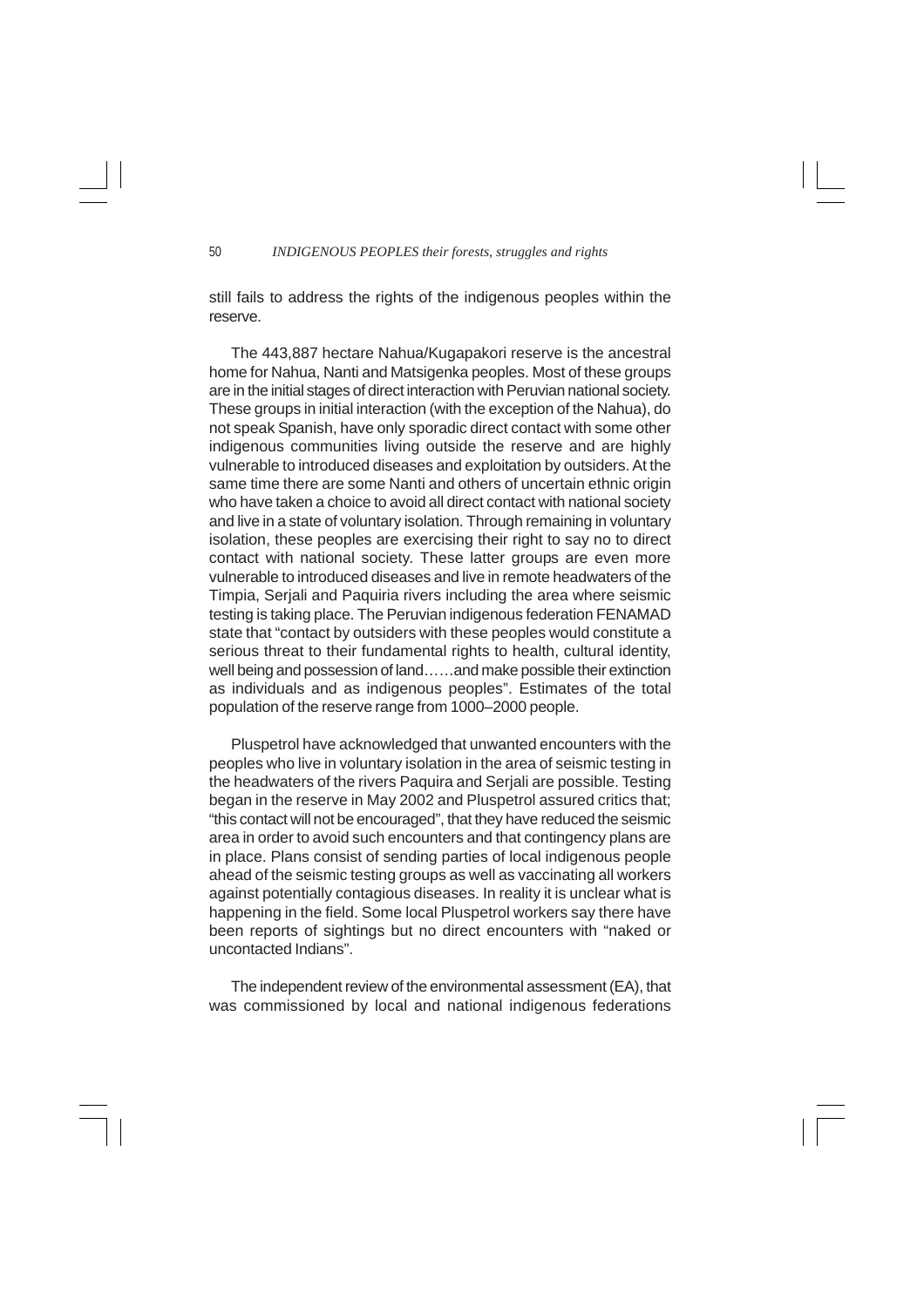still fails to address the rights of the indigenous peoples within the reserve.

The 443,887 hectare Nahua/Kugapakori reserve is the ancestral home for Nahua, Nanti and Matsigenka peoples. Most of these groups are in the initial stages of direct interaction with Peruvian national society. These groups in initial interaction (with the exception of the Nahua), do not speak Spanish, have only sporadic direct contact with some other indigenous communities living outside the reserve and are highly vulnerable to introduced diseases and exploitation by outsiders. At the same time there are some Nanti and others of uncertain ethnic origin who have taken a choice to avoid all direct contact with national society and live in a state of voluntary isolation. Through remaining in voluntary isolation, these peoples are exercising their right to say no to direct contact with national society. These latter groups are even more vulnerable to introduced diseases and live in remote headwaters of the Timpia, Serjali and Paquiria rivers including the area where seismic testing is taking place. The Peruvian indigenous federation FENAMAD state that "contact by outsiders with these peoples would constitute a serious threat to their fundamental rights to health, cultural identity, well being and possession of land……and make possible their extinction as individuals and as indigenous peoples". Estimates of the total population of the reserve range from 1000–2000 people.

Pluspetrol have acknowledged that unwanted encounters with the peoples who live in voluntary isolation in the area of seismic testing in the headwaters of the rivers Paquira and Serjali are possible. Testing began in the reserve in May 2002 and Pluspetrol assured critics that; "this contact will not be encouraged", that they have reduced the seismic area in order to avoid such encounters and that contingency plans are in place. Plans consist of sending parties of local indigenous people ahead of the seismic testing groups as well as vaccinating all workers against potentially contagious diseases. In reality it is unclear what is happening in the field. Some local Pluspetrol workers say there have been reports of sightings but no direct encounters with "naked or uncontacted Indians".

The independent review of the environmental assessment (EA), that was commissioned by local and national indigenous federations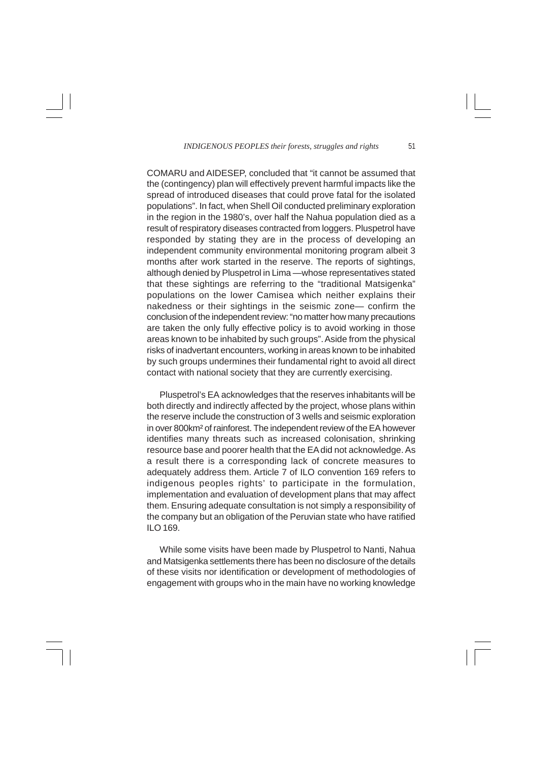COMARU and AIDESEP, concluded that "it cannot be assumed that the (contingency) plan will effectively prevent harmful impacts like the spread of introduced diseases that could prove fatal for the isolated populations". In fact, when Shell Oil conducted preliminary exploration in the region in the 1980's, over half the Nahua population died as a result of respiratory diseases contracted from loggers. Pluspetrol have responded by stating they are in the process of developing an independent community environmental monitoring program albeit 3 months after work started in the reserve. The reports of sightings, although denied by Pluspetrol in Lima —whose representatives stated that these sightings are referring to the "traditional Matsigenka" populations on the lower Camisea which neither explains their nakedness or their sightings in the seismic zone— confirm the conclusion of the independent review: "no matter how many precautions are taken the only fully effective policy is to avoid working in those areas known to be inhabited by such groups". Aside from the physical risks of inadvertant encounters, working in areas known to be inhabited by such groups undermines their fundamental right to avoid all direct contact with national society that they are currently exercising.

Pluspetrol's EA acknowledges that the reserves inhabitants will be both directly and indirectly affected by the project, whose plans within the reserve include the construction of 3 wells and seismic exploration in over 800km² of rainforest. The independent review of the EA however identifies many threats such as increased colonisation, shrinking resource base and poorer health that the EA did not acknowledge. As a result there is a corresponding lack of concrete measures to adequately address them. Article 7 of ILO convention 169 refers to indigenous peoples rights' to participate in the formulation, implementation and evaluation of development plans that may affect them. Ensuring adequate consultation is not simply a responsibility of the company but an obligation of the Peruvian state who have ratified ILO 169.

While some visits have been made by Pluspetrol to Nanti, Nahua and Matsigenka settlements there has been no disclosure of the details of these visits nor identification or development of methodologies of engagement with groups who in the main have no working knowledge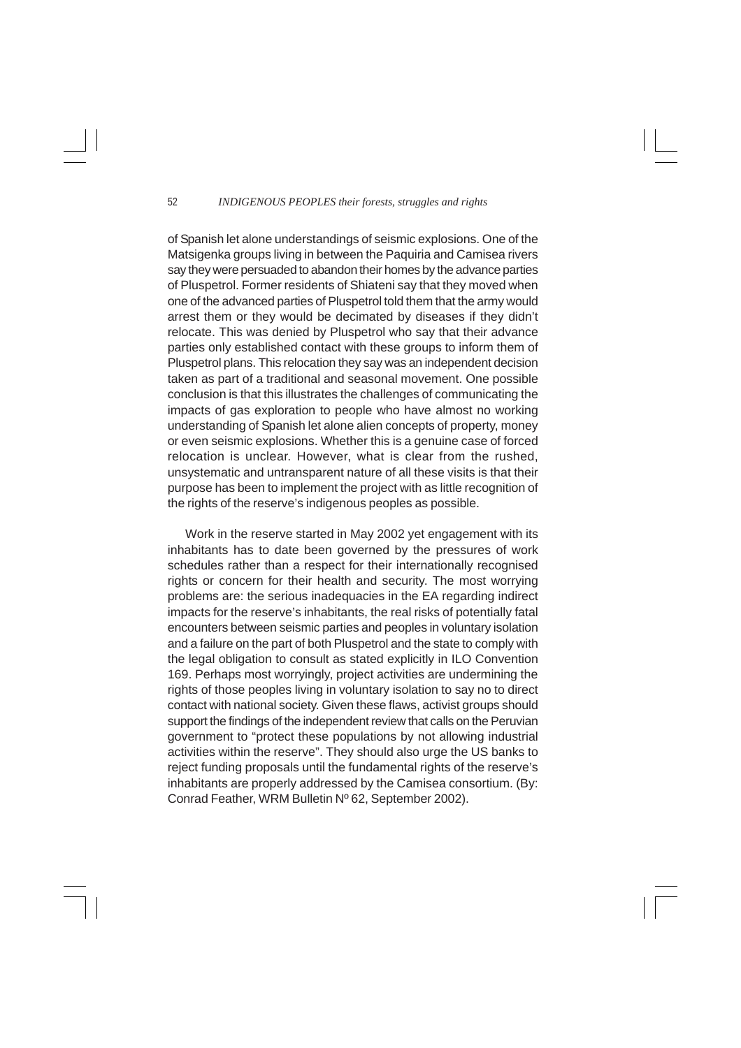of Spanish let alone understandings of seismic explosions. One of the Matsigenka groups living in between the Paquiria and Camisea rivers say they were persuaded to abandon their homes by the advance parties of Pluspetrol. Former residents of Shiateni say that they moved when one of the advanced parties of Pluspetrol told them that the army would arrest them or they would be decimated by diseases if they didn't relocate. This was denied by Pluspetrol who say that their advance parties only established contact with these groups to inform them of Pluspetrol plans. This relocation they say was an independent decision taken as part of a traditional and seasonal movement. One possible conclusion is that this illustrates the challenges of communicating the impacts of gas exploration to people who have almost no working understanding of Spanish let alone alien concepts of property, money or even seismic explosions. Whether this is a genuine case of forced relocation is unclear. However, what is clear from the rushed, unsystematic and untransparent nature of all these visits is that their purpose has been to implement the project with as little recognition of the rights of the reserve's indigenous peoples as possible.

Work in the reserve started in May 2002 yet engagement with its inhabitants has to date been governed by the pressures of work schedules rather than a respect for their internationally recognised rights or concern for their health and security. The most worrying problems are: the serious inadequacies in the EA regarding indirect impacts for the reserve's inhabitants, the real risks of potentially fatal encounters between seismic parties and peoples in voluntary isolation and a failure on the part of both Pluspetrol and the state to comply with the legal obligation to consult as stated explicitly in ILO Convention 169. Perhaps most worryingly, project activities are undermining the rights of those peoples living in voluntary isolation to say no to direct contact with national society. Given these flaws, activist groups should support the findings of the independent review that calls on the Peruvian government to "protect these populations by not allowing industrial activities within the reserve". They should also urge the US banks to reject funding proposals until the fundamental rights of the reserve's inhabitants are properly addressed by the Camisea consortium. (By: Conrad Feather, WRM Bulletin Nº 62, September 2002).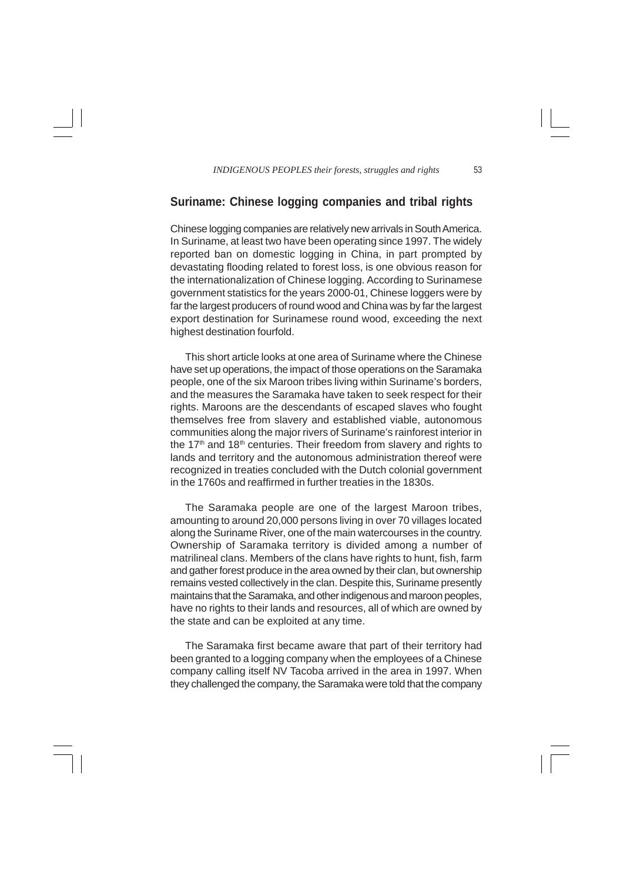## Suriname: Chinese logging companies and tribal rights

Chinese logging companies are relatively new arrivals in South America. In Suriname, at least two have been operating since 1997. The widely reported ban on domestic logging in China, in part prompted by devastating flooding related to forest loss, is one obvious reason for the internationalization of Chinese logging. According to Surinamese government statistics for the years 2000-01, Chinese loggers were by far the largest producers of round wood and China was by far the largest export destination for Surinamese round wood, exceeding the next highest destination fourfold.

This short article looks at one area of Suriname where the Chinese have set up operations, the impact of those operations on the Saramaka people, one of the six Maroon tribes living within Suriname's borders, and the measures the Saramaka have taken to seek respect for their rights. Maroons are the descendants of escaped slaves who fought themselves free from slavery and established viable, autonomous communities along the major rivers of Suriname's rainforest interior in the 17th and 18th centuries. Their freedom from slavery and rights to lands and territory and the autonomous administration thereof were recognized in treaties concluded with the Dutch colonial government in the 1760s and reaffirmed in further treaties in the 1830s.

The Saramaka people are one of the largest Maroon tribes, amounting to around 20,000 persons living in over 70 villages located along the Suriname River, one of the main watercourses in the country. Ownership of Saramaka territory is divided among a number of matrilineal clans. Members of the clans have rights to hunt, fish, farm and gather forest produce in the area owned by their clan, but ownership remains vested collectively in the clan. Despite this, Suriname presently maintains that the Saramaka, and other indigenous and maroon peoples, have no rights to their lands and resources, all of which are owned by the state and can be exploited at any time.

The Saramaka first became aware that part of their territory had been granted to a logging company when the employees of a Chinese company calling itself NV Tacoba arrived in the area in 1997. When they challenged the company, the Saramaka were told that the company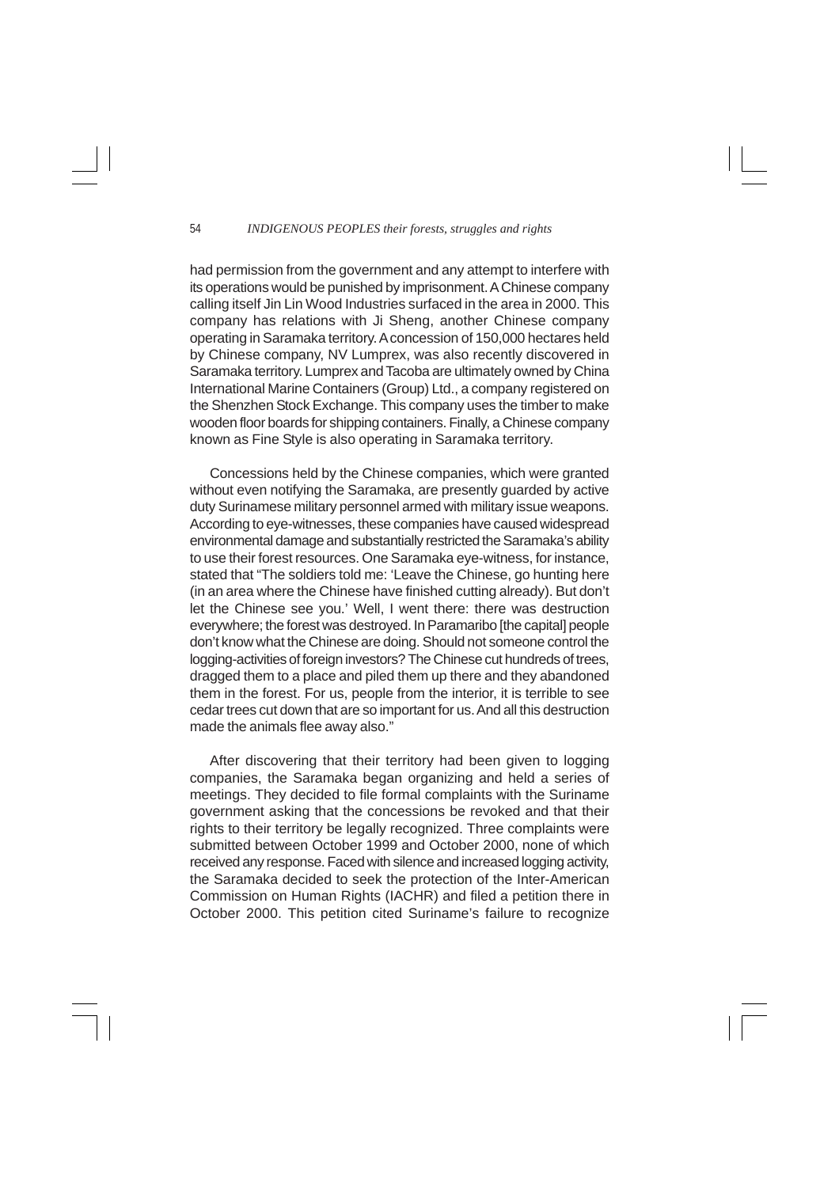had permission from the government and any attempt to interfere with its operations would be punished by imprisonment. A Chinese company calling itself Jin Lin Wood Industries surfaced in the area in 2000. This company has relations with Ji Sheng, another Chinese company operating in Saramaka territory. A concession of 150,000 hectares held by Chinese company, NV Lumprex, was also recently discovered in Saramaka territory. Lumprex and Tacoba are ultimately owned by China International Marine Containers (Group) Ltd., a company registered on the Shenzhen Stock Exchange. This company uses the timber to make wooden floor boards for shipping containers. Finally, a Chinese company known as Fine Style is also operating in Saramaka territory.

Concessions held by the Chinese companies, which were granted without even notifying the Saramaka, are presently guarded by active duty Surinamese military personnel armed with military issue weapons. According to eye-witnesses, these companies have caused widespread environmental damage and substantially restricted the Saramaka's ability to use their forest resources. One Saramaka eye-witness, for instance, stated that "The soldiers told me: 'Leave the Chinese, go hunting here (in an area where the Chinese have finished cutting already). But don't let the Chinese see you.' Well, I went there: there was destruction everywhere; the forest was destroyed. In Paramaribo [the capital] people don't know what the Chinese are doing. Should not someone control the logging-activities of foreign investors? The Chinese cut hundreds of trees, dragged them to a place and piled them up there and they abandoned them in the forest. For us, people from the interior, it is terrible to see cedar trees cut down that are so important for us. And all this destruction made the animals flee away also."

After discovering that their territory had been given to logging companies, the Saramaka began organizing and held a series of meetings. They decided to file formal complaints with the Suriname government asking that the concessions be revoked and that their rights to their territory be legally recognized. Three complaints were submitted between October 1999 and October 2000, none of which received any response. Faced with silence and increased logging activity, the Saramaka decided to seek the protection of the Inter-American Commission on Human Rights (IACHR) and filed a petition there in October 2000. This petition cited Suriname's failure to recognize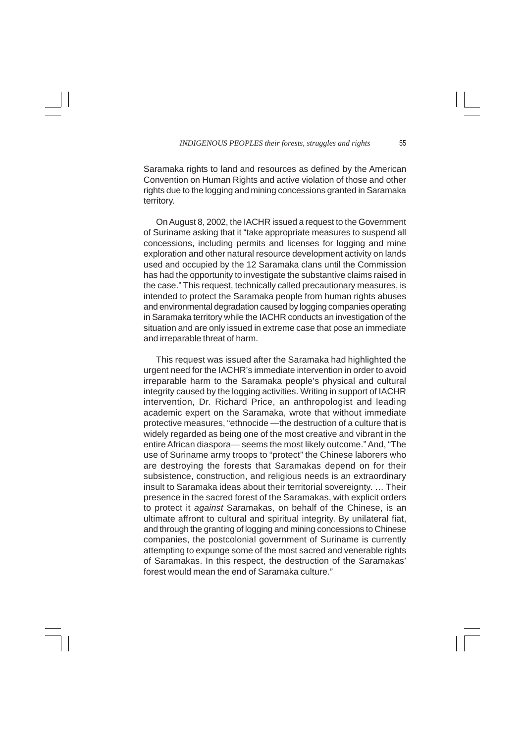Saramaka rights to land and resources as defined by the American Convention on Human Rights and active violation of those and other rights due to the logging and mining concessions granted in Saramaka territory.

On August 8, 2002, the IACHR issued a request to the Government of Suriname asking that it "take appropriate measures to suspend all concessions, including permits and licenses for logging and mine exploration and other natural resource development activity on lands used and occupied by the 12 Saramaka clans until the Commission has had the opportunity to investigate the substantive claims raised in the case." This request, technically called precautionary measures, is intended to protect the Saramaka people from human rights abuses and environmental degradation caused by logging companies operating in Saramaka territory while the IACHR conducts an investigation of the situation and are only issued in extreme case that pose an immediate and irreparable threat of harm.

This request was issued after the Saramaka had highlighted the urgent need for the IACHR's immediate intervention in order to avoid irreparable harm to the Saramaka people's physical and cultural integrity caused by the logging activities. Writing in support of IACHR intervention, Dr. Richard Price, an anthropologist and leading academic expert on the Saramaka, wrote that without immediate protective measures, "ethnocide —the destruction of a culture that is widely regarded as being one of the most creative and vibrant in the entire African diaspora— seems the most likely outcome." And, "The use of Suriname army troops to "protect" the Chinese laborers who are destroying the forests that Saramakas depend on for their subsistence, construction, and religious needs is an extraordinary insult to Saramaka ideas about their territorial sovereignty. … Their presence in the sacred forest of the Saramakas, with explicit orders to protect it *against* Saramakas, on behalf of the Chinese, is an ultimate affront to cultural and spiritual integrity. By unilateral fiat, and through the granting of logging and mining concessions to Chinese companies, the postcolonial government of Suriname is currently attempting to expunge some of the most sacred and venerable rights of Saramakas. In this respect, the destruction of the Saramakas' forest would mean the end of Saramaka culture."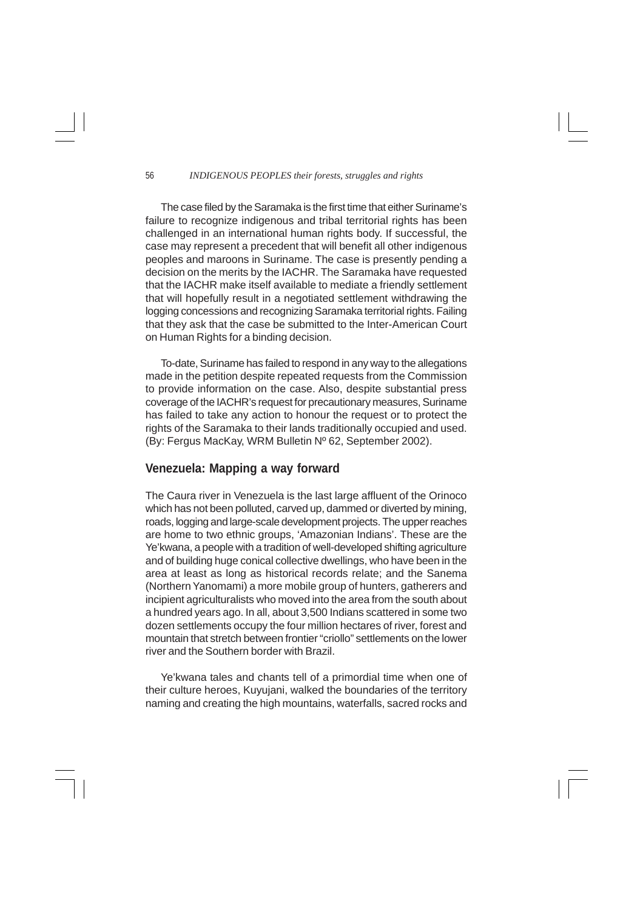The case filed by the Saramaka is the first time that either Suriname's failure to recognize indigenous and tribal territorial rights has been challenged in an international human rights body. If successful, the case may represent a precedent that will benefit all other indigenous peoples and maroons in Suriname. The case is presently pending a decision on the merits by the IACHR. The Saramaka have requested that the IACHR make itself available to mediate a friendly settlement that will hopefully result in a negotiated settlement withdrawing the logging concessions and recognizing Saramaka territorial rights. Failing that they ask that the case be submitted to the Inter-American Court on Human Rights for a binding decision.

To-date, Suriname has failed to respond in any way to the allegations made in the petition despite repeated requests from the Commission to provide information on the case. Also, despite substantial press coverage of the IACHR's request for precautionary measures, Suriname has failed to take any action to honour the request or to protect the rights of the Saramaka to their lands traditionally occupied and used. (By: Fergus MacKay, WRM Bulletin Nº 62, September 2002).

## Venezuela: Mapping a way forward

The Caura river in Venezuela is the last large affluent of the Orinoco which has not been polluted, carved up, dammed or diverted by mining, roads, logging and large-scale development projects. The upper reaches are home to two ethnic groups, 'Amazonian Indians'. These are the Ye'kwana, a people with a tradition of well-developed shifting agriculture and of building huge conical collective dwellings, who have been in the area at least as long as historical records relate; and the Sanema (Northern Yanomami) a more mobile group of hunters, gatherers and incipient agriculturalists who moved into the area from the south about a hundred years ago. In all, about 3,500 Indians scattered in some two dozen settlements occupy the four million hectares of river, forest and mountain that stretch between frontier "criollo" settlements on the lower river and the Southern border with Brazil.

Ye'kwana tales and chants tell of a primordial time when one of their culture heroes, Kuyujani, walked the boundaries of the territory naming and creating the high mountains, waterfalls, sacred rocks and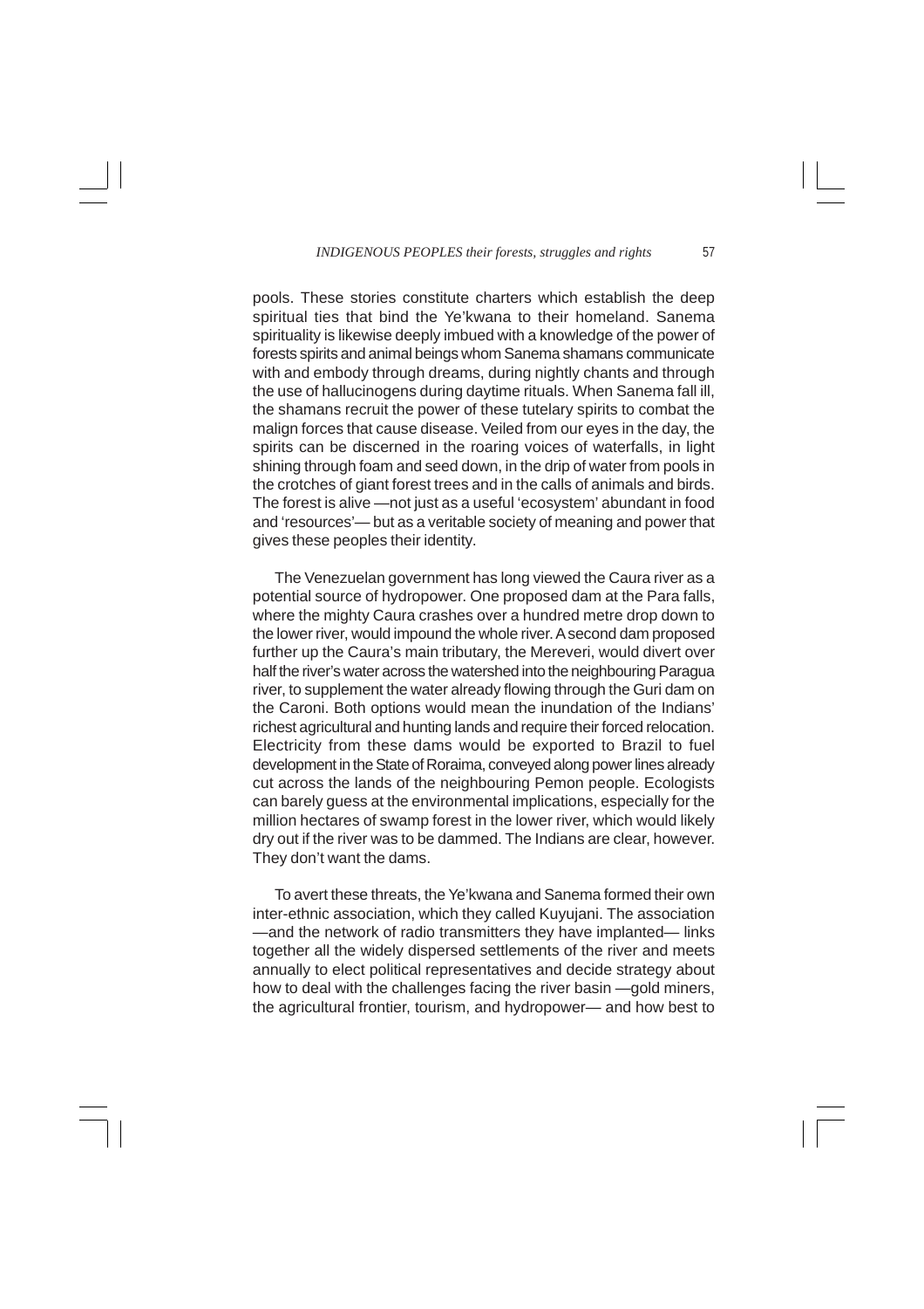pools. These stories constitute charters which establish the deep spiritual ties that bind the Ye'kwana to their homeland. Sanema spirituality is likewise deeply imbued with a knowledge of the power of forests spirits and animal beings whom Sanema shamans communicate with and embody through dreams, during nightly chants and through the use of hallucinogens during daytime rituals. When Sanema fall ill, the shamans recruit the power of these tutelary spirits to combat the malign forces that cause disease. Veiled from our eyes in the day, the spirits can be discerned in the roaring voices of waterfalls, in light shining through foam and seed down, in the drip of water from pools in the crotches of giant forest trees and in the calls of animals and birds. The forest is alive —not just as a useful 'ecosystem' abundant in food and 'resources'— but as a veritable society of meaning and power that gives these peoples their identity.

The Venezuelan government has long viewed the Caura river as a potential source of hydropower. One proposed dam at the Para falls, where the mighty Caura crashes over a hundred metre drop down to the lower river, would impound the whole river. A second dam proposed further up the Caura's main tributary, the Mereveri, would divert over half the river's water across the watershed into the neighbouring Paragua river, to supplement the water already flowing through the Guri dam on the Caroni. Both options would mean the inundation of the Indians' richest agricultural and hunting lands and require their forced relocation. Electricity from these dams would be exported to Brazil to fuel development in the State of Roraima, conveyed along power lines already cut across the lands of the neighbouring Pemon people. Ecologists can barely guess at the environmental implications, especially for the million hectares of swamp forest in the lower river, which would likely dry out if the river was to be dammed. The Indians are clear, however. They don't want the dams.

To avert these threats, the Ye'kwana and Sanema formed their own inter-ethnic association, which they called Kuyujani. The association —and the network of radio transmitters they have implanted— links together all the widely dispersed settlements of the river and meets annually to elect political representatives and decide strategy about how to deal with the challenges facing the river basin —gold miners, the agricultural frontier, tourism, and hydropower— and how best to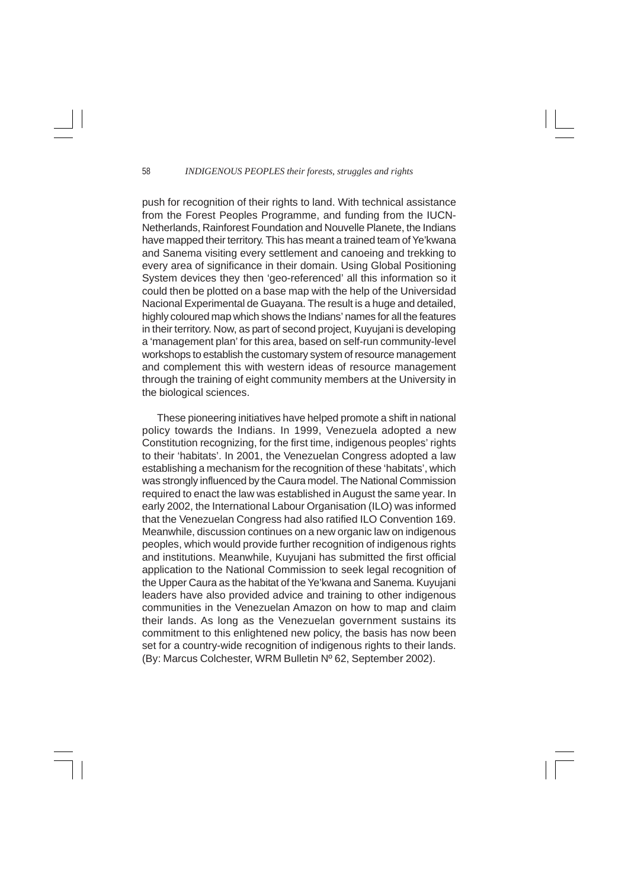push for recognition of their rights to land. With technical assistance from the Forest Peoples Programme, and funding from the IUCN-Netherlands, Rainforest Foundation and Nouvelle Planete, the Indians have mapped their territory. This has meant a trained team of Ye'kwana and Sanema visiting every settlement and canoeing and trekking to every area of significance in their domain. Using Global Positioning System devices they then 'geo-referenced' all this information so it could then be plotted on a base map with the help of the Universidad Nacional Experimental de Guayana. The result is a huge and detailed, highly coloured map which shows the Indians' names for all the features in their territory. Now, as part of second project, Kuyujani is developing a 'management plan' for this area, based on self-run community-level workshops to establish the customary system of resource management and complement this with western ideas of resource management through the training of eight community members at the University in the biological sciences.

These pioneering initiatives have helped promote a shift in national policy towards the Indians. In 1999, Venezuela adopted a new Constitution recognizing, for the first time, indigenous peoples' rights to their 'habitats'. In 2001, the Venezuelan Congress adopted a law establishing a mechanism for the recognition of these 'habitats', which was strongly influenced by the Caura model. The National Commission required to enact the law was established in August the same year. In early 2002, the International Labour Organisation (ILO) was informed that the Venezuelan Congress had also ratified ILO Convention 169. Meanwhile, discussion continues on a new organic law on indigenous peoples, which would provide further recognition of indigenous rights and institutions. Meanwhile, Kuyujani has submitted the first official application to the National Commission to seek legal recognition of the Upper Caura as the habitat of the Ye'kwana and Sanema. Kuyujani leaders have also provided advice and training to other indigenous communities in the Venezuelan Amazon on how to map and claim their lands. As long as the Venezuelan government sustains its commitment to this enlightened new policy, the basis has now been set for a country-wide recognition of indigenous rights to their lands. (By: Marcus Colchester, WRM Bulletin Nº 62, September 2002).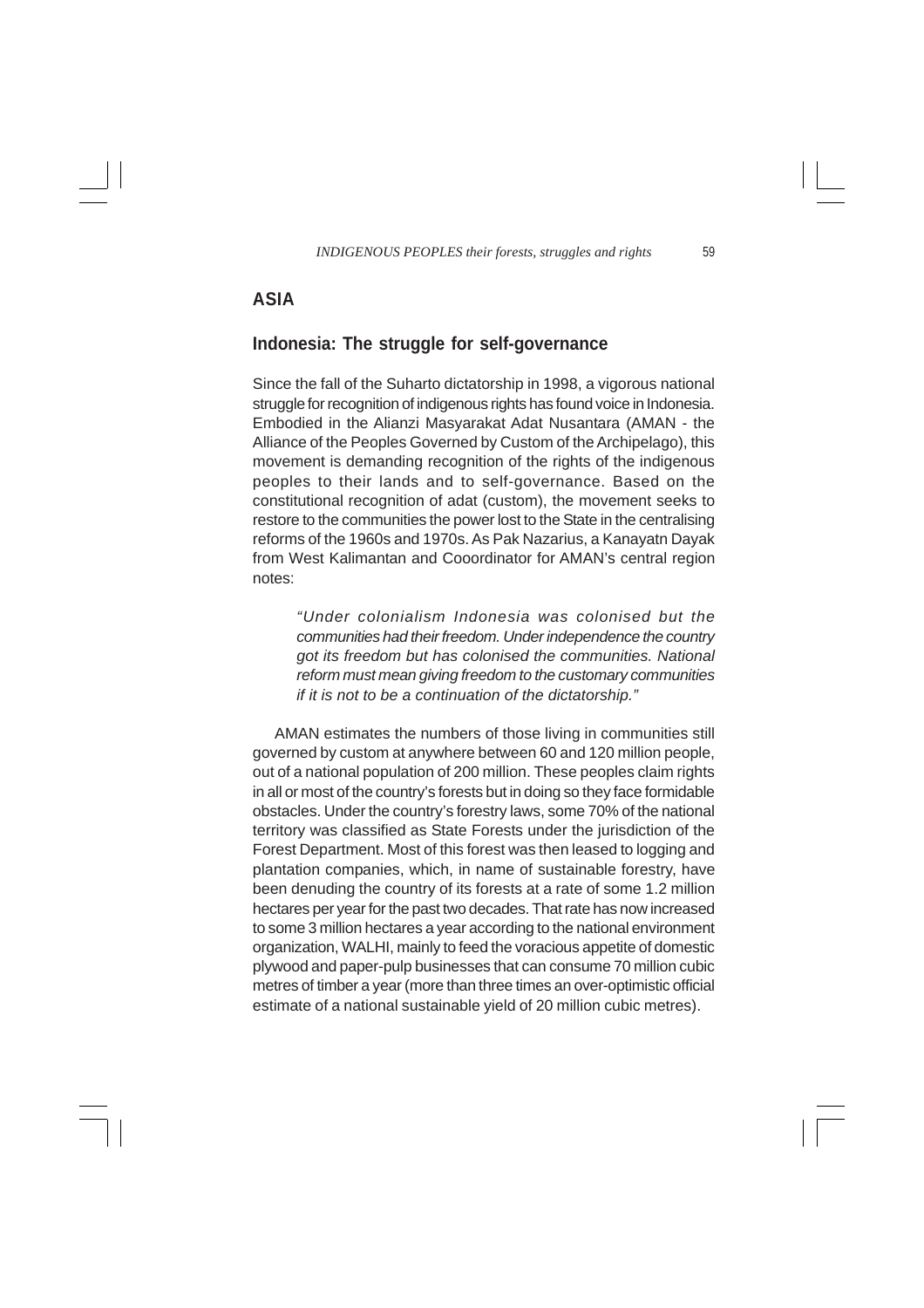## ASIA

### Indonesia: The struggle for self-governance

Since the fall of the Suharto dictatorship in 1998, a vigorous national struggle for recognition of indigenous rights has found voice in Indonesia. Embodied in the Alianzi Masyarakat Adat Nusantara (AMAN - the Alliance of the Peoples Governed by Custom of the Archipelago), this movement is demanding recognition of the rights of the indigenous peoples to their lands and to self-governance. Based on the constitutional recognition of adat (custom), the movement seeks to restore to the communities the power lost to the State in the centralising reforms of the 1960s and 1970s. As Pak Nazarius, a Kanayatn Dayak from West Kalimantan and Cooordinator for AMAN's central region notes:

> *"Under colonialism Indonesia was colonised but the communities had their freedom. Under independence the country got its freedom but has colonised the communities. National reform must mean giving freedom to the customary communities if it is not to be a continuation of the dictatorship."*

AMAN estimates the numbers of those living in communities still governed by custom at anywhere between 60 and 120 million people, out of a national population of 200 million. These peoples claim rights in all or most of the country's forests but in doing so they face formidable obstacles. Under the country's forestry laws, some 70% of the national territory was classified as State Forests under the jurisdiction of the Forest Department. Most of this forest was then leased to logging and plantation companies, which, in name of sustainable forestry, have been denuding the country of its forests at a rate of some 1.2 million hectares per year for the past two decades. That rate has now increased to some 3 million hectares a year according to the national environment organization, WALHI, mainly to feed the voracious appetite of domestic plywood and paper-pulp businesses that can consume 70 million cubic metres of timber a year (more than three times an over-optimistic official estimate of a national sustainable yield of 20 million cubic metres).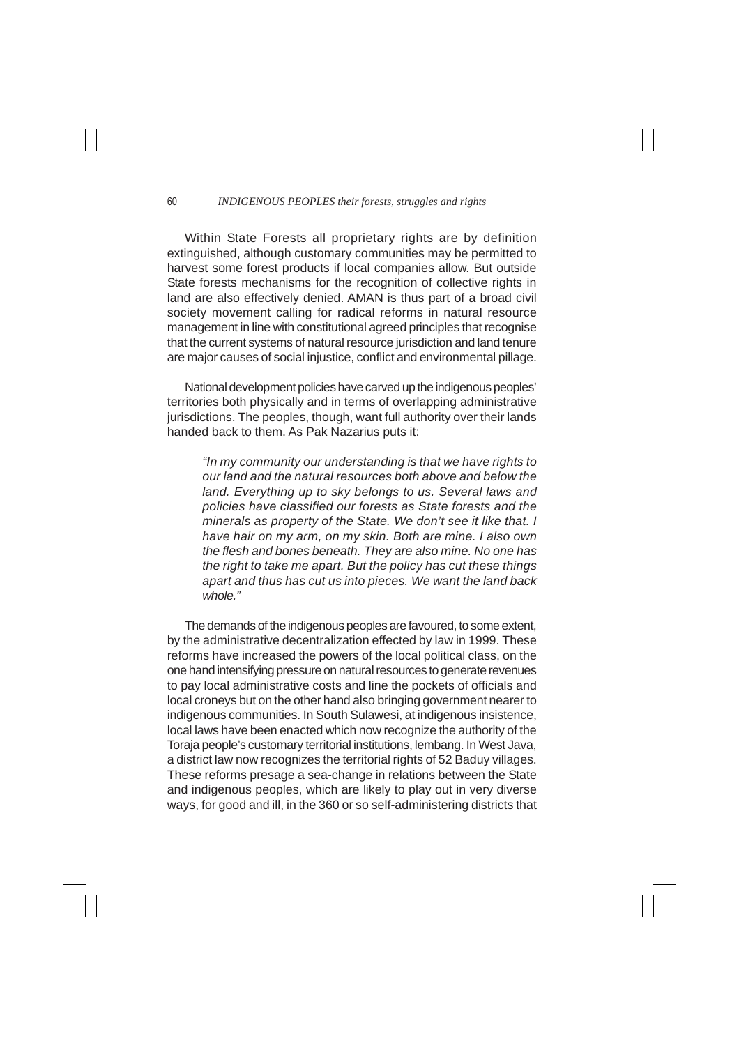Within State Forests all proprietary rights are by definition extinguished, although customary communities may be permitted to harvest some forest products if local companies allow. But outside State forests mechanisms for the recognition of collective rights in land are also effectively denied. AMAN is thus part of a broad civil society movement calling for radical reforms in natural resource management in line with constitutional agreed principles that recognise that the current systems of natural resource jurisdiction and land tenure are major causes of social injustice, conflict and environmental pillage.

National development policies have carved up the indigenous peoples' territories both physically and in terms of overlapping administrative jurisdictions. The peoples, though, want full authority over their lands handed back to them. As Pak Nazarius puts it:

> *"In my community our understanding is that we have rights to our land and the natural resources both above and below the land. Everything up to sky belongs to us. Several laws and policies have classified our forests as State forests and the minerals as property of the State. We don't see it like that. I have hair on my arm, on my skin. Both are mine. I also own the flesh and bones beneath. They are also mine. No one has the right to take me apart. But the policy has cut these things apart and thus has cut us into pieces. We want the land back whole."*

The demands of the indigenous peoples are favoured, to some extent, by the administrative decentralization effected by law in 1999. These reforms have increased the powers of the local political class, on the one hand intensifying pressure on natural resources to generate revenues to pay local administrative costs and line the pockets of officials and local croneys but on the other hand also bringing government nearer to indigenous communities. In South Sulawesi, at indigenous insistence, local laws have been enacted which now recognize the authority of the Toraja people's customary territorial institutions, lembang. In West Java, a district law now recognizes the territorial rights of 52 Baduy villages. These reforms presage a sea-change in relations between the State and indigenous peoples, which are likely to play out in very diverse ways, for good and ill, in the 360 or so self-administering districts that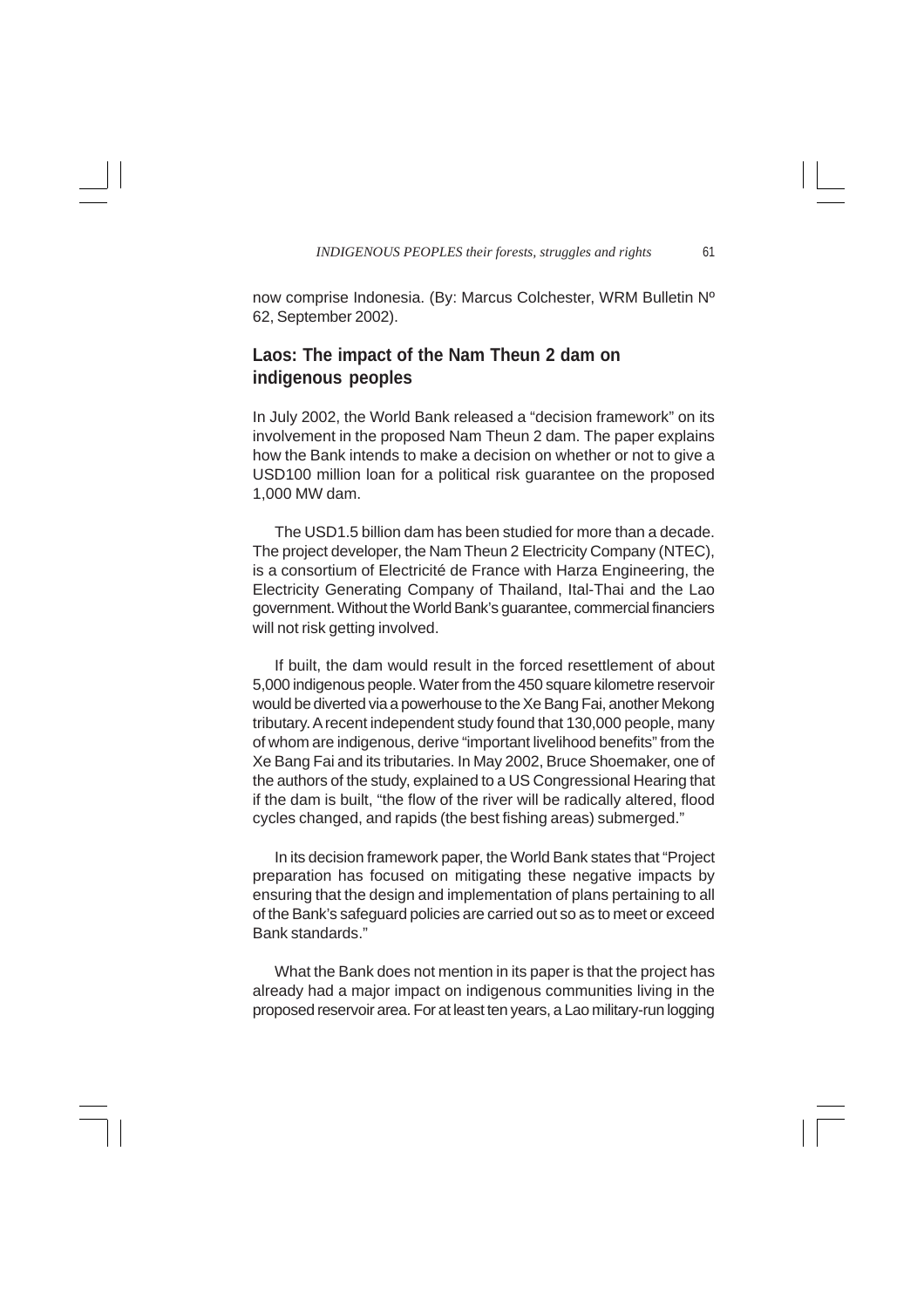now comprise Indonesia. (By: Marcus Colchester, WRM Bulletin Nº 62, September 2002).

## Laos: The impact of the Nam Theun 2 dam on indigenous peoples

In July 2002, the World Bank released a "decision framework" on its involvement in the proposed Nam Theun 2 dam. The paper explains how the Bank intends to make a decision on whether or not to give a USD100 million loan for a political risk guarantee on the proposed 1,000 MW dam.

The USD1.5 billion dam has been studied for more than a decade. The project developer, the Nam Theun 2 Electricity Company (NTEC), is a consortium of Electricité de France with Harza Engineering, the Electricity Generating Company of Thailand, Ital-Thai and the Lao government. Without the World Bank's guarantee, commercial financiers will not risk getting involved.

If built, the dam would result in the forced resettlement of about 5,000 indigenous people. Water from the 450 square kilometre reservoir would be diverted via a powerhouse to the Xe Bang Fai, another Mekong tributary. A recent independent study found that 130,000 people, many of whom are indigenous, derive "important livelihood benefits" from the Xe Bang Fai and its tributaries. In May 2002, Bruce Shoemaker, one of the authors of the study, explained to a US Congressional Hearing that if the dam is built, "the flow of the river will be radically altered, flood cycles changed, and rapids (the best fishing areas) submerged."

In its decision framework paper, the World Bank states that "Project preparation has focused on mitigating these negative impacts by ensuring that the design and implementation of plans pertaining to all of the Bank's safeguard policies are carried out so as to meet or exceed Bank standards."

What the Bank does not mention in its paper is that the project has already had a major impact on indigenous communities living in the proposed reservoir area. For at least ten years, a Lao military-run logging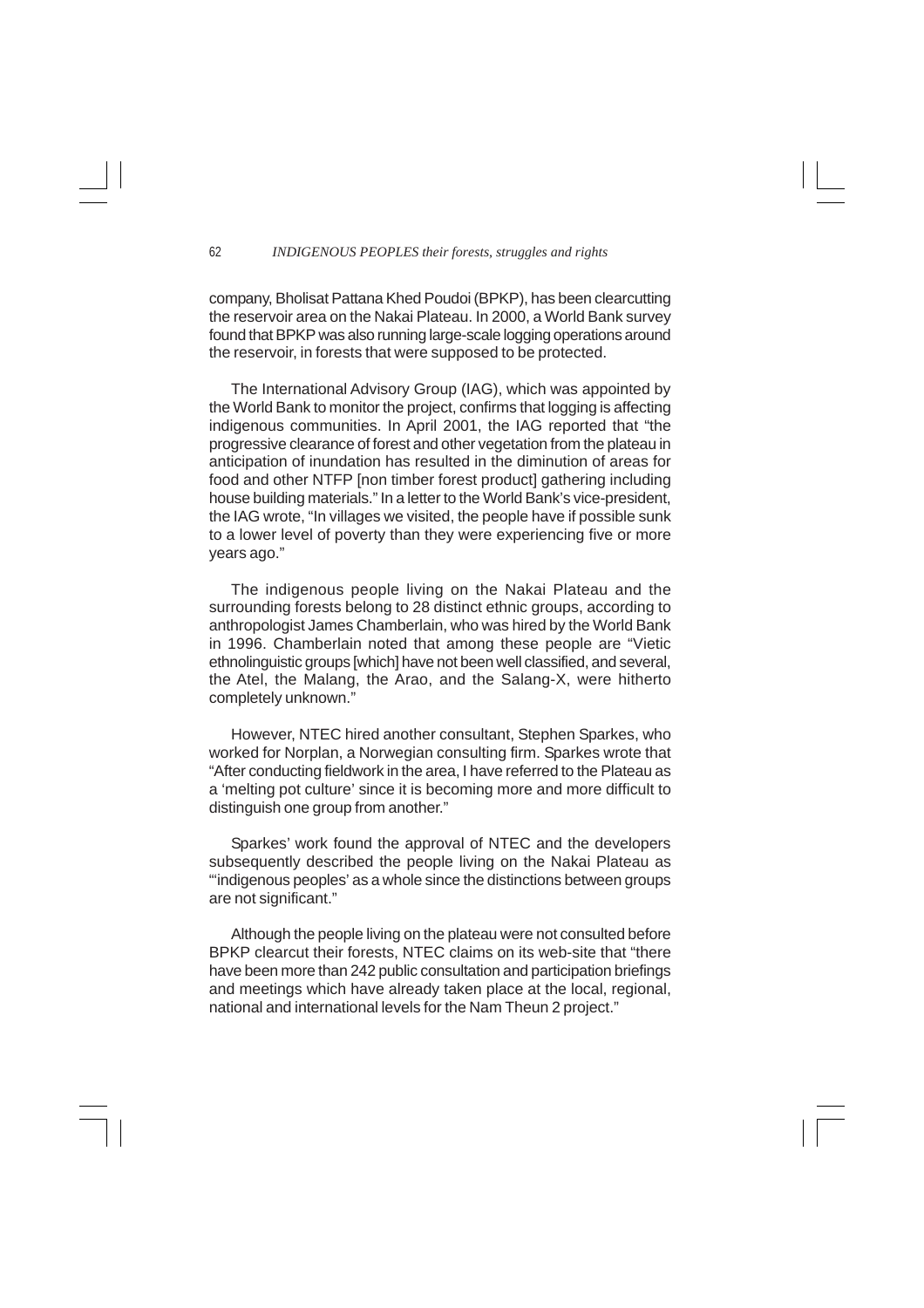company, Bholisat Pattana Khed Poudoi (BPKP), has been clearcutting the reservoir area on the Nakai Plateau. In 2000, a World Bank survey found that BPKP was also running large-scale logging operations around the reservoir, in forests that were supposed to be protected.

The International Advisory Group (IAG), which was appointed by the World Bank to monitor the project, confirms that logging is affecting indigenous communities. In April 2001, the IAG reported that "the progressive clearance of forest and other vegetation from the plateau in anticipation of inundation has resulted in the diminution of areas for food and other NTFP [non timber forest product] gathering including house building materials." In a letter to the World Bank's vice-president, the IAG wrote, "In villages we visited, the people have if possible sunk to a lower level of poverty than they were experiencing five or more years ago."

The indigenous people living on the Nakai Plateau and the surrounding forests belong to 28 distinct ethnic groups, according to anthropologist James Chamberlain, who was hired by the World Bank in 1996. Chamberlain noted that among these people are "Vietic ethnolinguistic groups [which] have not been well classified, and several, the Atel, the Malang, the Arao, and the Salang-X, were hitherto completely unknown."

However, NTEC hired another consultant, Stephen Sparkes, who worked for Norplan, a Norwegian consulting firm. Sparkes wrote that "After conducting fieldwork in the area, I have referred to the Plateau as a 'melting pot culture' since it is becoming more and more difficult to distinguish one group from another."

Sparkes' work found the approval of NTEC and the developers subsequently described the people living on the Nakai Plateau as "'indigenous peoples' as a whole since the distinctions between groups are not significant."

Although the people living on the plateau were not consulted before BPKP clearcut their forests, NTEC claims on its web-site that "there have been more than 242 public consultation and participation briefings and meetings which have already taken place at the local, regional, national and international levels for the Nam Theun 2 project."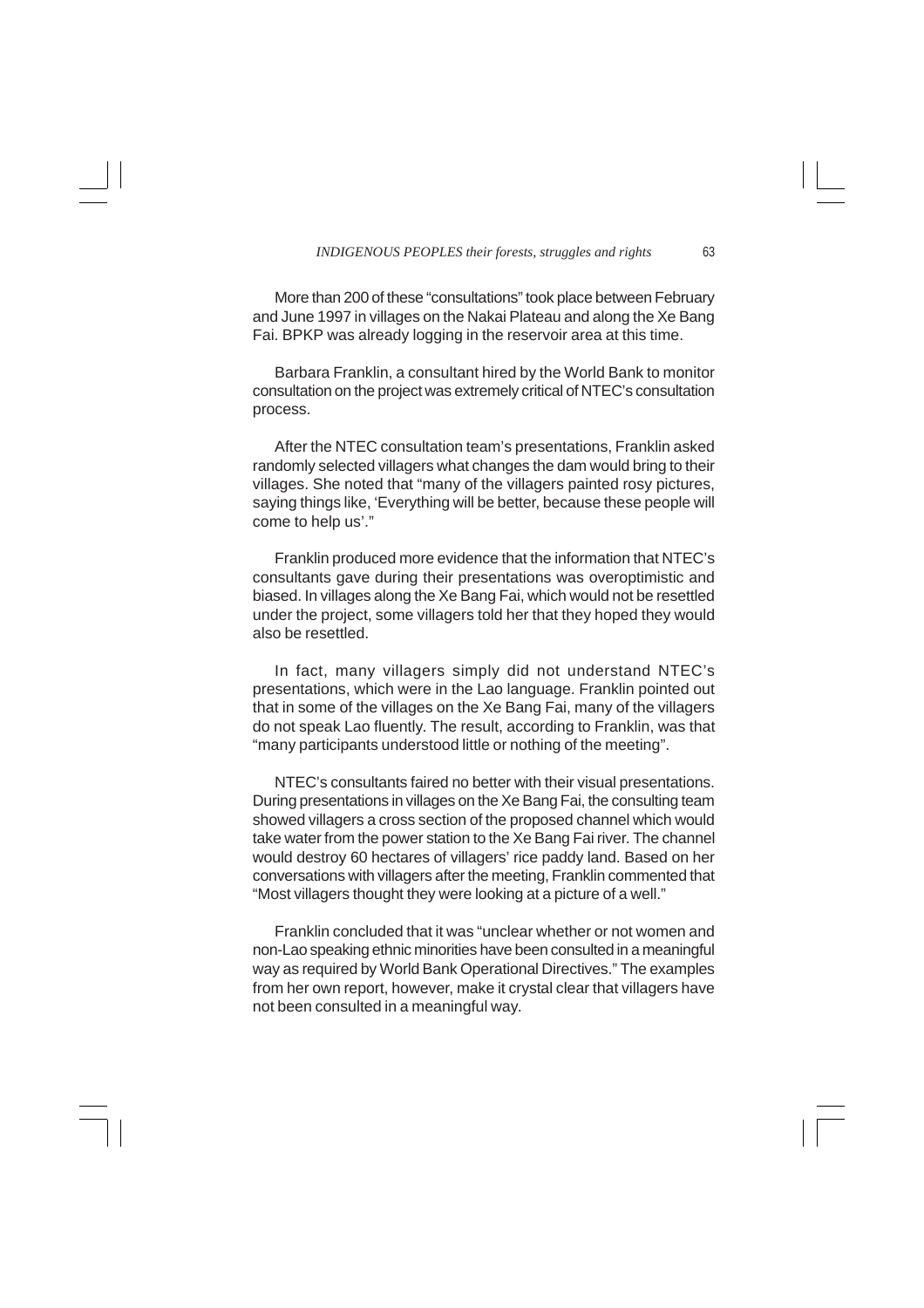More than 200 of these "consultations" took place between February and June 1997 in villages on the Nakai Plateau and along the Xe Bang Fai. BPKP was already logging in the reservoir area at this time.

Barbara Franklin, a consultant hired by the World Bank to monitor consultation on the project was extremely critical of NTEC's consultation process.

After the NTEC consultation team's presentations, Franklin asked randomly selected villagers what changes the dam would bring to their villages. She noted that "many of the villagers painted rosy pictures, saying things like, 'Everything will be better, because these people will come to help us'."

Franklin produced more evidence that the information that NTEC's consultants gave during their presentations was overoptimistic and biased. In villages along the Xe Bang Fai, which would not be resettled under the project, some villagers told her that they hoped they would also be resettled.

In fact, many villagers simply did not understand NTEC's presentations, which were in the Lao language. Franklin pointed out that in some of the villages on the Xe Bang Fai, many of the villagers do not speak Lao fluently. The result, according to Franklin, was that "many participants understood little or nothing of the meeting".

NTEC's consultants faired no better with their visual presentations. During presentations in villages on the Xe Bang Fai, the consulting team showed villagers a cross section of the proposed channel which would take water from the power station to the Xe Bang Fai river. The channel would destroy 60 hectares of villagers' rice paddy land. Based on her conversations with villagers after the meeting, Franklin commented that "Most villagers thought they were looking at a picture of a well."

Franklin concluded that it was "unclear whether or not women and non-Lao speaking ethnic minorities have been consulted in a meaningful way as required by World Bank Operational Directives." The examples from her own report, however, make it crystal clear that villagers have not been consulted in a meaningful way.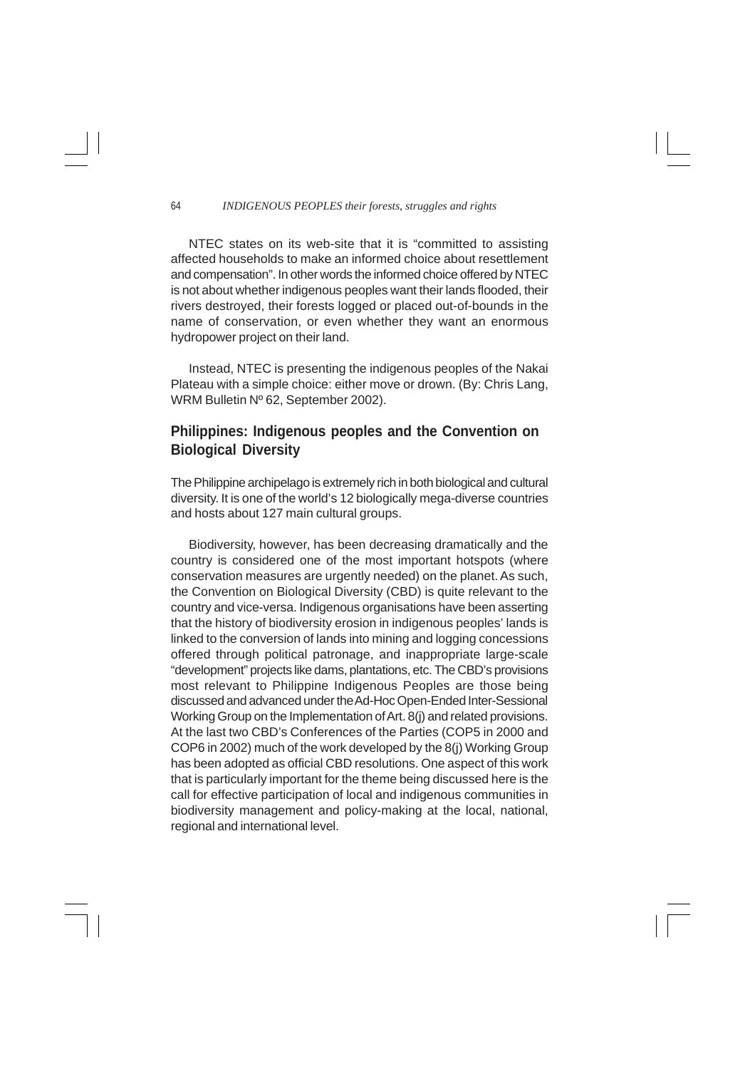NTEC states on its web-site that it is "committed to assisting affected households to make an informed choice about resettlement and compensation". In other words the informed choice offered by NTEC is not about whether indigenous peoples want their lands flooded, their rivers destroyed, their forests logged or placed out-of-bounds in the name of conservation, or even whether they want an enormous hydropower project on their land.

Instead, NTEC is presenting the indigenous peoples of the Nakai Plateau with a simple choice: either move or drown. (By: Chris Lang, WRM Bulletin Nº 62, September 2002).

## Philippines: Indigenous peoples and the Convention on Biological Diversity

The Philippine archipelago is extremely rich in both biological and cultural diversity. It is one of the world's 12 biologically mega-diverse countries and hosts about 127 main cultural groups.

Biodiversity, however, has been decreasing dramatically and the country is considered one of the most important hotspots (where conservation measures are urgently needed) on the planet. As such, the Convention on Biological Diversity (CBD) is quite relevant to the country and vice-versa. Indigenous organisations have been asserting that the history of biodiversity erosion in indigenous peoples' lands is linked to the conversion of lands into mining and logging concessions offered through political patronage, and inappropriate large-scale "development" projects like dams, plantations, etc. The CBD's provisions most relevant to Philippine Indigenous Peoples are those being discussed and advanced under the Ad-Hoc Open-Ended Inter-Sessional Working Group on the Implementation of Art. 8(j) and related provisions. At the last two CBD's Conferences of the Parties (COP5 in 2000 and COP6 in 2002) much of the work developed by the 8(j) Working Group has been adopted as official CBD resolutions. One aspect of this work that is particularly important for the theme being discussed here is the call for effective participation of local and indigenous communities in biodiversity management and policy-making at the local, national, regional and international level.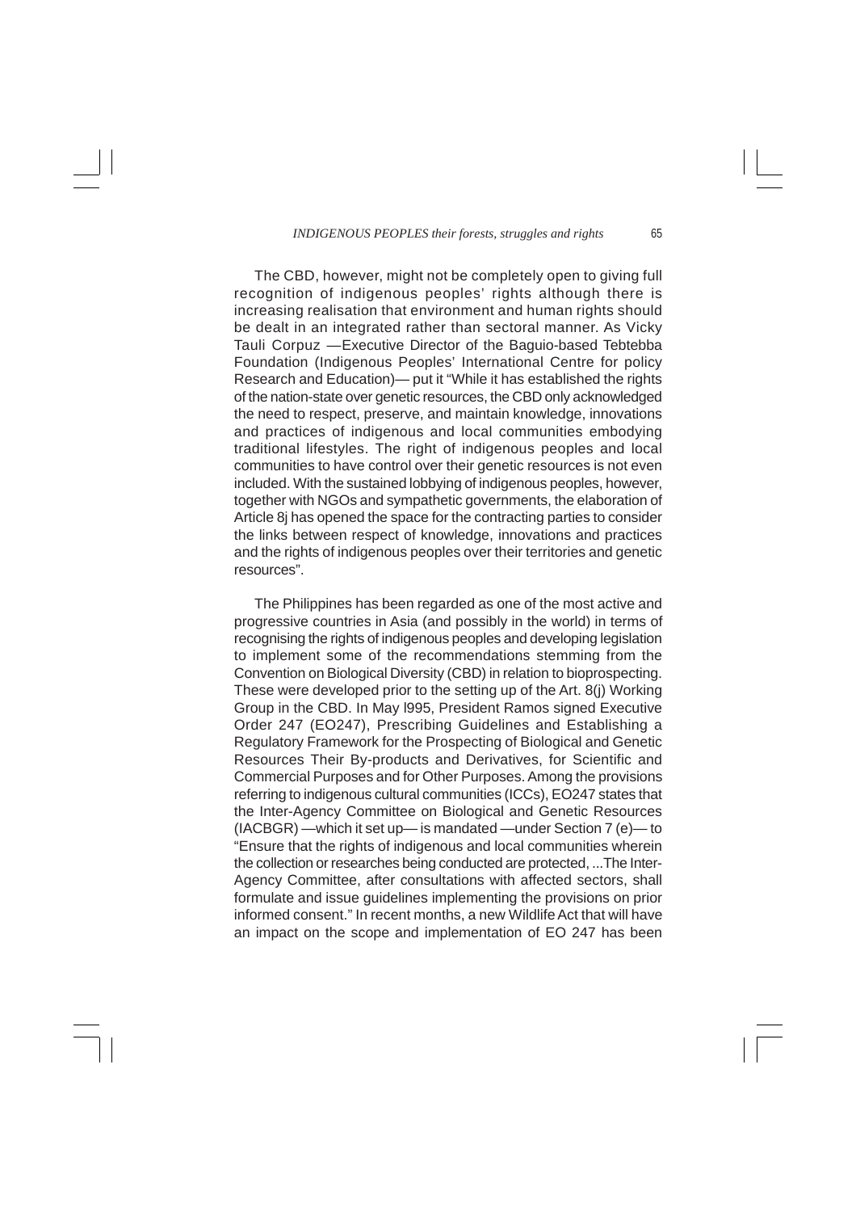The CBD, however, might not be completely open to giving full recognition of indigenous peoples' rights although there is increasing realisation that environment and human rights should be dealt in an integrated rather than sectoral manner. As Vicky Tauli Corpuz —Executive Director of the Baguio-based Tebtebba Foundation (Indigenous Peoples' International Centre for policy Research and Education)— put it "While it has established the rights of the nation-state over genetic resources, the CBD only acknowledged the need to respect, preserve, and maintain knowledge, innovations and practices of indigenous and local communities embodying traditional lifestyles. The right of indigenous peoples and local communities to have control over their genetic resources is not even included. With the sustained lobbying of indigenous peoples, however, together with NGOs and sympathetic governments, the elaboration of Article 8j has opened the space for the contracting parties to consider the links between respect of knowledge, innovations and practices and the rights of indigenous peoples over their territories and genetic resources".

The Philippines has been regarded as one of the most active and progressive countries in Asia (and possibly in the world) in terms of recognising the rights of indigenous peoples and developing legislation to implement some of the recommendations stemming from the Convention on Biological Diversity (CBD) in relation to bioprospecting. These were developed prior to the setting up of the Art. 8(j) Working Group in the CBD. In May l995, President Ramos signed Executive Order 247 (EO247), Prescribing Guidelines and Establishing a Regulatory Framework for the Prospecting of Biological and Genetic Resources Their By-products and Derivatives, for Scientific and Commercial Purposes and for Other Purposes. Among the provisions referring to indigenous cultural communities (ICCs), EO247 states that the Inter-Agency Committee on Biological and Genetic Resources (IACBGR) —which it set up— is mandated —under Section 7 (e)— to "Ensure that the rights of indigenous and local communities wherein the collection or researches being conducted are protected, ...The Inter-Agency Committee, after consultations with affected sectors, shall formulate and issue guidelines implementing the provisions on prior informed consent." In recent months, a new Wildlife Act that will have an impact on the scope and implementation of EO 247 has been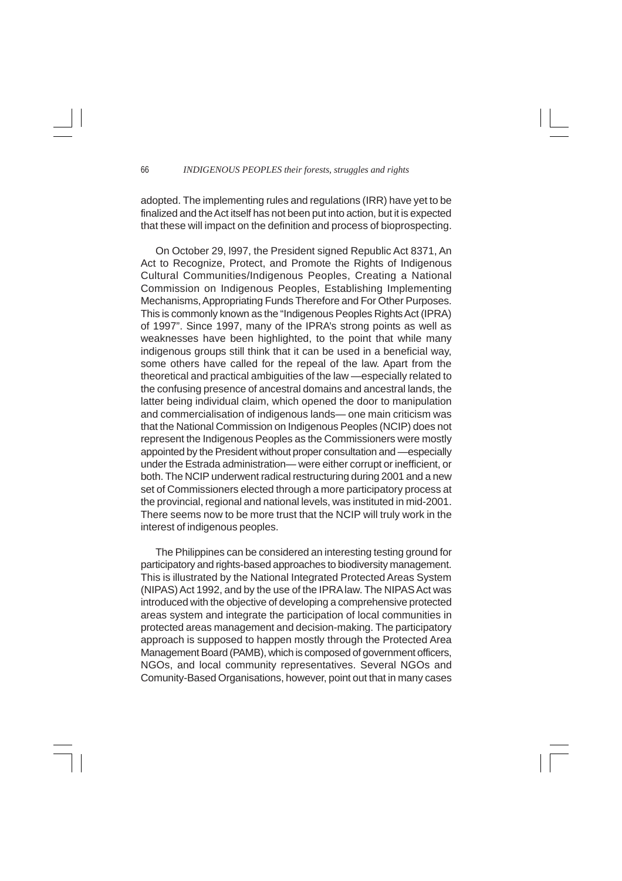adopted. The implementing rules and regulations (IRR) have yet to be finalized and the Act itself has not been put into action, but it is expected that these will impact on the definition and process of bioprospecting.

On October 29, l997, the President signed Republic Act 8371, An Act to Recognize, Protect, and Promote the Rights of Indigenous Cultural Communities/Indigenous Peoples, Creating a National Commission on Indigenous Peoples, Establishing Implementing Mechanisms, Appropriating Funds Therefore and For Other Purposes. This is commonly known as the "Indigenous Peoples Rights Act (IPRA) of 1997". Since 1997, many of the IPRA's strong points as well as weaknesses have been highlighted, to the point that while many indigenous groups still think that it can be used in a beneficial way, some others have called for the repeal of the law. Apart from the theoretical and practical ambiguities of the law —especially related to the confusing presence of ancestral domains and ancestral lands, the latter being individual claim, which opened the door to manipulation and commercialisation of indigenous lands— one main criticism was that the National Commission on Indigenous Peoples (NCIP) does not represent the Indigenous Peoples as the Commissioners were mostly appointed by the President without proper consultation and —especially under the Estrada administration— were either corrupt or inefficient, or both. The NCIP underwent radical restructuring during 2001 and a new set of Commissioners elected through a more participatory process at the provincial, regional and national levels, was instituted in mid-2001. There seems now to be more trust that the NCIP will truly work in the interest of indigenous peoples.

The Philippines can be considered an interesting testing ground for participatory and rights-based approaches to biodiversity management. This is illustrated by the National Integrated Protected Areas System (NIPAS) Act 1992, and by the use of the IPRA law. The NIPAS Act was introduced with the objective of developing a comprehensive protected areas system and integrate the participation of local communities in protected areas management and decision-making. The participatory approach is supposed to happen mostly through the Protected Area Management Board (PAMB), which is composed of government officers, NGOs, and local community representatives. Several NGOs and Comunity-Based Organisations, however, point out that in many cases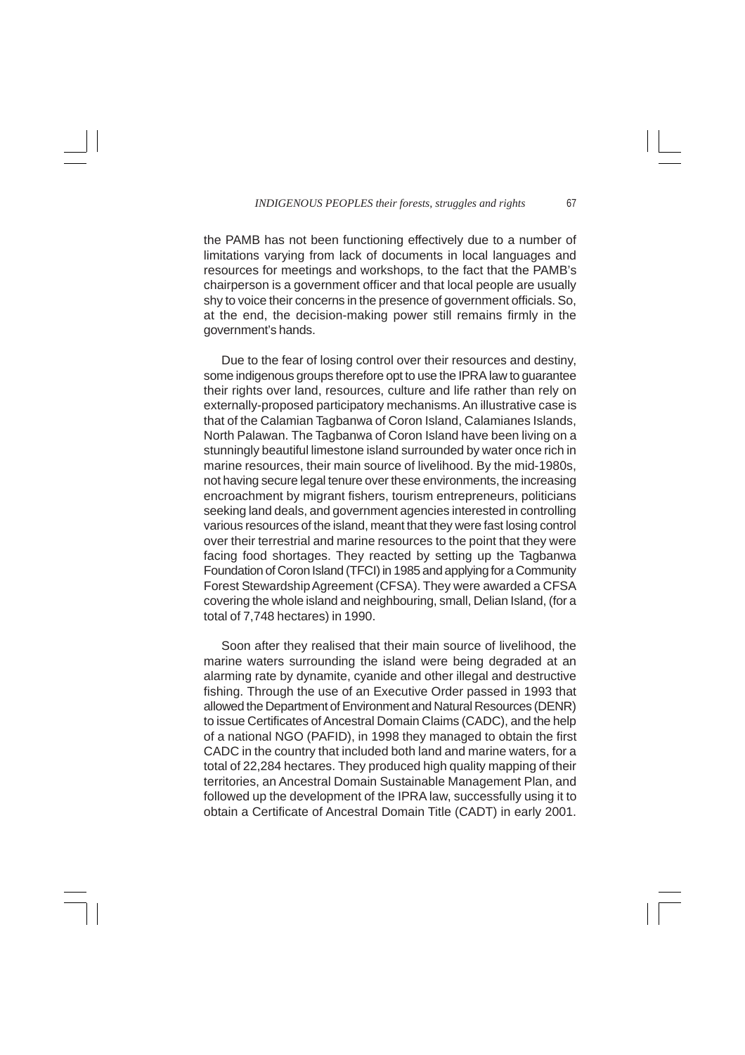the PAMB has not been functioning effectively due to a number of limitations varying from lack of documents in local languages and resources for meetings and workshops, to the fact that the PAMB's chairperson is a government officer and that local people are usually shy to voice their concerns in the presence of government officials. So, at the end, the decision-making power still remains firmly in the government's hands.

Due to the fear of losing control over their resources and destiny, some indigenous groups therefore opt to use the IPRA law to guarantee their rights over land, resources, culture and life rather than rely on externally-proposed participatory mechanisms. An illustrative case is that of the Calamian Tagbanwa of Coron Island, Calamianes Islands, North Palawan. The Tagbanwa of Coron Island have been living on a stunningly beautiful limestone island surrounded by water once rich in marine resources, their main source of livelihood. By the mid-1980s, not having secure legal tenure over these environments, the increasing encroachment by migrant fishers, tourism entrepreneurs, politicians seeking land deals, and government agencies interested in controlling various resources of the island, meant that they were fast losing control over their terrestrial and marine resources to the point that they were facing food shortages. They reacted by setting up the Tagbanwa Foundation of Coron Island (TFCI) in 1985 and applying for a Community Forest Stewardship Agreement (CFSA). They were awarded a CFSA covering the whole island and neighbouring, small, Delian Island, (for a total of 7,748 hectares) in 1990.

Soon after they realised that their main source of livelihood, the marine waters surrounding the island were being degraded at an alarming rate by dynamite, cyanide and other illegal and destructive fishing. Through the use of an Executive Order passed in 1993 that allowed the Department of Environment and Natural Resources (DENR) to issue Certificates of Ancestral Domain Claims (CADC), and the help of a national NGO (PAFID), in 1998 they managed to obtain the first CADC in the country that included both land and marine waters, for a total of 22,284 hectares. They produced high quality mapping of their territories, an Ancestral Domain Sustainable Management Plan, and followed up the development of the IPRA law, successfully using it to obtain a Certificate of Ancestral Domain Title (CADT) in early 2001.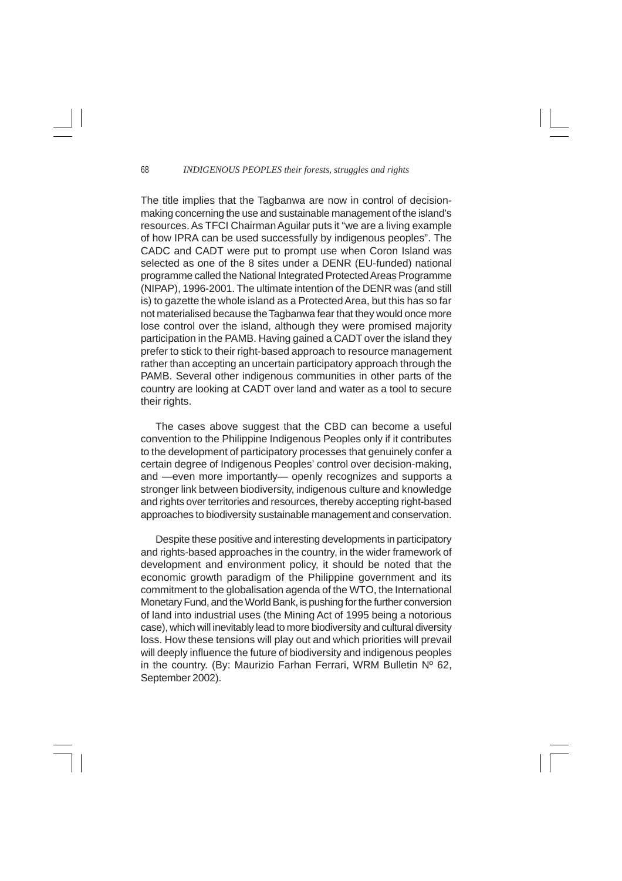The title implies that the Tagbanwa are now in control of decision-making concerning the use and sustainable management of the island's resources. As TFCI Chairman Aguilar puts it "we are a living example of how IPRA can be used successfully by indigenous peoples". The CADC and CADT were put to prompt use when Coron Island was selected as one of the 8 sites under a DENR (EU-funded) national programme called the National Integrated Protected Areas Programme (NIPAP), 1996-2001. The ultimate intention of the DENR was (and still is) to gazette the whole island as a Protected Area, but this has so far not materialised because the Tagbanwa fear that they would once more lose control over the island, although they were promised majority participation in the PAMB. Having gained a CADT over the island they prefer to stick to their right-based approach to resource management rather than accepting an uncertain participatory approach through the PAMB. Several other indigenous communities in other parts of the country are looking at CADT over land and water as a tool to secure their rights.

The cases above suggest that the CBD can become a useful convention to the Philippine Indigenous Peoples only if it contributes to the development of participatory processes that genuinely confer a certain degree of Indigenous Peoples' control over decision-making, and —even more importantly— openly recognizes and supports a stronger link between biodiversity, indigenous culture and knowledge and rights over territories and resources, thereby accepting right-based approaches to biodiversity sustainable management and conservation.

Despite these positive and interesting developments in participatory and rights-based approaches in the country, in the wider framework of development and environment policy, it should be noted that the economic growth paradigm of the Philippine government and its commitment to the globalisation agenda of the WTO, the International Monetary Fund, and the World Bank, is pushing for the further conversion of land into industrial uses (the Mining Act of 1995 being a notorious case), which will inevitably lead to more biodiversity and cultural diversity loss. How these tensions will play out and which priorities will prevail will deeply influence the future of biodiversity and indigenous peoples in the country. (By: Maurizio Farhan Ferrari, WRM Bulletin Nº 62, September 2002).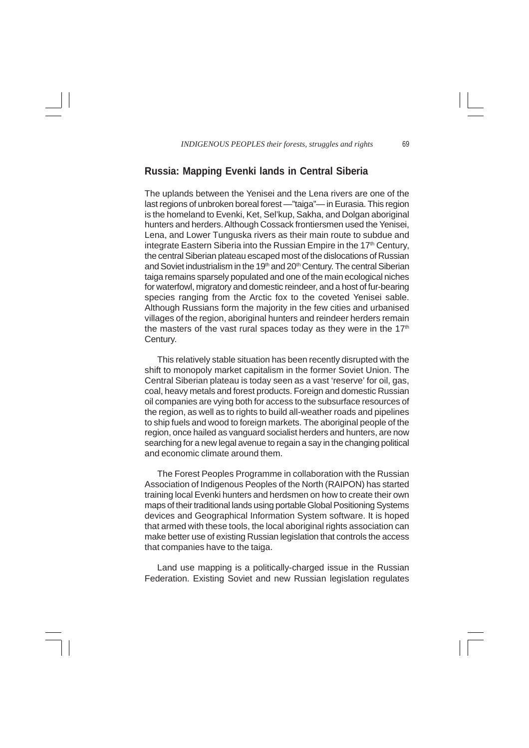## Russia: Mapping Evenki lands in Central Siberia

The uplands between the Yenisei and the Lena rivers are one of the last regions of unbroken boreal forest —"taiga"— in Eurasia. This region is the homeland to Evenki, Ket, Sel'kup, Sakha, and Dolgan aboriginal hunters and herders. Although Cossack frontiersmen used the Yenisei, Lena, and Lower Tunguska rivers as their main route to subdue and integrate Eastern Siberia into the Russian Empire in the 17th Century, the central Siberian plateau escaped most of the dislocations of Russian and Soviet industrialism in the 19th and 20th Century. The central Siberian taiga remains sparsely populated and one of the main ecological niches for waterfowl, migratory and domestic reindeer, and a host of fur-bearing species ranging from the Arctic fox to the coveted Yenisei sable. Although Russians form the majority in the few cities and urbanised villages of the region, aboriginal hunters and reindeer herders remain the masters of the vast rural spaces today as they were in the 17th Century.

This relatively stable situation has been recently disrupted with the shift to monopoly market capitalism in the former Soviet Union. The Central Siberian plateau is today seen as a vast 'reserve' for oil, gas, coal, heavy metals and forest products. Foreign and domestic Russian oil companies are vying both for access to the subsurface resources of the region, as well as to rights to build all-weather roads and pipelines to ship fuels and wood to foreign markets. The aboriginal people of the region, once hailed as vanguard socialist herders and hunters, are now searching for a new legal avenue to regain a say in the changing political and economic climate around them.

The Forest Peoples Programme in collaboration with the Russian Association of Indigenous Peoples of the North (RAIPON) has started training local Evenki hunters and herdsmen on how to create their own maps of their traditional lands using portable Global Positioning Systems devices and Geographical Information System software. It is hoped that armed with these tools, the local aboriginal rights association can make better use of existing Russian legislation that controls the access that companies have to the taiga.

Land use mapping is a politically-charged issue in the Russian Federation. Existing Soviet and new Russian legislation regulates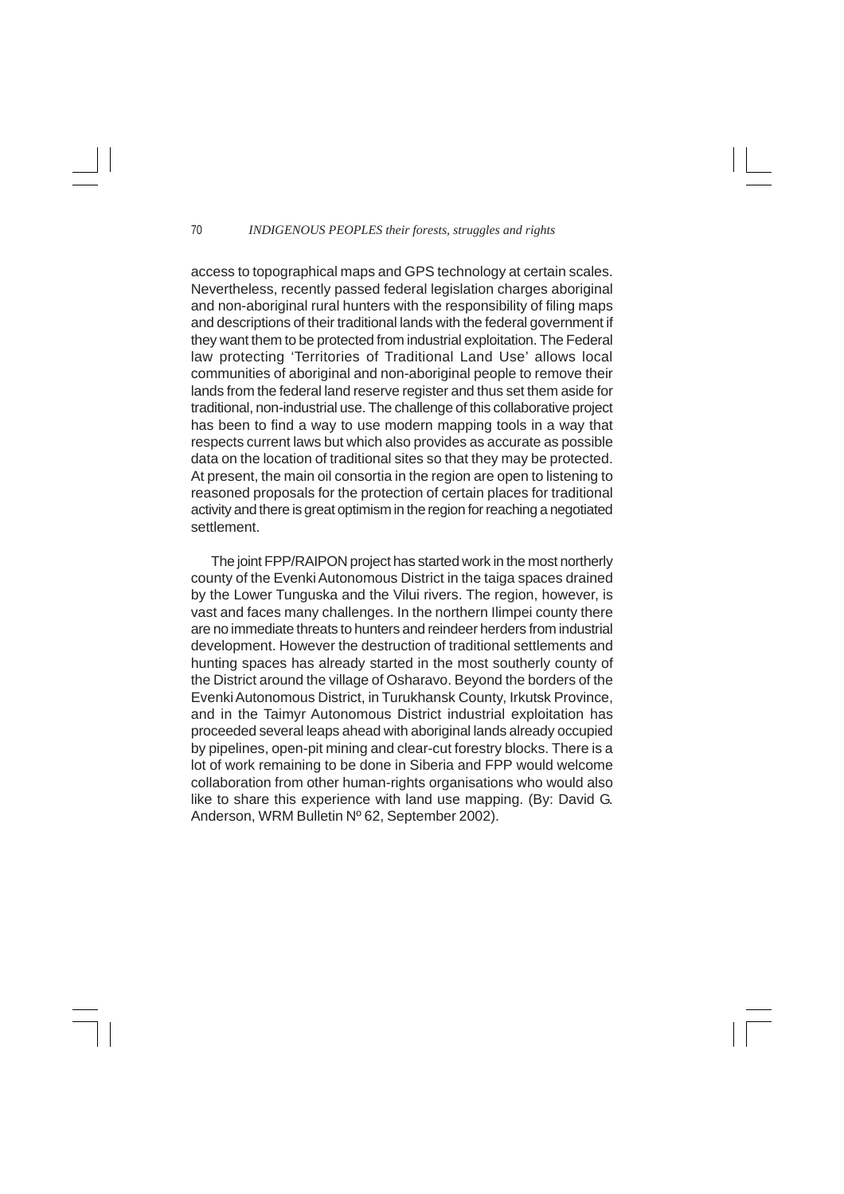access to topographical maps and GPS technology at certain scales. Nevertheless, recently passed federal legislation charges aboriginal and non-aboriginal rural hunters with the responsibility of filing maps and descriptions of their traditional lands with the federal government if they want them to be protected from industrial exploitation. The Federal law protecting 'Territories of Traditional Land Use' allows local communities of aboriginal and non-aboriginal people to remove their lands from the federal land reserve register and thus set them aside for traditional, non-industrial use. The challenge of this collaborative project has been to find a way to use modern mapping tools in a way that respects current laws but which also provides as accurate as possible data on the location of traditional sites so that they may be protected. At present, the main oil consortia in the region are open to listening to reasoned proposals for the protection of certain places for traditional activity and there is great optimism in the region for reaching a negotiated settlement.

The joint FPP/RAIPON project has started work in the most northerly county of the Evenki Autonomous District in the taiga spaces drained by the Lower Tunguska and the Vilui rivers. The region, however, is vast and faces many challenges. In the northern Ilimpei county there are no immediate threats to hunters and reindeer herders from industrial development. However the destruction of traditional settlements and hunting spaces has already started in the most southerly county of the District around the village of Osharavo. Beyond the borders of the Evenki Autonomous District, in Turukhansk County, Irkutsk Province, and in the Taimyr Autonomous District industrial exploitation has proceeded several leaps ahead with aboriginal lands already occupied by pipelines, open-pit mining and clear-cut forestry blocks. There is a lot of work remaining to be done in Siberia and FPP would welcome collaboration from other human-rights organisations who would also like to share this experience with land use mapping. (By: David G. Anderson, WRM Bulletin Nº 62, September 2002).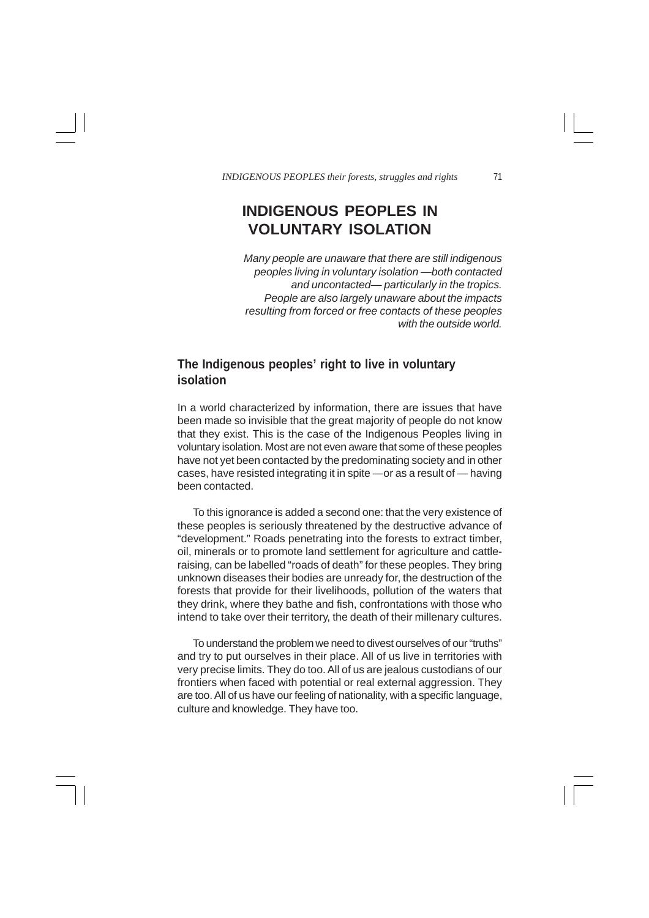# INDIGENOUS PEOPLES IN VOLUNTARY ISOLATION

*Many people are unaware that there are still indigenous peoples living in voluntary isolation —both contacted and uncontacted— particularly in the tropics. People are also largely unaware about the impacts resulting from forced or free contacts of these peoples with the outside world.*

## The Indigenous peoples' right to live in voluntary isolation

In a world characterized by information, there are issues that have been made so invisible that the great majority of people do not know that they exist. This is the case of the Indigenous Peoples living in voluntary isolation. Most are not even aware that some of these peoples have not yet been contacted by the predominating society and in other cases, have resisted integrating it in spite —or as a result of — having been contacted.

To this ignorance is added a second one: that the very existence of these peoples is seriously threatened by the destructive advance of "development." Roads penetrating into the forests to extract timber, oil, minerals or to promote land settlement for agriculture and cattle-raising, can be labelled "roads of death" for these peoples. They bring unknown diseases their bodies are unready for, the destruction of the forests that provide for their livelihoods, pollution of the waters that they drink, where they bathe and fish, confrontations with those who intend to take over their territory, the death of their millenary cultures.

To understand the problem we need to divest ourselves of our "truths" and try to put ourselves in their place. All of us live in territories with very precise limits. They do too. All of us are jealous custodians of our frontiers when faced with potential or real external aggression. They are too. All of us have our feeling of nationality, with a specific language, culture and knowledge. They have too.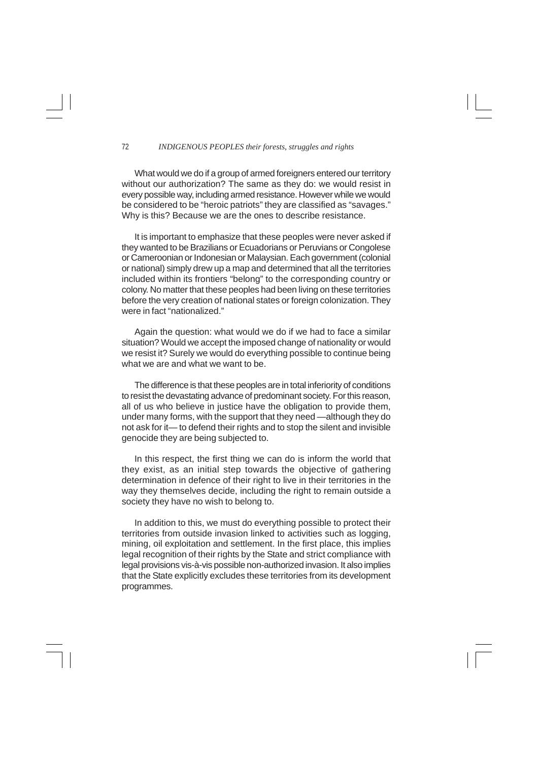What would we do if a group of armed foreigners entered our territory without our authorization? The same as they do: we would resist in every possible way, including armed resistance. However while we would be considered to be "heroic patriots" they are classified as "savages." Why is this? Because we are the ones to describe resistance.

It is important to emphasize that these peoples were never asked if they wanted to be Brazilians or Ecuadorians or Peruvians or Congolese or Cameroonian or Indonesian or Malaysian. Each government (colonial or national) simply drew up a map and determined that all the territories included within its frontiers "belong" to the corresponding country or colony. No matter that these peoples had been living on these territories before the very creation of national states or foreign colonization. They were in fact "nationalized."

Again the question: what would we do if we had to face a similar situation? Would we accept the imposed change of nationality or would we resist it? Surely we would do everything possible to continue being what we are and what we want to be.

The difference is that these peoples are in total inferiority of conditions to resist the devastating advance of predominant society. For this reason, all of us who believe in justice have the obligation to provide them, under many forms, with the support that they need —although they do not ask for it— to defend their rights and to stop the silent and invisible genocide they are being subjected to.

In this respect, the first thing we can do is inform the world that they exist, as an initial step towards the objective of gathering determination in defence of their right to live in their territories in the way they themselves decide, including the right to remain outside a society they have no wish to belong to.

In addition to this, we must do everything possible to protect their territories from outside invasion linked to activities such as logging, mining, oil exploitation and settlement. In the first place, this implies legal recognition of their rights by the State and strict compliance with legal provisions vis-à-vis possible non-authorized invasion. It also implies that the State explicitly excludes these territories from its development programmes.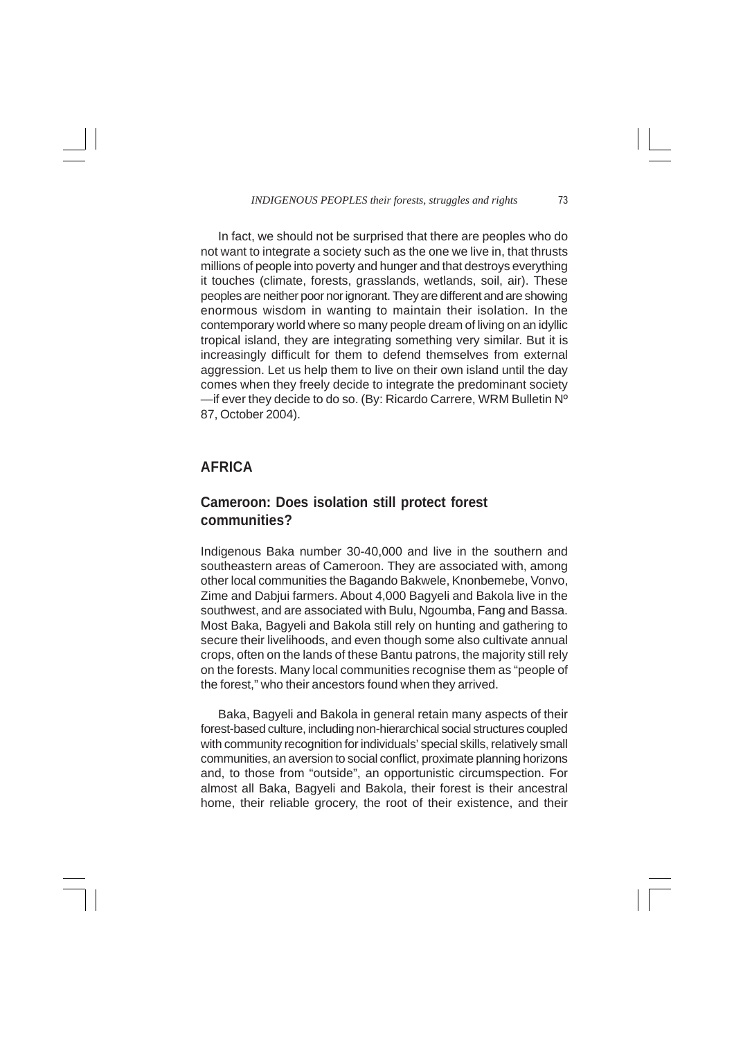In fact, we should not be surprised that there are peoples who do not want to integrate a society such as the one we live in, that thrusts millions of people into poverty and hunger and that destroys everything it touches (climate, forests, grasslands, wetlands, soil, air). These peoples are neither poor nor ignorant. They are different and are showing enormous wisdom in wanting to maintain their isolation. In the contemporary world where so many people dream of living on an idyllic tropical island, they are integrating something very similar. But it is increasingly difficult for them to defend themselves from external aggression. Let us help them to live on their own island until the day comes when they freely decide to integrate the predominant society —if ever they decide to do so. (By: Ricardo Carrere, WRM Bulletin Nº 87, October 2004).

## AFRICA

### Cameroon: Does isolation still protect forest communities?

Indigenous Baka number 30-40,000 and live in the southern and southeastern areas of Cameroon. They are associated with, among other local communities the Bagando Bakwele, Knonbemebe, Vonvo, Zime and Dabjui farmers. About 4,000 Bagyeli and Bakola live in the southwest, and are associated with Bulu, Ngoumba, Fang and Bassa. Most Baka, Bagyeli and Bakola still rely on hunting and gathering to secure their livelihoods, and even though some also cultivate annual crops, often on the lands of these Bantu patrons, the majority still rely on the forests. Many local communities recognise them as "people of the forest," who their ancestors found when they arrived.

Baka, Bagyeli and Bakola in general retain many aspects of their forest-based culture, including non-hierarchical social structures coupled with community recognition for individuals' special skills, relatively small communities, an aversion to social conflict, proximate planning horizons and, to those from "outside", an opportunistic circumspection. For almost all Baka, Bagyeli and Bakola, their forest is their ancestral home, their reliable grocery, the root of their existence, and their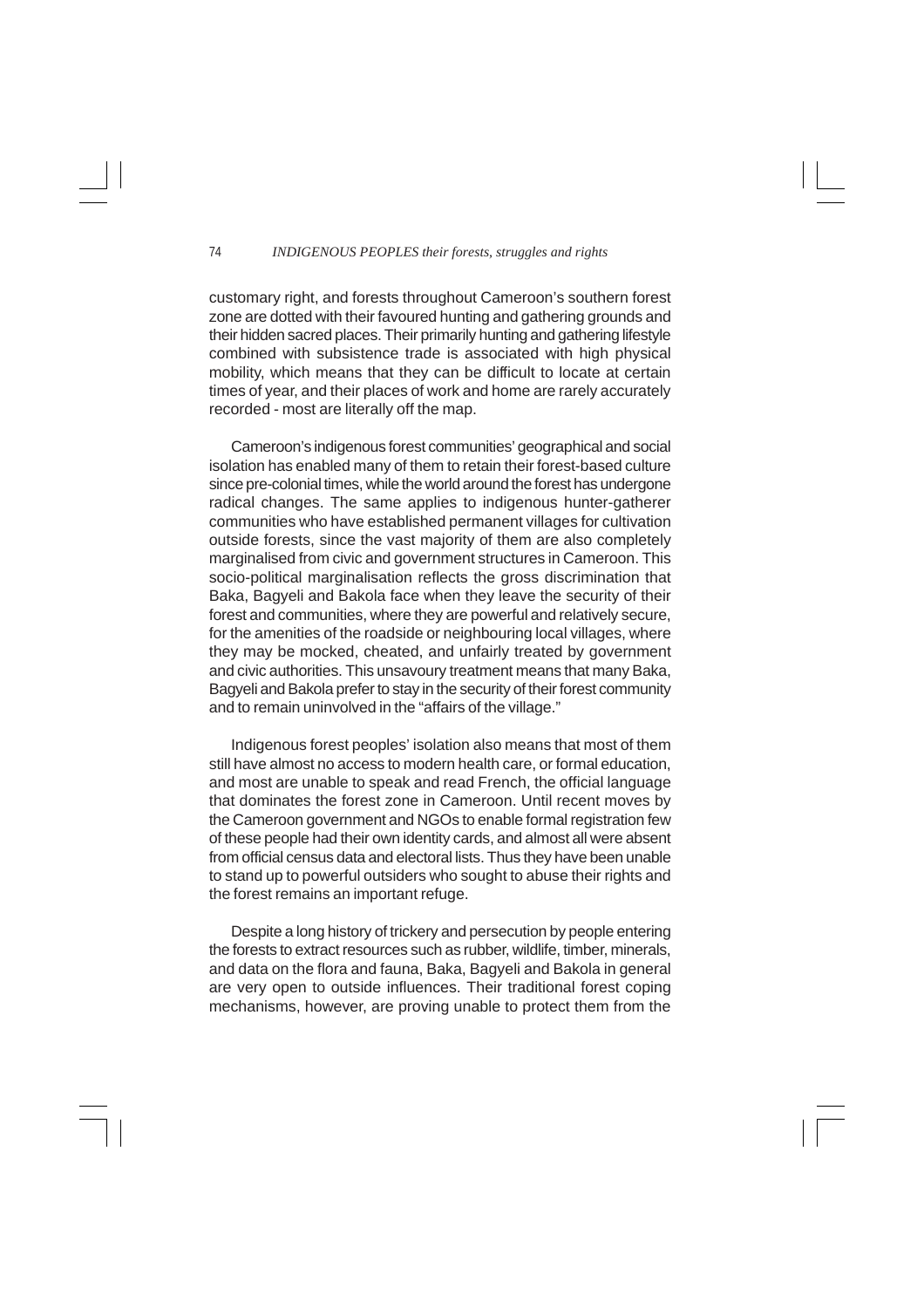customary right, and forests throughout Cameroon's southern forest zone are dotted with their favoured hunting and gathering grounds and their hidden sacred places. Their primarily hunting and gathering lifestyle combined with subsistence trade is associated with high physical mobility, which means that they can be difficult to locate at certain times of year, and their places of work and home are rarely accurately recorded - most are literally off the map.

Cameroon's indigenous forest communities' geographical and social isolation has enabled many of them to retain their forest-based culture since pre-colonial times, while the world around the forest has undergone radical changes. The same applies to indigenous hunter-gatherer communities who have established permanent villages for cultivation outside forests, since the vast majority of them are also completely marginalised from civic and government structures in Cameroon. This socio-political marginalisation reflects the gross discrimination that Baka, Bagyeli and Bakola face when they leave the security of their forest and communities, where they are powerful and relatively secure, for the amenities of the roadside or neighbouring local villages, where they may be mocked, cheated, and unfairly treated by government and civic authorities. This unsavoury treatment means that many Baka, Bagyeli and Bakola prefer to stay in the security of their forest community and to remain uninvolved in the "affairs of the village."

Indigenous forest peoples' isolation also means that most of them still have almost no access to modern health care, or formal education, and most are unable to speak and read French, the official language that dominates the forest zone in Cameroon. Until recent moves by the Cameroon government and NGOs to enable formal registration few of these people had their own identity cards, and almost all were absent from official census data and electoral lists. Thus they have been unable to stand up to powerful outsiders who sought to abuse their rights and the forest remains an important refuge.

Despite a long history of trickery and persecution by people entering the forests to extract resources such as rubber, wildlife, timber, minerals, and data on the flora and fauna, Baka, Bagyeli and Bakola in general are very open to outside influences. Their traditional forest coping mechanisms, however, are proving unable to protect them from the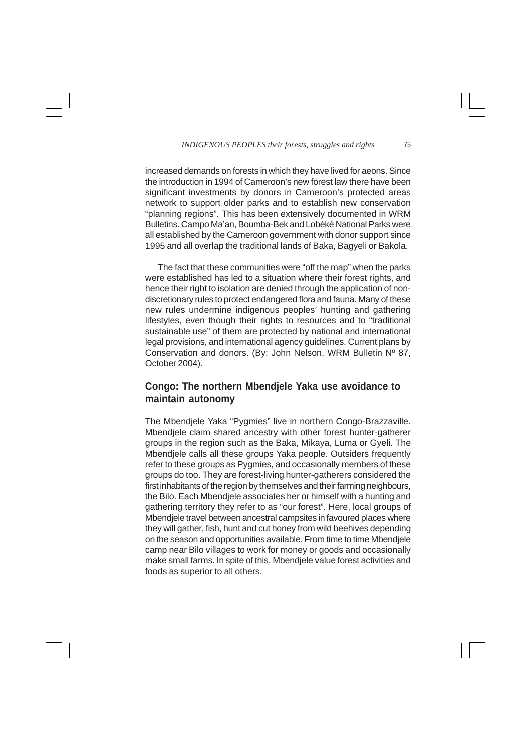increased demands on forests in which they have lived for aeons. Since the introduction in 1994 of Cameroon's new forest law there have been significant investments by donors in Cameroon's protected areas network to support older parks and to establish new conservation "planning regions". This has been extensively documented in WRM Bulletins. Campo Ma'an, Boumba-Bek and Lobéké National Parks were all established by the Cameroon government with donor support since 1995 and all overlap the traditional lands of Baka, Bagyeli or Bakola.

The fact that these communities were "off the map" when the parks were established has led to a situation where their forest rights, and hence their right to isolation are denied through the application of non-discretionary rules to protect endangered flora and fauna. Many of these new rules undermine indigenous peoples' hunting and gathering lifestyles, even though their rights to resources and to "traditional sustainable use" of them are protected by national and international legal provisions, and international agency guidelines. Current plans by Conservation and donors. (By: John Nelson, WRM Bulletin Nº 87, October 2004).

## Congo: The northern Mbendjele Yaka use avoidance to maintain autonomy

The Mbendjele Yaka "Pygmies" live in northern Congo-Brazzaville. Mbendjele claim shared ancestry with other forest hunter-gatherer groups in the region such as the Baka, Mikaya, Luma or Gyeli. The Mbendjele calls all these groups Yaka people. Outsiders frequently refer to these groups as Pygmies, and occasionally members of these groups do too. They are forest-living hunter-gatherers considered the first inhabitants of the region by themselves and their farming neighbours, the Bilo. Each Mbendjele associates her or himself with a hunting and gathering territory they refer to as "our forest". Here, local groups of Mbendjele travel between ancestral campsites in favoured places where they will gather, fish, hunt and cut honey from wild beehives depending on the season and opportunities available. From time to time Mbendjele camp near Bilo villages to work for money or goods and occasionally make small farms. In spite of this, Mbendjele value forest activities and foods as superior to all others.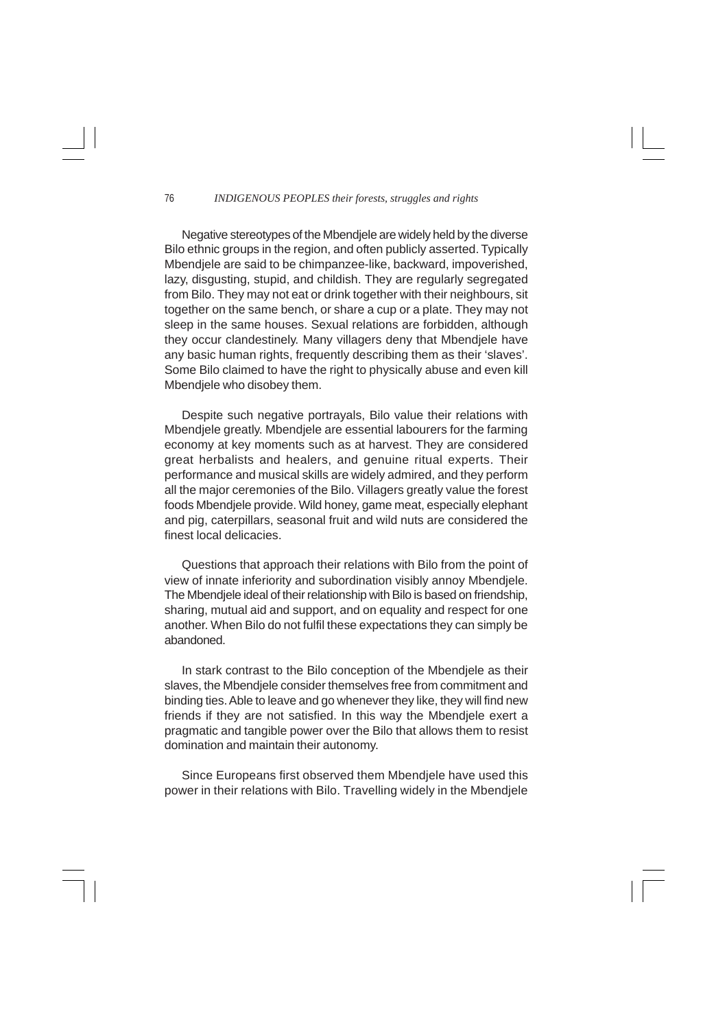Negative stereotypes of the Mbendjele are widely held by the diverse Bilo ethnic groups in the region, and often publicly asserted. Typically Mbendjele are said to be chimpanzee-like, backward, impoverished, lazy, disgusting, stupid, and childish. They are regularly segregated from Bilo. They may not eat or drink together with their neighbours, sit together on the same bench, or share a cup or a plate. They may not sleep in the same houses. Sexual relations are forbidden, although they occur clandestinely. Many villagers deny that Mbendjele have any basic human rights, frequently describing them as their 'slaves'. Some Bilo claimed to have the right to physically abuse and even kill Mbendjele who disobey them.

Despite such negative portrayals, Bilo value their relations with Mbendjele greatly. Mbendjele are essential labourers for the farming economy at key moments such as at harvest. They are considered great herbalists and healers, and genuine ritual experts. Their performance and musical skills are widely admired, and they perform all the major ceremonies of the Bilo. Villagers greatly value the forest foods Mbendjele provide. Wild honey, game meat, especially elephant and pig, caterpillars, seasonal fruit and wild nuts are considered the finest local delicacies.

Questions that approach their relations with Bilo from the point of view of innate inferiority and subordination visibly annoy Mbendjele. The Mbendjele ideal of their relationship with Bilo is based on friendship, sharing, mutual aid and support, and on equality and respect for one another. When Bilo do not fulfil these expectations they can simply be abandoned.

In stark contrast to the Bilo conception of the Mbendjele as their slaves, the Mbendjele consider themselves free from commitment and binding ties. Able to leave and go whenever they like, they will find new friends if they are not satisfied. In this way the Mbendjele exert a pragmatic and tangible power over the Bilo that allows them to resist domination and maintain their autonomy.

Since Europeans first observed them Mbendjele have used this power in their relations with Bilo. Travelling widely in the Mbendjele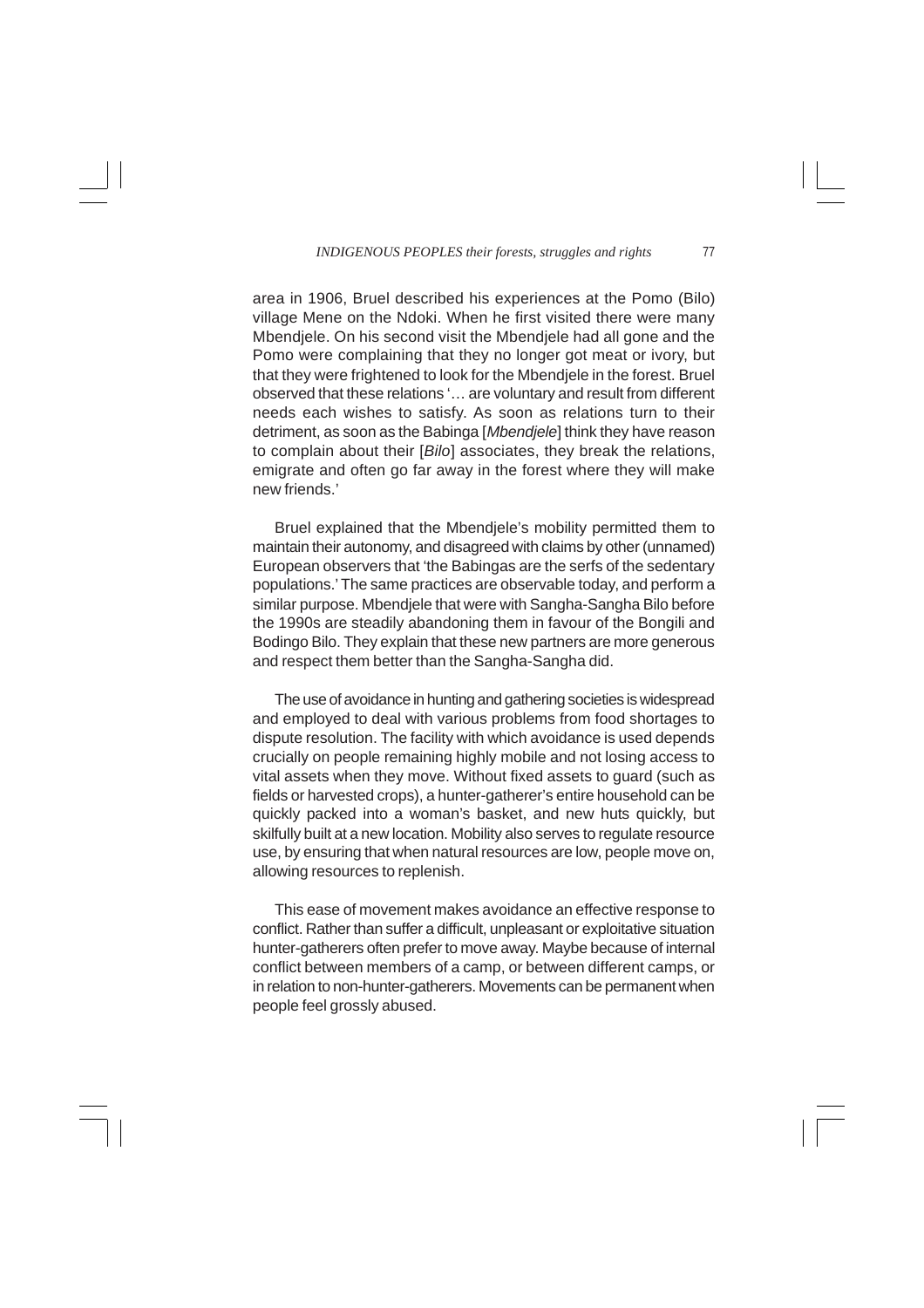area in 1906, Bruel described his experiences at the Pomo (Bilo) village Mene on the Ndoki. When he first visited there were many Mbendjele. On his second visit the Mbendjele had all gone and the Pomo were complaining that they no longer got meat or ivory, but that they were frightened to look for the Mbendjele in the forest. Bruel observed that these relations '… are voluntary and result from different needs each wishes to satisfy. As soon as relations turn to their detriment, as soon as the Babinga [*Mbendjele*] think they have reason to complain about their [*Bilo*] associates, they break the relations, emigrate and often go far away in the forest where they will make new friends.'

Bruel explained that the Mbendjele's mobility permitted them to maintain their autonomy, and disagreed with claims by other (unnamed) European observers that 'the Babingas are the serfs of the sedentary populations.' The same practices are observable today, and perform a similar purpose. Mbendjele that were with Sangha-Sangha Bilo before the 1990s are steadily abandoning them in favour of the Bongili and Bodingo Bilo. They explain that these new partners are more generous and respect them better than the Sangha-Sangha did.

The use of avoidance in hunting and gathering societies is widespread and employed to deal with various problems from food shortages to dispute resolution. The facility with which avoidance is used depends crucially on people remaining highly mobile and not losing access to vital assets when they move. Without fixed assets to guard (such as fields or harvested crops), a hunter-gatherer's entire household can be quickly packed into a woman's basket, and new huts quickly, but skilfully built at a new location. Mobility also serves to regulate resource use, by ensuring that when natural resources are low, people move on, allowing resources to replenish.

This ease of movement makes avoidance an effective response to conflict. Rather than suffer a difficult, unpleasant or exploitative situation hunter-gatherers often prefer to move away. Maybe because of internal conflict between members of a camp, or between different camps, or in relation to non-hunter-gatherers. Movements can be permanent when people feel grossly abused.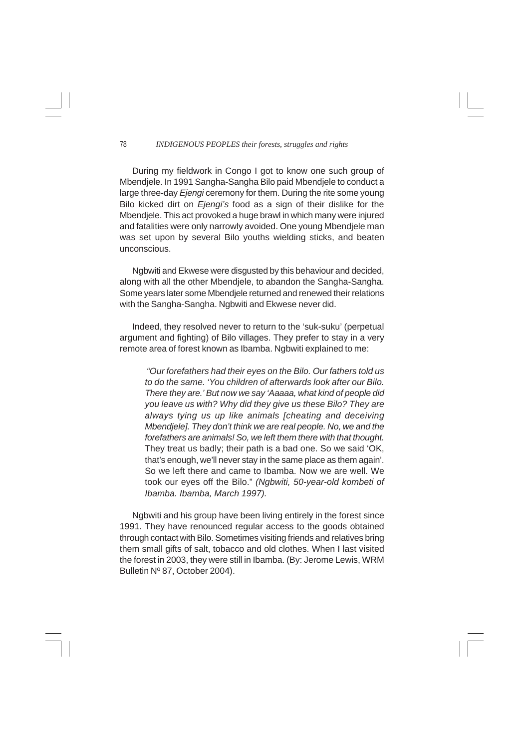During my fieldwork in Congo I got to know one such group of Mbendjele. In 1991 Sangha-Sangha Bilo paid Mbendjele to conduct a large three-day *Ejengi* ceremony for them. During the rite some young Bilo kicked dirt on *Ejengi's* food as a sign of their dislike for the Mbendjele. This act provoked a huge brawl in which many were injured and fatalities were only narrowly avoided. One young Mbendjele man was set upon by several Bilo youths wielding sticks, and beaten unconscious.

Ngbwiti and Ekwese were disgusted by this behaviour and decided, along with all the other Mbendjele, to abandon the Sangha-Sangha. Some years later some Mbendjele returned and renewed their relations with the Sangha-Sangha. Ngbwiti and Ekwese never did.

Indeed, they resolved never to return to the 'suk-suku' (perpetual argument and fighting) of Bilo villages. They prefer to stay in a very remote area of forest known as Ibamba. Ngbwiti explained to me:

> *"Our forefathers had their eyes on the Bilo. Our fathers told us to do the same. 'You children of afterwards look after our Bilo. There they are.' But now we say 'Aaaaa, what kind of people did you leave us with? Why did they give us these Bilo? They are always tying us up like animals [cheating and deceiving Mbendjele]. They don't think we are real people. No, we and the forefathers are animals! So, we left them there with that thought.* They treat us badly; their path is a bad one. So we said 'OK, that's enough, we'll never stay in the same place as them again'. So we left there and came to Ibamba. Now we are well. We took our eyes off the Bilo." *(Ngbwiti, 50-year-old kombeti of Ibamba. Ibamba, March 1997).*

Ngbwiti and his group have been living entirely in the forest since 1991. They have renounced regular access to the goods obtained through contact with Bilo. Sometimes visiting friends and relatives bring them small gifts of salt, tobacco and old clothes. When I last visited the forest in 2003, they were still in Ibamba. (By: Jerome Lewis, WRM Bulletin Nº 87, October 2004).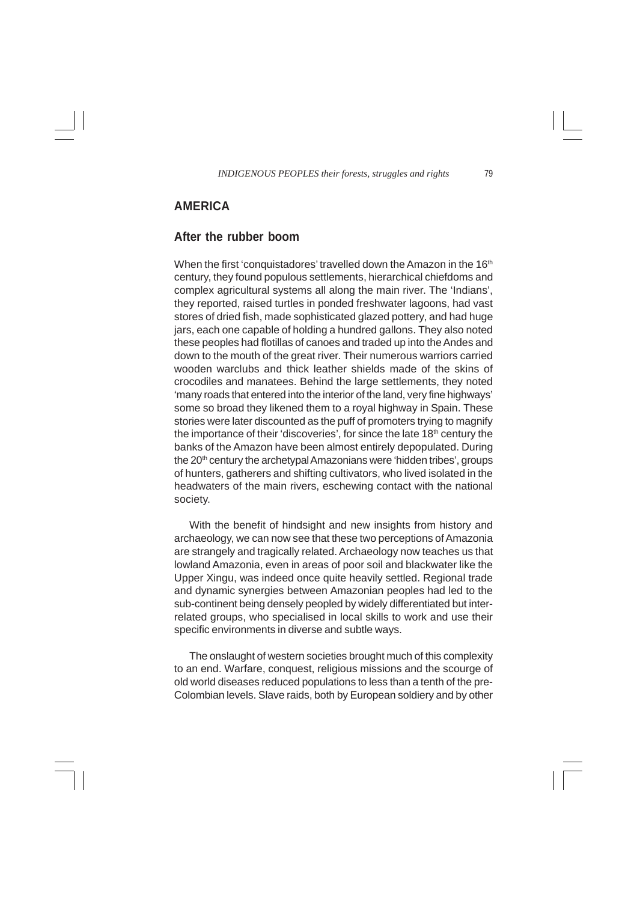## AMERICA

### After the rubber boom

When the first 'conquistadores' travelled down the Amazon in the 16th century, they found populous settlements, hierarchical chiefdoms and complex agricultural systems all along the main river. The 'Indians', they reported, raised turtles in ponded freshwater lagoons, had vast stores of dried fish, made sophisticated glazed pottery, and had huge jars, each one capable of holding a hundred gallons. They also noted these peoples had flotillas of canoes and traded up into the Andes and down to the mouth of the great river. Their numerous warriors carried wooden warclubs and thick leather shields made of the skins of crocodiles and manatees. Behind the large settlements, they noted 'many roads that entered into the interior of the land, very fine highways' some so broad they likened them to a royal highway in Spain. These stories were later discounted as the puff of promoters trying to magnify the importance of their 'discoveries', for since the late 18th century the banks of the Amazon have been almost entirely depopulated. During the 20th century the archetypal Amazonians were 'hidden tribes', groups of hunters, gatherers and shifting cultivators, who lived isolated in the headwaters of the main rivers, eschewing contact with the national society.

With the benefit of hindsight and new insights from history and archaeology, we can now see that these two perceptions of Amazonia are strangely and tragically related. Archaeology now teaches us that lowland Amazonia, even in areas of poor soil and blackwater like the Upper Xingu, was indeed once quite heavily settled. Regional trade and dynamic synergies between Amazonian peoples had led to the sub-continent being densely peopled by widely differentiated but inter-related groups, who specialised in local skills to work and use their specific environments in diverse and subtle ways.

The onslaught of western societies brought much of this complexity to an end. Warfare, conquest, religious missions and the scourge of old world diseases reduced populations to less than a tenth of the pre-Colombian levels. Slave raids, both by European soldiery and by other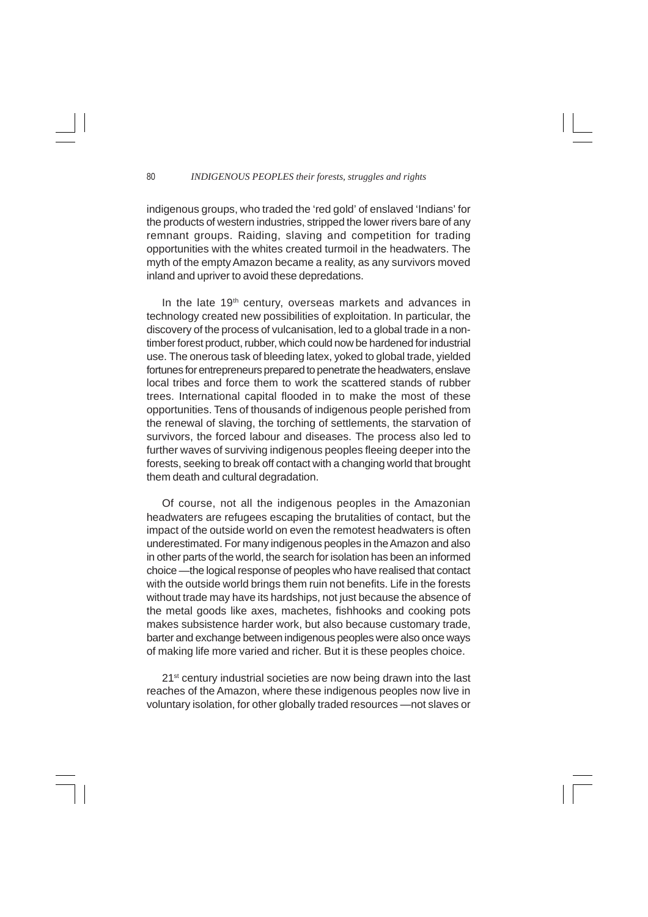indigenous groups, who traded the 'red gold' of enslaved 'Indians' for the products of western industries, stripped the lower rivers bare of any remnant groups. Raiding, slaving and competition for trading opportunities with the whites created turmoil in the headwaters. The myth of the empty Amazon became a reality, as any survivors moved inland and upriver to avoid these depredations.

In the late 19th century, overseas markets and advances in technology created new possibilities of exploitation. In particular, the discovery of the process of vulcanisation, led to a global trade in a non-timber forest product, rubber, which could now be hardened for industrial use. The onerous task of bleeding latex, yoked to global trade, yielded fortunes for entrepreneurs prepared to penetrate the headwaters, enslave local tribes and force them to work the scattered stands of rubber trees. International capital flooded in to make the most of these opportunities. Tens of thousands of indigenous people perished from the renewal of slaving, the torching of settlements, the starvation of survivors, the forced labour and diseases. The process also led to further waves of surviving indigenous peoples fleeing deeper into the forests, seeking to break off contact with a changing world that brought them death and cultural degradation.

Of course, not all the indigenous peoples in the Amazonian headwaters are refugees escaping the brutalities of contact, but the impact of the outside world on even the remotest headwaters is often underestimated. For many indigenous peoples in the Amazon and also in other parts of the world, the search for isolation has been an informed choice —the logical response of peoples who have realised that contact with the outside world brings them ruin not benefits. Life in the forests without trade may have its hardships, not just because the absence of the metal goods like axes, machetes, fishhooks and cooking pots makes subsistence harder work, but also because customary trade, barter and exchange between indigenous peoples were also once ways of making life more varied and richer. But it is these peoples choice.

21st century industrial societies are now being drawn into the last reaches of the Amazon, where these indigenous peoples now live in voluntary isolation, for other globally traded resources —not slaves or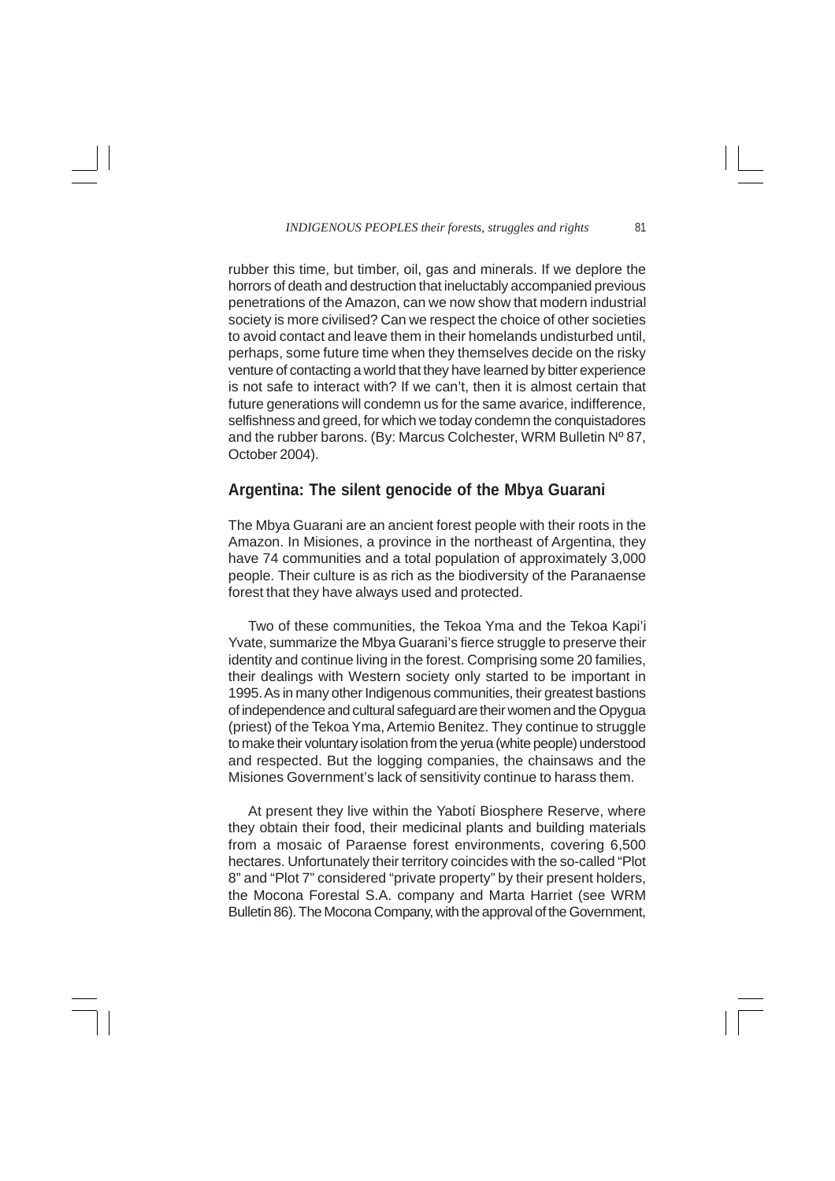rubber this time, but timber, oil, gas and minerals. If we deplore the horrors of death and destruction that ineluctably accompanied previous penetrations of the Amazon, can we now show that modern industrial society is more civilised? Can we respect the choice of other societies to avoid contact and leave them in their homelands undisturbed until, perhaps, some future time when they themselves decide on the risky venture of contacting a world that they have learned by bitter experience is not safe to interact with? If we can't, then it is almost certain that future generations will condemn us for the same avarice, indifference, selfishness and greed, for which we today condemn the conquistadores and the rubber barons. (By: Marcus Colchester, WRM Bulletin Nº 87, October 2004).

## Argentina: The silent genocide of the Mbya Guarani

The Mbya Guarani are an ancient forest people with their roots in the Amazon. In Misiones, a province in the northeast of Argentina, they have 74 communities and a total population of approximately 3,000 people. Their culture is as rich as the biodiversity of the Paranaense forest that they have always used and protected.

Two of these communities, the Tekoa Yma and the Tekoa Kapi'i Yvate, summarize the Mbya Guarani's fierce struggle to preserve their identity and continue living in the forest. Comprising some 20 families, their dealings with Western society only started to be important in 1995. As in many other Indigenous communities, their greatest bastions of independence and cultural safeguard are their women and the Opygua (priest) of the Tekoa Yma, Artemio Benitez. They continue to struggle to make their voluntary isolation from the yerua (white people) understood and respected. But the logging companies, the chainsaws and the Misiones Government's lack of sensitivity continue to harass them.

At present they live within the Yabotí Biosphere Reserve, where they obtain their food, their medicinal plants and building materials from a mosaic of Paraense forest environments, covering 6,500 hectares. Unfortunately their territory coincides with the so-called "Plot 8" and "Plot 7" considered "private property" by their present holders, the Mocona Forestal S.A. company and Marta Harriet (see WRM Bulletin 86). The Mocona Company, with the approval of the Government,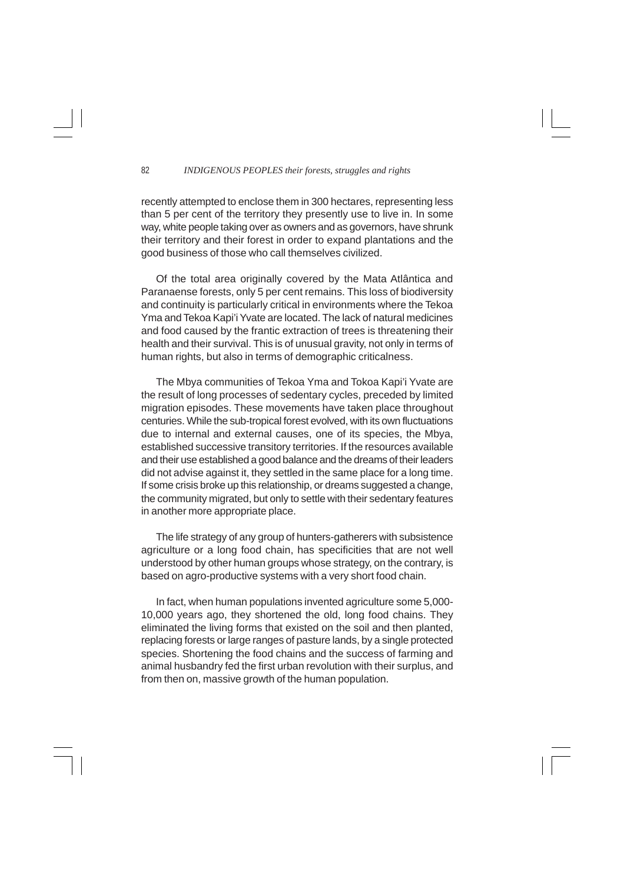recently attempted to enclose them in 300 hectares, representing less than 5 per cent of the territory they presently use to live in. In some way, white people taking over as owners and as governors, have shrunk their territory and their forest in order to expand plantations and the good business of those who call themselves civilized.

Of the total area originally covered by the Mata Atlântica and Paranaense forests, only 5 per cent remains. This loss of biodiversity and continuity is particularly critical in environments where the Tekoa Yma and Tekoa Kapi'i Yvate are located. The lack of natural medicines and food caused by the frantic extraction of trees is threatening their health and their survival. This is of unusual gravity, not only in terms of human rights, but also in terms of demographic criticalness.

The Mbya communities of Tekoa Yma and Tokoa Kapi'i Yvate are the result of long processes of sedentary cycles, preceded by limited migration episodes. These movements have taken place throughout centuries. While the sub-tropical forest evolved, with its own fluctuations due to internal and external causes, one of its species, the Mbya, established successive transitory territories. If the resources available and their use established a good balance and the dreams of their leaders did not advise against it, they settled in the same place for a long time. If some crisis broke up this relationship, or dreams suggested a change, the community migrated, but only to settle with their sedentary features in another more appropriate place.

The life strategy of any group of hunters-gatherers with subsistence agriculture or a long food chain, has specificities that are not well understood by other human groups whose strategy, on the contrary, is based on agro-productive systems with a very short food chain.

In fact, when human populations invented agriculture some 5,000-10,000 years ago, they shortened the old, long food chains. They eliminated the living forms that existed on the soil and then planted, replacing forests or large ranges of pasture lands, by a single protected species. Shortening the food chains and the success of farming and animal husbandry fed the first urban revolution with their surplus, and from then on, massive growth of the human population.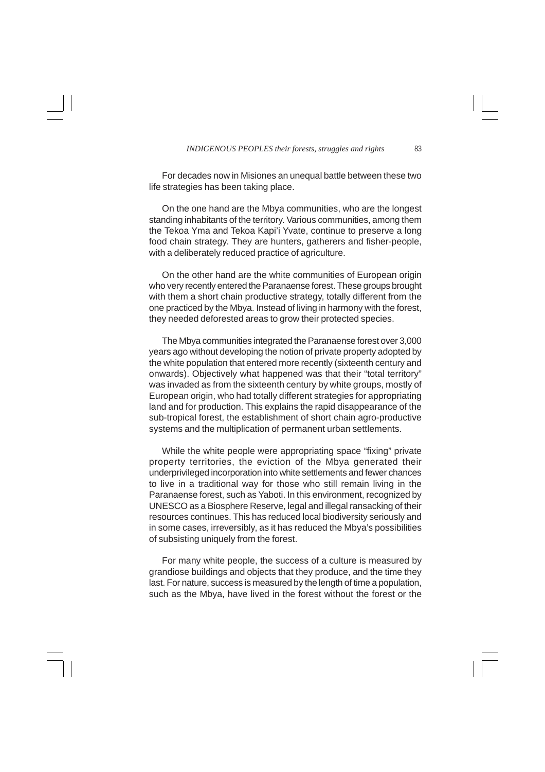For decades now in Misiones an unequal battle between these two life strategies has been taking place.

On the one hand are the Mbya communities, who are the longest standing inhabitants of the territory. Various communities, among them the Tekoa Yma and Tekoa Kapi'i Yvate, continue to preserve a long food chain strategy. They are hunters, gatherers and fisher-people, with a deliberately reduced practice of agriculture.

On the other hand are the white communities of European origin who very recently entered the Paranaense forest. These groups brought with them a short chain productive strategy, totally different from the one practiced by the Mbya. Instead of living in harmony with the forest, they needed deforested areas to grow their protected species.

The Mbya communities integrated the Paranaense forest over 3,000 years ago without developing the notion of private property adopted by the white population that entered more recently (sixteenth century and onwards). Objectively what happened was that their "total territory" was invaded as from the sixteenth century by white groups, mostly of European origin, who had totally different strategies for appropriating land and for production. This explains the rapid disappearance of the sub-tropical forest, the establishment of short chain agro-productive systems and the multiplication of permanent urban settlements.

While the white people were appropriating space "fixing" private property territories, the eviction of the Mbya generated their underprivileged incorporation into white settlements and fewer chances to live in a traditional way for those who still remain living in the Paranaense forest, such as Yaboti. In this environment, recognized by UNESCO as a Biosphere Reserve, legal and illegal ransacking of their resources continues. This has reduced local biodiversity seriously and in some cases, irreversibly, as it has reduced the Mbya's possibilities of subsisting uniquely from the forest.

For many white people, the success of a culture is measured by grandiose buildings and objects that they produce, and the time they last. For nature, success is measured by the length of time a population, such as the Mbya, have lived in the forest without the forest or the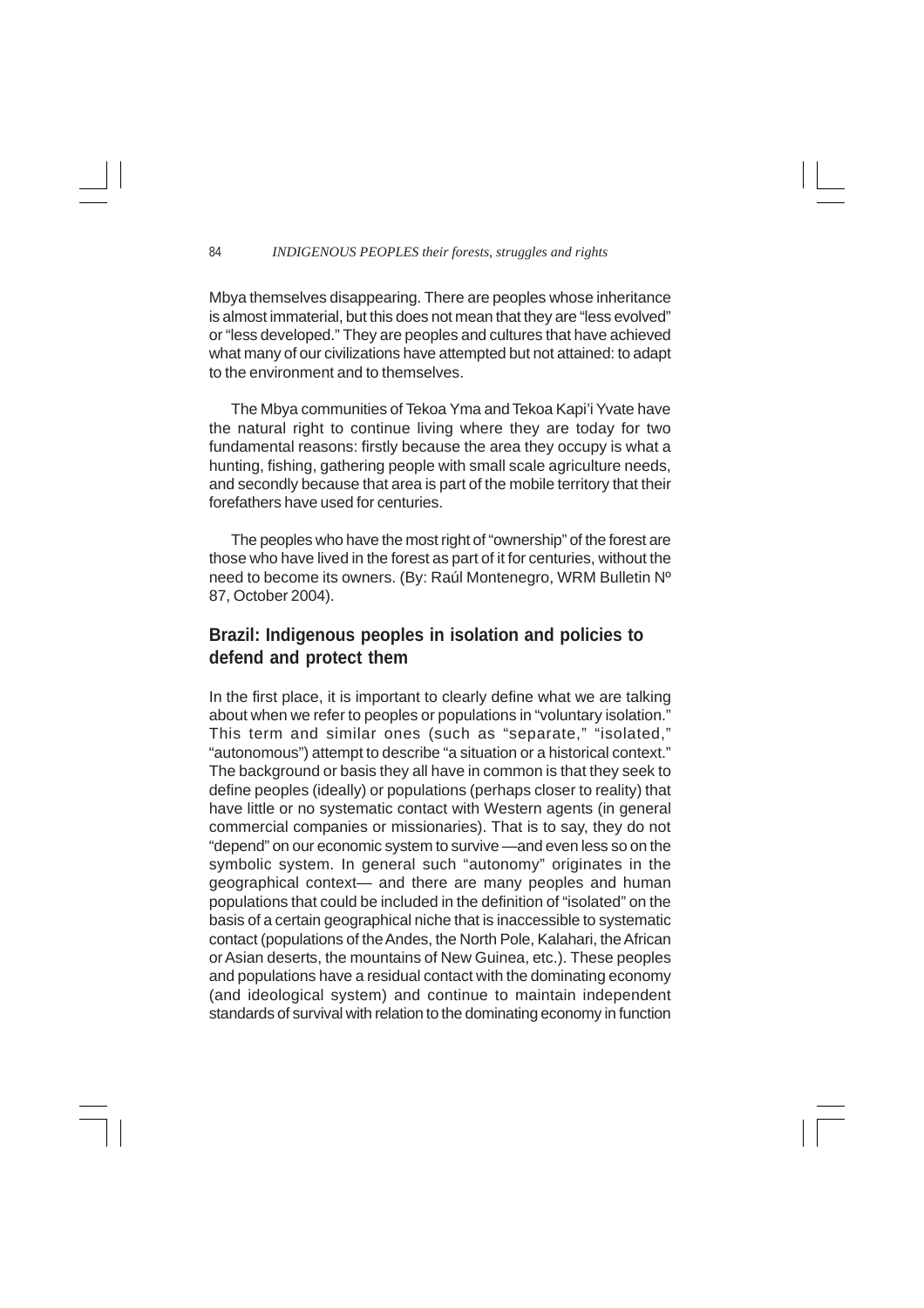Mbya themselves disappearing. There are peoples whose inheritance is almost immaterial, but this does not mean that they are "less evolved" or "less developed." They are peoples and cultures that have achieved what many of our civilizations have attempted but not attained: to adapt to the environment and to themselves.

The Mbya communities of Tekoa Yma and Tekoa Kapi'i Yvate have the natural right to continue living where they are today for two fundamental reasons: firstly because the area they occupy is what a hunting, fishing, gathering people with small scale agriculture needs, and secondly because that area is part of the mobile territory that their forefathers have used for centuries.

The peoples who have the most right of "ownership" of the forest are those who have lived in the forest as part of it for centuries, without the need to become its owners. (By: Raúl Montenegro, WRM Bulletin Nº 87, October 2004).

## Brazil: Indigenous peoples in isolation and policies to defend and protect them

In the first place, it is important to clearly define what we are talking about when we refer to peoples or populations in "voluntary isolation." This term and similar ones (such as "separate," "isolated," "autonomous") attempt to describe "a situation or a historical context." The background or basis they all have in common is that they seek to define peoples (ideally) or populations (perhaps closer to reality) that have little or no systematic contact with Western agents (in general commercial companies or missionaries). That is to say, they do not "depend" on our economic system to survive —and even less so on the symbolic system. In general such "autonomy" originates in the geographical context— and there are many peoples and human populations that could be included in the definition of "isolated" on the basis of a certain geographical niche that is inaccessible to systematic contact (populations of the Andes, the North Pole, Kalahari, the African or Asian deserts, the mountains of New Guinea, etc.). These peoples and populations have a residual contact with the dominating economy (and ideological system) and continue to maintain independent standards of survival with relation to the dominating economy in function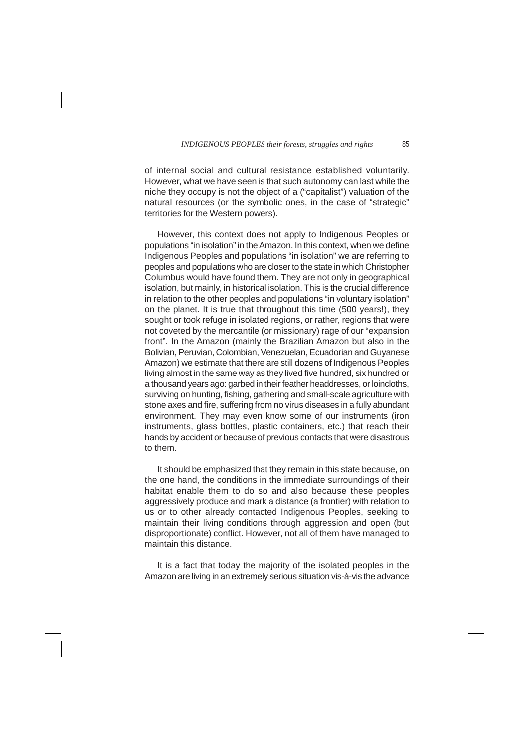of internal social and cultural resistance established voluntarily. However, what we have seen is that such autonomy can last while the niche they occupy is not the object of a ("capitalist") valuation of the natural resources (or the symbolic ones, in the case of "strategic" territories for the Western powers).

However, this context does not apply to Indigenous Peoples or populations "in isolation" in the Amazon. In this context, when we define Indigenous Peoples and populations "in isolation" we are referring to peoples and populations who are closer to the state in which Christopher Columbus would have found them. They are not only in geographical isolation, but mainly, in historical isolation. This is the crucial difference in relation to the other peoples and populations "in voluntary isolation" on the planet. It is true that throughout this time (500 years!), they sought or took refuge in isolated regions, or rather, regions that were not coveted by the mercantile (or missionary) rage of our "expansion front". In the Amazon (mainly the Brazilian Amazon but also in the Bolivian, Peruvian, Colombian, Venezuelan, Ecuadorian and Guyanese Amazon) we estimate that there are still dozens of Indigenous Peoples living almost in the same way as they lived five hundred, six hundred or a thousand years ago: garbed in their feather headdresses, or loincloths, surviving on hunting, fishing, gathering and small-scale agriculture with stone axes and fire, suffering from no virus diseases in a fully abundant environment. They may even know some of our instruments (iron instruments, glass bottles, plastic containers, etc.) that reach their hands by accident or because of previous contacts that were disastrous to them.

It should be emphasized that they remain in this state because, on the one hand, the conditions in the immediate surroundings of their habitat enable them to do so and also because these peoples aggressively produce and mark a distance (a frontier) with relation to us or to other already contacted Indigenous Peoples, seeking to maintain their living conditions through aggression and open (but disproportionate) conflict. However, not all of them have managed to maintain this distance.

It is a fact that today the majority of the isolated peoples in the Amazon are living in an extremely serious situation vis-à-vis the advance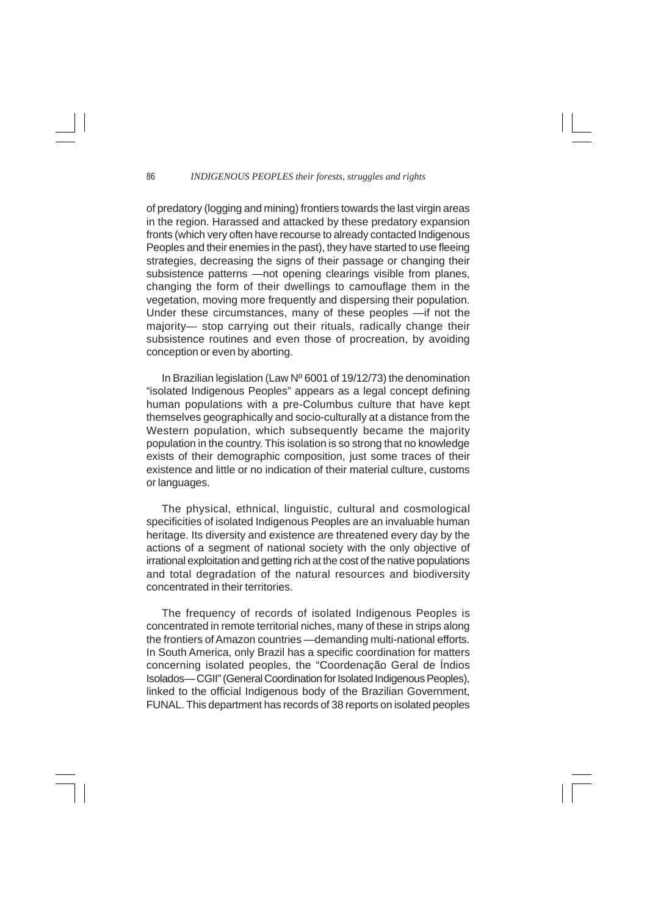of predatory (logging and mining) frontiers towards the last virgin areas in the region. Harassed and attacked by these predatory expansion fronts (which very often have recourse to already contacted Indigenous Peoples and their enemies in the past), they have started to use fleeing strategies, decreasing the signs of their passage or changing their subsistence patterns —not opening clearings visible from planes, changing the form of their dwellings to camouflage them in the vegetation, moving more frequently and dispersing their population. Under these circumstances, many of these peoples —if not the majority— stop carrying out their rituals, radically change their subsistence routines and even those of procreation, by avoiding conception or even by aborting.

In Brazilian legislation (Law Nº 6001 of 19/12/73) the denomination “isolated Indigenous Peoples” appears as a legal concept defining human populations with a pre-Columbus culture that have kept themselves geographically and socio-culturally at a distance from the Western population, which subsequently became the majority population in the country. This isolation is so strong that no knowledge exists of their demographic composition, just some traces of their existence and little or no indication of their material culture, customs or languages.

The physical, ethnical, linguistic, cultural and cosmological specificities of isolated Indigenous Peoples are an invaluable human heritage. Its diversity and existence are threatened every day by the actions of a segment of national society with the only objective of irrational exploitation and getting rich at the cost of the native populations and total degradation of the natural resources and biodiversity concentrated in their territories.

The frequency of records of isolated Indigenous Peoples is concentrated in remote territorial niches, many of these in strips along the frontiers of Amazon countries —demanding multi-national efforts. In South America, only Brazil has a specific coordination for matters concerning isolated peoples, the “Coordenação Geral de Índios Isolados— CGII” (General Coordination for Isolated Indigenous Peoples), linked to the official Indigenous body of the Brazilian Government, FUNAL. This department has records of 38 reports on isolated peoples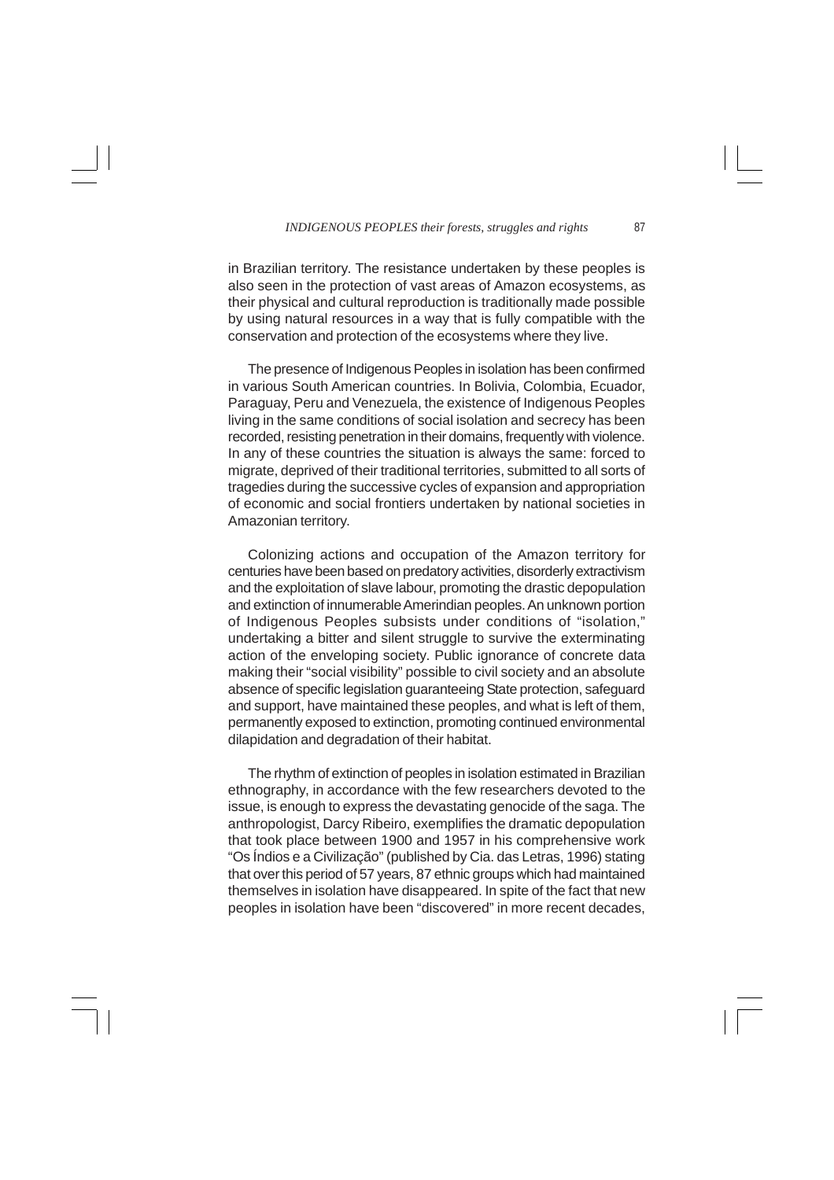in Brazilian territory. The resistance undertaken by these peoples is also seen in the protection of vast areas of Amazon ecosystems, as their physical and cultural reproduction is traditionally made possible by using natural resources in a way that is fully compatible with the conservation and protection of the ecosystems where they live.

The presence of Indigenous Peoples in isolation has been confirmed in various South American countries. In Bolivia, Colombia, Ecuador, Paraguay, Peru and Venezuela, the existence of Indigenous Peoples living in the same conditions of social isolation and secrecy has been recorded, resisting penetration in their domains, frequently with violence. In any of these countries the situation is always the same: forced to migrate, deprived of their traditional territories, submitted to all sorts of tragedies during the successive cycles of expansion and appropriation of economic and social frontiers undertaken by national societies in Amazonian territory.

Colonizing actions and occupation of the Amazon territory for centuries have been based on predatory activities, disorderly extractivism and the exploitation of slave labour, promoting the drastic depopulation and extinction of innumerable Amerindian peoples. An unknown portion of Indigenous Peoples subsists under conditions of "isolation," undertaking a bitter and silent struggle to survive the exterminating action of the enveloping society. Public ignorance of concrete data making their "social visibility" possible to civil society and an absolute absence of specific legislation guaranteeing State protection, safeguard and support, have maintained these peoples, and what is left of them, permanently exposed to extinction, promoting continued environmental dilapidation and degradation of their habitat.

The rhythm of extinction of peoples in isolation estimated in Brazilian ethnography, in accordance with the few researchers devoted to the issue, is enough to express the devastating genocide of the saga. The anthropologist, Darcy Ribeiro, exemplifies the dramatic depopulation that took place between 1900 and 1957 in his comprehensive work "Os Índios e a Civilização" (published by Cia. das Letras, 1996) stating that over this period of 57 years, 87 ethnic groups which had maintained themselves in isolation have disappeared. In spite of the fact that new peoples in isolation have been "discovered" in more recent decades,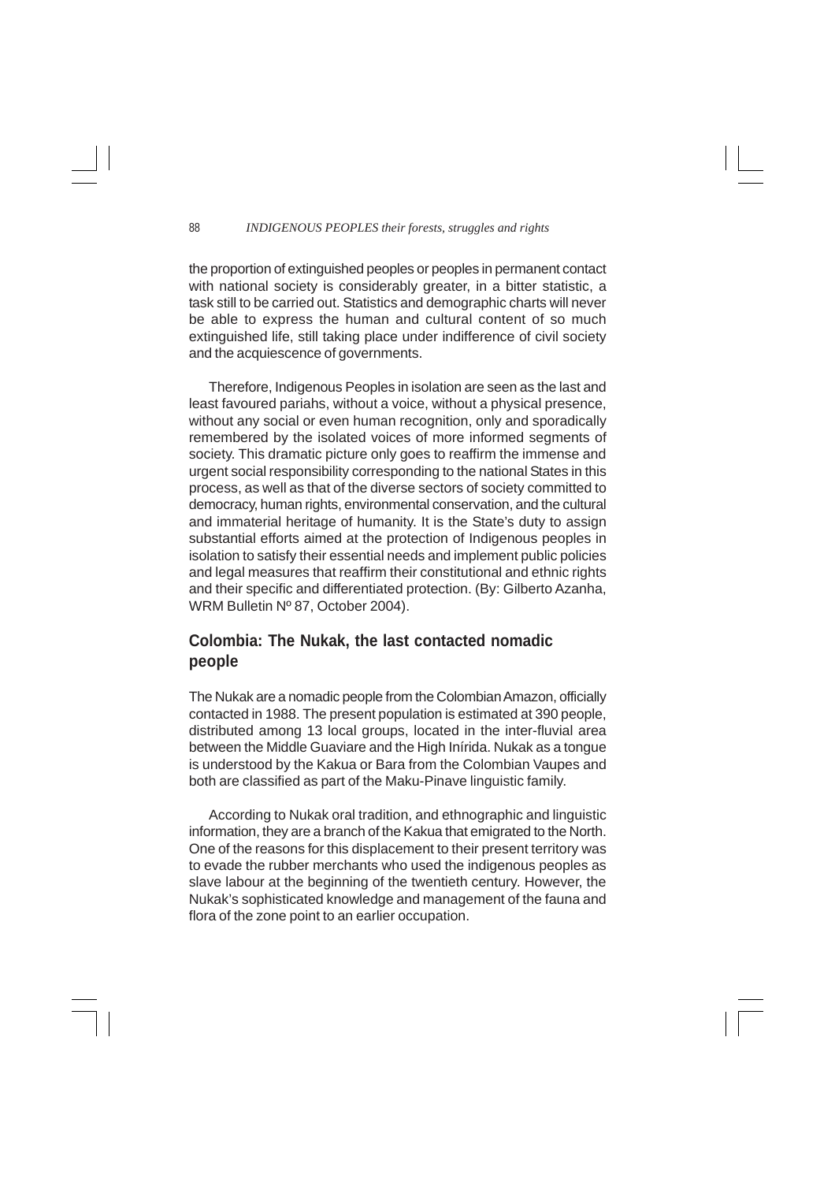the proportion of extinguished peoples or peoples in permanent contact with national society is considerably greater, in a bitter statistic, a task still to be carried out. Statistics and demographic charts will never be able to express the human and cultural content of so much extinguished life, still taking place under indifference of civil society and the acquiescence of governments.

Therefore, Indigenous Peoples in isolation are seen as the last and least favoured pariahs, without a voice, without a physical presence, without any social or even human recognition, only and sporadically remembered by the isolated voices of more informed segments of society. This dramatic picture only goes to reaffirm the immense and urgent social responsibility corresponding to the national States in this process, as well as that of the diverse sectors of society committed to democracy, human rights, environmental conservation, and the cultural and immaterial heritage of humanity. It is the State's duty to assign substantial efforts aimed at the protection of Indigenous peoples in isolation to satisfy their essential needs and implement public policies and legal measures that reaffirm their constitutional and ethnic rights and their specific and differentiated protection. (By: Gilberto Azanha, WRM Bulletin Nº 87, October 2004).

## Colombia: The Nukak, the last contacted nomadic people

The Nukak are a nomadic people from the Colombian Amazon, officially contacted in 1988. The present population is estimated at 390 people, distributed among 13 local groups, located in the inter-fluvial area between the Middle Guaviare and the High Inírida. Nukak as a tongue is understood by the Kakua or Bara from the Colombian Vaupes and both are classified as part of the Maku-Pinave linguistic family.

According to Nukak oral tradition, and ethnographic and linguistic information, they are a branch of the Kakua that emigrated to the North. One of the reasons for this displacement to their present territory was to evade the rubber merchants who used the indigenous peoples as slave labour at the beginning of the twentieth century. However, the Nukak's sophisticated knowledge and management of the fauna and flora of the zone point to an earlier occupation.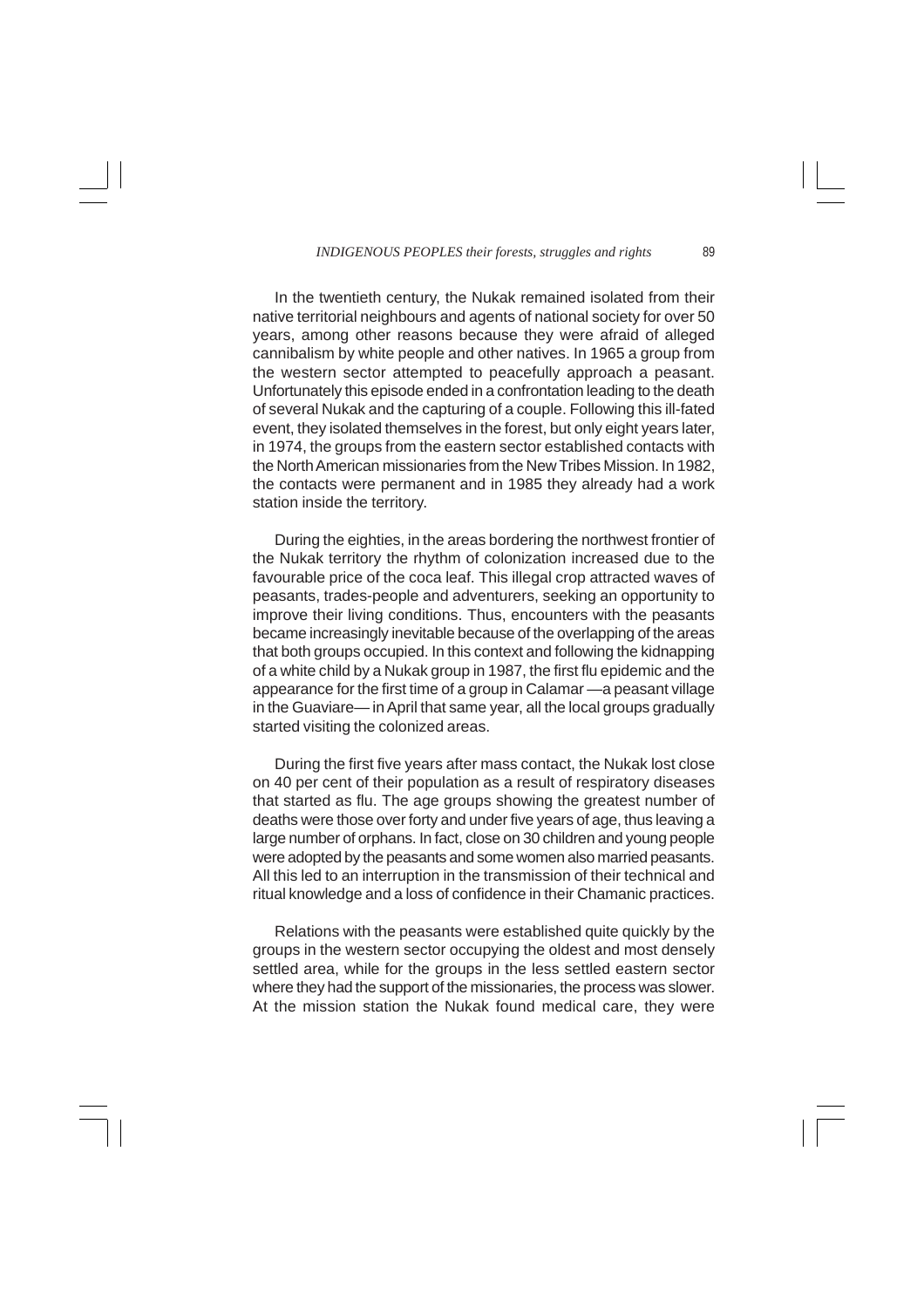In the twentieth century, the Nukak remained isolated from their native territorial neighbours and agents of national society for over 50 years, among other reasons because they were afraid of alleged cannibalism by white people and other natives. In 1965 a group from the western sector attempted to peacefully approach a peasant. Unfortunately this episode ended in a confrontation leading to the death of several Nukak and the capturing of a couple. Following this ill-fated event, they isolated themselves in the forest, but only eight years later, in 1974, the groups from the eastern sector established contacts with the North American missionaries from the New Tribes Mission. In 1982, the contacts were permanent and in 1985 they already had a work station inside the territory.

During the eighties, in the areas bordering the northwest frontier of the Nukak territory the rhythm of colonization increased due to the favourable price of the coca leaf. This illegal crop attracted waves of peasants, trades-people and adventurers, seeking an opportunity to improve their living conditions. Thus, encounters with the peasants became increasingly inevitable because of the overlapping of the areas that both groups occupied. In this context and following the kidnapping of a white child by a Nukak group in 1987, the first flu epidemic and the appearance for the first time of a group in Calamar —a peasant village in the Guaviare— in April that same year, all the local groups gradually started visiting the colonized areas.

During the first five years after mass contact, the Nukak lost close on 40 per cent of their population as a result of respiratory diseases that started as flu. The age groups showing the greatest number of deaths were those over forty and under five years of age, thus leaving a large number of orphans. In fact, close on 30 children and young people were adopted by the peasants and some women also married peasants. All this led to an interruption in the transmission of their technical and ritual knowledge and a loss of confidence in their Chamanic practices.

Relations with the peasants were established quite quickly by the groups in the western sector occupying the oldest and most densely settled area, while for the groups in the less settled eastern sector where they had the support of the missionaries, the process was slower. At the mission station the Nukak found medical care, they were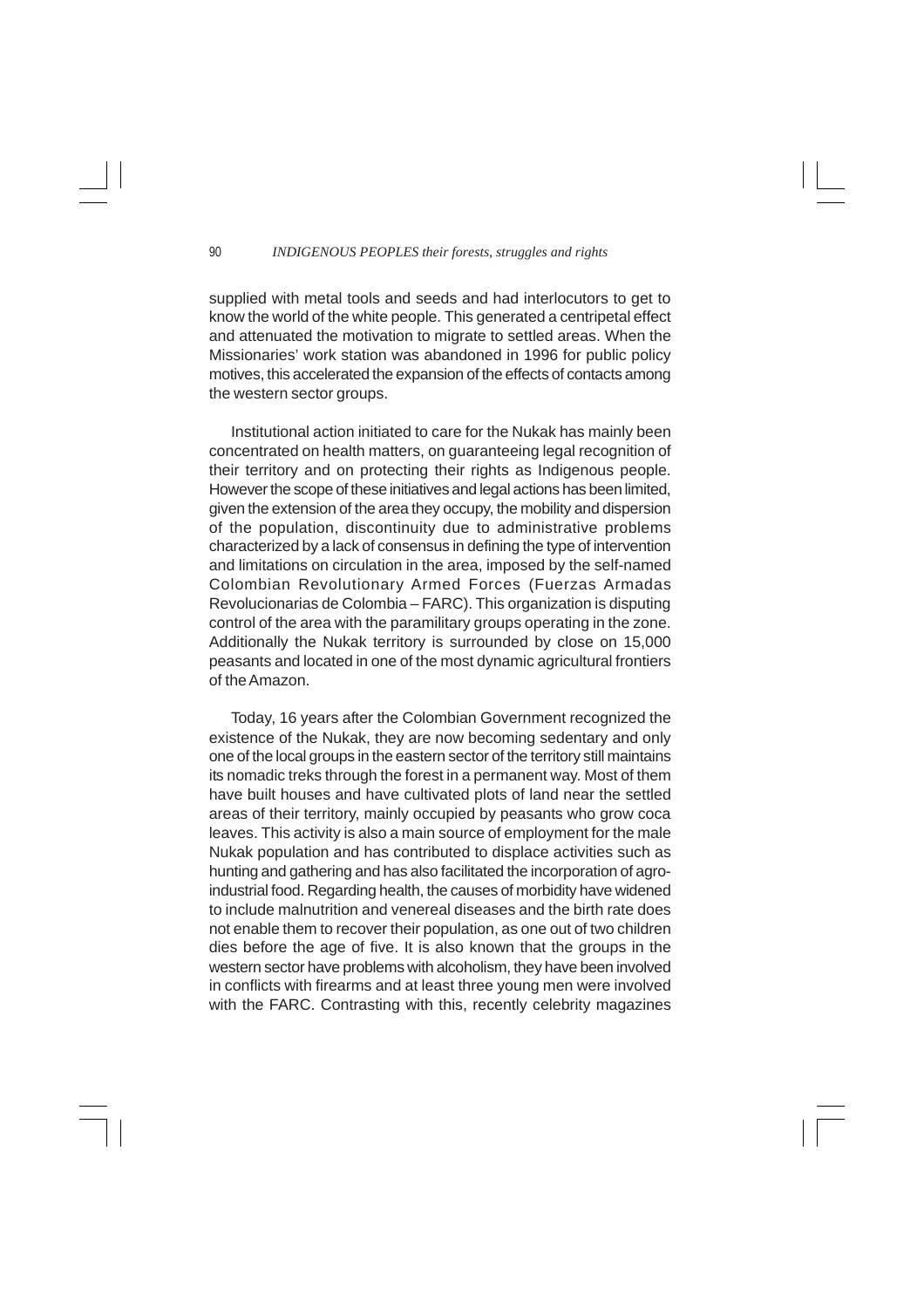supplied with metal tools and seeds and had interlocutors to get to know the world of the white people. This generated a centripetal effect and attenuated the motivation to migrate to settled areas. When the Missionaries' work station was abandoned in 1996 for public policy motives, this accelerated the expansion of the effects of contacts among the western sector groups.

Institutional action initiated to care for the Nukak has mainly been concentrated on health matters, on guaranteeing legal recognition of their territory and on protecting their rights as Indigenous people. However the scope of these initiatives and legal actions has been limited, given the extension of the area they occupy, the mobility and dispersion of the population, discontinuity due to administrative problems characterized by a lack of consensus in defining the type of intervention and limitations on circulation in the area, imposed by the self-named Colombian Revolutionary Armed Forces (Fuerzas Armadas Revolucionarias de Colombia – FARC). This organization is disputing control of the area with the paramilitary groups operating in the zone. Additionally the Nukak territory is surrounded by close on 15,000 peasants and located in one of the most dynamic agricultural frontiers of the Amazon.

Today, 16 years after the Colombian Government recognized the existence of the Nukak, they are now becoming sedentary and only one of the local groups in the eastern sector of the territory still maintains its nomadic treks through the forest in a permanent way. Most of them have built houses and have cultivated plots of land near the settled areas of their territory, mainly occupied by peasants who grow coca leaves. This activity is also a main source of employment for the male Nukak population and has contributed to displace activities such as hunting and gathering and has also facilitated the incorporation of agro-industrial food. Regarding health, the causes of morbidity have widened to include malnutrition and venereal diseases and the birth rate does not enable them to recover their population, as one out of two children dies before the age of five. It is also known that the groups in the western sector have problems with alcoholism, they have been involved in conflicts with firearms and at least three young men were involved with the FARC. Contrasting with this, recently celebrity magazines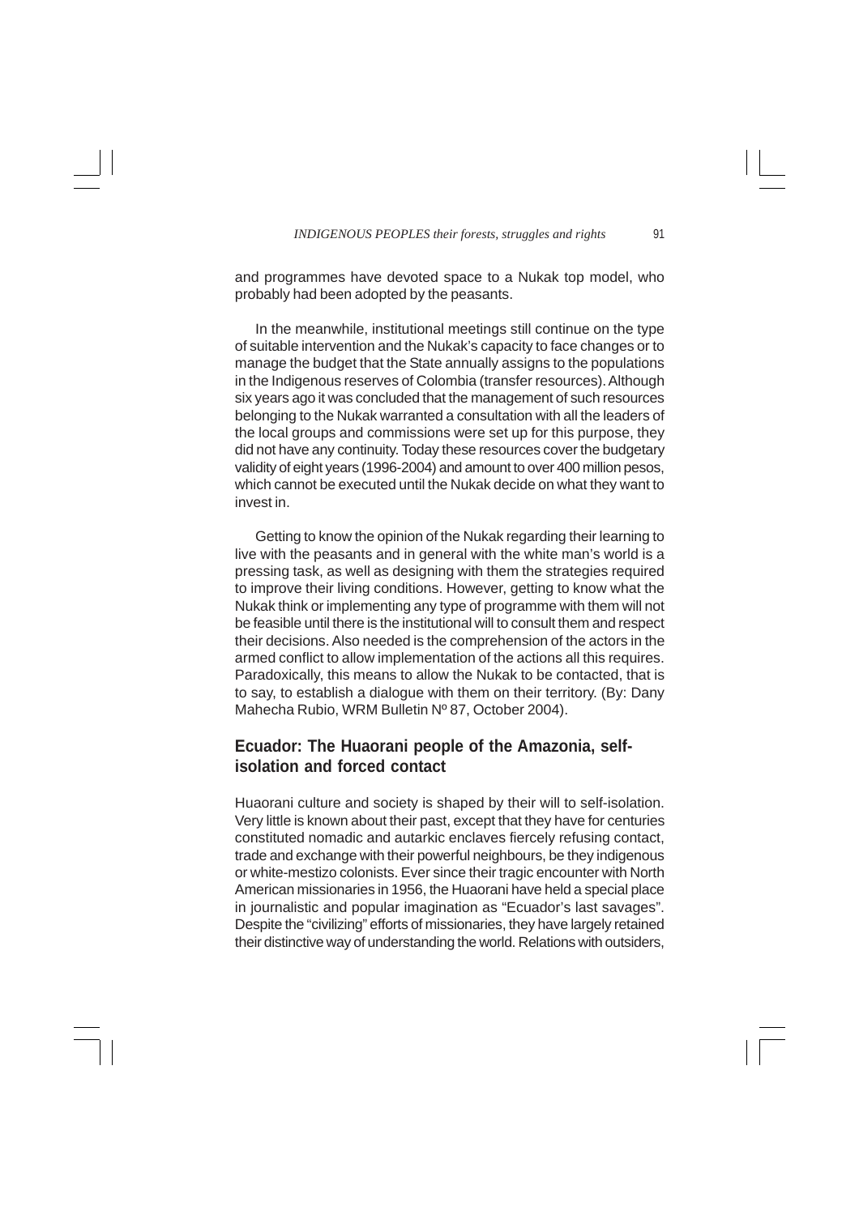and programmes have devoted space to a Nukak top model, who probably had been adopted by the peasants.

In the meanwhile, institutional meetings still continue on the type of suitable intervention and the Nukak's capacity to face changes or to manage the budget that the State annually assigns to the populations in the Indigenous reserves of Colombia (transfer resources). Although six years ago it was concluded that the management of such resources belonging to the Nukak warranted a consultation with all the leaders of the local groups and commissions were set up for this purpose, they did not have any continuity. Today these resources cover the budgetary validity of eight years (1996-2004) and amount to over 400 million pesos, which cannot be executed until the Nukak decide on what they want to invest in.

Getting to know the opinion of the Nukak regarding their learning to live with the peasants and in general with the white man's world is a pressing task, as well as designing with them the strategies required to improve their living conditions. However, getting to know what the Nukak think or implementing any type of programme with them will not be feasible until there is the institutional will to consult them and respect their decisions. Also needed is the comprehension of the actors in the armed conflict to allow implementation of the actions all this requires. Paradoxically, this means to allow the Nukak to be contacted, that is to say, to establish a dialogue with them on their territory. (By: Dany Mahecha Rubio, WRM Bulletin Nº 87, October 2004).

## Ecuador: The Huaorani people of the Amazonia, self-isolation and forced contact

Huaorani culture and society is shaped by their will to self-isolation. Very little is known about their past, except that they have for centuries constituted nomadic and autarkic enclaves fiercely refusing contact, trade and exchange with their powerful neighbours, be they indigenous or white-mestizo colonists. Ever since their tragic encounter with North American missionaries in 1956, the Huaorani have held a special place in journalistic and popular imagination as "Ecuador's last savages". Despite the "civilizing" efforts of missionaries, they have largely retained their distinctive way of understanding the world. Relations with outsiders,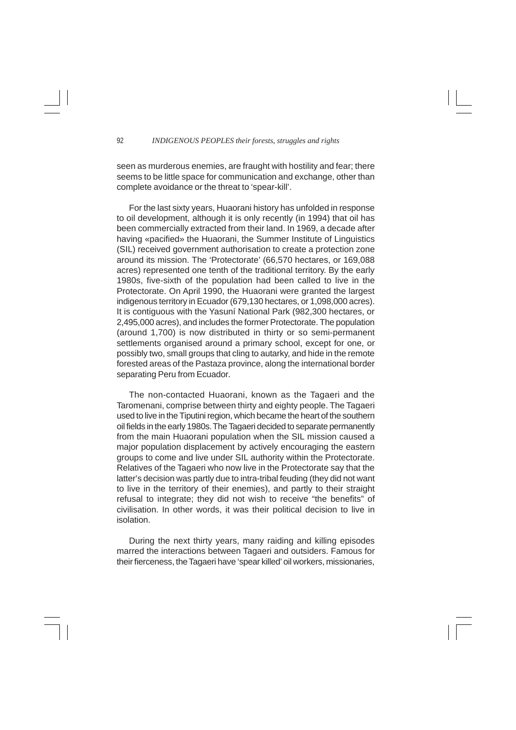seen as murderous enemies, are fraught with hostility and fear; there seems to be little space for communication and exchange, other than complete avoidance or the threat to 'spear-kill'.

For the last sixty years, Huaorani history has unfolded in response to oil development, although it is only recently (in 1994) that oil has been commercially extracted from their land. In 1969, a decade after having «pacified» the Huaorani, the Summer Institute of Linguistics (SIL) received government authorisation to create a protection zone around its mission. The 'Protectorate' (66,570 hectares, or 169,088 acres) represented one tenth of the traditional territory. By the early 1980s, five-sixth of the population had been called to live in the Protectorate. On April 1990, the Huaorani were granted the largest indigenous territory in Ecuador (679,130 hectares, or 1,098,000 acres). It is contiguous with the Yasuní National Park (982,300 hectares, or 2,495,000 acres), and includes the former Protectorate. The population (around 1,700) is now distributed in thirty or so semi-permanent settlements organised around a primary school, except for one, or possibly two, small groups that cling to autarky, and hide in the remote forested areas of the Pastaza province, along the international border separating Peru from Ecuador.

The non-contacted Huaorani, known as the Tagaeri and the Taromenani, comprise between thirty and eighty people. The Tagaeri used to live in the Tiputini region, which became the heart of the southern oil fields in the early 1980s. The Tagaeri decided to separate permanently from the main Huaorani population when the SIL mission caused a major population displacement by actively encouraging the eastern groups to come and live under SIL authority within the Protectorate. Relatives of the Tagaeri who now live in the Protectorate say that the latter's decision was partly due to intra-tribal feuding (they did not want to live in the territory of their enemies), and partly to their straight refusal to integrate; they did not wish to receive "the benefits" of civilisation. In other words, it was their political decision to live in isolation.

During the next thirty years, many raiding and killing episodes marred the interactions between Tagaeri and outsiders. Famous for their fierceness, the Tagaeri have 'spear killed' oil workers, missionaries,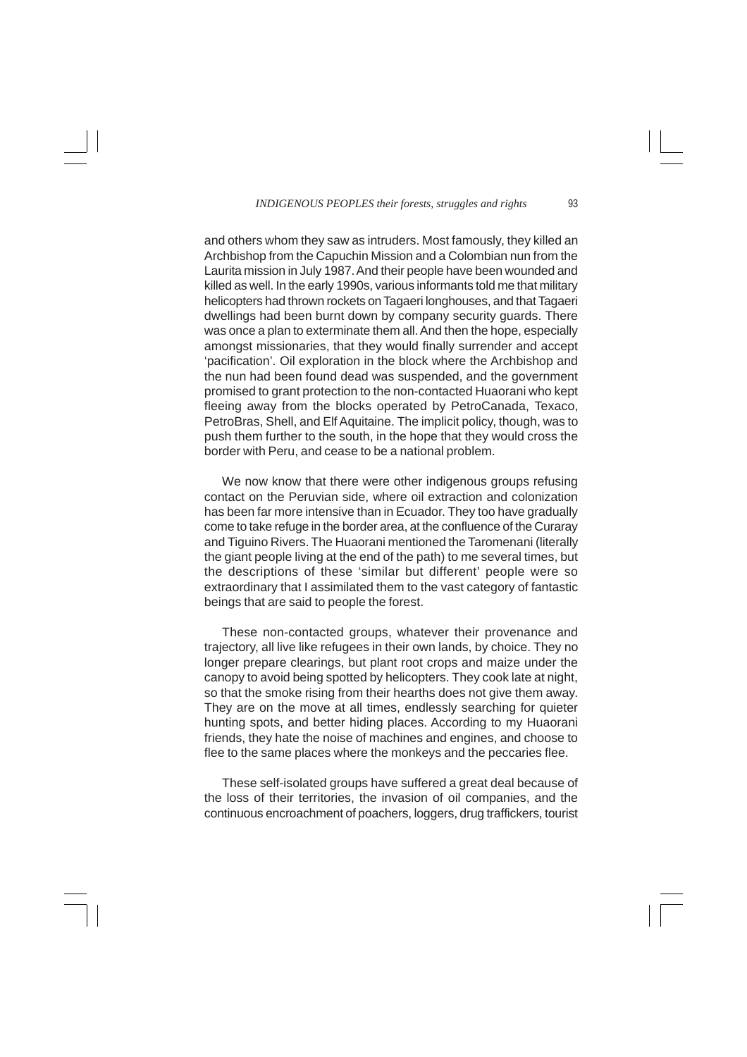and others whom they saw as intruders. Most famously, they killed an Archbishop from the Capuchin Mission and a Colombian nun from the Laurita mission in July 1987. And their people have been wounded and killed as well. In the early 1990s, various informants told me that military helicopters had thrown rockets on Tagaeri longhouses, and that Tagaeri dwellings had been burnt down by company security guards. There was once a plan to exterminate them all. And then the hope, especially amongst missionaries, that they would finally surrender and accept 'pacification'. Oil exploration in the block where the Archbishop and the nun had been found dead was suspended, and the government promised to grant protection to the non-contacted Huaorani who kept fleeing away from the blocks operated by PetroCanada, Texaco, PetroBras, Shell, and Elf Aquitaine. The implicit policy, though, was to push them further to the south, in the hope that they would cross the border with Peru, and cease to be a national problem.

We now know that there were other indigenous groups refusing contact on the Peruvian side, where oil extraction and colonization has been far more intensive than in Ecuador. They too have gradually come to take refuge in the border area, at the confluence of the Curaray and Tiguino Rivers. The Huaorani mentioned the Taromenani (literally the giant people living at the end of the path) to me several times, but the descriptions of these 'similar but different' people were so extraordinary that I assimilated them to the vast category of fantastic beings that are said to people the forest.

These non-contacted groups, whatever their provenance and trajectory, all live like refugees in their own lands, by choice. They no longer prepare clearings, but plant root crops and maize under the canopy to avoid being spotted by helicopters. They cook late at night, so that the smoke rising from their hearths does not give them away. They are on the move at all times, endlessly searching for quieter hunting spots, and better hiding places. According to my Huaorani friends, they hate the noise of machines and engines, and choose to flee to the same places where the monkeys and the peccaries flee.

These self-isolated groups have suffered a great deal because of the loss of their territories, the invasion of oil companies, and the continuous encroachment of poachers, loggers, drug traffickers, tourist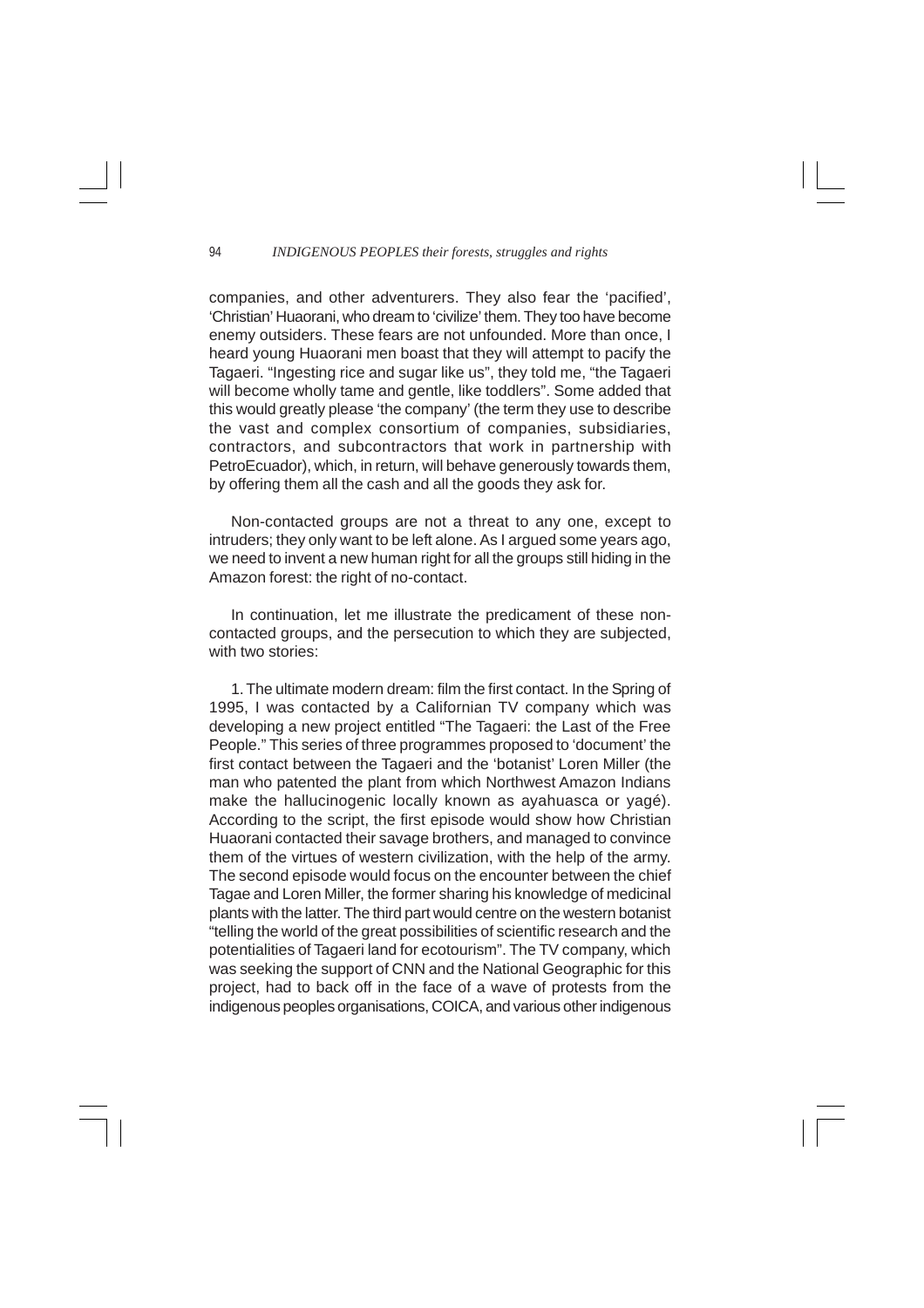companies, and other adventurers. They also fear the 'pacified', 'Christian' Huaorani, who dream to 'civilize' them. They too have become enemy outsiders. These fears are not unfounded. More than once, I heard young Huaorani men boast that they will attempt to pacify the Tagaeri. "Ingesting rice and sugar like us", they told me, "the Tagaeri will become wholly tame and gentle, like toddlers". Some added that this would greatly please 'the company' (the term they use to describe the vast and complex consortium of companies, subsidiaries, contractors, and subcontractors that work in partnership with PetroEcuador), which, in return, will behave generously towards them, by offering them all the cash and all the goods they ask for.

Non-contacted groups are not a threat to any one, except to intruders; they only want to be left alone. As I argued some years ago, we need to invent a new human right for all the groups still hiding in the Amazon forest: the right of no-contact.

In continuation, let me illustrate the predicament of these non-contacted groups, and the persecution to which they are subjected, with two stories:

1. The ultimate modern dream: film the first contact. In the Spring of 1995, I was contacted by a Californian TV company which was developing a new project entitled "The Tagaeri: the Last of the Free People." This series of three programmes proposed to 'document' the first contact between the Tagaeri and the 'botanist' Loren Miller (the man who patented the plant from which Northwest Amazon Indians make the hallucinogenic locally known as ayahuasca or yagé). According to the script, the first episode would show how Christian Huaorani contacted their savage brothers, and managed to convince them of the virtues of western civilization, with the help of the army. The second episode would focus on the encounter between the chief Tagae and Loren Miller, the former sharing his knowledge of medicinal plants with the latter. The third part would centre on the western botanist "telling the world of the great possibilities of scientific research and the potentialities of Tagaeri land for ecotourism". The TV company, which was seeking the support of CNN and the National Geographic for this project, had to back off in the face of a wave of protests from the indigenous peoples organisations, COICA, and various other indigenous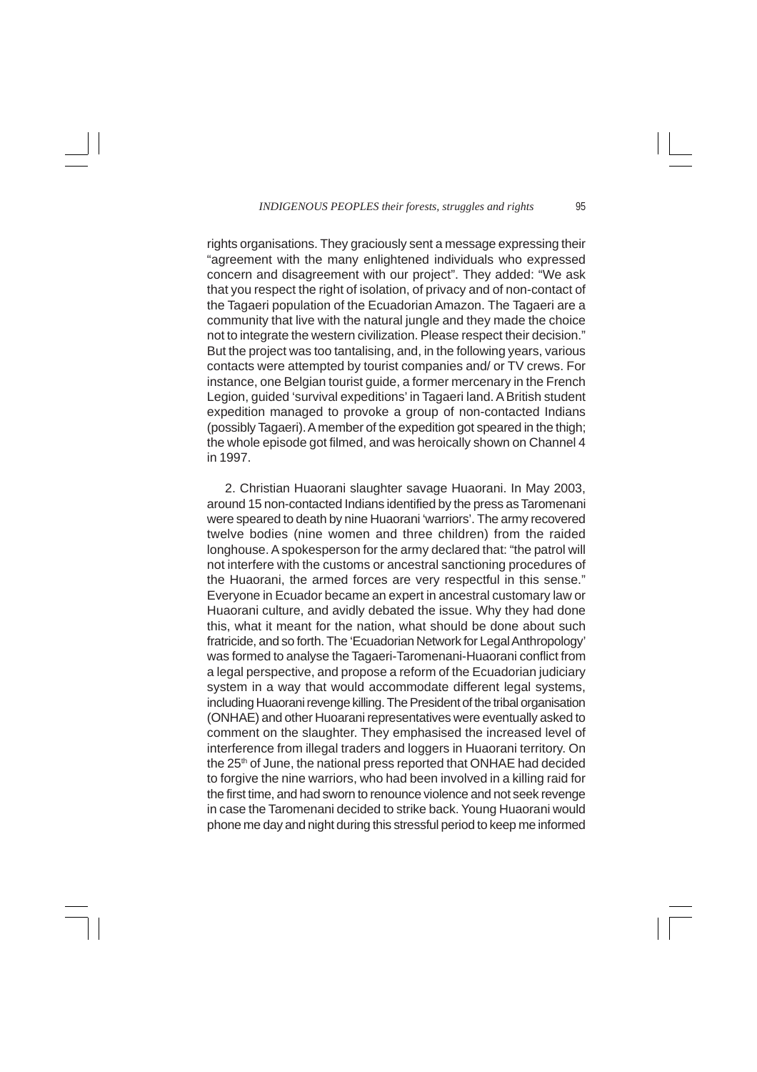rights organisations. They graciously sent a message expressing their "agreement with the many enlightened individuals who expressed concern and disagreement with our project". They added: "We ask that you respect the right of isolation, of privacy and of non-contact of the Tagaeri population of the Ecuadorian Amazon. The Tagaeri are a community that live with the natural jungle and they made the choice not to integrate the western civilization. Please respect their decision." But the project was too tantalising, and, in the following years, various contacts were attempted by tourist companies and/ or TV crews. For instance, one Belgian tourist guide, a former mercenary in the French Legion, guided 'survival expeditions' in Tagaeri land. A British student expedition managed to provoke a group of non-contacted Indians (possibly Tagaeri). A member of the expedition got speared in the thigh; the whole episode got filmed, and was heroically shown on Channel 4 in 1997.

2. Christian Huaorani slaughter savage Huaorani. In May 2003, around 15 non-contacted Indians identified by the press as Taromenani were speared to death by nine Huaorani 'warriors'. The army recovered twelve bodies (nine women and three children) from the raided longhouse. A spokesperson for the army declared that: "the patrol will not interfere with the customs or ancestral sanctioning procedures of the Huaorani, the armed forces are very respectful in this sense." Everyone in Ecuador became an expert in ancestral customary law or Huaorani culture, and avidly debated the issue. Why they had done this, what it meant for the nation, what should be done about such fratricide, and so forth. The 'Ecuadorian Network for Legal Anthropology' was formed to analyse the Tagaeri-Taromenani-Huaorani conflict from a legal perspective, and propose a reform of the Ecuadorian judiciary system in a way that would accommodate different legal systems, including Huaorani revenge killing. The President of the tribal organisation (ONHAE) and other Huoarani representatives were eventually asked to comment on the slaughter. They emphasised the increased level of interference from illegal traders and loggers in Huaorani territory. On the 25th of June, the national press reported that ONHAE had decided to forgive the nine warriors, who had been involved in a killing raid for the first time, and had sworn to renounce violence and not seek revenge in case the Taromenani decided to strike back. Young Huaorani would phone me day and night during this stressful period to keep me informed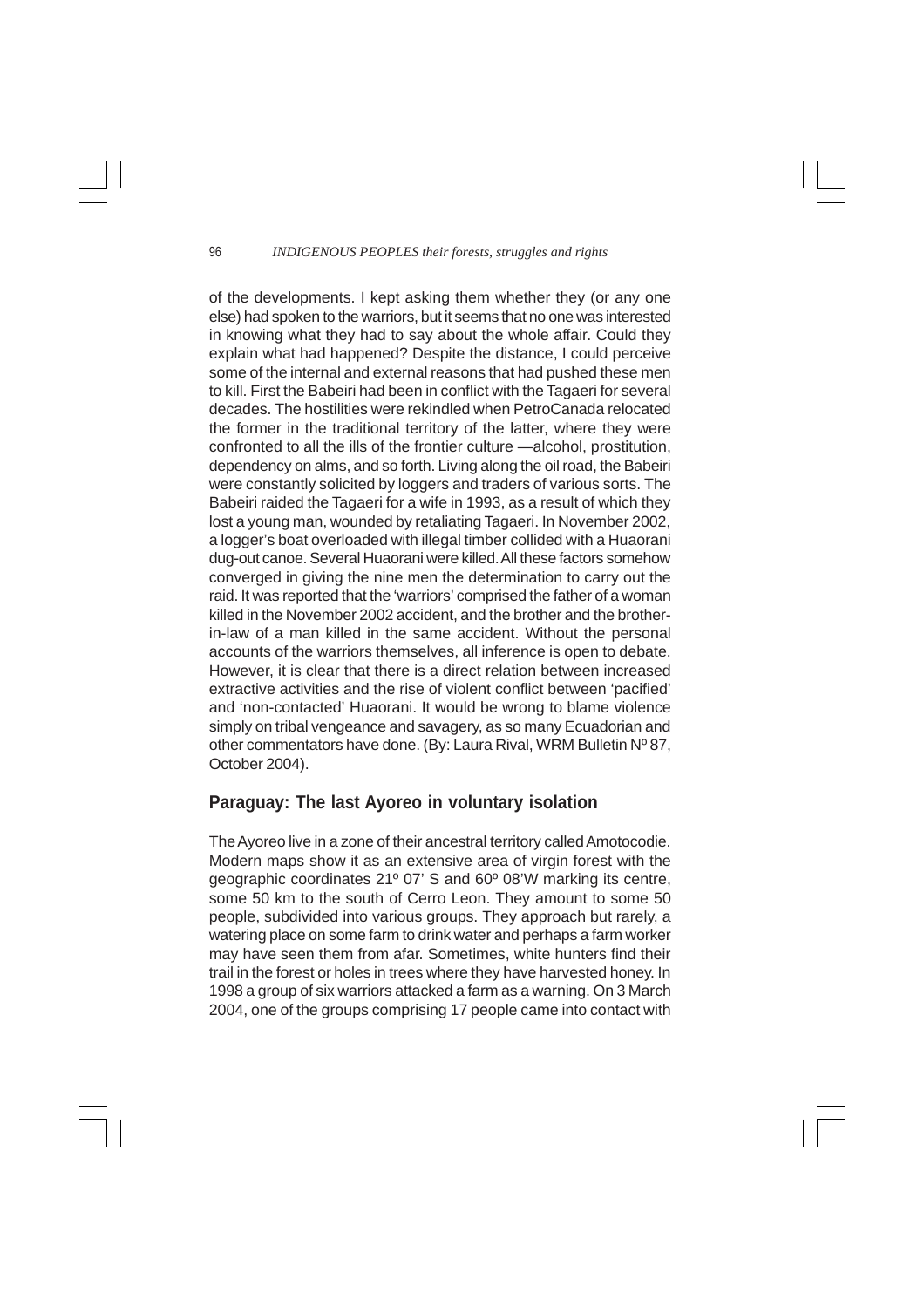of the developments. I kept asking them whether they (or any one else) had spoken to the warriors, but it seems that no one was interested in knowing what they had to say about the whole affair. Could they explain what had happened? Despite the distance, I could perceive some of the internal and external reasons that had pushed these men to kill. First the Babeiri had been in conflict with the Tagaeri for several decades. The hostilities were rekindled when PetroCanada relocated the former in the traditional territory of the latter, where they were confronted to all the ills of the frontier culture —alcohol, prostitution, dependency on alms, and so forth. Living along the oil road, the Babeiri were constantly solicited by loggers and traders of various sorts. The Babeiri raided the Tagaeri for a wife in 1993, as a result of which they lost a young man, wounded by retaliating Tagaeri. In November 2002, a logger's boat overloaded with illegal timber collided with a Huaorani dug-out canoe. Several Huaorani were killed. All these factors somehow converged in giving the nine men the determination to carry out the raid. It was reported that the 'warriors' comprised the father of a woman killed in the November 2002 accident, and the brother and the brother-in-law of a man killed in the same accident. Without the personal accounts of the warriors themselves, all inference is open to debate. However, it is clear that there is a direct relation between increased extractive activities and the rise of violent conflict between 'pacified' and 'non-contacted' Huaorani. It would be wrong to blame violence simply on tribal vengeance and savagery, as so many Ecuadorian and other commentators have done. (By: Laura Rival, WRM Bulletin Nº 87, October 2004).

## Paraguay: The last Ayoreo in voluntary isolation

The Ayoreo live in a zone of their ancestral territory called Amotocodie. Modern maps show it as an extensive area of virgin forest with the geographic coordinates 21º 07' S and 60º 08'W marking its centre, some 50 km to the south of Cerro Leon. They amount to some 50 people, subdivided into various groups. They approach but rarely, a watering place on some farm to drink water and perhaps a farm worker may have seen them from afar. Sometimes, white hunters find their trail in the forest or holes in trees where they have harvested honey. In 1998 a group of six warriors attacked a farm as a warning. On 3 March 2004, one of the groups comprising 17 people came into contact with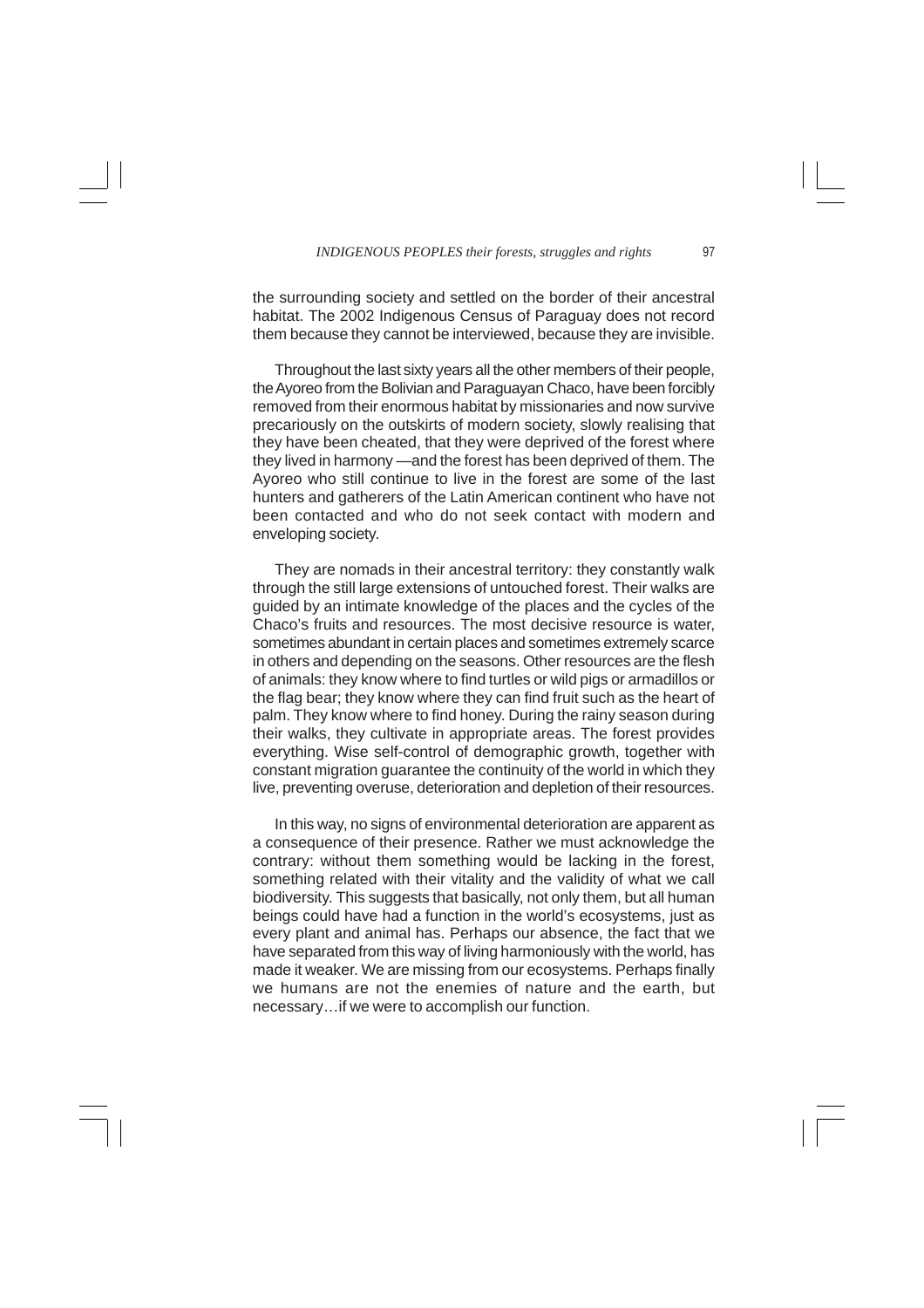the surrounding society and settled on the border of their ancestral habitat. The 2002 Indigenous Census of Paraguay does not record them because they cannot be interviewed, because they are invisible.

Throughout the last sixty years all the other members of their people, the Ayoreo from the Bolivian and Paraguayan Chaco, have been forcibly removed from their enormous habitat by missionaries and now survive precariously on the outskirts of modern society, slowly realising that they have been cheated, that they were deprived of the forest where they lived in harmony —and the forest has been deprived of them. The Ayoreo who still continue to live in the forest are some of the last hunters and gatherers of the Latin American continent who have not been contacted and who do not seek contact with modern and enveloping society.

They are nomads in their ancestral territory: they constantly walk through the still large extensions of untouched forest. Their walks are guided by an intimate knowledge of the places and the cycles of the Chaco's fruits and resources. The most decisive resource is water, sometimes abundant in certain places and sometimes extremely scarce in others and depending on the seasons. Other resources are the flesh of animals: they know where to find turtles or wild pigs or armadillos or the flag bear; they know where they can find fruit such as the heart of palm. They know where to find honey. During the rainy season during their walks, they cultivate in appropriate areas. The forest provides everything. Wise self-control of demographic growth, together with constant migration guarantee the continuity of the world in which they live, preventing overuse, deterioration and depletion of their resources.

In this way, no signs of environmental deterioration are apparent as a consequence of their presence. Rather we must acknowledge the contrary: without them something would be lacking in the forest, something related with their vitality and the validity of what we call biodiversity. This suggests that basically, not only them, but all human beings could have had a function in the world's ecosystems, just as every plant and animal has. Perhaps our absence, the fact that we have separated from this way of living harmoniously with the world, has made it weaker. We are missing from our ecosystems. Perhaps finally we humans are not the enemies of nature and the earth, but necessary…if we were to accomplish our function.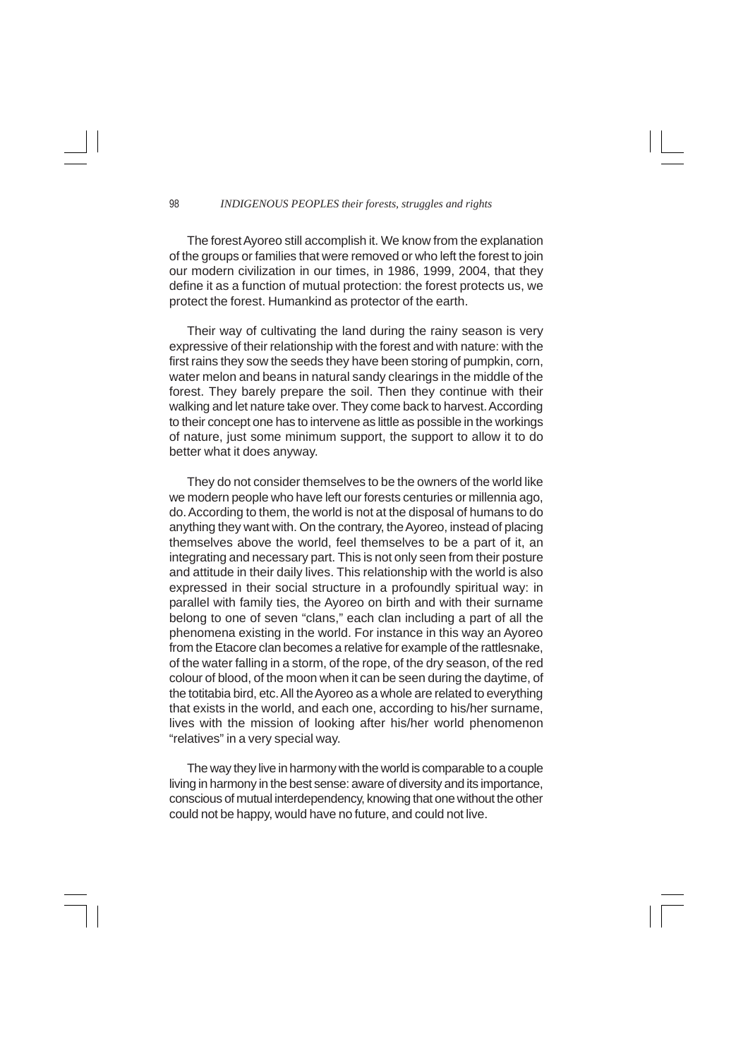The forest Ayoreo still accomplish it. We know from the explanation of the groups or families that were removed or who left the forest to join our modern civilization in our times, in 1986, 1999, 2004, that they define it as a function of mutual protection: the forest protects us, we protect the forest. Humankind as protector of the earth.

Their way of cultivating the land during the rainy season is very expressive of their relationship with the forest and with nature: with the first rains they sow the seeds they have been storing of pumpkin, corn, water melon and beans in natural sandy clearings in the middle of the forest. They barely prepare the soil. Then they continue with their walking and let nature take over. They come back to harvest. According to their concept one has to intervene as little as possible in the workings of nature, just some minimum support, the support to allow it to do better what it does anyway.

They do not consider themselves to be the owners of the world like we modern people who have left our forests centuries or millennia ago, do. According to them, the world is not at the disposal of humans to do anything they want with. On the contrary, the Ayoreo, instead of placing themselves above the world, feel themselves to be a part of it, an integrating and necessary part. This is not only seen from their posture and attitude in their daily lives. This relationship with the world is also expressed in their social structure in a profoundly spiritual way: in parallel with family ties, the Ayoreo on birth and with their surname belong to one of seven "clans," each clan including a part of all the phenomena existing in the world. For instance in this way an Ayoreo from the Etacore clan becomes a relative for example of the rattlesnake, of the water falling in a storm, of the rope, of the dry season, of the red colour of blood, of the moon when it can be seen during the daytime, of the totitabia bird, etc. All the Ayoreo as a whole are related to everything that exists in the world, and each one, according to his/her surname, lives with the mission of looking after his/her world phenomenon "relatives" in a very special way.

The way they live in harmony with the world is comparable to a couple living in harmony in the best sense: aware of diversity and its importance, conscious of mutual interdependency, knowing that one without the other could not be happy, would have no future, and could not live.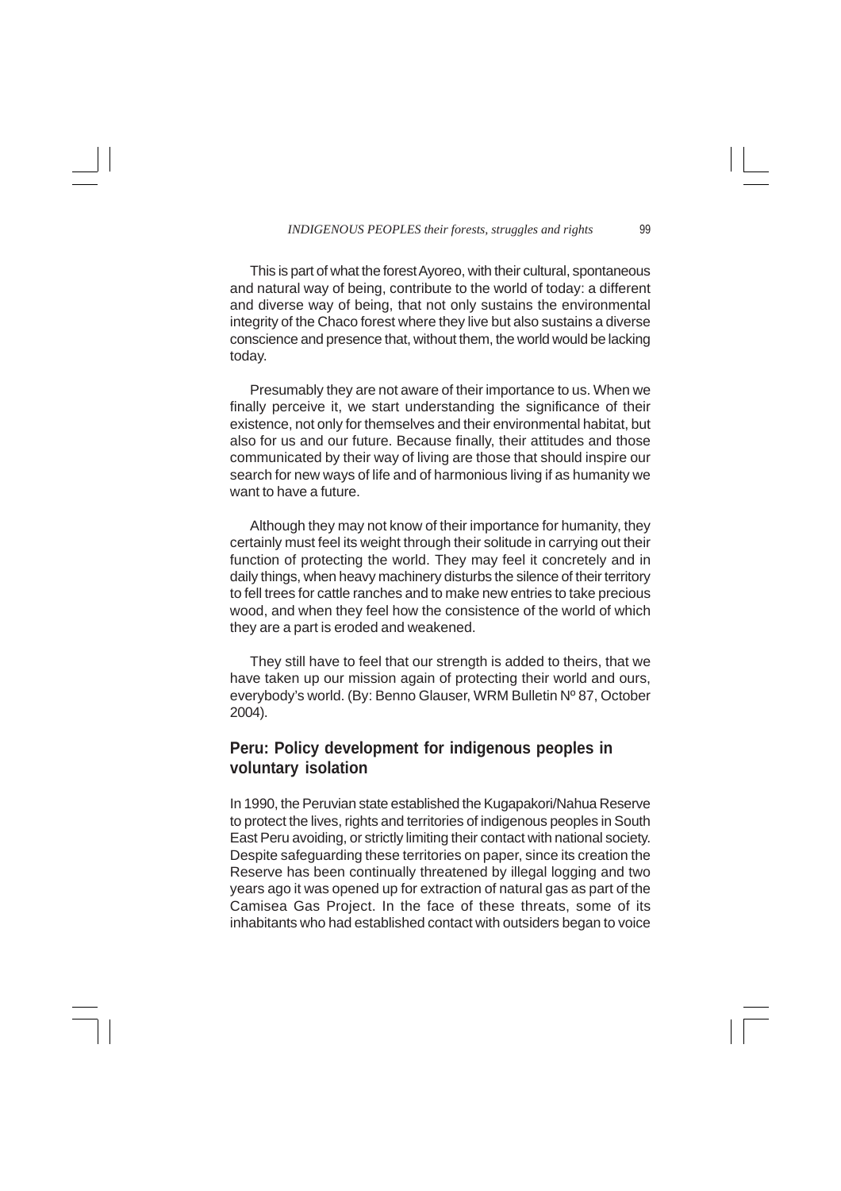This is part of what the forest Ayoreo, with their cultural, spontaneous and natural way of being, contribute to the world of today: a different and diverse way of being, that not only sustains the environmental integrity of the Chaco forest where they live but also sustains a diverse conscience and presence that, without them, the world would be lacking today.

Presumably they are not aware of their importance to us. When we finally perceive it, we start understanding the significance of their existence, not only for themselves and their environmental habitat, but also for us and our future. Because finally, their attitudes and those communicated by their way of living are those that should inspire our search for new ways of life and of harmonious living if as humanity we want to have a future.

Although they may not know of their importance for humanity, they certainly must feel its weight through their solitude in carrying out their function of protecting the world. They may feel it concretely and in daily things, when heavy machinery disturbs the silence of their territory to fell trees for cattle ranches and to make new entries to take precious wood, and when they feel how the consistence of the world of which they are a part is eroded and weakened.

They still have to feel that our strength is added to theirs, that we have taken up our mission again of protecting their world and ours, everybody's world. (By: Benno Glauser, WRM Bulletin Nº 87, October 2004).

## Peru: Policy development for indigenous peoples in voluntary isolation

In 1990, the Peruvian state established the Kugapakori/Nahua Reserve to protect the lives, rights and territories of indigenous peoples in South East Peru avoiding, or strictly limiting their contact with national society. Despite safeguarding these territories on paper, since its creation the Reserve has been continually threatened by illegal logging and two years ago it was opened up for extraction of natural gas as part of the Camisea Gas Project. In the face of these threats, some of its inhabitants who had established contact with outsiders began to voice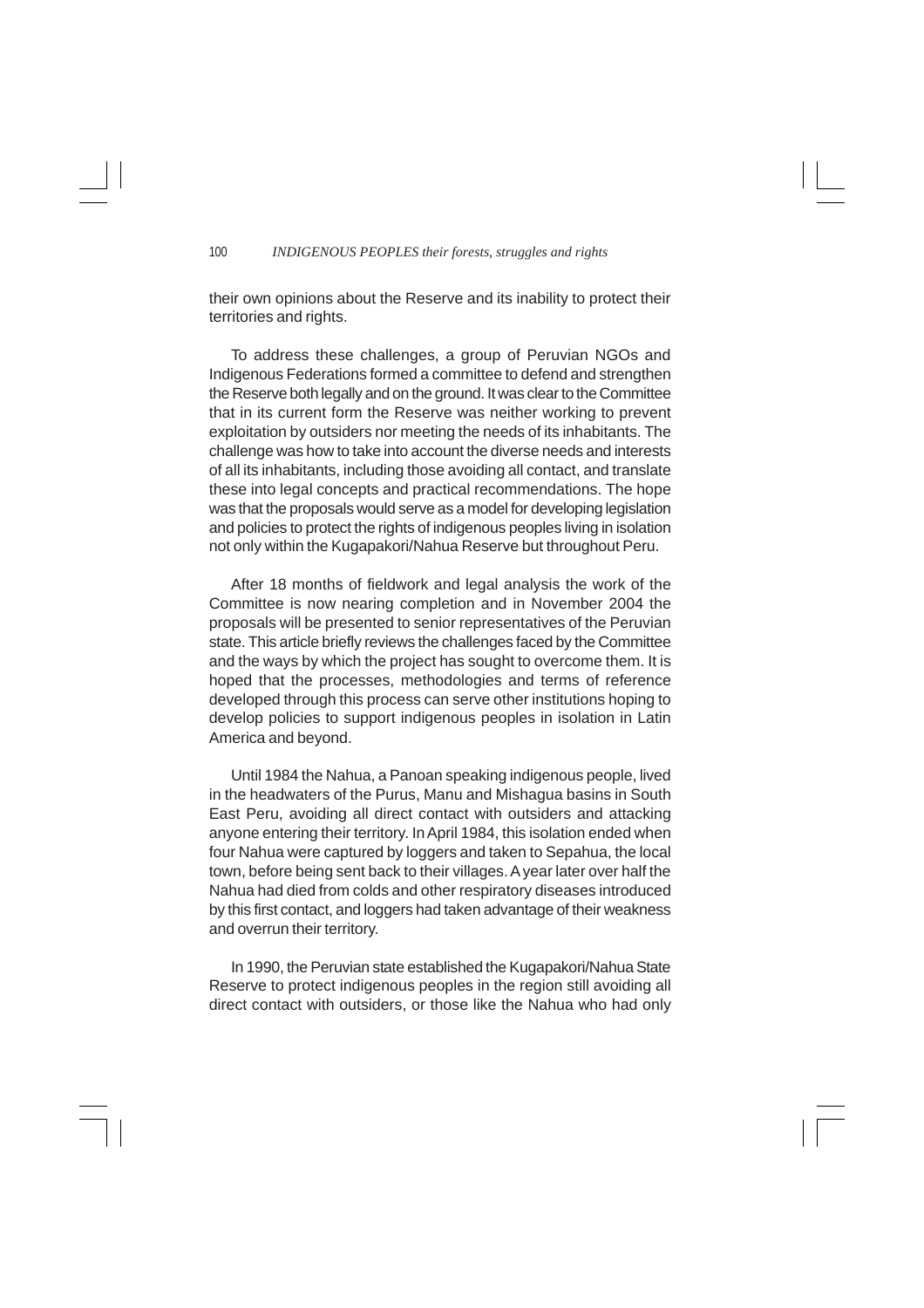their own opinions about the Reserve and its inability to protect their territories and rights.

To address these challenges, a group of Peruvian NGOs and Indigenous Federations formed a committee to defend and strengthen the Reserve both legally and on the ground. It was clear to the Committee that in its current form the Reserve was neither working to prevent exploitation by outsiders nor meeting the needs of its inhabitants. The challenge was how to take into account the diverse needs and interests of all its inhabitants, including those avoiding all contact, and translate these into legal concepts and practical recommendations. The hope was that the proposals would serve as a model for developing legislation and policies to protect the rights of indigenous peoples living in isolation not only within the Kugapakori/Nahua Reserve but throughout Peru.

After 18 months of fieldwork and legal analysis the work of the Committee is now nearing completion and in November 2004 the proposals will be presented to senior representatives of the Peruvian state. This article briefly reviews the challenges faced by the Committee and the ways by which the project has sought to overcome them. It is hoped that the processes, methodologies and terms of reference developed through this process can serve other institutions hoping to develop policies to support indigenous peoples in isolation in Latin America and beyond.

Until 1984 the Nahua, a Panoan speaking indigenous people, lived in the headwaters of the Purus, Manu and Mishagua basins in South East Peru, avoiding all direct contact with outsiders and attacking anyone entering their territory. In April 1984, this isolation ended when four Nahua were captured by loggers and taken to Sepahua, the local town, before being sent back to their villages. A year later over half the Nahua had died from colds and other respiratory diseases introduced by this first contact, and loggers had taken advantage of their weakness and overrun their territory.

In 1990, the Peruvian state established the Kugapakori/Nahua State Reserve to protect indigenous peoples in the region still avoiding all direct contact with outsiders, or those like the Nahua who had only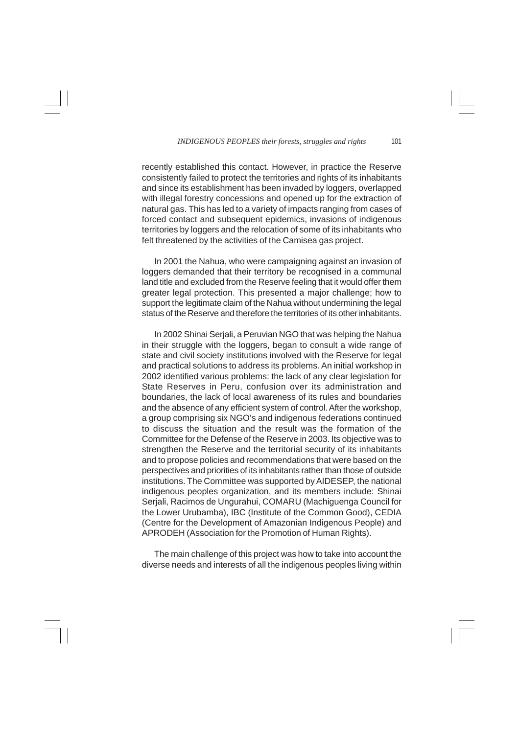recently established this contact. However, in practice the Reserve consistently failed to protect the territories and rights of its inhabitants and since its establishment has been invaded by loggers, overlapped with illegal forestry concessions and opened up for the extraction of natural gas. This has led to a variety of impacts ranging from cases of forced contact and subsequent epidemics, invasions of indigenous territories by loggers and the relocation of some of its inhabitants who felt threatened by the activities of the Camisea gas project.

In 2001 the Nahua, who were campaigning against an invasion of loggers demanded that their territory be recognised in a communal land title and excluded from the Reserve feeling that it would offer them greater legal protection. This presented a major challenge; how to support the legitimate claim of the Nahua without undermining the legal status of the Reserve and therefore the territories of its other inhabitants.

In 2002 Shinai Serjali, a Peruvian NGO that was helping the Nahua in their struggle with the loggers, began to consult a wide range of state and civil society institutions involved with the Reserve for legal and practical solutions to address its problems. An initial workshop in 2002 identified various problems: the lack of any clear legislation for State Reserves in Peru, confusion over its administration and boundaries, the lack of local awareness of its rules and boundaries and the absence of any efficient system of control. After the workshop, a group comprising six NGO's and indigenous federations continued to discuss the situation and the result was the formation of the Committee for the Defense of the Reserve in 2003. Its objective was to strengthen the Reserve and the territorial security of its inhabitants and to propose policies and recommendations that were based on the perspectives and priorities of its inhabitants rather than those of outside institutions. The Committee was supported by AIDESEP, the national indigenous peoples organization, and its members include: Shinai Serjali, Racimos de Ungurahui, COMARU (Machiguenga Council for the Lower Urubamba), IBC (Institute of the Common Good), CEDIA (Centre for the Development of Amazonian Indigenous People) and APRODEH (Association for the Promotion of Human Rights).

The main challenge of this project was how to take into account the diverse needs and interests of all the indigenous peoples living within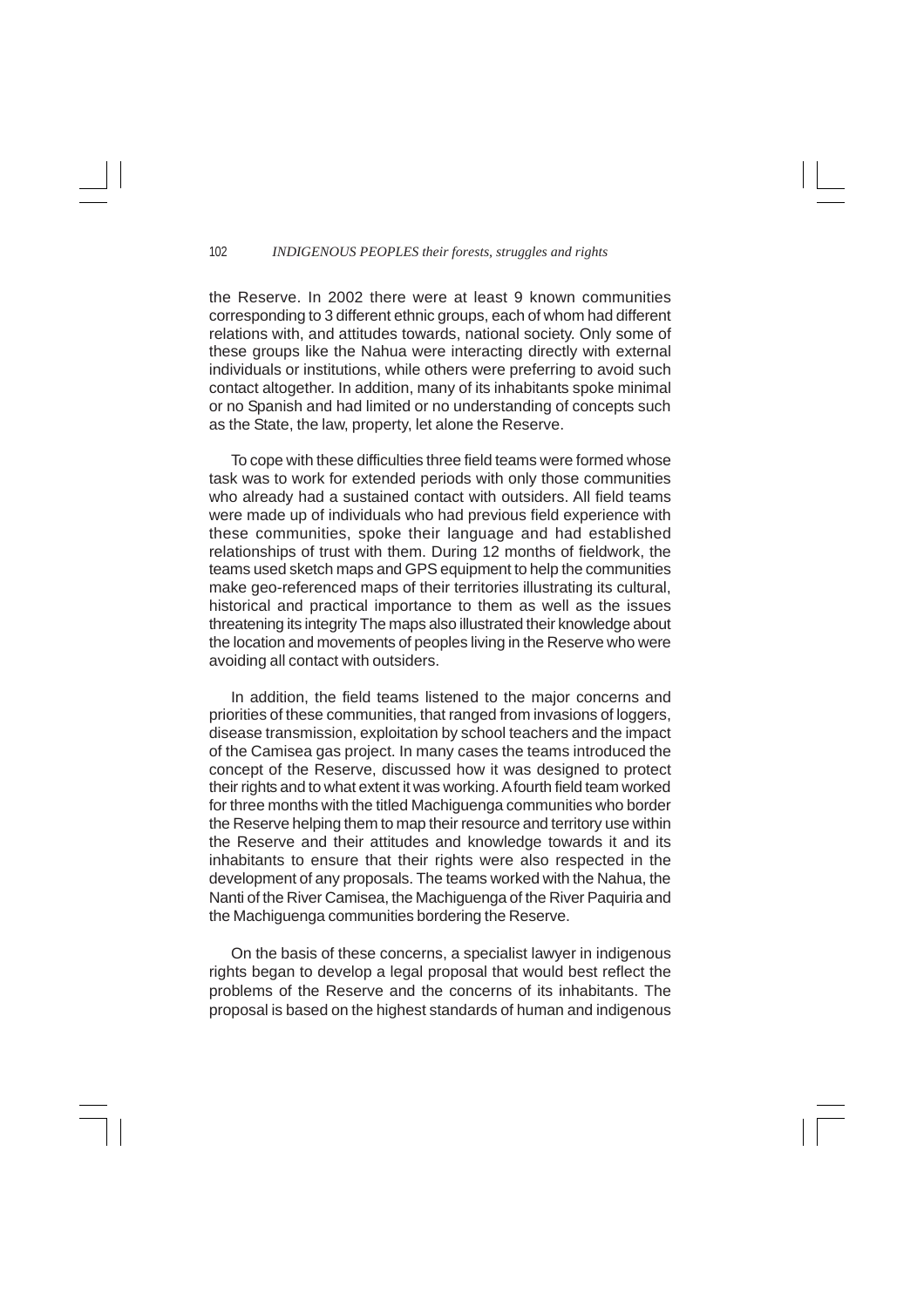the Reserve. In 2002 there were at least 9 known communities corresponding to 3 different ethnic groups, each of whom had different relations with, and attitudes towards, national society. Only some of these groups like the Nahua were interacting directly with external individuals or institutions, while others were preferring to avoid such contact altogether. In addition, many of its inhabitants spoke minimal or no Spanish and had limited or no understanding of concepts such as the State, the law, property, let alone the Reserve.

To cope with these difficulties three field teams were formed whose task was to work for extended periods with only those communities who already had a sustained contact with outsiders. All field teams were made up of individuals who had previous field experience with these communities, spoke their language and had established relationships of trust with them. During 12 months of fieldwork, the teams used sketch maps and GPS equipment to help the communities make geo-referenced maps of their territories illustrating its cultural, historical and practical importance to them as well as the issues threatening its integrity The maps also illustrated their knowledge about the location and movements of peoples living in the Reserve who were avoiding all contact with outsiders.

In addition, the field teams listened to the major concerns and priorities of these communities, that ranged from invasions of loggers, disease transmission, exploitation by school teachers and the impact of the Camisea gas project. In many cases the teams introduced the concept of the Reserve, discussed how it was designed to protect their rights and to what extent it was working. A fourth field team worked for three months with the titled Machiguenga communities who border the Reserve helping them to map their resource and territory use within the Reserve and their attitudes and knowledge towards it and its inhabitants to ensure that their rights were also respected in the development of any proposals. The teams worked with the Nahua, the Nanti of the River Camisea, the Machiguenga of the River Paquiria and the Machiguenga communities bordering the Reserve.

On the basis of these concerns, a specialist lawyer in indigenous rights began to develop a legal proposal that would best reflect the problems of the Reserve and the concerns of its inhabitants. The proposal is based on the highest standards of human and indigenous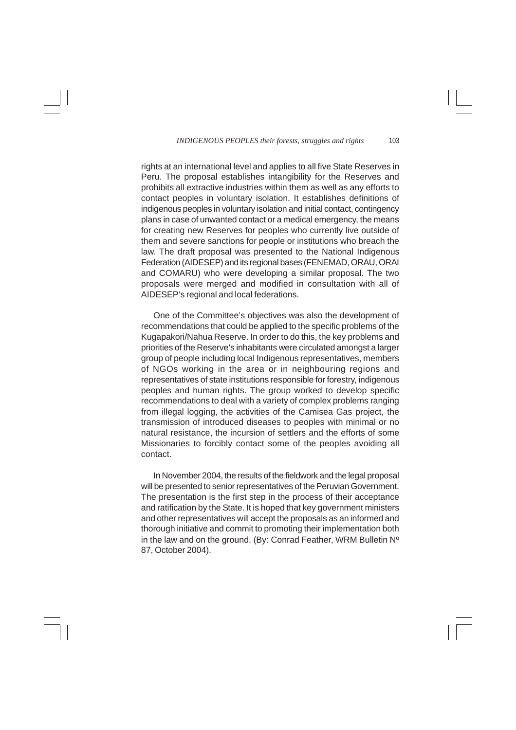rights at an international level and applies to all five State Reserves in Peru. The proposal establishes intangibility for the Reserves and prohibits all extractive industries within them as well as any efforts to contact peoples in voluntary isolation. It establishes definitions of indigenous peoples in voluntary isolation and initial contact, contingency plans in case of unwanted contact or a medical emergency, the means for creating new Reserves for peoples who currently live outside of them and severe sanctions for people or institutions who breach the law. The draft proposal was presented to the National Indigenous Federation (AIDESEP) and its regional bases (FENEMAD, ORAU, ORAI and COMARU) who were developing a similar proposal. The two proposals were merged and modified in consultation with all of AIDESEP's regional and local federations.

One of the Committee's objectives was also the development of recommendations that could be applied to the specific problems of the Kugapakori/Nahua Reserve. In order to do this, the key problems and priorities of the Reserve's inhabitants were circulated amongst a larger group of people including local Indigenous representatives, members of NGOs working in the area or in neighbouring regions and representatives of state institutions responsible for forestry, indigenous peoples and human rights. The group worked to develop specific recommendations to deal with a variety of complex problems ranging from illegal logging, the activities of the Camisea Gas project, the transmission of introduced diseases to peoples with minimal or no natural resistance, the incursion of settlers and the efforts of some Missionaries to forcibly contact some of the peoples avoiding all contact.

In November 2004, the results of the fieldwork and the legal proposal will be presented to senior representatives of the Peruvian Government. The presentation is the first step in the process of their acceptance and ratification by the State. It is hoped that key government ministers and other representatives will accept the proposals as an informed and thorough initiative and commit to promoting their implementation both in the law and on the ground. (By: Conrad Feather, WRM Bulletin Nº 87, October 2004).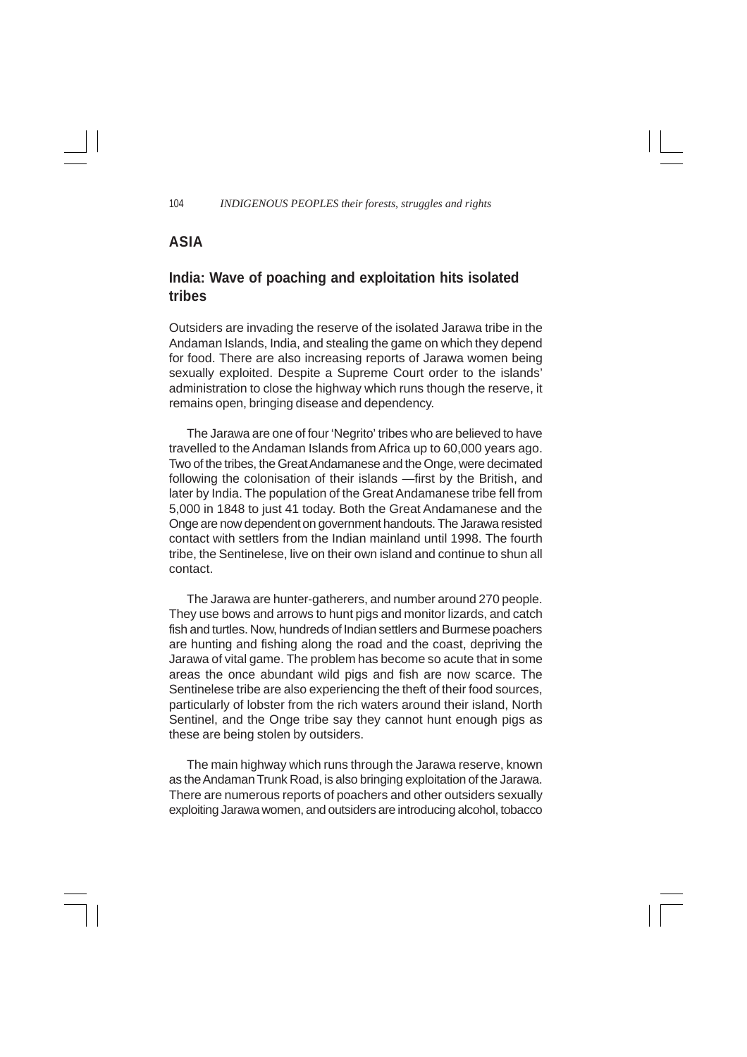## ASIA

### India: Wave of poaching and exploitation hits isolated tribes

Outsiders are invading the reserve of the isolated Jarawa tribe in the Andaman Islands, India, and stealing the game on which they depend for food. There are also increasing reports of Jarawa women being sexually exploited. Despite a Supreme Court order to the islands' administration to close the highway which runs though the reserve, it remains open, bringing disease and dependency.

The Jarawa are one of four 'Negrito' tribes who are believed to have travelled to the Andaman Islands from Africa up to 60,000 years ago. Two of the tribes, the Great Andamanese and the Onge, were decimated following the colonisation of their islands —first by the British, and later by India. The population of the Great Andamanese tribe fell from 5,000 in 1848 to just 41 today. Both the Great Andamanese and the Onge are now dependent on government handouts. The Jarawa resisted contact with settlers from the Indian mainland until 1998. The fourth tribe, the Sentinelese, live on their own island and continue to shun all contact.

The Jarawa are hunter-gatherers, and number around 270 people. They use bows and arrows to hunt pigs and monitor lizards, and catch fish and turtles. Now, hundreds of Indian settlers and Burmese poachers are hunting and fishing along the road and the coast, depriving the Jarawa of vital game. The problem has become so acute that in some areas the once abundant wild pigs and fish are now scarce. The Sentinelese tribe are also experiencing the theft of their food sources, particularly of lobster from the rich waters around their island, North Sentinel, and the Onge tribe say they cannot hunt enough pigs as these are being stolen by outsiders.

The main highway which runs through the Jarawa reserve, known as the Andaman Trunk Road, is also bringing exploitation of the Jarawa. There are numerous reports of poachers and other outsiders sexually exploiting Jarawa women, and outsiders are introducing alcohol, tobacco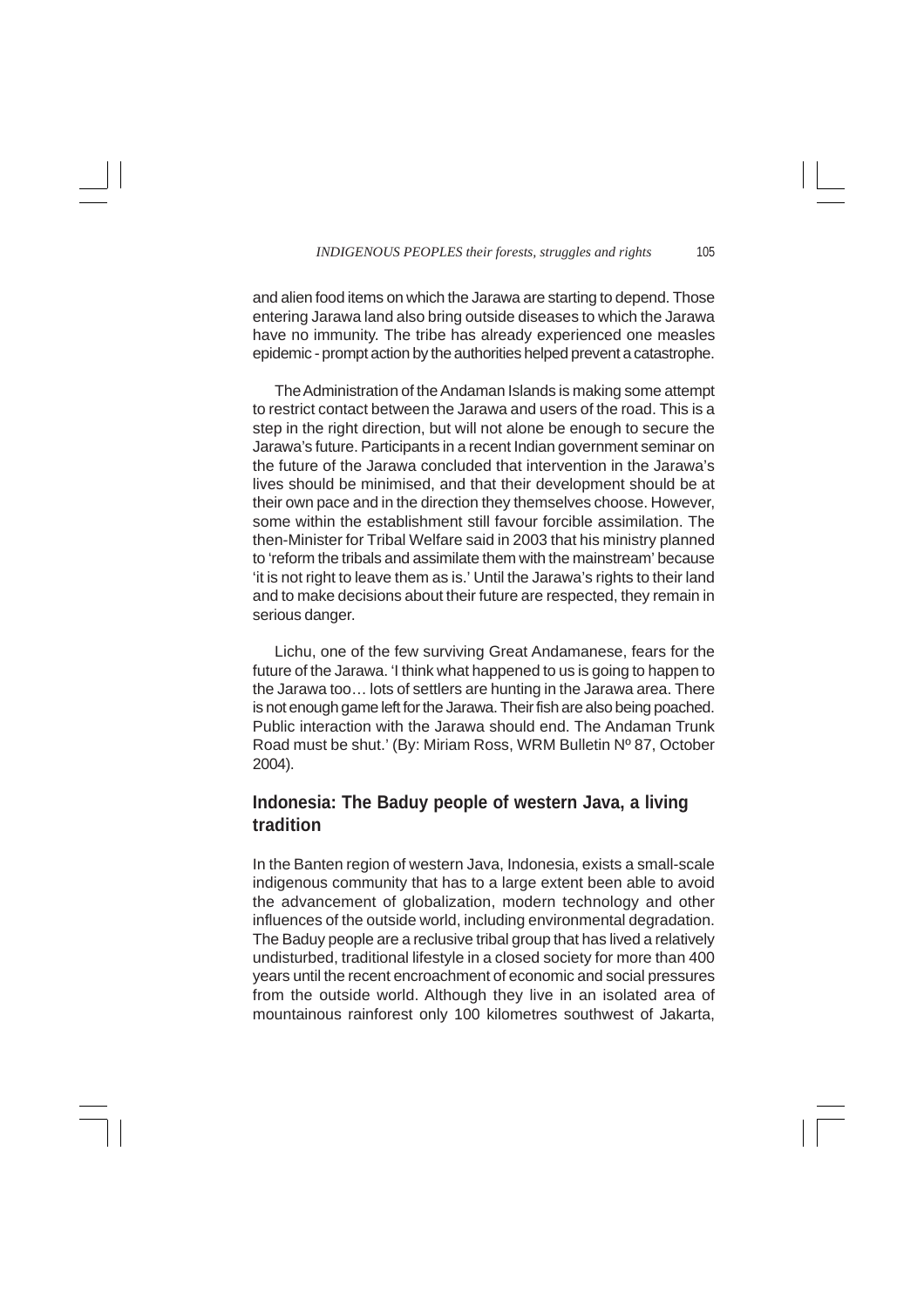and alien food items on which the Jarawa are starting to depend. Those entering Jarawa land also bring outside diseases to which the Jarawa have no immunity. The tribe has already experienced one measles epidemic - prompt action by the authorities helped prevent a catastrophe.

The Administration of the Andaman Islands is making some attempt to restrict contact between the Jarawa and users of the road. This is a step in the right direction, but will not alone be enough to secure the Jarawa's future. Participants in a recent Indian government seminar on the future of the Jarawa concluded that intervention in the Jarawa's lives should be minimised, and that their development should be at their own pace and in the direction they themselves choose. However, some within the establishment still favour forcible assimilation. The then-Minister for Tribal Welfare said in 2003 that his ministry planned to 'reform the tribals and assimilate them with the mainstream' because 'it is not right to leave them as is.' Until the Jarawa's rights to their land and to make decisions about their future are respected, they remain in serious danger.

Lichu, one of the few surviving Great Andamanese, fears for the future of the Jarawa. 'I think what happened to us is going to happen to the Jarawa too… lots of settlers are hunting in the Jarawa area. There is not enough game left for the Jarawa. Their fish are also being poached. Public interaction with the Jarawa should end. The Andaman Trunk Road must be shut.' (By: Miriam Ross, WRM Bulletin Nº 87, October 2004).

## Indonesia: The Baduy people of western Java, a living tradition

In the Banten region of western Java, Indonesia, exists a small-scale indigenous community that has to a large extent been able to avoid the advancement of globalization, modern technology and other influences of the outside world, including environmental degradation. The Baduy people are a reclusive tribal group that has lived a relatively undisturbed, traditional lifestyle in a closed society for more than 400 years until the recent encroachment of economic and social pressures from the outside world. Although they live in an isolated area of mountainous rainforest only 100 kilometres southwest of Jakarta,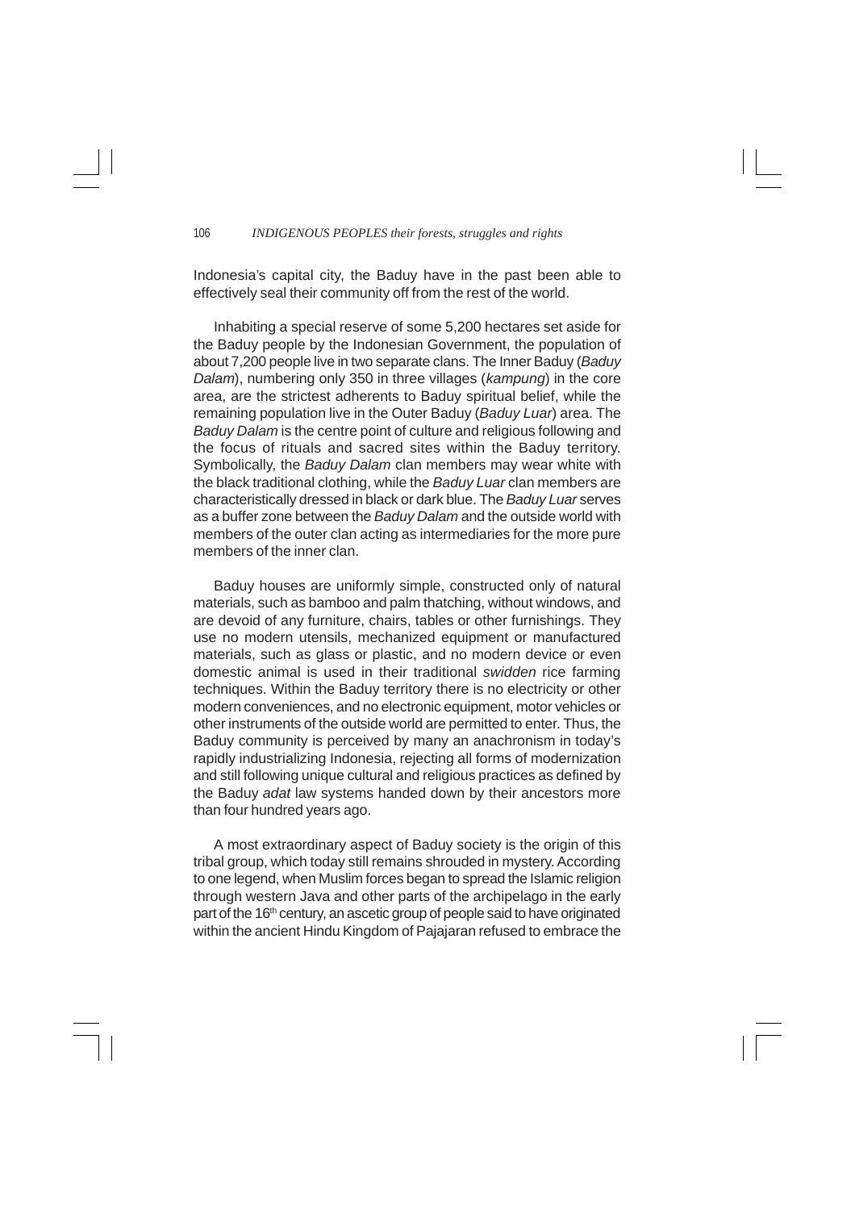Indonesia's capital city, the Baduy have in the past been able to effectively seal their community off from the rest of the world.

Inhabiting a special reserve of some 5,200 hectares set aside for the Baduy people by the Indonesian Government, the population of about 7,200 people live in two separate clans. The Inner Baduy (*Baduy Dalam*), numbering only 350 in three villages (*kampung*) in the core area, are the strictest adherents to Baduy spiritual belief, while the remaining population live in the Outer Baduy (*Baduy Luar*) area. The *Baduy Dalam* is the centre point of culture and religious following and the focus of rituals and sacred sites within the Baduy territory. Symbolically, the *Baduy Dalam* clan members may wear white with the black traditional clothing, while the *Baduy Luar* clan members are characteristically dressed in black or dark blue. The *Baduy Luar* serves as a buffer zone between the *Baduy Dalam* and the outside world with members of the outer clan acting as intermediaries for the more pure members of the inner clan.

Baduy houses are uniformly simple, constructed only of natural materials, such as bamboo and palm thatching, without windows, and are devoid of any furniture, chairs, tables or other furnishings. They use no modern utensils, mechanized equipment or manufactured materials, such as glass or plastic, and no modern device or even domestic animal is used in their traditional *swidden* rice farming techniques. Within the Baduy territory there is no electricity or other modern conveniences, and no electronic equipment, motor vehicles or other instruments of the outside world are permitted to enter. Thus, the Baduy community is perceived by many an anachronism in today's rapidly industrializing Indonesia, rejecting all forms of modernization and still following unique cultural and religious practices as defined by the Baduy *adat* law systems handed down by their ancestors more than four hundred years ago.

A most extraordinary aspect of Baduy society is the origin of this tribal group, which today still remains shrouded in mystery. According to one legend, when Muslim forces began to spread the Islamic religion through western Java and other parts of the archipelago in the early part of the 16th century, an ascetic group of people said to have originated within the ancient Hindu Kingdom of Pajajaran refused to embrace the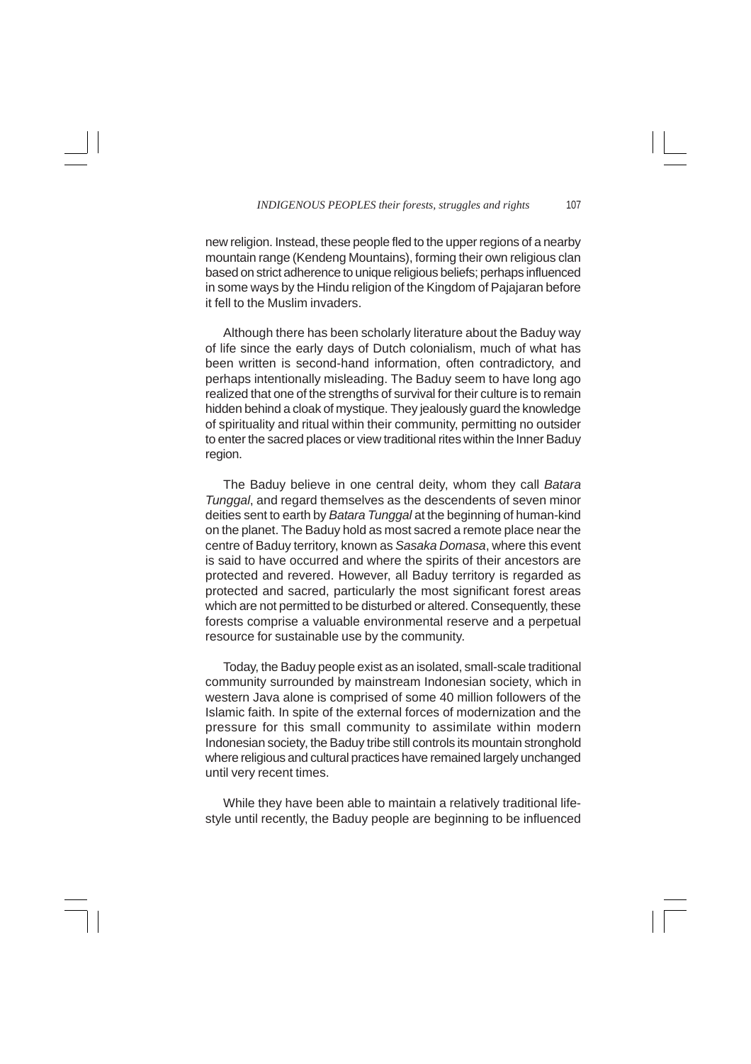new religion. Instead, these people fled to the upper regions of a nearby mountain range (Kendeng Mountains), forming their own religious clan based on strict adherence to unique religious beliefs; perhaps influenced in some ways by the Hindu religion of the Kingdom of Pajajaran before it fell to the Muslim invaders.

Although there has been scholarly literature about the Baduy way of life since the early days of Dutch colonialism, much of what has been written is second-hand information, often contradictory, and perhaps intentionally misleading. The Baduy seem to have long ago realized that one of the strengths of survival for their culture is to remain hidden behind a cloak of mystique. They jealously guard the knowledge of spirituality and ritual within their community, permitting no outsider to enter the sacred places or view traditional rites within the Inner Baduy region.

The Baduy believe in one central deity, whom they call *Batara Tunggal*, and regard themselves as the descendents of seven minor deities sent to earth by *Batara Tunggal* at the beginning of human-kind on the planet. The Baduy hold as most sacred a remote place near the centre of Baduy territory, known as *Sasaka Domasa*, where this event is said to have occurred and where the spirits of their ancestors are protected and revered. However, all Baduy territory is regarded as protected and sacred, particularly the most significant forest areas which are not permitted to be disturbed or altered. Consequently, these forests comprise a valuable environmental reserve and a perpetual resource for sustainable use by the community.

Today, the Baduy people exist as an isolated, small-scale traditional community surrounded by mainstream Indonesian society, which in western Java alone is comprised of some 40 million followers of the Islamic faith. In spite of the external forces of modernization and the pressure for this small community to assimilate within modern Indonesian society, the Baduy tribe still controls its mountain stronghold where religious and cultural practices have remained largely unchanged until very recent times.

While they have been able to maintain a relatively traditional life-style until recently, the Baduy people are beginning to be influenced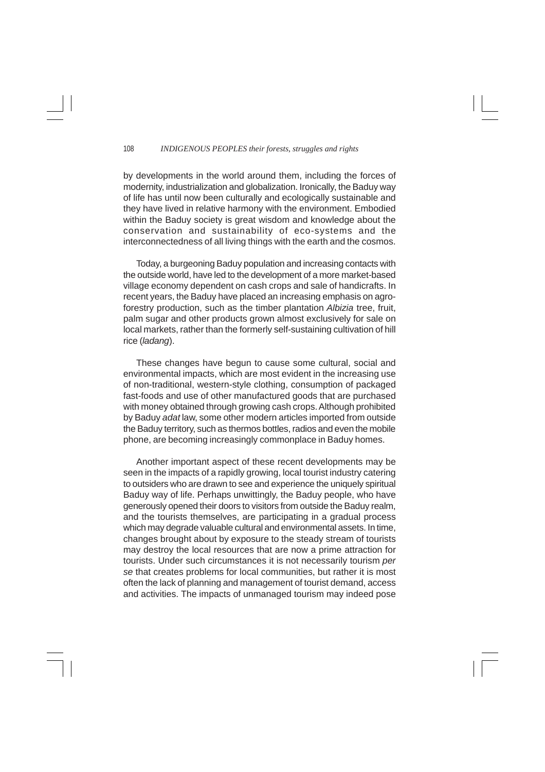by developments in the world around them, including the forces of modernity, industrialization and globalization. Ironically, the Baduy way of life has until now been culturally and ecologically sustainable and they have lived in relative harmony with the environment. Embodied within the Baduy society is great wisdom and knowledge about the conservation and sustainability of eco-systems and the interconnectedness of all living things with the earth and the cosmos.

Today, a burgeoning Baduy population and increasing contacts with the outside world, have led to the development of a more market-based village economy dependent on cash crops and sale of handicrafts. In recent years, the Baduy have placed an increasing emphasis on agro-forestry production, such as the timber plantation *Albizia* tree, fruit, palm sugar and other products grown almost exclusively for sale on local markets, rather than the formerly self-sustaining cultivation of hill rice (*ladang*).

These changes have begun to cause some cultural, social and environmental impacts, which are most evident in the increasing use of non-traditional, western-style clothing, consumption of packaged fast-foods and use of other manufactured goods that are purchased with money obtained through growing cash crops. Although prohibited by Baduy *adat* law, some other modern articles imported from outside the Baduy territory, such as thermos bottles, radios and even the mobile phone, are becoming increasingly commonplace in Baduy homes.

Another important aspect of these recent developments may be seen in the impacts of a rapidly growing, local tourist industry catering to outsiders who are drawn to see and experience the uniquely spiritual Baduy way of life. Perhaps unwittingly, the Baduy people, who have generously opened their doors to visitors from outside the Baduy realm, and the tourists themselves, are participating in a gradual process which may degrade valuable cultural and environmental assets. In time, changes brought about by exposure to the steady stream of tourists may destroy the local resources that are now a prime attraction for tourists. Under such circumstances it is not necessarily tourism *per se* that creates problems for local communities, but rather it is most often the lack of planning and management of tourist demand, access and activities. The impacts of unmanaged tourism may indeed pose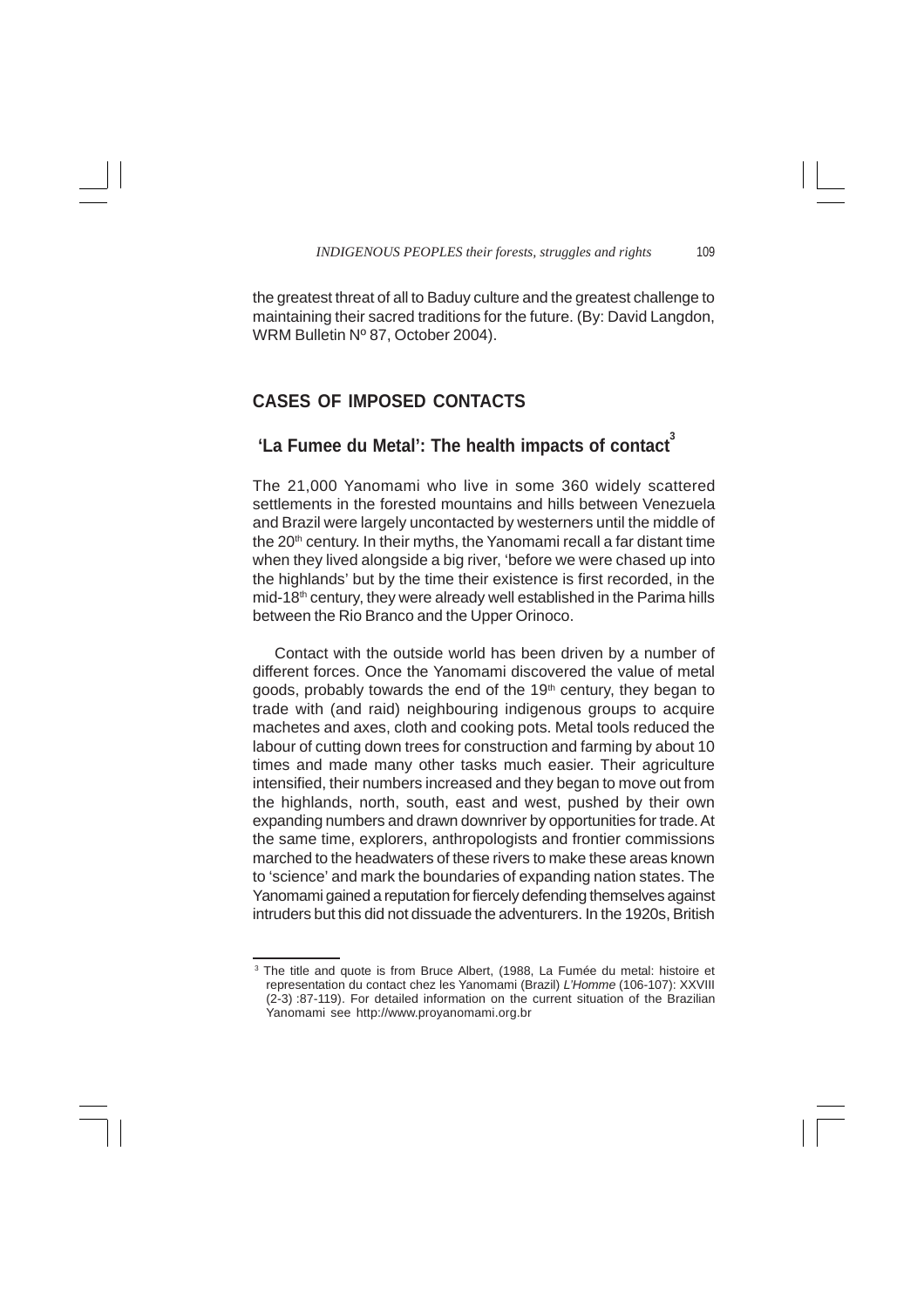the greatest threat of all to Baduy culture and the greatest challenge to maintaining their sacred traditions for the future. (By: David Langdon, WRM Bulletin Nº 87, October 2004).

## CASES OF IMPOSED CONTACTS

### 'La Fumee du Metal': The health impacts of contact[3]

The 21,000 Yanomami who live in some 360 widely scattered settlements in the forested mountains and hills between Venezuela and Brazil were largely uncontacted by westerners until the middle of the 20th century. In their myths, the Yanomami recall a far distant time when they lived alongside a big river, 'before we were chased up into the highlands' but by the time their existence is first recorded, in the mid-18th century, they were already well established in the Parima hills between the Rio Branco and the Upper Orinoco.

Contact with the outside world has been driven by a number of different forces. Once the Yanomami discovered the value of metal goods, probably towards the end of the 19th century, they began to trade with (and raid) neighbouring indigenous groups to acquire machetes and axes, cloth and cooking pots. Metal tools reduced the labour of cutting down trees for construction and farming by about 10 times and made many other tasks much easier. Their agriculture intensified, their numbers increased and they began to move out from the highlands, north, south, east and west, pushed by their own expanding numbers and drawn downriver by opportunities for trade. At the same time, explorers, anthropologists and frontier commissions marched to the headwaters of these rivers to make these areas known to 'science' and mark the boundaries of expanding nation states. The Yanomami gained a reputation for fiercely defending themselves against intruders but this did not dissuade the adventurers. In the 1920s, British

---

[3] The title and quote is from Bruce Albert, (1988, La Fumée du metal: histoire et representation du contact chez les Yanomami (Brazil) *L'Homme* (106-107): XXVIII (2-3) :87-119). For detailed information on the current situation of the Brazilian Yanomami see http://www.proyanomami.org.br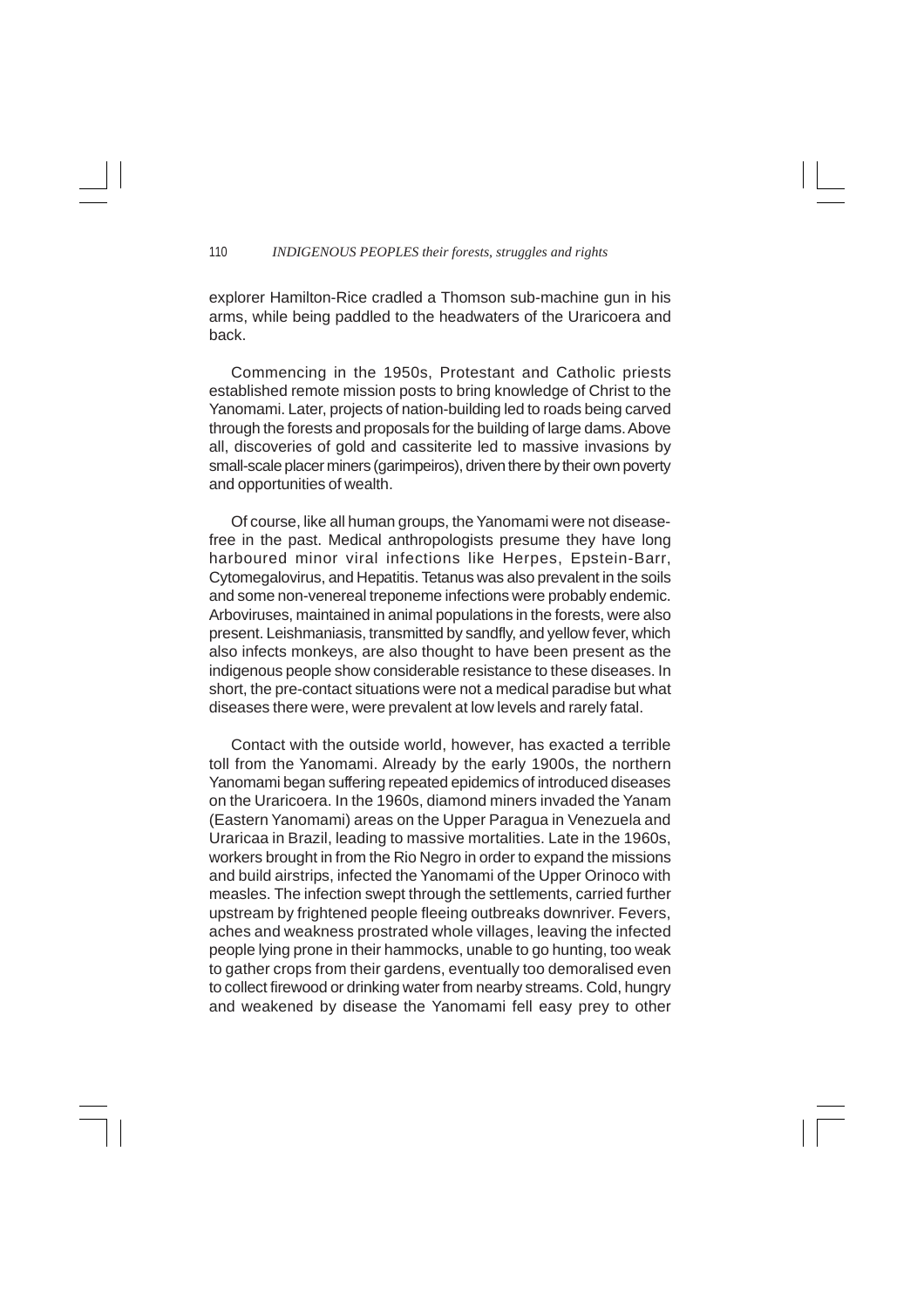explorer Hamilton-Rice cradled a Thomson sub-machine gun in his arms, while being paddled to the headwaters of the Uraricoera and back.

Commencing in the 1950s, Protestant and Catholic priests established remote mission posts to bring knowledge of Christ to the Yanomami. Later, projects of nation-building led to roads being carved through the forests and proposals for the building of large dams. Above all, discoveries of gold and cassiterite led to massive invasions by small-scale placer miners (garimpeiros), driven there by their own poverty and opportunities of wealth.

Of course, like all human groups, the Yanomami were not disease-free in the past. Medical anthropologists presume they have long harboured minor viral infections like Herpes, Epstein-Barr, Cytomegalovirus, and Hepatitis. Tetanus was also prevalent in the soils and some non-venereal treponeme infections were probably endemic. Arboviruses, maintained in animal populations in the forests, were also present. Leishmaniasis, transmitted by sandfly, and yellow fever, which also infects monkeys, are also thought to have been present as the indigenous people show considerable resistance to these diseases. In short, the pre-contact situations were not a medical paradise but what diseases there were, were prevalent at low levels and rarely fatal.

Contact with the outside world, however, has exacted a terrible toll from the Yanomami. Already by the early 1900s, the northern Yanomami began suffering repeated epidemics of introduced diseases on the Uraricoera. In the 1960s, diamond miners invaded the Yanam (Eastern Yanomami) areas on the Upper Paragua in Venezuela and Uraricaa in Brazil, leading to massive mortalities. Late in the 1960s, workers brought in from the Rio Negro in order to expand the missions and build airstrips, infected the Yanomami of the Upper Orinoco with measles. The infection swept through the settlements, carried further upstream by frightened people fleeing outbreaks downriver. Fevers, aches and weakness prostrated whole villages, leaving the infected people lying prone in their hammocks, unable to go hunting, too weak to gather crops from their gardens, eventually too demoralised even to collect firewood or drinking water from nearby streams. Cold, hungry and weakened by disease the Yanomami fell easy prey to other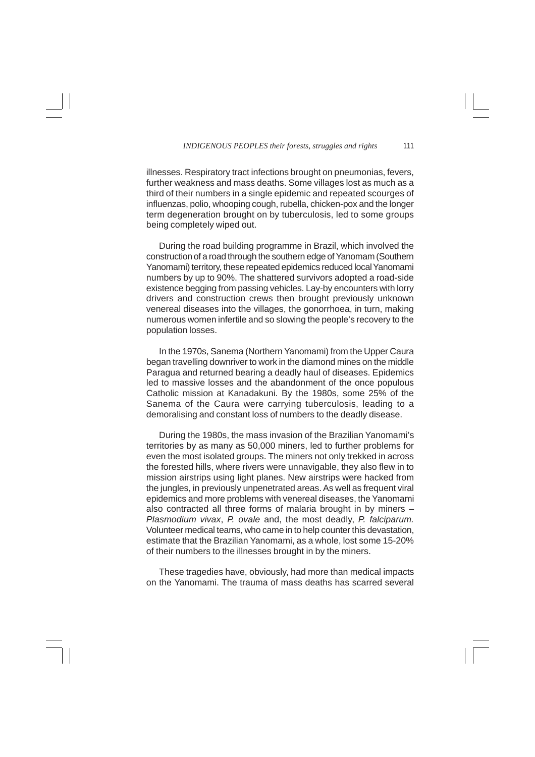illnesses. Respiratory tract infections brought on pneumonias, fevers, further weakness and mass deaths. Some villages lost as much as a third of their numbers in a single epidemic and repeated scourges of influenzas, polio, whooping cough, rubella, chicken-pox and the longer term degeneration brought on by tuberculosis, led to some groups being completely wiped out.

During the road building programme in Brazil, which involved the construction of a road through the southern edge of Yanomam (Southern Yanomami) territory, these repeated epidemics reduced local Yanomami numbers by up to 90%. The shattered survivors adopted a road-side existence begging from passing vehicles. Lay-by encounters with lorry drivers and construction crews then brought previously unknown venereal diseases into the villages, the gonorrhoea, in turn, making numerous women infertile and so slowing the people's recovery to the population losses.

In the 1970s, Sanema (Northern Yanomami) from the Upper Caura began travelling downriver to work in the diamond mines on the middle Paragua and returned bearing a deadly haul of diseases. Epidemics led to massive losses and the abandonment of the once populous Catholic mission at Kanadakuni. By the 1980s, some 25% of the Sanema of the Caura were carrying tuberculosis, leading to a demoralising and constant loss of numbers to the deadly disease.

During the 1980s, the mass invasion of the Brazilian Yanomami's territories by as many as 50,000 miners, led to further problems for even the most isolated groups. The miners not only trekked in across the forested hills, where rivers were unnavigable, they also flew in to mission airstrips using light planes. New airstrips were hacked from the jungles, in previously unpenetrated areas. As well as frequent viral epidemics and more problems with venereal diseases, the Yanomami also contracted all three forms of malaria brought in by miners – *Plasmodium vivax*, *P. ovale* and, the most deadly, *P. falciparum.* Volunteer medical teams, who came in to help counter this devastation, estimate that the Brazilian Yanomami, as a whole, lost some 15-20% of their numbers to the illnesses brought in by the miners.

These tragedies have, obviously, had more than medical impacts on the Yanomami. The trauma of mass deaths has scarred several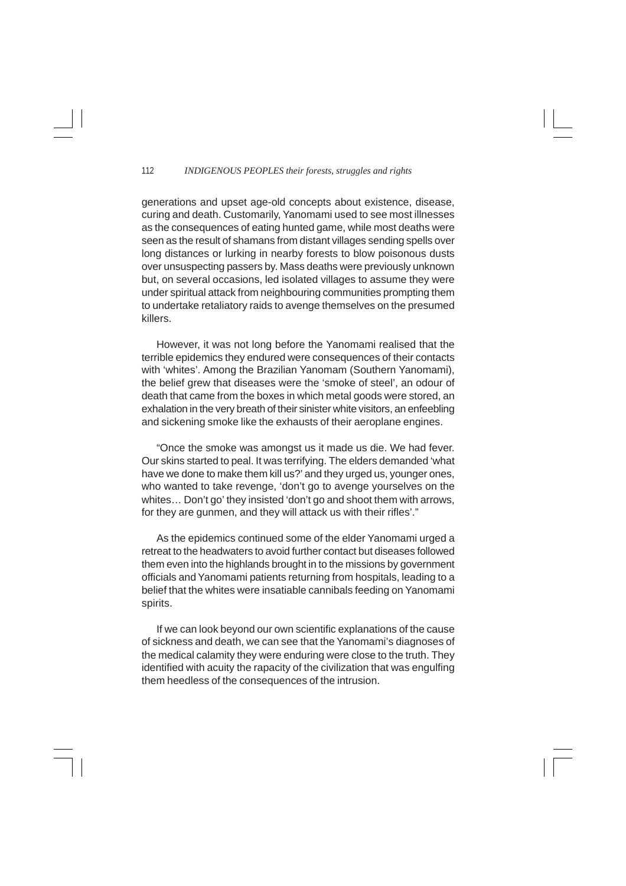generations and upset age-old concepts about existence, disease, curing and death. Customarily, Yanomami used to see most illnesses as the consequences of eating hunted game, while most deaths were seen as the result of shamans from distant villages sending spells over long distances or lurking in nearby forests to blow poisonous dusts over unsuspecting passers by. Mass deaths were previously unknown but, on several occasions, led isolated villages to assume they were under spiritual attack from neighbouring communities prompting them to undertake retaliatory raids to avenge themselves on the presumed killers.

However, it was not long before the Yanomami realised that the terrible epidemics they endured were consequences of their contacts with 'whites'. Among the Brazilian Yanomam (Southern Yanomami), the belief grew that diseases were the 'smoke of steel', an odour of death that came from the boxes in which metal goods were stored, an exhalation in the very breath of their sinister white visitors, an enfeebling and sickening smoke like the exhausts of their aeroplane engines.

"Once the smoke was amongst us it made us die. We had fever. Our skins started to peal. It was terrifying. The elders demanded 'what have we done to make them kill us?' and they urged us, younger ones, who wanted to take revenge, 'don't go to avenge yourselves on the whites… Don't go' they insisted 'don't go and shoot them with arrows, for they are gunmen, and they will attack us with their rifles'."

As the epidemics continued some of the elder Yanomami urged a retreat to the headwaters to avoid further contact but diseases followed them even into the highlands brought in to the missions by government officials and Yanomami patients returning from hospitals, leading to a belief that the whites were insatiable cannibals feeding on Yanomami spirits.

If we can look beyond our own scientific explanations of the cause of sickness and death, we can see that the Yanomami's diagnoses of the medical calamity they were enduring were close to the truth. They identified with acuity the rapacity of the civilization that was engulfing them heedless of the consequences of the intrusion.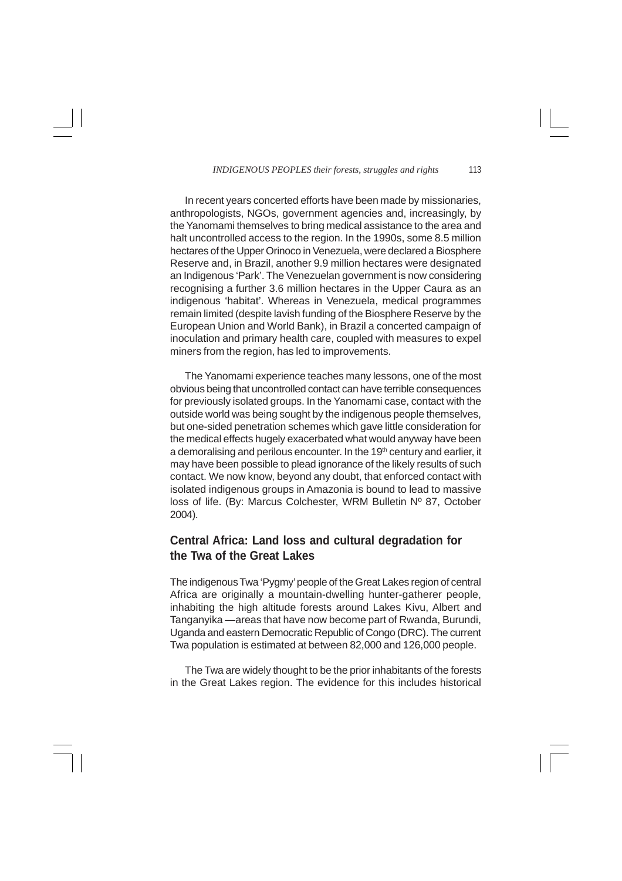In recent years concerted efforts have been made by missionaries, anthropologists, NGOs, government agencies and, increasingly, by the Yanomami themselves to bring medical assistance to the area and halt uncontrolled access to the region. In the 1990s, some 8.5 million hectares of the Upper Orinoco in Venezuela, were declared a Biosphere Reserve and, in Brazil, another 9.9 million hectares were designated an Indigenous 'Park'. The Venezuelan government is now considering recognising a further 3.6 million hectares in the Upper Caura as an indigenous 'habitat'. Whereas in Venezuela, medical programmes remain limited (despite lavish funding of the Biosphere Reserve by the European Union and World Bank), in Brazil a concerted campaign of inoculation and primary health care, coupled with measures to expel miners from the region, has led to improvements.

The Yanomami experience teaches many lessons, one of the most obvious being that uncontrolled contact can have terrible consequences for previously isolated groups. In the Yanomami case, contact with the outside world was being sought by the indigenous people themselves, but one-sided penetration schemes which gave little consideration for the medical effects hugely exacerbated what would anyway have been a demoralising and perilous encounter. In the 19th century and earlier, it may have been possible to plead ignorance of the likely results of such contact. We now know, beyond any doubt, that enforced contact with isolated indigenous groups in Amazonia is bound to lead to massive loss of life. (By: Marcus Colchester, WRM Bulletin Nº 87, October 2004).

## Central Africa: Land loss and cultural degradation for the Twa of the Great Lakes

The indigenous Twa 'Pygmy' people of the Great Lakes region of central Africa are originally a mountain-dwelling hunter-gatherer people, inhabiting the high altitude forests around Lakes Kivu, Albert and Tanganyika —areas that have now become part of Rwanda, Burundi, Uganda and eastern Democratic Republic of Congo (DRC). The current Twa population is estimated at between 82,000 and 126,000 people.

The Twa are widely thought to be the prior inhabitants of the forests in the Great Lakes region. The evidence for this includes historical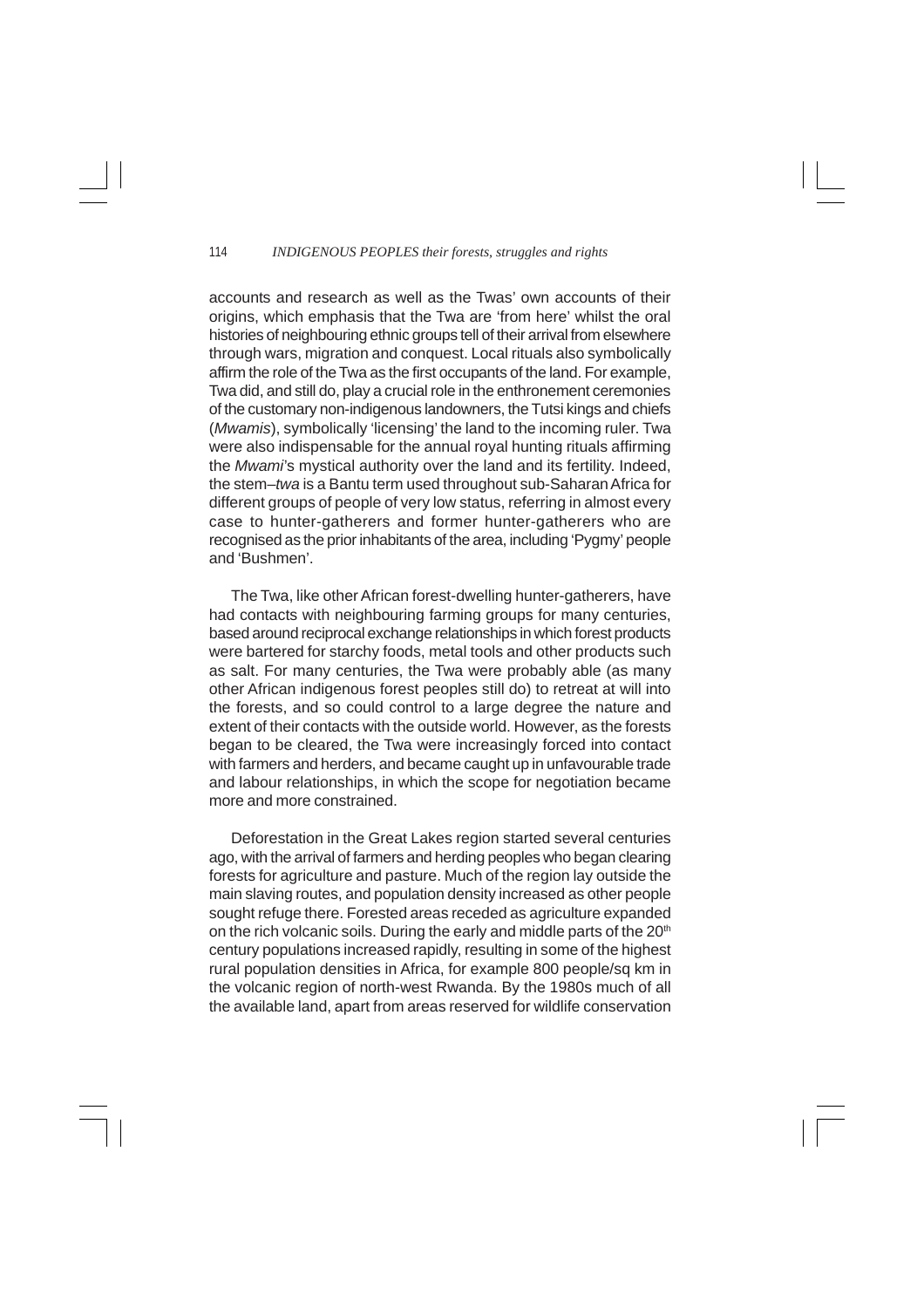accounts and research as well as the Twas' own accounts of their origins, which emphasis that the Twa are 'from here' whilst the oral histories of neighbouring ethnic groups tell of their arrival from elsewhere through wars, migration and conquest. Local rituals also symbolically affirm the role of the Twa as the first occupants of the land. For example, Twa did, and still do, play a crucial role in the enthronement ceremonies of the customary non-indigenous landowners, the Tutsi kings and chiefs (*Mwamis*), symbolically 'licensing' the land to the incoming ruler. Twa were also indispensable for the annual royal hunting rituals affirming the *Mwami*'s mystical authority over the land and its fertility. Indeed, the stem–*twa* is a Bantu term used throughout sub-Saharan Africa for different groups of people of very low status, referring in almost every case to hunter-gatherers and former hunter-gatherers who are recognised as the prior inhabitants of the area, including 'Pygmy' people and 'Bushmen'.

The Twa, like other African forest-dwelling hunter-gatherers, have had contacts with neighbouring farming groups for many centuries, based around reciprocal exchange relationships in which forest products were bartered for starchy foods, metal tools and other products such as salt. For many centuries, the Twa were probably able (as many other African indigenous forest peoples still do) to retreat at will into the forests, and so could control to a large degree the nature and extent of their contacts with the outside world. However, as the forests began to be cleared, the Twa were increasingly forced into contact with farmers and herders, and became caught up in unfavourable trade and labour relationships, in which the scope for negotiation became more and more constrained.

Deforestation in the Great Lakes region started several centuries ago, with the arrival of farmers and herding peoples who began clearing forests for agriculture and pasture. Much of the region lay outside the main slaving routes, and population density increased as other people sought refuge there. Forested areas receded as agriculture expanded on the rich volcanic soils. During the early and middle parts of the 20th century populations increased rapidly, resulting in some of the highest rural population densities in Africa, for example 800 people/sq km in the volcanic region of north-west Rwanda. By the 1980s much of all the available land, apart from areas reserved for wildlife conservation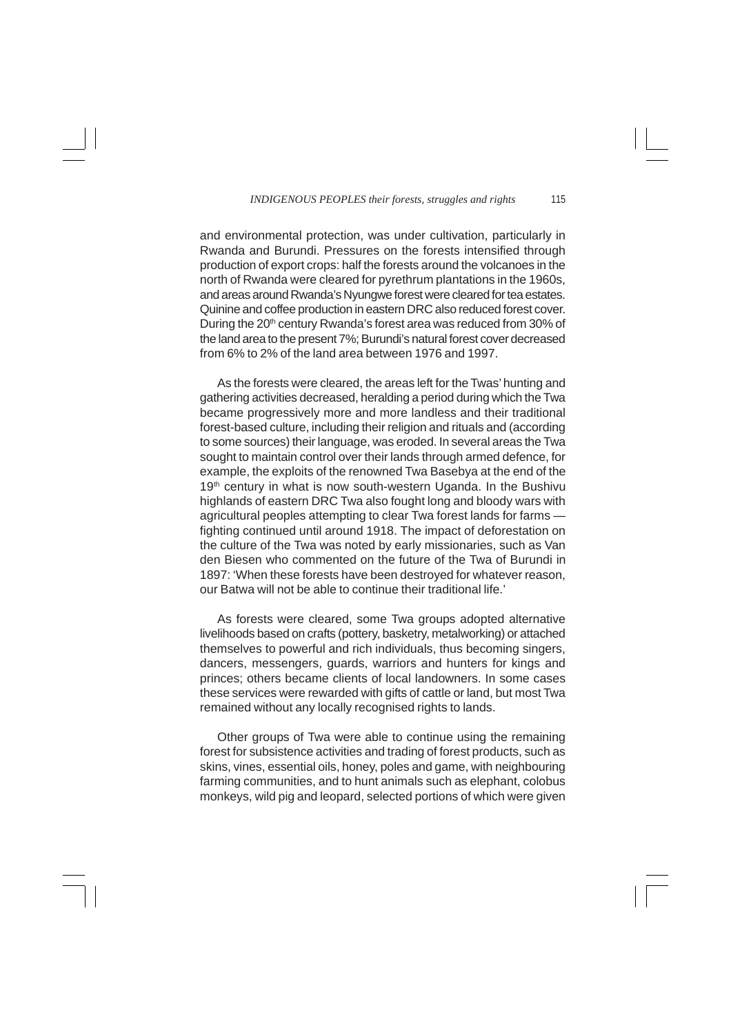and environmental protection, was under cultivation, particularly in Rwanda and Burundi. Pressures on the forests intensified through production of export crops: half the forests around the volcanoes in the north of Rwanda were cleared for pyrethrum plantations in the 1960s, and areas around Rwanda's Nyungwe forest were cleared for tea estates. Quinine and coffee production in eastern DRC also reduced forest cover. During the 20th century Rwanda's forest area was reduced from 30% of the land area to the present 7%; Burundi's natural forest cover decreased from 6% to 2% of the land area between 1976 and 1997.

As the forests were cleared, the areas left for the Twas' hunting and gathering activities decreased, heralding a period during which the Twa became progressively more and more landless and their traditional forest-based culture, including their religion and rituals and (according to some sources) their language, was eroded. In several areas the Twa sought to maintain control over their lands through armed defence, for example, the exploits of the renowned Twa Basebya at the end of the 19th century in what is now south-western Uganda. In the Bushivu highlands of eastern DRC Twa also fought long and bloody wars with agricultural peoples attempting to clear Twa forest lands for farms — fighting continued until around 1918. The impact of deforestation on the culture of the Twa was noted by early missionaries, such as Van den Biesen who commented on the future of the Twa of Burundi in 1897: 'When these forests have been destroyed for whatever reason, our Batwa will not be able to continue their traditional life.'

As forests were cleared, some Twa groups adopted alternative livelihoods based on crafts (pottery, basketry, metalworking) or attached themselves to powerful and rich individuals, thus becoming singers, dancers, messengers, guards, warriors and hunters for kings and princes; others became clients of local landowners. In some cases these services were rewarded with gifts of cattle or land, but most Twa remained without any locally recognised rights to lands.

Other groups of Twa were able to continue using the remaining forest for subsistence activities and trading of forest products, such as skins, vines, essential oils, honey, poles and game, with neighbouring farming communities, and to hunt animals such as elephant, colobus monkeys, wild pig and leopard, selected portions of which were given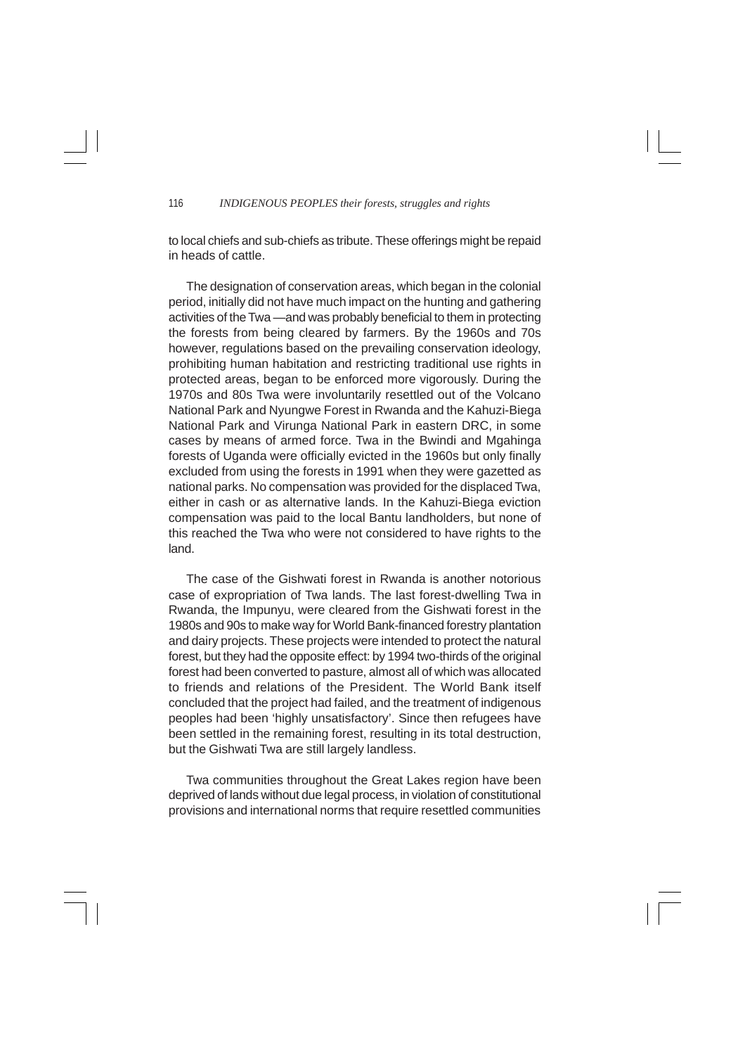to local chiefs and sub-chiefs as tribute. These offerings might be repaid in heads of cattle.

The designation of conservation areas, which began in the colonial period, initially did not have much impact on the hunting and gathering activities of the Twa —and was probably beneficial to them in protecting the forests from being cleared by farmers. By the 1960s and 70s however, regulations based on the prevailing conservation ideology, prohibiting human habitation and restricting traditional use rights in protected areas, began to be enforced more vigorously. During the 1970s and 80s Twa were involuntarily resettled out of the Volcano National Park and Nyungwe Forest in Rwanda and the Kahuzi-Biega National Park and Virunga National Park in eastern DRC, in some cases by means of armed force. Twa in the Bwindi and Mgahinga forests of Uganda were officially evicted in the 1960s but only finally excluded from using the forests in 1991 when they were gazetted as national parks. No compensation was provided for the displaced Twa, either in cash or as alternative lands. In the Kahuzi-Biega eviction compensation was paid to the local Bantu landholders, but none of this reached the Twa who were not considered to have rights to the land.

The case of the Gishwati forest in Rwanda is another notorious case of expropriation of Twa lands. The last forest-dwelling Twa in Rwanda, the Impunyu, were cleared from the Gishwati forest in the 1980s and 90s to make way for World Bank-financed forestry plantation and dairy projects. These projects were intended to protect the natural forest, but they had the opposite effect: by 1994 two-thirds of the original forest had been converted to pasture, almost all of which was allocated to friends and relations of the President. The World Bank itself concluded that the project had failed, and the treatment of indigenous peoples had been 'highly unsatisfactory'. Since then refugees have been settled in the remaining forest, resulting in its total destruction, but the Gishwati Twa are still largely landless.

Twa communities throughout the Great Lakes region have been deprived of lands without due legal process, in violation of constitutional provisions and international norms that require resettled communities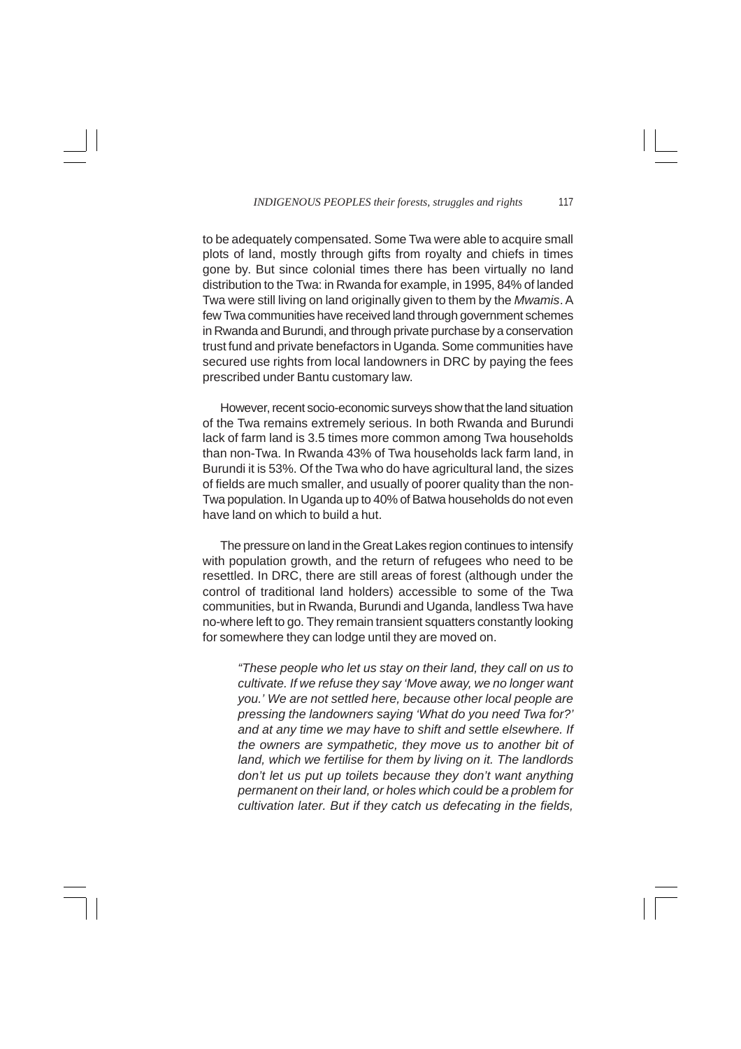to be adequately compensated. Some Twa were able to acquire small plots of land, mostly through gifts from royalty and chiefs in times gone by. But since colonial times there has been virtually no land distribution to the Twa: in Rwanda for example, in 1995, 84% of landed Twa were still living on land originally given to them by the *Mwamis*. A few Twa communities have received land through government schemes in Rwanda and Burundi, and through private purchase by a conservation trust fund and private benefactors in Uganda. Some communities have secured use rights from local landowners in DRC by paying the fees prescribed under Bantu customary law.

However, recent socio-economic surveys show that the land situation of the Twa remains extremely serious. In both Rwanda and Burundi lack of farm land is 3.5 times more common among Twa households than non-Twa. In Rwanda 43% of Twa households lack farm land, in Burundi it is 53%. Of the Twa who do have agricultural land, the sizes of fields are much smaller, and usually of poorer quality than the non-Twa population. In Uganda up to 40% of Batwa households do not even have land on which to build a hut.

The pressure on land in the Great Lakes region continues to intensify with population growth, and the return of refugees who need to be resettled. In DRC, there are still areas of forest (although under the control of traditional land holders) accessible to some of the Twa communities, but in Rwanda, Burundi and Uganda, landless Twa have no-where left to go. They remain transient squatters constantly looking for somewhere they can lodge until they are moved on.

> *"These people who let us stay on their land, they call on us to cultivate. If we refuse they say 'Move away, we no longer want you.' We are not settled here, because other local people are pressing the landowners saying 'What do you need Twa for?' and at any time we may have to shift and settle elsewhere. If the owners are sympathetic, they move us to another bit of land, which we fertilise for them by living on it. The landlords don't let us put up toilets because they don't want anything permanent on their land, or holes which could be a problem for cultivation later. But if they catch us defecating in the fields,*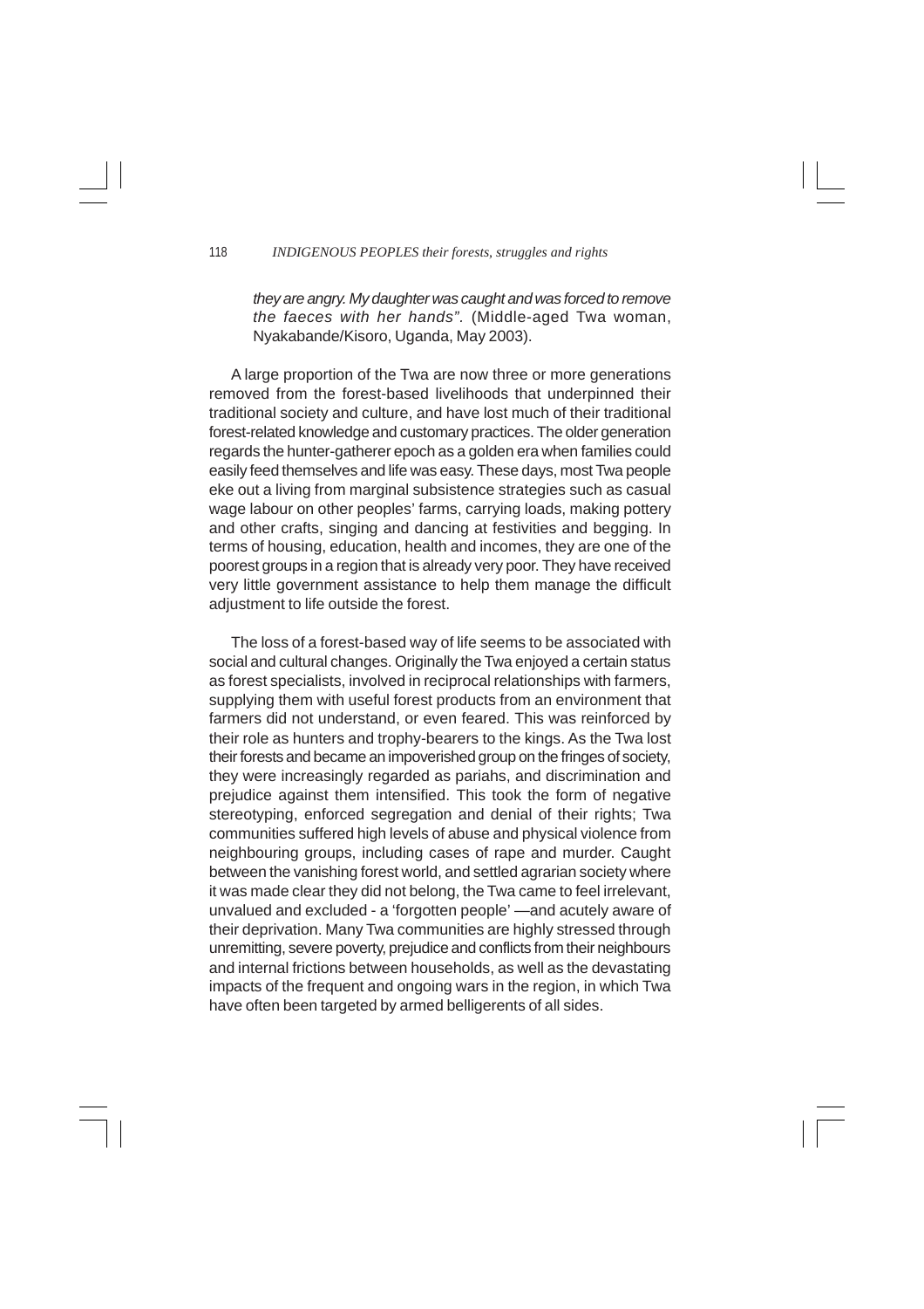*they are angry. My daughter was caught and was forced to remove the faeces with her hands".* (Middle-aged Twa woman, Nyakabande/Kisoro, Uganda, May 2003).

A large proportion of the Twa are now three or more generations removed from the forest-based livelihoods that underpinned their traditional society and culture, and have lost much of their traditional forest-related knowledge and customary practices. The older generation regards the hunter-gatherer epoch as a golden era when families could easily feed themselves and life was easy. These days, most Twa people eke out a living from marginal subsistence strategies such as casual wage labour on other peoples' farms, carrying loads, making pottery and other crafts, singing and dancing at festivities and begging. In terms of housing, education, health and incomes, they are one of the poorest groups in a region that is already very poor. They have received very little government assistance to help them manage the difficult adjustment to life outside the forest.

The loss of a forest-based way of life seems to be associated with social and cultural changes. Originally the Twa enjoyed a certain status as forest specialists, involved in reciprocal relationships with farmers, supplying them with useful forest products from an environment that farmers did not understand, or even feared. This was reinforced by their role as hunters and trophy-bearers to the kings. As the Twa lost their forests and became an impoverished group on the fringes of society, they were increasingly regarded as pariahs, and discrimination and prejudice against them intensified. This took the form of negative stereotyping, enforced segregation and denial of their rights; Twa communities suffered high levels of abuse and physical violence from neighbouring groups, including cases of rape and murder. Caught between the vanishing forest world, and settled agrarian society where it was made clear they did not belong, the Twa came to feel irrelevant, unvalued and excluded - a 'forgotten people' —and acutely aware of their deprivation. Many Twa communities are highly stressed through unremitting, severe poverty, prejudice and conflicts from their neighbours and internal frictions between households, as well as the devastating impacts of the frequent and ongoing wars in the region, in which Twa have often been targeted by armed belligerents of all sides.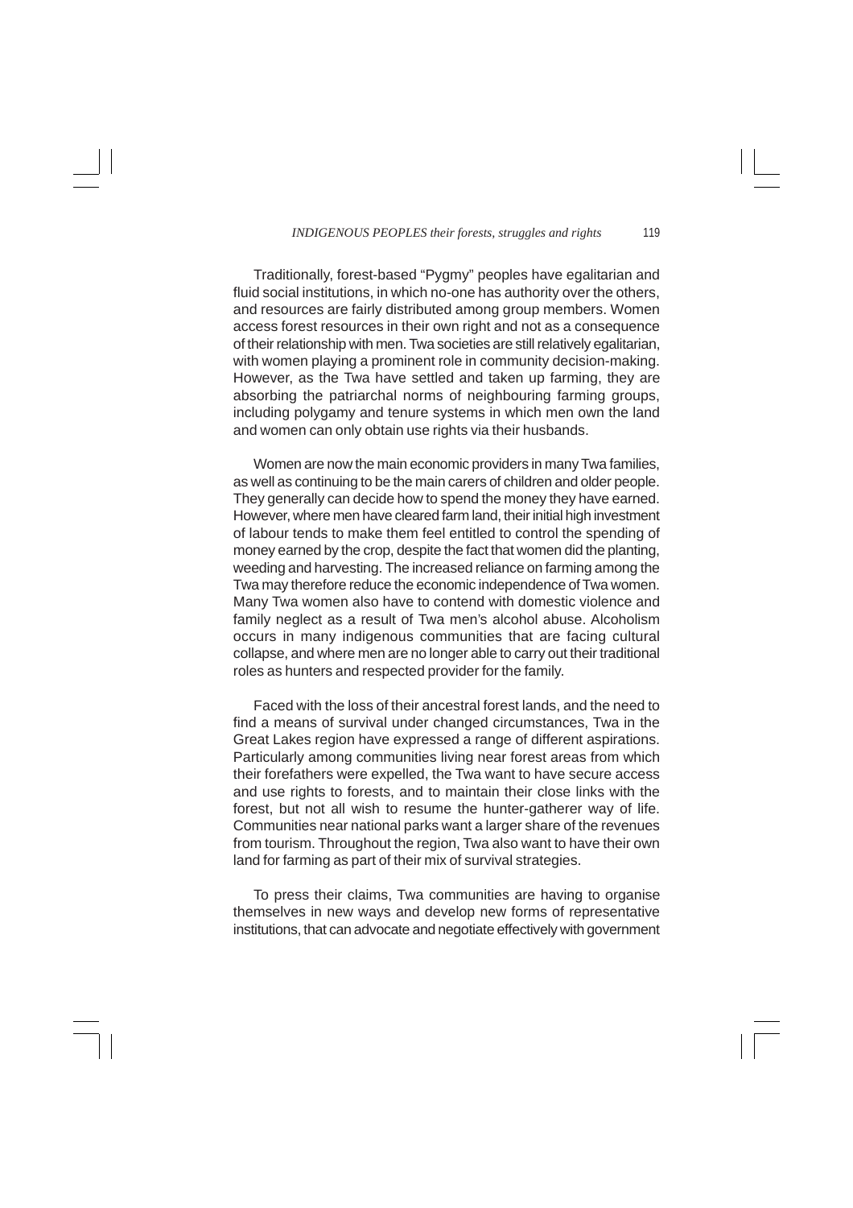Traditionally, forest-based "Pygmy" peoples have egalitarian and fluid social institutions, in which no-one has authority over the others, and resources are fairly distributed among group members. Women access forest resources in their own right and not as a consequence of their relationship with men. Twa societies are still relatively egalitarian, with women playing a prominent role in community decision-making. However, as the Twa have settled and taken up farming, they are absorbing the patriarchal norms of neighbouring farming groups, including polygamy and tenure systems in which men own the land and women can only obtain use rights via their husbands.

Women are now the main economic providers in many Twa families, as well as continuing to be the main carers of children and older people. They generally can decide how to spend the money they have earned. However, where men have cleared farm land, their initial high investment of labour tends to make them feel entitled to control the spending of money earned by the crop, despite the fact that women did the planting, weeding and harvesting. The increased reliance on farming among the Twa may therefore reduce the economic independence of Twa women. Many Twa women also have to contend with domestic violence and family neglect as a result of Twa men's alcohol abuse. Alcoholism occurs in many indigenous communities that are facing cultural collapse, and where men are no longer able to carry out their traditional roles as hunters and respected provider for the family.

Faced with the loss of their ancestral forest lands, and the need to find a means of survival under changed circumstances, Twa in the Great Lakes region have expressed a range of different aspirations. Particularly among communities living near forest areas from which their forefathers were expelled, the Twa want to have secure access and use rights to forests, and to maintain their close links with the forest, but not all wish to resume the hunter-gatherer way of life. Communities near national parks want a larger share of the revenues from tourism. Throughout the region, Twa also want to have their own land for farming as part of their mix of survival strategies.

To press their claims, Twa communities are having to organise themselves in new ways and develop new forms of representative institutions, that can advocate and negotiate effectively with government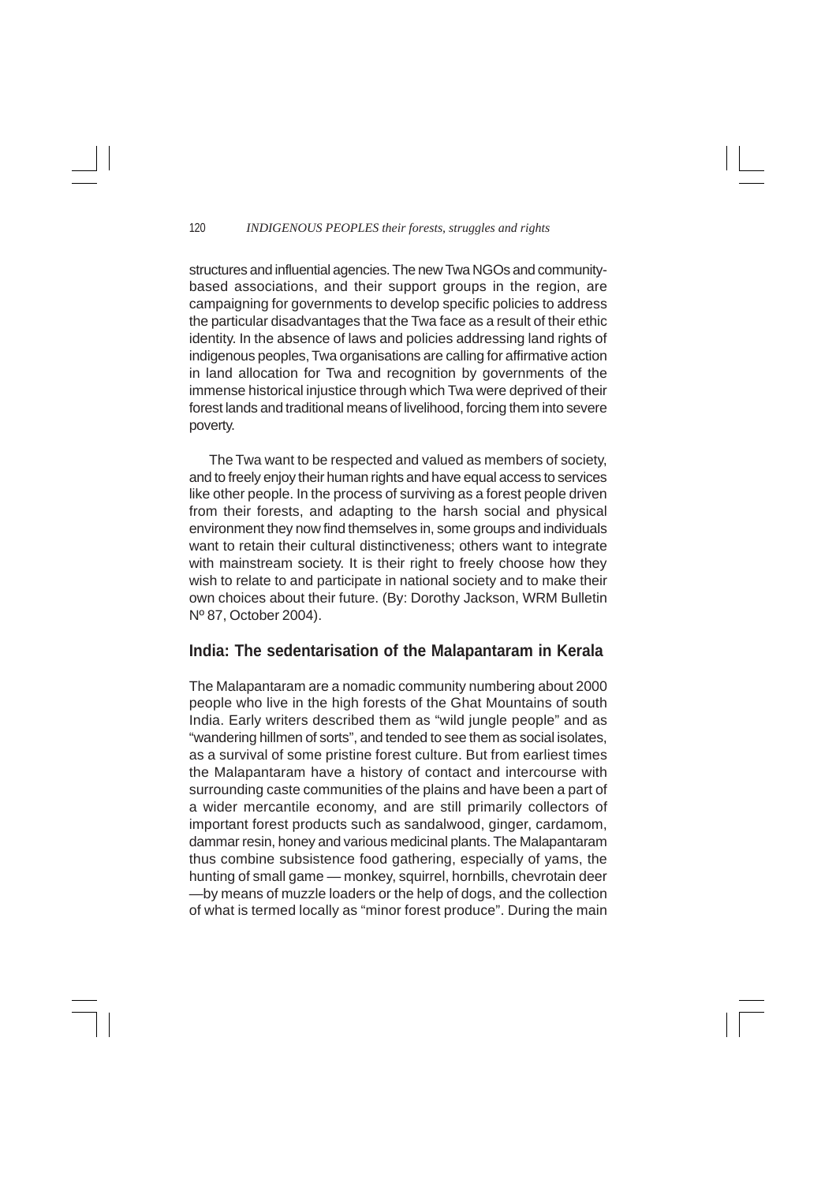structures and influential agencies. The new Twa NGOs and community-based associations, and their support groups in the region, are campaigning for governments to develop specific policies to address the particular disadvantages that the Twa face as a result of their ethic identity. In the absence of laws and policies addressing land rights of indigenous peoples, Twa organisations are calling for affirmative action in land allocation for Twa and recognition by governments of the immense historical injustice through which Twa were deprived of their forest lands and traditional means of livelihood, forcing them into severe poverty.

The Twa want to be respected and valued as members of society, and to freely enjoy their human rights and have equal access to services like other people. In the process of surviving as a forest people driven from their forests, and adapting to the harsh social and physical environment they now find themselves in, some groups and individuals want to retain their cultural distinctiveness; others want to integrate with mainstream society. It is their right to freely choose how they wish to relate to and participate in national society and to make their own choices about their future. (By: Dorothy Jackson, WRM Bulletin Nº 87, October 2004).

## India: The sedentarisation of the Malapantaram in Kerala

The Malapantaram are a nomadic community numbering about 2000 people who live in the high forests of the Ghat Mountains of south India. Early writers described them as "wild jungle people" and as "wandering hillmen of sorts", and tended to see them as social isolates, as a survival of some pristine forest culture. But from earliest times the Malapantaram have a history of contact and intercourse with surrounding caste communities of the plains and have been a part of a wider mercantile economy, and are still primarily collectors of important forest products such as sandalwood, ginger, cardamom, dammar resin, honey and various medicinal plants. The Malapantaram thus combine subsistence food gathering, especially of yams, the hunting of small game — monkey, squirrel, hornbills, chevrotain deer —by means of muzzle loaders or the help of dogs, and the collection of what is termed locally as "minor forest produce". During the main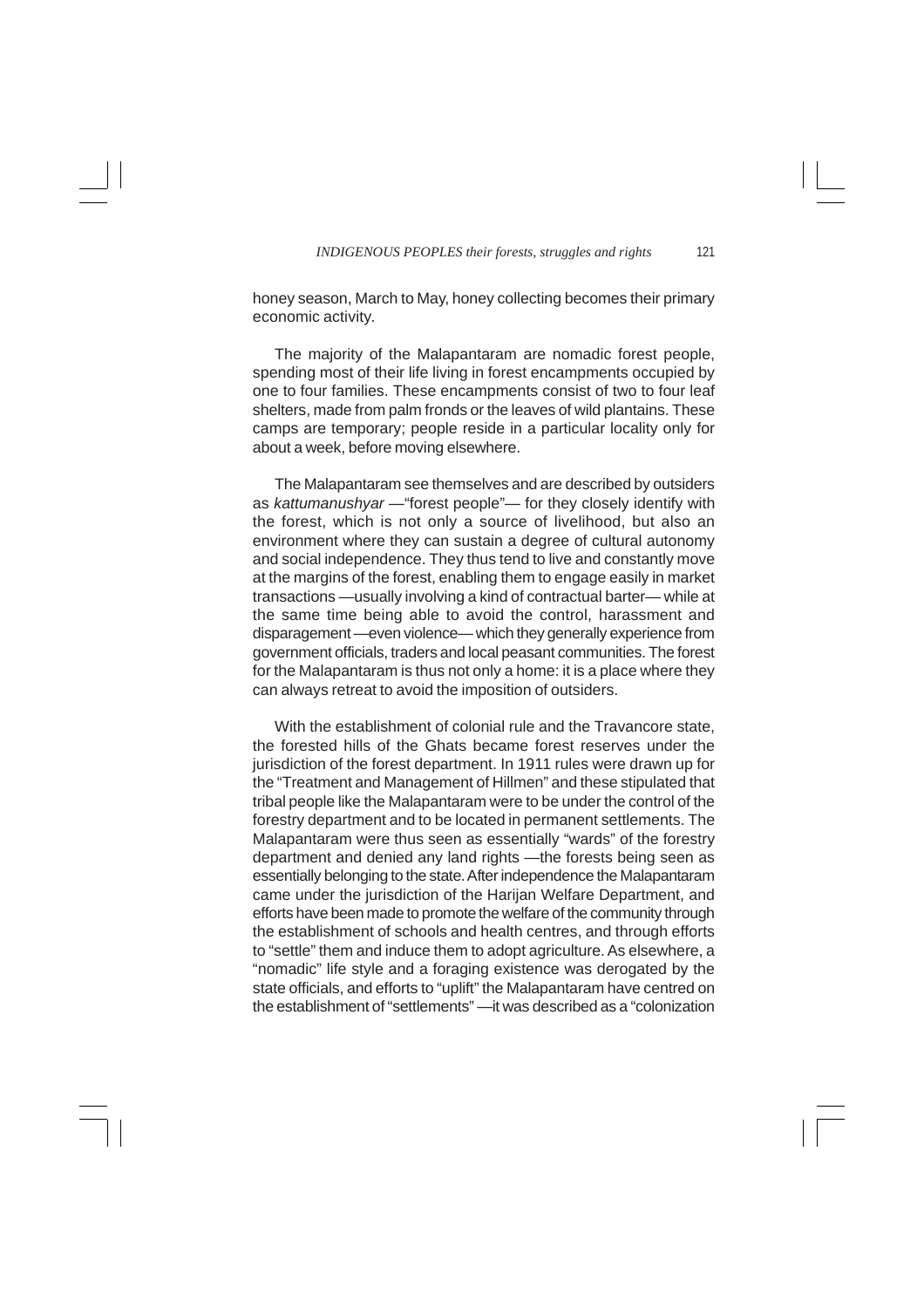honey season, March to May, honey collecting becomes their primary economic activity.

The majority of the Malapantaram are nomadic forest people, spending most of their life living in forest encampments occupied by one to four families. These encampments consist of two to four leaf shelters, made from palm fronds or the leaves of wild plantains. These camps are temporary; people reside in a particular locality only for about a week, before moving elsewhere.

The Malapantaram see themselves and are described by outsiders as *kattumanushyar* —"forest people"— for they closely identify with the forest, which is not only a source of livelihood, but also an environment where they can sustain a degree of cultural autonomy and social independence. They thus tend to live and constantly move at the margins of the forest, enabling them to engage easily in market transactions —usually involving a kind of contractual barter— while at the same time being able to avoid the control, harassment and disparagement —even violence— which they generally experience from government officials, traders and local peasant communities. The forest for the Malapantaram is thus not only a home: it is a place where they can always retreat to avoid the imposition of outsiders.

With the establishment of colonial rule and the Travancore state, the forested hills of the Ghats became forest reserves under the jurisdiction of the forest department. In 1911 rules were drawn up for the "Treatment and Management of Hillmen" and these stipulated that tribal people like the Malapantaram were to be under the control of the forestry department and to be located in permanent settlements. The Malapantaram were thus seen as essentially "wards" of the forestry department and denied any land rights —the forests being seen as essentially belonging to the state. After independence the Malapantaram came under the jurisdiction of the Harijan Welfare Department, and efforts have been made to promote the welfare of the community through the establishment of schools and health centres, and through efforts to "settle" them and induce them to adopt agriculture. As elsewhere, a "nomadic" life style and a foraging existence was derogated by the state officials, and efforts to "uplift" the Malapantaram have centred on the establishment of "settlements" —it was described as a "colonization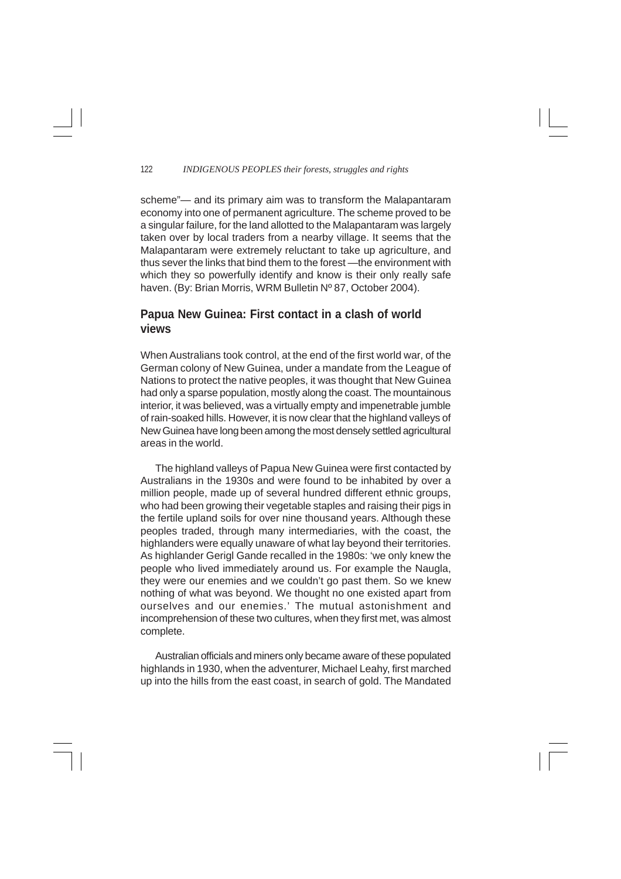scheme"— and its primary aim was to transform the Malapantaram economy into one of permanent agriculture. The scheme proved to be a singular failure, for the land allotted to the Malapantaram was largely taken over by local traders from a nearby village. It seems that the Malapantaram were extremely reluctant to take up agriculture, and thus sever the links that bind them to the forest —the environment with which they so powerfully identify and know is their only really safe haven. (By: Brian Morris, WRM Bulletin Nº 87, October 2004).

## Papua New Guinea: First contact in a clash of world views

When Australians took control, at the end of the first world war, of the German colony of New Guinea, under a mandate from the League of Nations to protect the native peoples, it was thought that New Guinea had only a sparse population, mostly along the coast. The mountainous interior, it was believed, was a virtually empty and impenetrable jumble of rain-soaked hills. However, it is now clear that the highland valleys of New Guinea have long been among the most densely settled agricultural areas in the world.

The highland valleys of Papua New Guinea were first contacted by Australians in the 1930s and were found to be inhabited by over a million people, made up of several hundred different ethnic groups, who had been growing their vegetable staples and raising their pigs in the fertile upland soils for over nine thousand years. Although these peoples traded, through many intermediaries, with the coast, the highlanders were equally unaware of what lay beyond their territories. As highlander Gerigl Gande recalled in the 1980s: 'we only knew the people who lived immediately around us. For example the Naugla, they were our enemies and we couldn't go past them. So we knew nothing of what was beyond. We thought no one existed apart from ourselves and our enemies.' The mutual astonishment and incomprehension of these two cultures, when they first met, was almost complete.

Australian officials and miners only became aware of these populated highlands in 1930, when the adventurer, Michael Leahy, first marched up into the hills from the east coast, in search of gold. The Mandated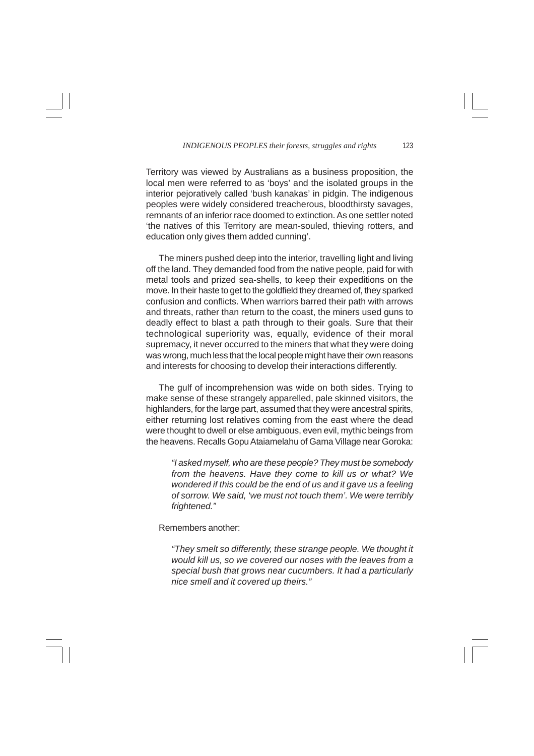Territory was viewed by Australians as a business proposition, the local men were referred to as 'boys' and the isolated groups in the interior pejoratively called 'bush kanakas' in pidgin. The indigenous peoples were widely considered treacherous, bloodthirsty savages, remnants of an inferior race doomed to extinction. As one settler noted 'the natives of this Territory are mean-souled, thieving rotters, and education only gives them added cunning'.

The miners pushed deep into the interior, travelling light and living off the land. They demanded food from the native people, paid for with metal tools and prized sea-shells, to keep their expeditions on the move. In their haste to get to the goldfield they dreamed of, they sparked confusion and conflicts. When warriors barred their path with arrows and threats, rather than return to the coast, the miners used guns to deadly effect to blast a path through to their goals. Sure that their technological superiority was, equally, evidence of their moral supremacy, it never occurred to the miners that what they were doing was wrong, much less that the local people might have their own reasons and interests for choosing to develop their interactions differently.

The gulf of incomprehension was wide on both sides. Trying to make sense of these strangely apparelled, pale skinned visitors, the highlanders, for the large part, assumed that they were ancestral spirits, either returning lost relatives coming from the east where the dead were thought to dwell or else ambiguous, even evil, mythic beings from the heavens. Recalls Gopu Ataiamelahu of Gama Village near Goroka:

> *"I asked myself, who are these people? They must be somebody from the heavens. Have they come to kill us or what? We wondered if this could be the end of us and it gave us a feeling of sorrow. We said, 'we must not touch them'. We were terribly frightened."*

Remembers another:

> *"They smelt so differently, these strange people. We thought it would kill us, so we covered our noses with the leaves from a special bush that grows near cucumbers. It had a particularly nice smell and it covered up theirs."*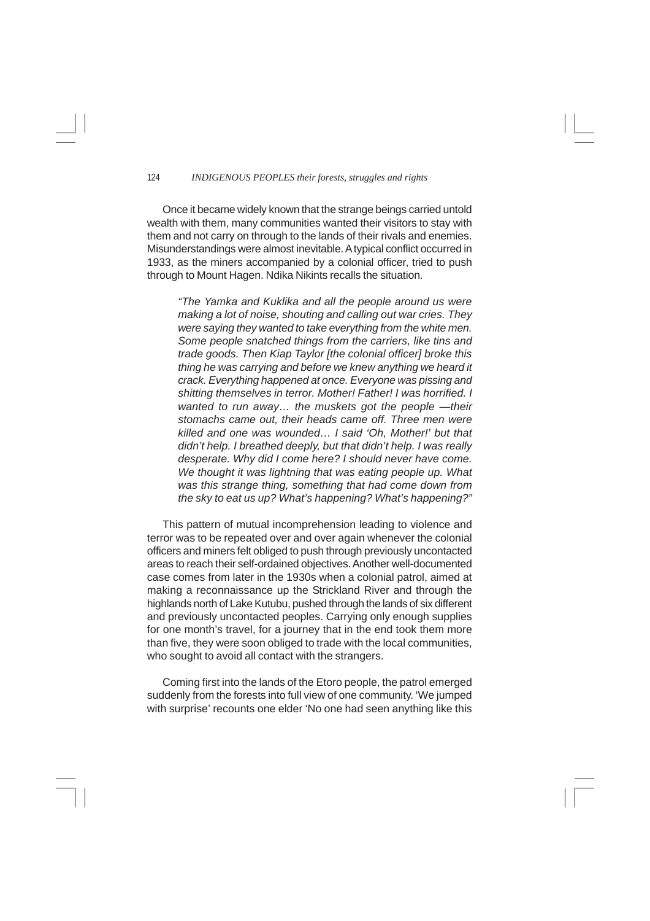Once it became widely known that the strange beings carried untold wealth with them, many communities wanted their visitors to stay with them and not carry on through to the lands of their rivals and enemies. Misunderstandings were almost inevitable. A typical conflict occurred in 1933, as the miners accompanied by a colonial officer, tried to push through to Mount Hagen. Ndika Nikints recalls the situation.

> *"The Yamka and Kuklika and all the people around us were making a lot of noise, shouting and calling out war cries. They were saying they wanted to take everything from the white men. Some people snatched things from the carriers, like tins and trade goods. Then Kiap Taylor [the colonial officer] broke this thing he was carrying and before we knew anything we heard it crack. Everything happened at once. Everyone was pissing and shitting themselves in terror. Mother! Father! I was horrified. I wanted to run away… the muskets got the people —their stomachs came out, their heads came off. Three men were killed and one was wounded… I said 'Oh, Mother!' but that didn't help. I breathed deeply, but that didn't help. I was really desperate. Why did I come here? I should never have come. We thought it was lightning that was eating people up. What was this strange thing, something that had come down from the sky to eat us up? What's happening? What's happening?"*

This pattern of mutual incomprehension leading to violence and terror was to be repeated over and over again whenever the colonial officers and miners felt obliged to push through previously uncontacted areas to reach their self-ordained objectives. Another well-documented case comes from later in the 1930s when a colonial patrol, aimed at making a reconnaissance up the Strickland River and through the highlands north of Lake Kutubu, pushed through the lands of six different and previously uncontacted peoples. Carrying only enough supplies for one month's travel, for a journey that in the end took them more than five, they were soon obliged to trade with the local communities, who sought to avoid all contact with the strangers.

Coming first into the lands of the Etoro people, the patrol emerged suddenly from the forests into full view of one community. 'We jumped with surprise' recounts one elder 'No one had seen anything like this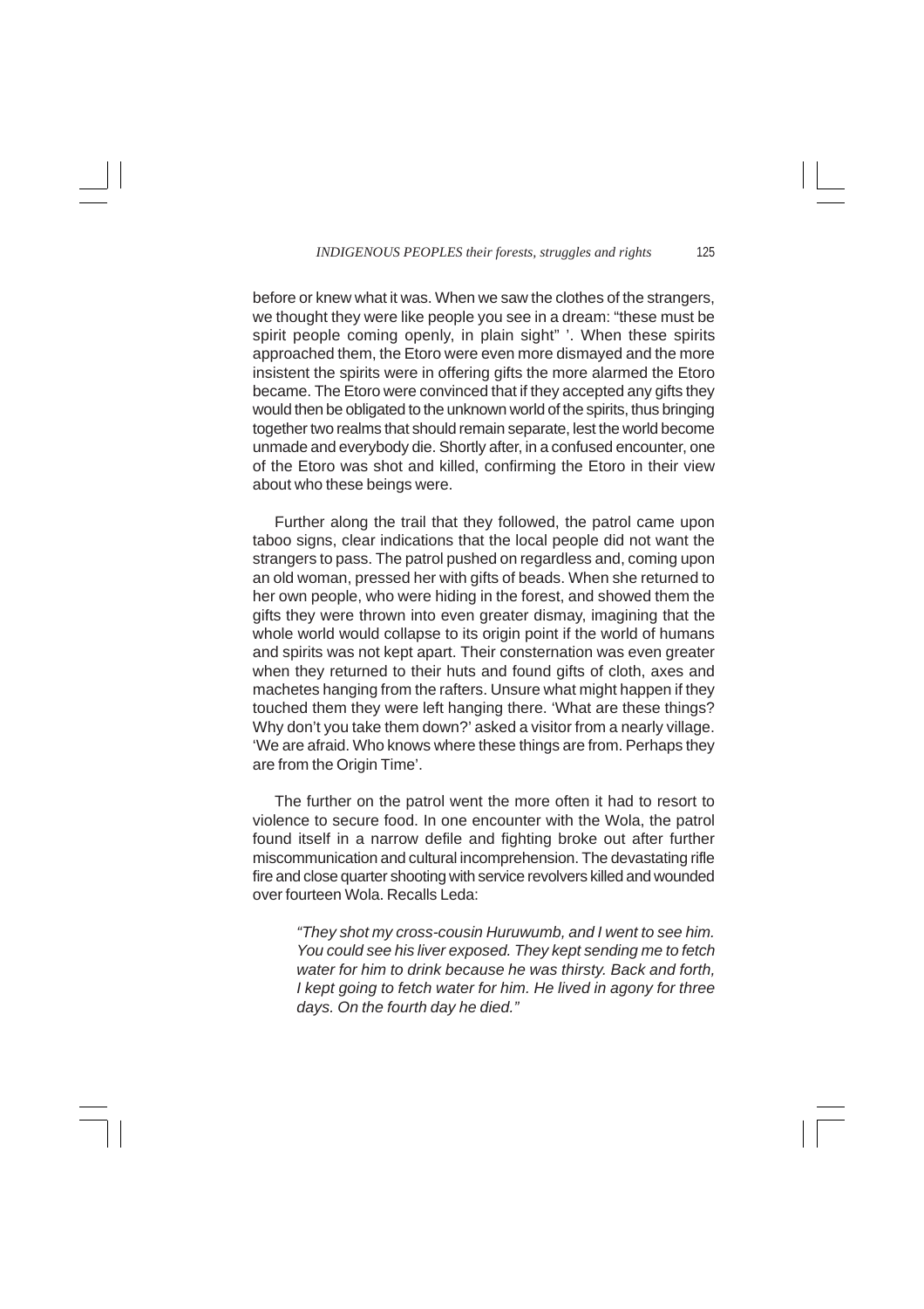before or knew what it was. When we saw the clothes of the strangers, we thought they were like people you see in a dream: "these must be spirit people coming openly, in plain sight" '. When these spirits approached them, the Etoro were even more dismayed and the more insistent the spirits were in offering gifts the more alarmed the Etoro became. The Etoro were convinced that if they accepted any gifts they would then be obligated to the unknown world of the spirits, thus bringing together two realms that should remain separate, lest the world become unmade and everybody die. Shortly after, in a confused encounter, one of the Etoro was shot and killed, confirming the Etoro in their view about who these beings were.

Further along the trail that they followed, the patrol came upon taboo signs, clear indications that the local people did not want the strangers to pass. The patrol pushed on regardless and, coming upon an old woman, pressed her with gifts of beads. When she returned to her own people, who were hiding in the forest, and showed them the gifts they were thrown into even greater dismay, imagining that the whole world would collapse to its origin point if the world of humans and spirits was not kept apart. Their consternation was even greater when they returned to their huts and found gifts of cloth, axes and machetes hanging from the rafters. Unsure what might happen if they touched them they were left hanging there. 'What are these things? Why don't you take them down?' asked a visitor from a nearly village. 'We are afraid. Who knows where these things are from. Perhaps they are from the Origin Time'.

The further on the patrol went the more often it had to resort to violence to secure food. In one encounter with the Wola, the patrol found itself in a narrow defile and fighting broke out after further miscommunication and cultural incomprehension. The devastating rifle fire and close quarter shooting with service revolvers killed and wounded over fourteen Wola. Recalls Leda:

> *"They shot my cross-cousin Huruwumb, and I went to see him. You could see his liver exposed. They kept sending me to fetch water for him to drink because he was thirsty. Back and forth, I kept going to fetch water for him. He lived in agony for three days. On the fourth day he died."*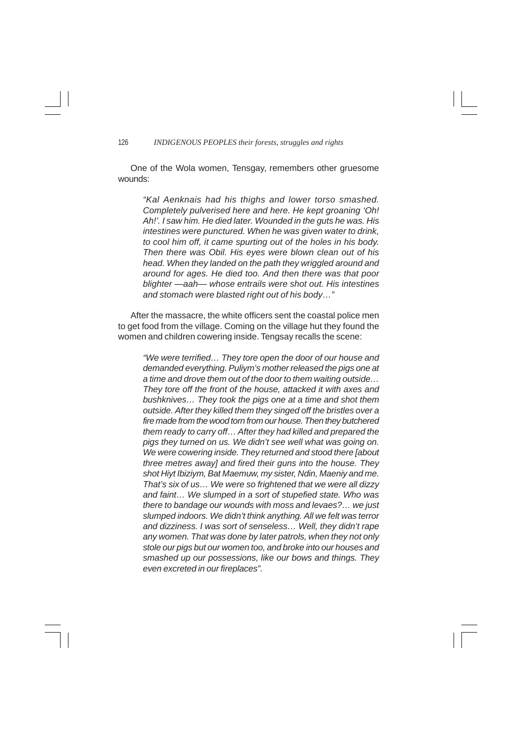One of the Wola women, Tensgay, remembers other gruesome wounds:

> *"Kal Aenknais had his thighs and lower torso smashed. Completely pulverised here and here. He kept groaning 'Oh! Ah!'. I saw him. He died later. Wounded in the guts he was. His intestines were punctured. When he was given water to drink, to cool him off, it came spurting out of the holes in his body. Then there was Obil. His eyes were blown clean out of his head. When they landed on the path they wriggled around and around for ages. He died too. And then there was that poor blighter —aah— whose entrails were shot out. His intestines and stomach were blasted right out of his body…"*

After the massacre, the white officers sent the coastal police men to get food from the village. Coming on the village hut they found the women and children cowering inside. Tengsay recalls the scene:

> *"We were terrified… They tore open the door of our house and demanded everything. Puliym's mother released the pigs one at a time and drove them out of the door to them waiting outside… They tore off the front of the house, attacked it with axes and bushknives… They took the pigs one at a time and shot them outside. After they killed them they singed off the bristles over a fire made from the wood torn from our house. Then they butchered them ready to carry off… After they had killed and prepared the pigs they turned on us. We didn't see well what was going on. We were cowering inside. They returned and stood there [about three metres away] and fired their guns into the house. They shot Hiyt Ibiziym, Bat Maemuw, my sister, Ndin, Maeniy and me. That's six of us… We were so frightened that we were all dizzy and faint… We slumped in a sort of stupefied state. Who was there to bandage our wounds with moss and levaes?… we just slumped indoors. We didn't think anything. All we felt was terror and dizziness. I was sort of senseless… Well, they didn't rape any women. That was done by later patrols, when they not only stole our pigs but our women too, and broke into our houses and smashed up our possessions, like our bows and things. They even excreted in our fireplaces".*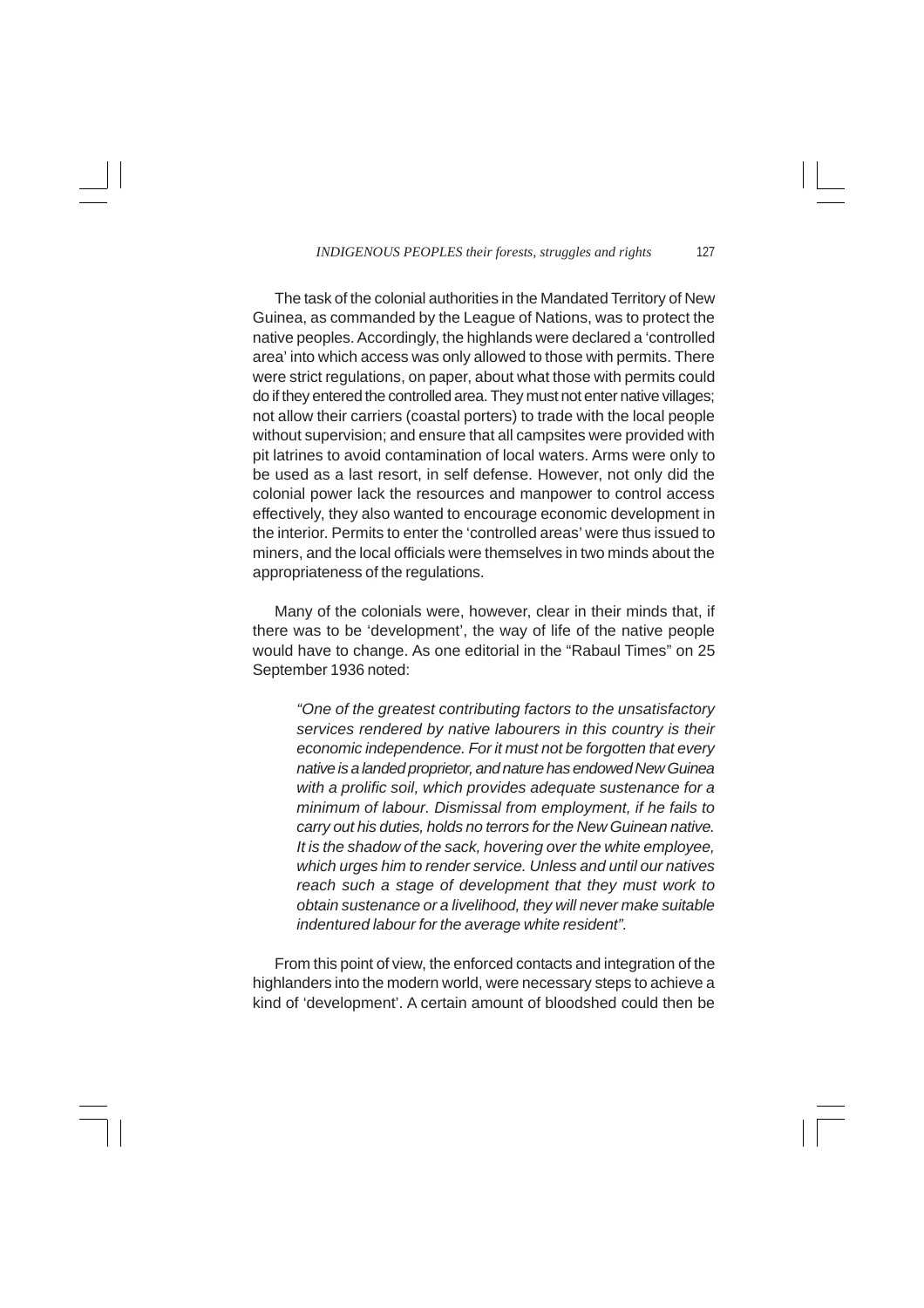The task of the colonial authorities in the Mandated Territory of New Guinea, as commanded by the League of Nations, was to protect the native peoples. Accordingly, the highlands were declared a 'controlled area' into which access was only allowed to those with permits. There were strict regulations, on paper, about what those with permits could do if they entered the controlled area. They must not enter native villages; not allow their carriers (coastal porters) to trade with the local people without supervision; and ensure that all campsites were provided with pit latrines to avoid contamination of local waters. Arms were only to be used as a last resort, in self defense. However, not only did the colonial power lack the resources and manpower to control access effectively, they also wanted to encourage economic development in the interior. Permits to enter the 'controlled areas' were thus issued to miners, and the local officials were themselves in two minds about the appropriateness of the regulations.

Many of the colonials were, however, clear in their minds that, if there was to be 'development', the way of life of the native people would have to change. As one editorial in the "Rabaul Times" on 25 September 1936 noted:

> *"One of the greatest contributing factors to the unsatisfactory services rendered by native labourers in this country is their economic independence. For it must not be forgotten that every native is a landed proprietor, and nature has endowed New Guinea with a prolific soil, which provides adequate sustenance for a minimum of labour. Dismissal from employment, if he fails to carry out his duties, holds no terrors for the New Guinean native. It is the shadow of the sack, hovering over the white employee, which urges him to render service. Unless and until our natives reach such a stage of development that they must work to obtain sustenance or a livelihood, they will never make suitable indentured labour for the average white resident".*

From this point of view, the enforced contacts and integration of the highlanders into the modern world, were necessary steps to achieve a kind of 'development'. A certain amount of bloodshed could then be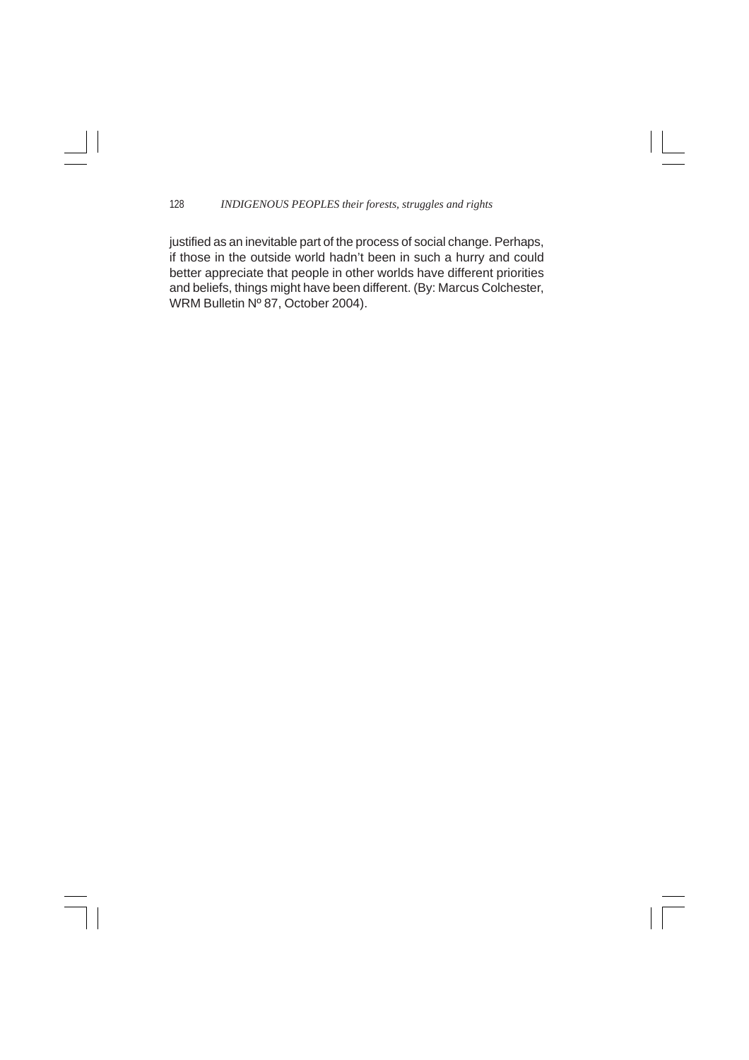justified as an inevitable part of the process of social change. Perhaps, if those in the outside world hadn't been in such a hurry and could better appreciate that people in other worlds have different priorities and beliefs, things might have been different. (By: Marcus Colchester, WRM Bulletin Nº 87, October 2004).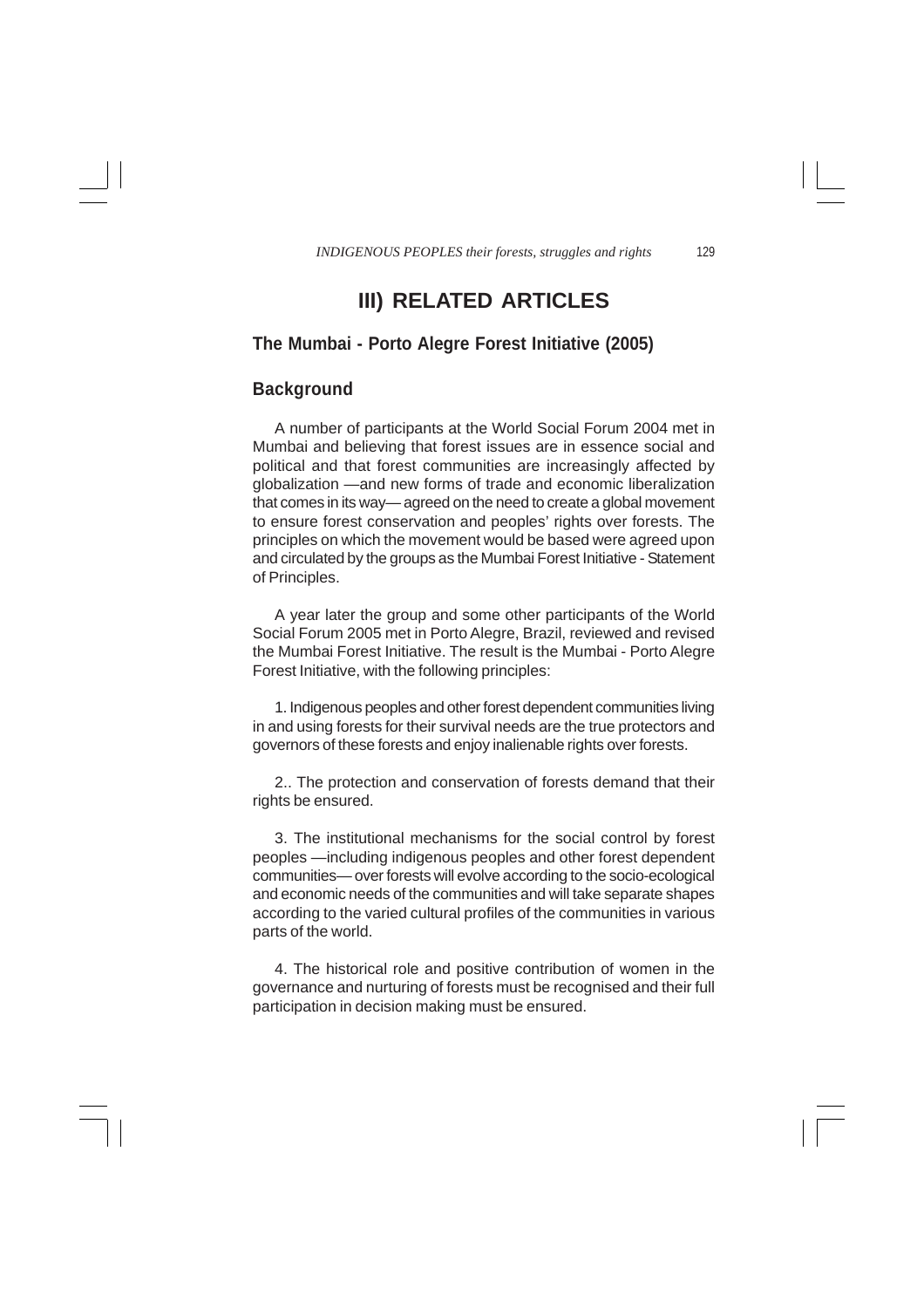# III) RELATED ARTICLES

## The Mumbai - Porto Alegre Forest Initiative (2005)

## Background

A number of participants at the World Social Forum 2004 met in Mumbai and believing that forest issues are in essence social and political and that forest communities are increasingly affected by globalization —and new forms of trade and economic liberalization that comes in its way— agreed on the need to create a global movement to ensure forest conservation and peoples' rights over forests. The principles on which the movement would be based were agreed upon and circulated by the groups as the Mumbai Forest Initiative - Statement of Principles.

A year later the group and some other participants of the World Social Forum 2005 met in Porto Alegre, Brazil, reviewed and revised the Mumbai Forest Initiative. The result is the Mumbai - Porto Alegre Forest Initiative, with the following principles:

1. Indigenous peoples and other forest dependent communities living in and using forests for their survival needs are the true protectors and governors of these forests and enjoy inalienable rights over forests.

2.. The protection and conservation of forests demand that their rights be ensured.

3. The institutional mechanisms for the social control by forest peoples —including indigenous peoples and other forest dependent communities— over forests will evolve according to the socio-ecological and economic needs of the communities and will take separate shapes according to the varied cultural profiles of the communities in various parts of the world.

4. The historical role and positive contribution of women in the governance and nurturing of forests must be recognised and their full participation in decision making must be ensured.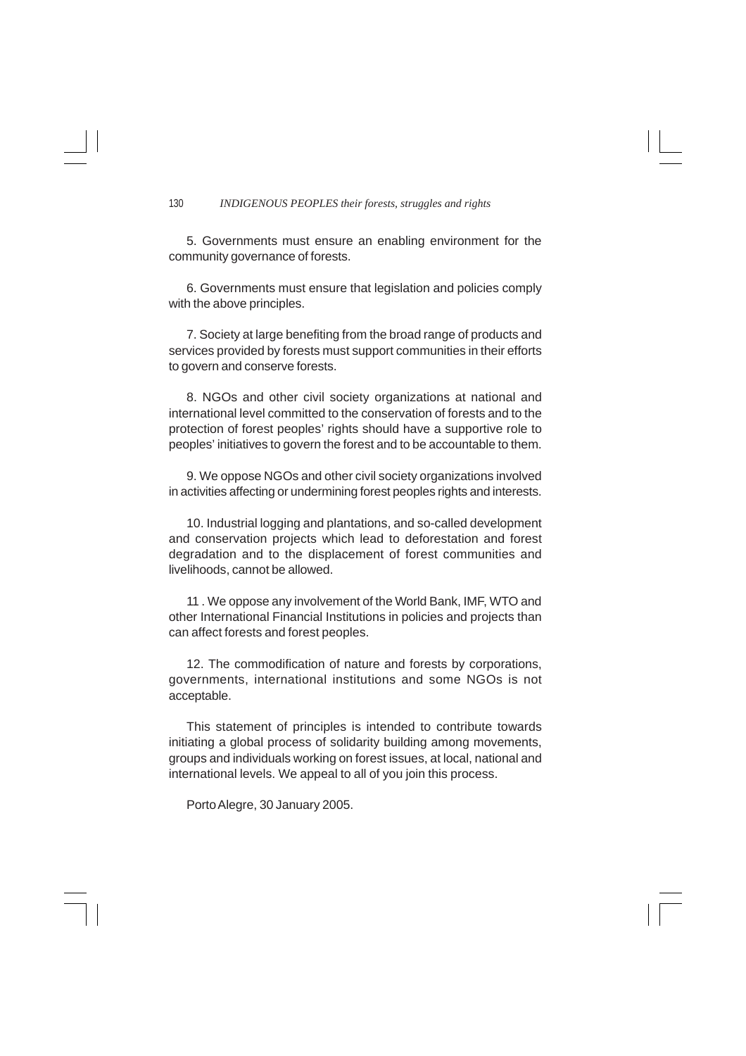5. Governments must ensure an enabling environment for the community governance of forests.

6. Governments must ensure that legislation and policies comply with the above principles.

7. Society at large benefiting from the broad range of products and services provided by forests must support communities in their efforts to govern and conserve forests.

8. NGOs and other civil society organizations at national and international level committed to the conservation of forests and to the protection of forest peoples' rights should have a supportive role to peoples' initiatives to govern the forest and to be accountable to them.

9. We oppose NGOs and other civil society organizations involved in activities affecting or undermining forest peoples rights and interests.

10. Industrial logging and plantations, and so-called development and conservation projects which lead to deforestation and forest degradation and to the displacement of forest communities and livelihoods, cannot be allowed.

11 . We oppose any involvement of the World Bank, IMF, WTO and other International Financial Institutions in policies and projects than can affect forests and forest peoples.

12. The commodification of nature and forests by corporations, governments, international institutions and some NGOs is not acceptable.

This statement of principles is intended to contribute towards initiating a global process of solidarity building among movements, groups and individuals working on forest issues, at local, national and international levels. We appeal to all of you join this process.

Porto Alegre, 30 January 2005.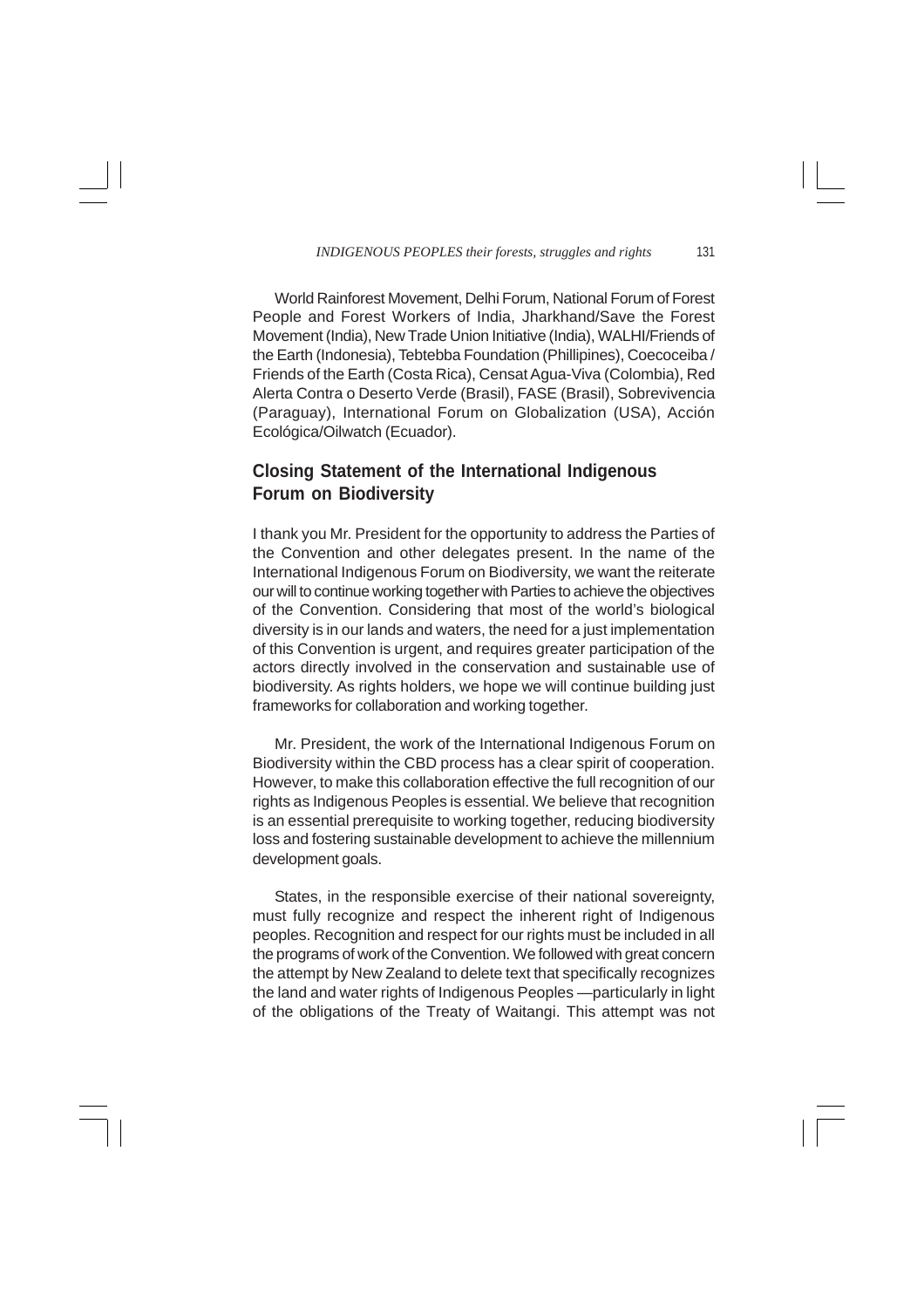World Rainforest Movement, Delhi Forum, National Forum of Forest People and Forest Workers of India, Jharkhand/Save the Forest Movement (India), New Trade Union Initiative (India), WALHI/Friends of the Earth (Indonesia), Tebtebba Foundation (Phillipines), Coecoceiba / Friends of the Earth (Costa Rica), Censat Agua-Viva (Colombia), Red Alerta Contra o Deserto Verde (Brasil), FASE (Brasil), Sobrevivencia (Paraguay), International Forum on Globalization (USA), Acción Ecológica/Oilwatch (Ecuador).

## Closing Statement of the International Indigenous Forum on Biodiversity

I thank you Mr. President for the opportunity to address the Parties of the Convention and other delegates present. In the name of the International Indigenous Forum on Biodiversity, we want the reiterate our will to continue working together with Parties to achieve the objectives of the Convention. Considering that most of the world's biological diversity is in our lands and waters, the need for a just implementation of this Convention is urgent, and requires greater participation of the actors directly involved in the conservation and sustainable use of biodiversity. As rights holders, we hope we will continue building just frameworks for collaboration and working together.

Mr. President, the work of the International Indigenous Forum on Biodiversity within the CBD process has a clear spirit of cooperation. However, to make this collaboration effective the full recognition of our rights as Indigenous Peoples is essential. We believe that recognition is an essential prerequisite to working together, reducing biodiversity loss and fostering sustainable development to achieve the millennium development goals.

States, in the responsible exercise of their national sovereignty, must fully recognize and respect the inherent right of Indigenous peoples. Recognition and respect for our rights must be included in all the programs of work of the Convention. We followed with great concern the attempt by New Zealand to delete text that specifically recognizes the land and water rights of Indigenous Peoples —particularly in light of the obligations of the Treaty of Waitangi. This attempt was not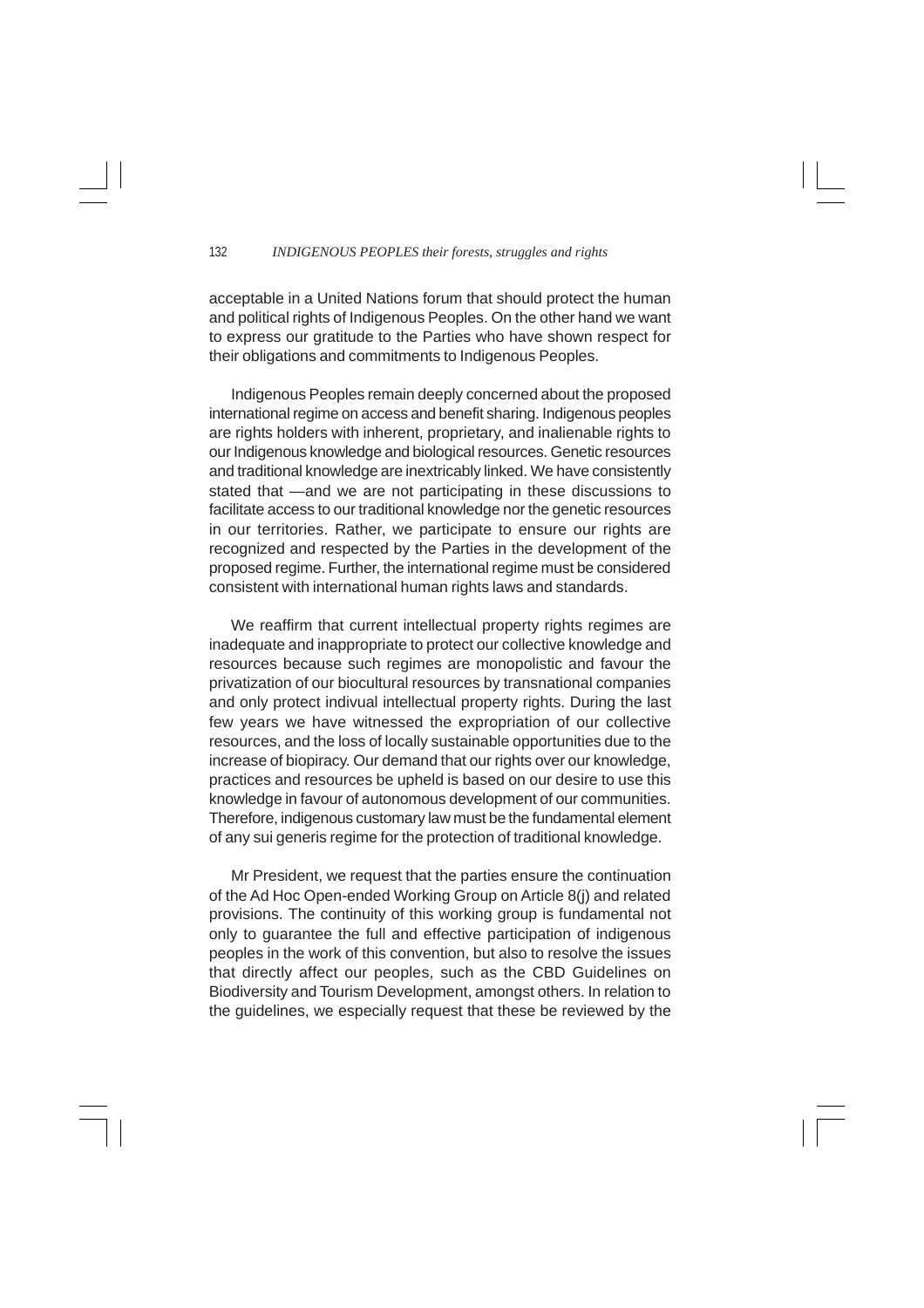acceptable in a United Nations forum that should protect the human and political rights of Indigenous Peoples. On the other hand we want to express our gratitude to the Parties who have shown respect for their obligations and commitments to Indigenous Peoples.

Indigenous Peoples remain deeply concerned about the proposed international regime on access and benefit sharing. Indigenous peoples are rights holders with inherent, proprietary, and inalienable rights to our Indigenous knowledge and biological resources. Genetic resources and traditional knowledge are inextricably linked. We have consistently stated that —and we are not participating in these discussions to facilitate access to our traditional knowledge nor the genetic resources in our territories. Rather, we participate to ensure our rights are recognized and respected by the Parties in the development of the proposed regime. Further, the international regime must be considered consistent with international human rights laws and standards.

We reaffirm that current intellectual property rights regimes are inadequate and inappropriate to protect our collective knowledge and resources because such regimes are monopolistic and favour the privatization of our biocultural resources by transnational companies and only protect indivual intellectual property rights. During the last few years we have witnessed the expropriation of our collective resources, and the loss of locally sustainable opportunities due to the increase of biopiracy. Our demand that our rights over our knowledge, practices and resources be upheld is based on our desire to use this knowledge in favour of autonomous development of our communities. Therefore, indigenous customary law must be the fundamental element of any sui generis regime for the protection of traditional knowledge.

Mr President, we request that the parties ensure the continuation of the Ad Hoc Open-ended Working Group on Article 8(j) and related provisions. The continuity of this working group is fundamental not only to guarantee the full and effective participation of indigenous peoples in the work of this convention, but also to resolve the issues that directly affect our peoples, such as the CBD Guidelines on Biodiversity and Tourism Development, amongst others. In relation to the guidelines, we especially request that these be reviewed by the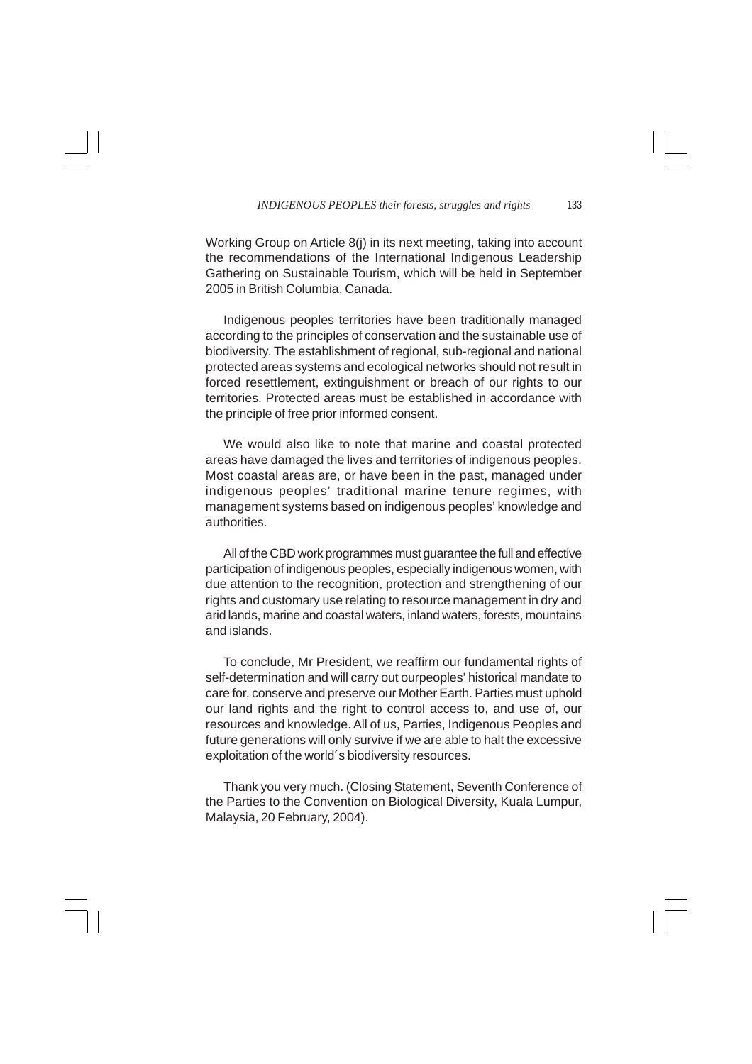Working Group on Article 8(j) in its next meeting, taking into account the recommendations of the International Indigenous Leadership Gathering on Sustainable Tourism, which will be held in September 2005 in British Columbia, Canada.

Indigenous peoples territories have been traditionally managed according to the principles of conservation and the sustainable use of biodiversity. The establishment of regional, sub-regional and national protected areas systems and ecological networks should not result in forced resettlement, extinguishment or breach of our rights to our territories. Protected areas must be established in accordance with the principle of free prior informed consent.

We would also like to note that marine and coastal protected areas have damaged the lives and territories of indigenous peoples. Most coastal areas are, or have been in the past, managed under indigenous peoples' traditional marine tenure regimes, with management systems based on indigenous peoples' knowledge and authorities.

All of the CBD work programmes must guarantee the full and effective participation of indigenous peoples, especially indigenous women, with due attention to the recognition, protection and strengthening of our rights and customary use relating to resource management in dry and arid lands, marine and coastal waters, inland waters, forests, mountains and islands.

To conclude, Mr President, we reaffirm our fundamental rights of self-determination and will carry out ourpeoples' historical mandate to care for, conserve and preserve our Mother Earth. Parties must uphold our land rights and the right to control access to, and use of, our resources and knowledge. All of us, Parties, Indigenous Peoples and future generations will only survive if we are able to halt the excessive exploitation of the world´s biodiversity resources.

Thank you very much. (Closing Statement, Seventh Conference of the Parties to the Convention on Biological Diversity, Kuala Lumpur, Malaysia, 20 February, 2004).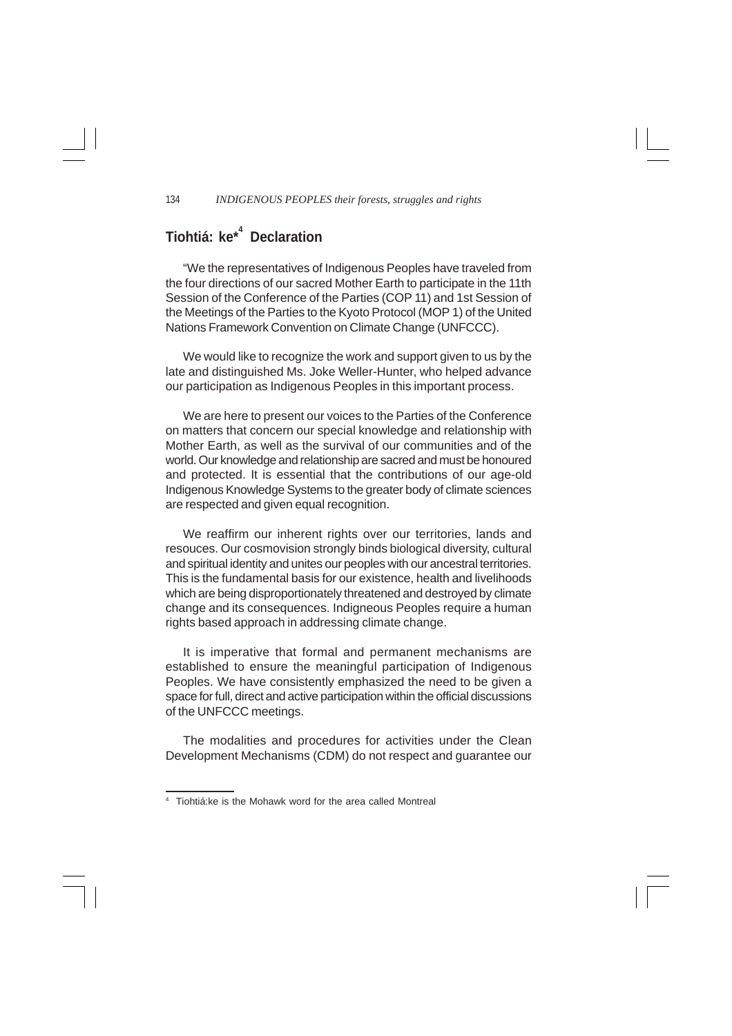## Tiohtiá: ke*[4] Declaration

"We the representatives of Indigenous Peoples have traveled from the four directions of our sacred Mother Earth to participate in the 11th Session of the Conference of the Parties (COP 11) and 1st Session of the Meetings of the Parties to the Kyoto Protocol (MOP 1) of the United Nations Framework Convention on Climate Change (UNFCCC).

We would like to recognize the work and support given to us by the late and distinguished Ms. Joke Weller-Hunter, who helped advance our participation as Indigenous Peoples in this important process.

We are here to present our voices to the Parties of the Conference on matters that concern our special knowledge and relationship with Mother Earth, as well as the survival of our communities and of the world. Our knowledge and relationship are sacred and must be honoured and protected. It is essential that the contributions of our age-old Indigenous Knowledge Systems to the greater body of climate sciences are respected and given equal recognition.

We reaffirm our inherent rights over our territories, lands and resouces. Our cosmovision strongly binds biological diversity, cultural and spiritual identity and unites our peoples with our ancestral territories. This is the fundamental basis for our existence, health and livelihoods which are being disproportionately threatened and destroyed by climate change and its consequences. Indigneous Peoples require a human rights based approach in addressing climate change.

It is imperative that formal and permanent mechanisms are established to ensure the meaningful participation of Indigenous Peoples. We have consistently emphasized the need to be given a space for full, direct and active participation within the official discussions of the UNFCCC meetings.

The modalities and procedures for activities under the Clean Development Mechanisms (CDM) do not respect and guarantee our

---

[4] Tiohtiá:ke is the Mohawk word for the area called Montreal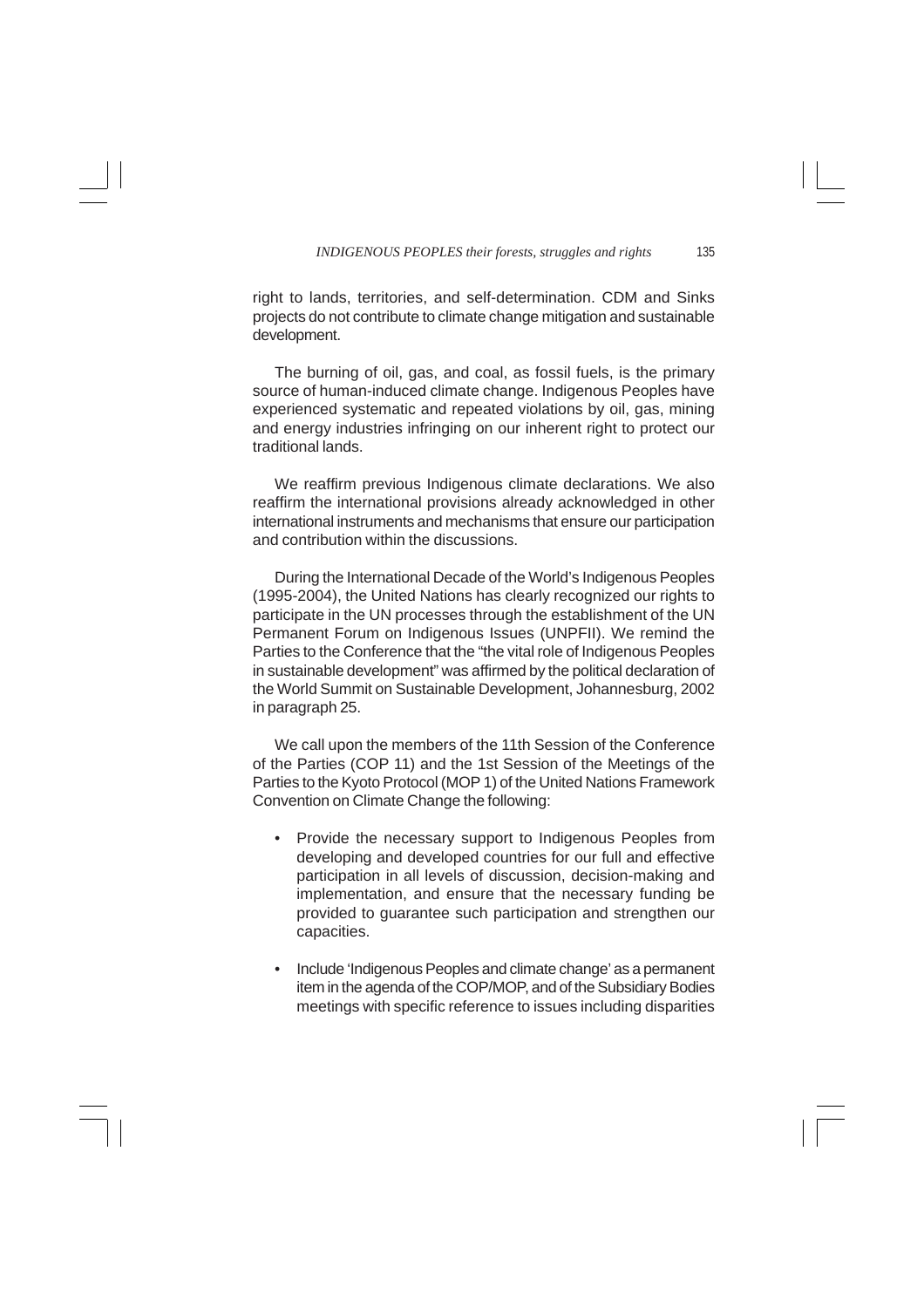right to lands, territories, and self-determination. CDM and Sinks projects do not contribute to climate change mitigation and sustainable development.

The burning of oil, gas, and coal, as fossil fuels, is the primary source of human-induced climate change. Indigenous Peoples have experienced systematic and repeated violations by oil, gas, mining and energy industries infringing on our inherent right to protect our traditional lands.

We reaffirm previous Indigenous climate declarations. We also reaffirm the international provisions already acknowledged in other international instruments and mechanisms that ensure our participation and contribution within the discussions.

During the International Decade of the World's Indigenous Peoples (1995-2004), the United Nations has clearly recognized our rights to participate in the UN processes through the establishment of the UN Permanent Forum on Indigenous Issues (UNPFII). We remind the Parties to the Conference that the "the vital role of Indigenous Peoples in sustainable development" was affirmed by the political declaration of the World Summit on Sustainable Development, Johannesburg, 2002 in paragraph 25.

We call upon the members of the 11th Session of the Conference of the Parties (COP 11) and the 1st Session of the Meetings of the Parties to the Kyoto Protocol (MOP 1) of the United Nations Framework Convention on Climate Change the following:

- Provide the necessary support to Indigenous Peoples from developing and developed countries for our full and effective participation in all levels of discussion, decision-making and implementation, and ensure that the necessary funding be provided to guarantee such participation and strengthen our capacities.
- Include 'Indigenous Peoples and climate change' as a permanent item in the agenda of the COP/MOP, and of the Subsidiary Bodies meetings with specific reference to issues including disparities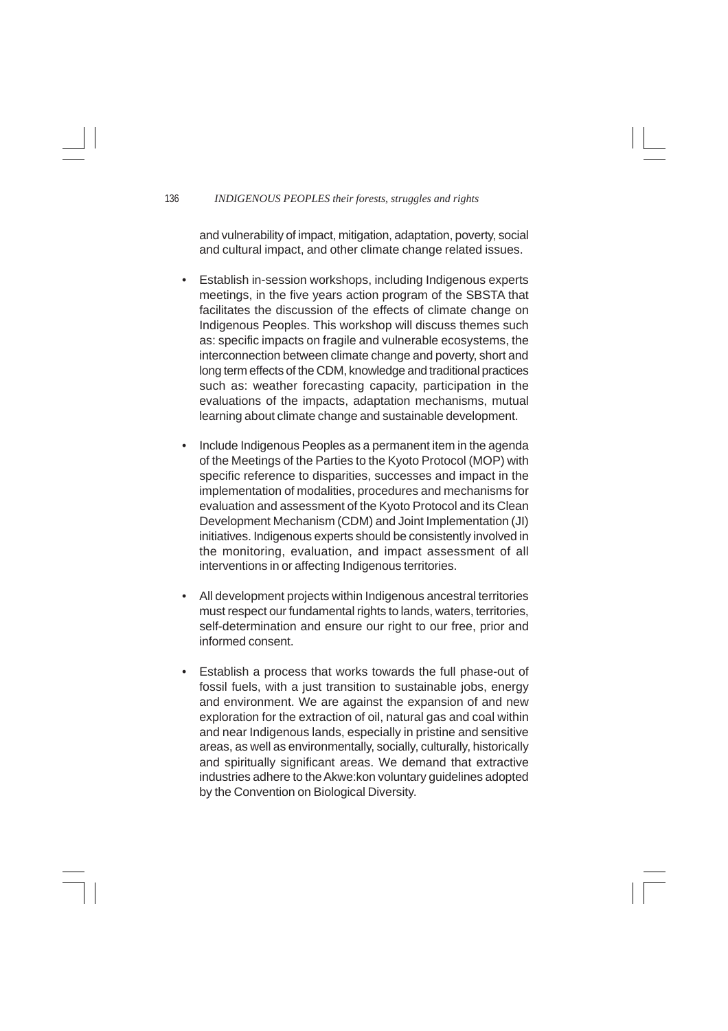and vulnerability of impact, mitigation, adaptation, poverty, social and cultural impact, and other climate change related issues.

- Establish in-session workshops, including Indigenous experts meetings, in the five years action program of the SBSTA that facilitates the discussion of the effects of climate change on Indigenous Peoples. This workshop will discuss themes such as: specific impacts on fragile and vulnerable ecosystems, the interconnection between climate change and poverty, short and long term effects of the CDM, knowledge and traditional practices such as: weather forecasting capacity, participation in the evaluations of the impacts, adaptation mechanisms, mutual learning about climate change and sustainable development.

- Include Indigenous Peoples as a permanent item in the agenda of the Meetings of the Parties to the Kyoto Protocol (MOP) with specific reference to disparities, successes and impact in the implementation of modalities, procedures and mechanisms for evaluation and assessment of the Kyoto Protocol and its Clean Development Mechanism (CDM) and Joint Implementation (JI) initiatives. Indigenous experts should be consistently involved in the monitoring, evaluation, and impact assessment of all interventions in or affecting Indigenous territories.

- All development projects within Indigenous ancestral territories must respect our fundamental rights to lands, waters, territories, self-determination and ensure our right to our free, prior and informed consent.

- Establish a process that works towards the full phase-out of fossil fuels, with a just transition to sustainable jobs, energy and environment. We are against the expansion of and new exploration for the extraction of oil, natural gas and coal within and near Indigenous lands, especially in pristine and sensitive areas, as well as environmentally, socially, culturally, historically and spiritually significant areas. We demand that extractive industries adhere to the Akwe:kon voluntary guidelines adopted by the Convention on Biological Diversity.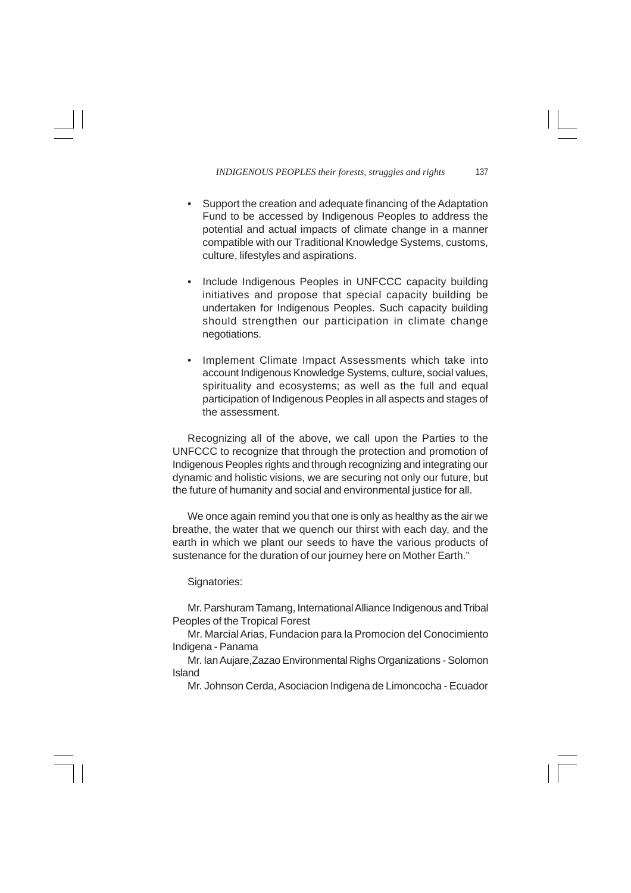- Support the creation and adequate financing of the Adaptation Fund to be accessed by Indigenous Peoples to address the potential and actual impacts of climate change in a manner compatible with our Traditional Knowledge Systems, customs, culture, lifestyles and aspirations.

- Include Indigenous Peoples in UNFCCC capacity building initiatives and propose that special capacity building be undertaken for Indigenous Peoples. Such capacity building should strengthen our participation in climate change negotiations.

- Implement Climate Impact Assessments which take into account Indigenous Knowledge Systems, culture, social values, spirituality and ecosystems; as well as the full and equal participation of Indigenous Peoples in all aspects and stages of the assessment.

Recognizing all of the above, we call upon the Parties to the UNFCCC to recognize that through the protection and promotion of Indigenous Peoples rights and through recognizing and integrating our dynamic and holistic visions, we are securing not only our future, but the future of humanity and social and environmental justice for all.

We once again remind you that one is only as healthy as the air we breathe, the water that we quench our thirst with each day, and the earth in which we plant our seeds to have the various products of sustenance for the duration of our journey here on Mother Earth."

Signatories:

Mr. Parshuram Tamang, International Alliance Indigenous and Tribal Peoples of the Tropical Forest

Mr. Marcial Arias, Fundacion para la Promocion del Conocimiento Indigena - Panama

Mr. Ian Aujare,Zazao Environmental Righs Organizations - Solomon Island

Mr. Johnson Cerda, Asociacion Indigena de Limoncocha - Ecuador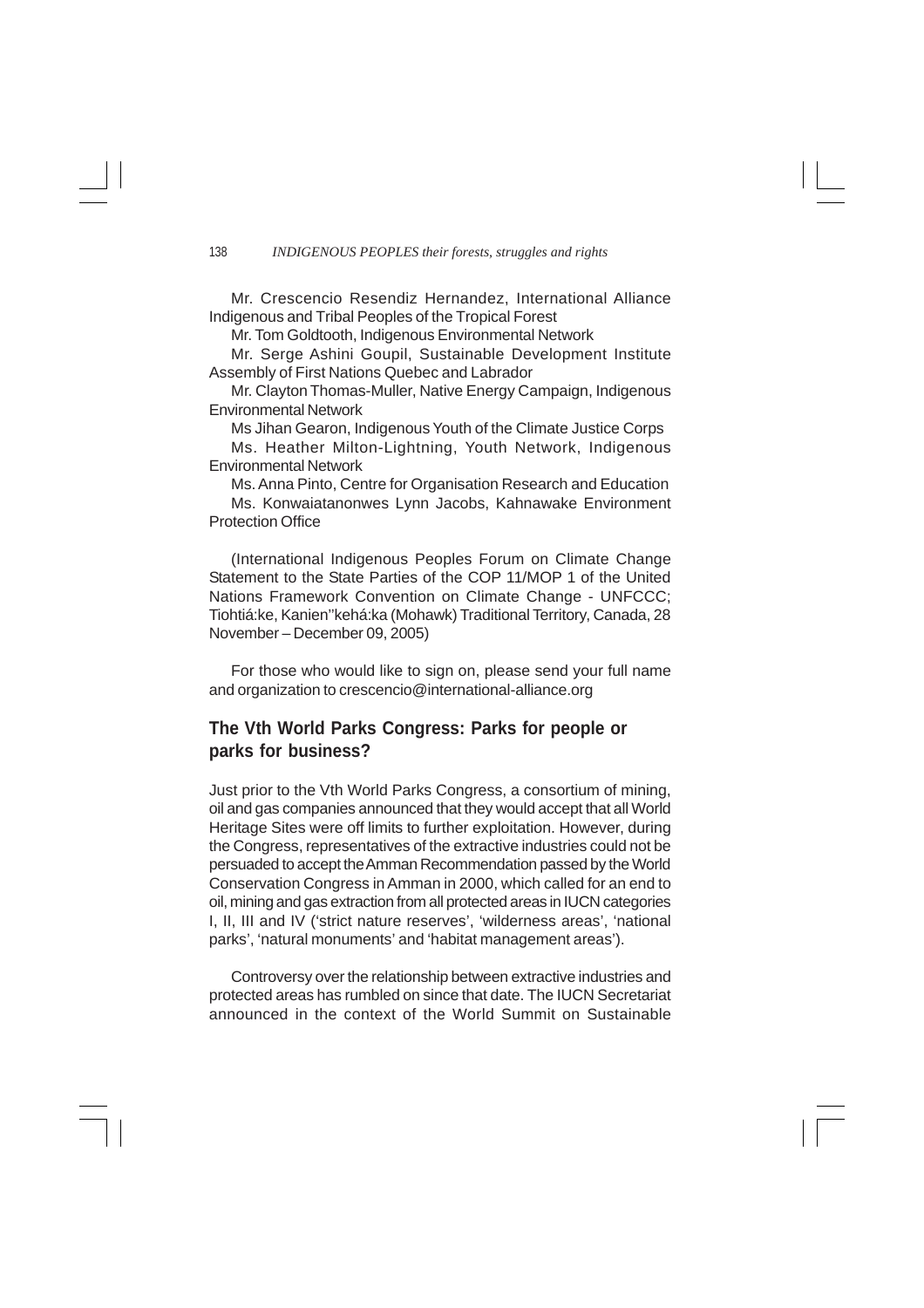Mr. Crescencio Resendiz Hernandez, International Alliance Indigenous and Tribal Peoples of the Tropical Forest

Mr. Tom Goldtooth, Indigenous Environmental Network

Mr. Serge Ashini Goupil, Sustainable Development Institute Assembly of First Nations Quebec and Labrador

Mr. Clayton Thomas-Muller, Native Energy Campaign, Indigenous Environmental Network

Ms Jihan Gearon, Indigenous Youth of the Climate Justice Corps

Ms. Heather Milton-Lightning, Youth Network, Indigenous Environmental Network

Ms. Anna Pinto, Centre for Organisation Research and Education

Ms. Konwaiatanonwes Lynn Jacobs, Kahnawake Environment Protection Office

(International Indigenous Peoples Forum on Climate Change Statement to the State Parties of the COP 11/MOP 1 of the United Nations Framework Convention on Climate Change - UNFCCC; Tiohtiá:ke, Kanien''kehá:ka (Mohawk) Traditional Territory, Canada, 28 November – December 09, 2005)

For those who would like to sign on, please send your full name and organization to crescencio@international-alliance.org

## The Vth World Parks Congress: Parks for people or parks for business?

Just prior to the Vth World Parks Congress, a consortium of mining, oil and gas companies announced that they would accept that all World Heritage Sites were off limits to further exploitation. However, during the Congress, representatives of the extractive industries could not be persuaded to accept the Amman Recommendation passed by the World Conservation Congress in Amman in 2000, which called for an end to oil, mining and gas extraction from all protected areas in IUCN categories I, II, III and IV ('strict nature reserves', 'wilderness areas', 'national parks', 'natural monuments' and 'habitat management areas').

Controversy over the relationship between extractive industries and protected areas has rumbled on since that date. The IUCN Secretariat announced in the context of the World Summit on Sustainable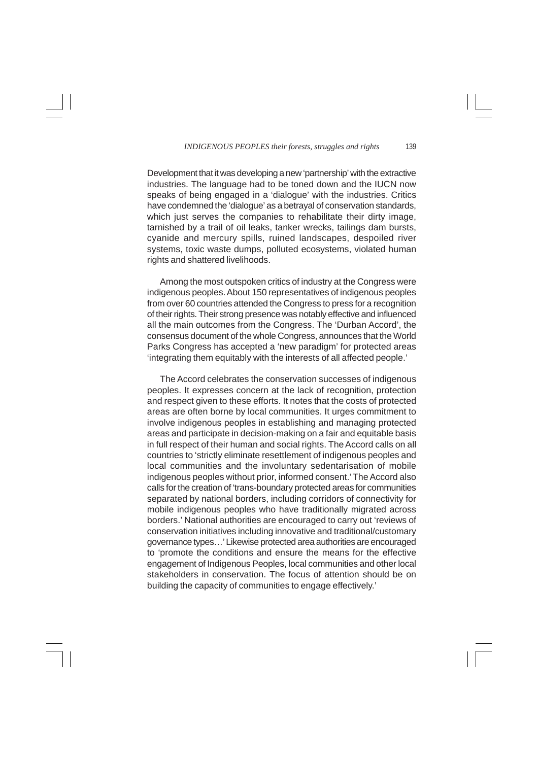Development that it was developing a new 'partnership' with the extractive industries. The language had to be toned down and the IUCN now speaks of being engaged in a 'dialogue' with the industries. Critics have condemned the 'dialogue' as a betrayal of conservation standards, which just serves the companies to rehabilitate their dirty image, tarnished by a trail of oil leaks, tanker wrecks, tailings dam bursts, cyanide and mercury spills, ruined landscapes, despoiled river systems, toxic waste dumps, polluted ecosystems, violated human rights and shattered livelihoods.

Among the most outspoken critics of industry at the Congress were indigenous peoples. About 150 representatives of indigenous peoples from over 60 countries attended the Congress to press for a recognition of their rights. Their strong presence was notably effective and influenced all the main outcomes from the Congress. The 'Durban Accord', the consensus document of the whole Congress, announces that the World Parks Congress has accepted a 'new paradigm' for protected areas 'integrating them equitably with the interests of all affected people.'

The Accord celebrates the conservation successes of indigenous peoples. It expresses concern at the lack of recognition, protection and respect given to these efforts. It notes that the costs of protected areas are often borne by local communities. It urges commitment to involve indigenous peoples in establishing and managing protected areas and participate in decision-making on a fair and equitable basis in full respect of their human and social rights. The Accord calls on all countries to 'strictly eliminate resettlement of indigenous peoples and local communities and the involuntary sedentarisation of mobile indigenous peoples without prior, informed consent.' The Accord also calls for the creation of 'trans-boundary protected areas for communities separated by national borders, including corridors of connectivity for mobile indigenous peoples who have traditionally migrated across borders.' National authorities are encouraged to carry out 'reviews of conservation initiatives including innovative and traditional/customary governance types…' Likewise protected area authorities are encouraged to 'promote the conditions and ensure the means for the effective engagement of Indigenous Peoples, local communities and other local stakeholders in conservation. The focus of attention should be on building the capacity of communities to engage effectively.'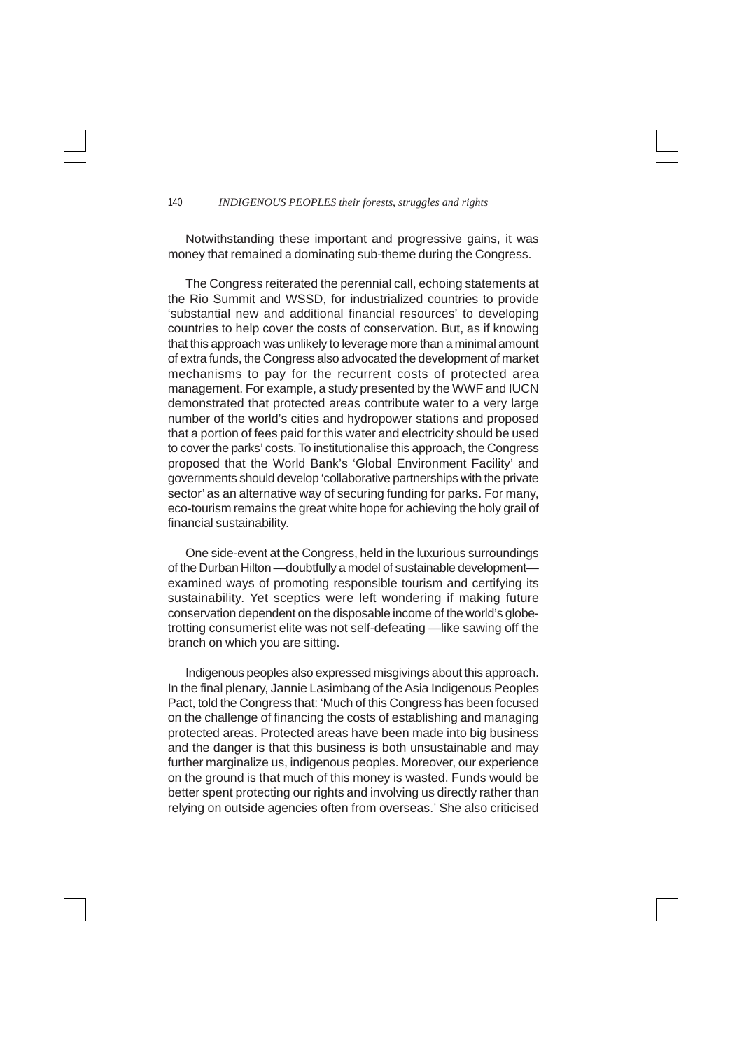Notwithstanding these important and progressive gains, it was money that remained a dominating sub-theme during the Congress.

The Congress reiterated the perennial call, echoing statements at the Rio Summit and WSSD, for industrialized countries to provide 'substantial new and additional financial resources' to developing countries to help cover the costs of conservation. But, as if knowing that this approach was unlikely to leverage more than a minimal amount of extra funds, the Congress also advocated the development of market mechanisms to pay for the recurrent costs of protected area management. For example, a study presented by the WWF and IUCN demonstrated that protected areas contribute water to a very large number of the world's cities and hydropower stations and proposed that a portion of fees paid for this water and electricity should be used to cover the parks' costs. To institutionalise this approach, the Congress proposed that the World Bank's 'Global Environment Facility' and governments should develop 'collaborative partnerships with the private sector' as an alternative way of securing funding for parks. For many, eco-tourism remains the great white hope for achieving the holy grail of financial sustainability.

One side-event at the Congress, held in the luxurious surroundings of the Durban Hilton —doubtfully a model of sustainable development— examined ways of promoting responsible tourism and certifying its sustainability. Yet sceptics were left wondering if making future conservation dependent on the disposable income of the world's globe-trotting consumerist elite was not self-defeating —like sawing off the branch on which you are sitting.

Indigenous peoples also expressed misgivings about this approach. In the final plenary, Jannie Lasimbang of the Asia Indigenous Peoples Pact, told the Congress that: 'Much of this Congress has been focused on the challenge of financing the costs of establishing and managing protected areas. Protected areas have been made into big business and the danger is that this business is both unsustainable and may further marginalize us, indigenous peoples. Moreover, our experience on the ground is that much of this money is wasted. Funds would be better spent protecting our rights and involving us directly rather than relying on outside agencies often from overseas.' She also criticised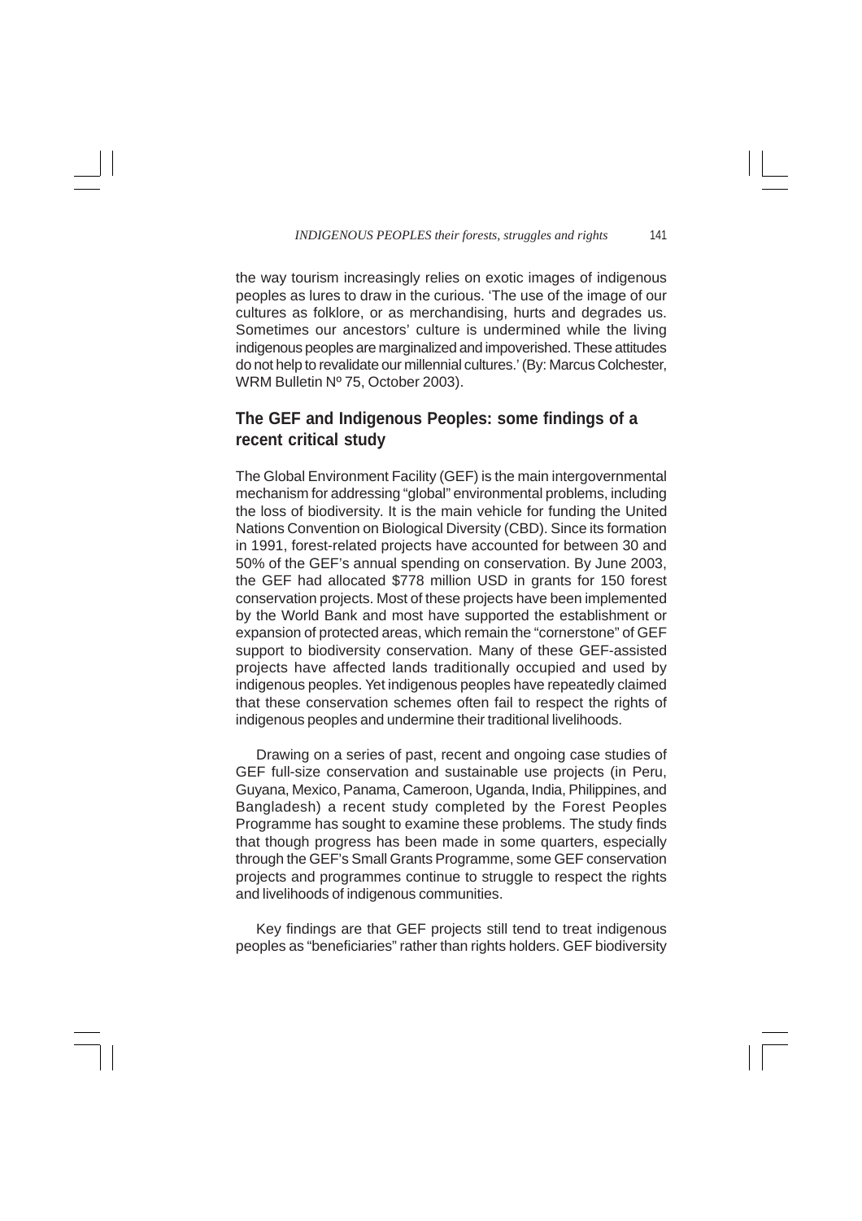the way tourism increasingly relies on exotic images of indigenous peoples as lures to draw in the curious. 'The use of the image of our cultures as folklore, or as merchandising, hurts and degrades us. Sometimes our ancestors' culture is undermined while the living indigenous peoples are marginalized and impoverished. These attitudes do not help to revalidate our millennial cultures.' (By: Marcus Colchester, WRM Bulletin Nº 75, October 2003).

## The GEF and Indigenous Peoples: some findings of a recent critical study

The Global Environment Facility (GEF) is the main intergovernmental mechanism for addressing "global" environmental problems, including the loss of biodiversity. It is the main vehicle for funding the United Nations Convention on Biological Diversity (CBD). Since its formation in 1991, forest-related projects have accounted for between 30 and 50% of the GEF's annual spending on conservation. By June 2003, the GEF had allocated \$778 million USD in grants for 150 forest conservation projects. Most of these projects have been implemented by the World Bank and most have supported the establishment or expansion of protected areas, which remain the "cornerstone" of GEF support to biodiversity conservation. Many of these GEF-assisted projects have affected lands traditionally occupied and used by indigenous peoples. Yet indigenous peoples have repeatedly claimed that these conservation schemes often fail to respect the rights of indigenous peoples and undermine their traditional livelihoods.

Drawing on a series of past, recent and ongoing case studies of GEF full-size conservation and sustainable use projects (in Peru, Guyana, Mexico, Panama, Cameroon, Uganda, India, Philippines, and Bangladesh) a recent study completed by the Forest Peoples Programme has sought to examine these problems. The study finds that though progress has been made in some quarters, especially through the GEF's Small Grants Programme, some GEF conservation projects and programmes continue to struggle to respect the rights and livelihoods of indigenous communities.

Key findings are that GEF projects still tend to treat indigenous peoples as "beneficiaries" rather than rights holders. GEF biodiversity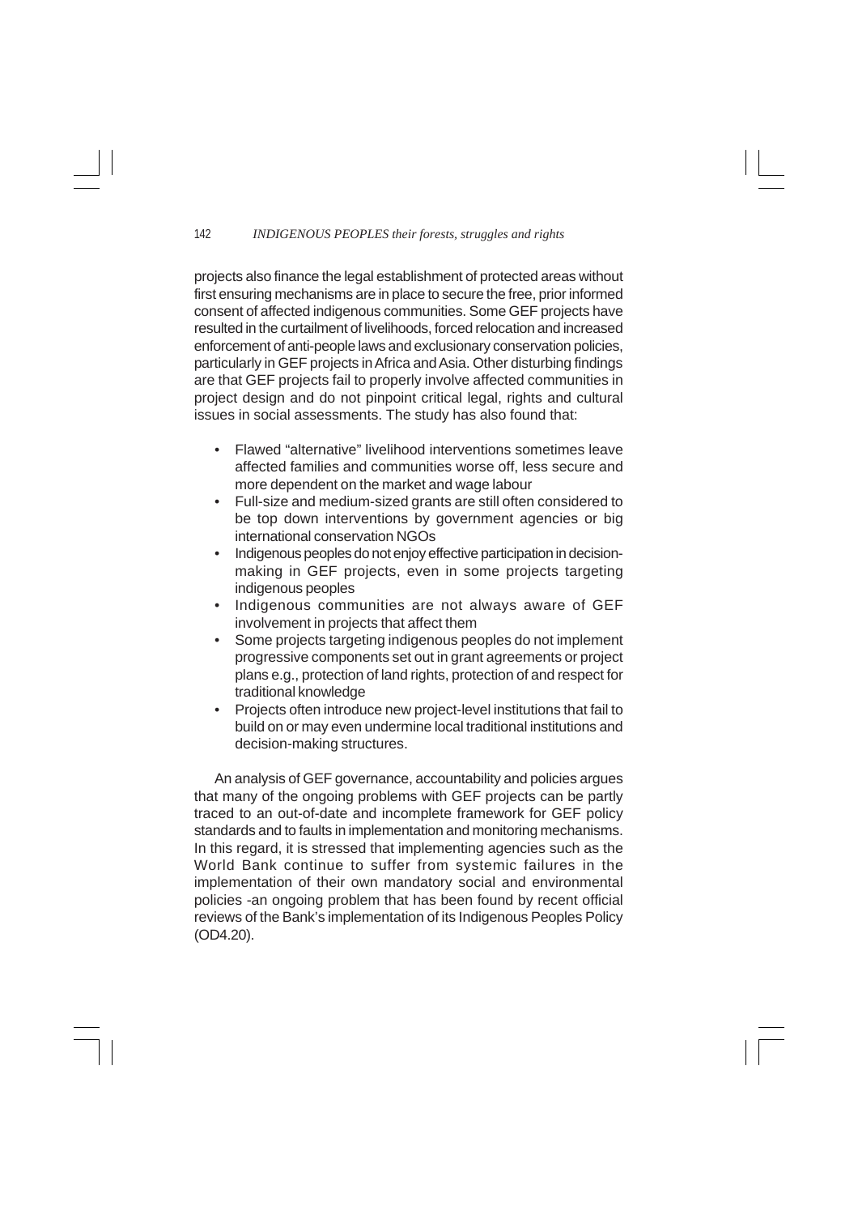projects also finance the legal establishment of protected areas without first ensuring mechanisms are in place to secure the free, prior informed consent of affected indigenous communities. Some GEF projects have resulted in the curtailment of livelihoods, forced relocation and increased enforcement of anti-people laws and exclusionary conservation policies, particularly in GEF projects in Africa and Asia. Other disturbing findings are that GEF projects fail to properly involve affected communities in project design and do not pinpoint critical legal, rights and cultural issues in social assessments. The study has also found that:

- Flawed "alternative" livelihood interventions sometimes leave affected families and communities worse off, less secure and more dependent on the market and wage labour
- Full-size and medium-sized grants are still often considered to be top down interventions by government agencies or big international conservation NGOs
- Indigenous peoples do not enjoy effective participation in decision-making in GEF projects, even in some projects targeting indigenous peoples
- Indigenous communities are not always aware of GEF involvement in projects that affect them
- Some projects targeting indigenous peoples do not implement progressive components set out in grant agreements or project plans e.g., protection of land rights, protection of and respect for traditional knowledge
- Projects often introduce new project-level institutions that fail to build on or may even undermine local traditional institutions and decision-making structures.

An analysis of GEF governance, accountability and policies argues that many of the ongoing problems with GEF projects can be partly traced to an out-of-date and incomplete framework for GEF policy standards and to faults in implementation and monitoring mechanisms. In this regard, it is stressed that implementing agencies such as the World Bank continue to suffer from systemic failures in the implementation of their own mandatory social and environmental policies -an ongoing problem that has been found by recent official reviews of the Bank's implementation of its Indigenous Peoples Policy (OD4.20).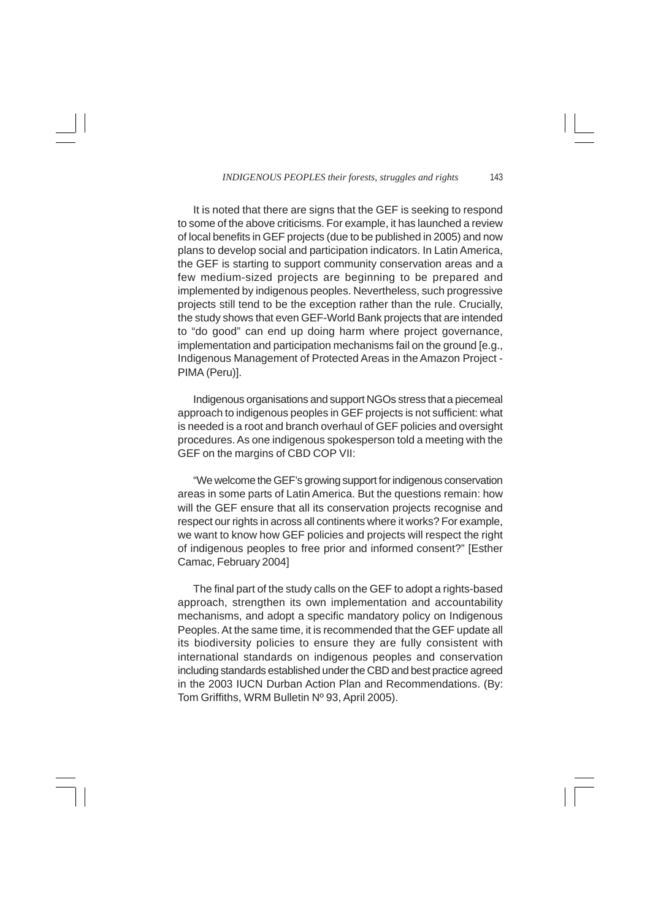It is noted that there are signs that the GEF is seeking to respond to some of the above criticisms. For example, it has launched a review of local benefits in GEF projects (due to be published in 2005) and now plans to develop social and participation indicators. In Latin America, the GEF is starting to support community conservation areas and a few medium-sized projects are beginning to be prepared and implemented by indigenous peoples. Nevertheless, such progressive projects still tend to be the exception rather than the rule. Crucially, the study shows that even GEF-World Bank projects that are intended to "do good" can end up doing harm where project governance, implementation and participation mechanisms fail on the ground [e.g., Indigenous Management of Protected Areas in the Amazon Project - PIMA (Peru)].

Indigenous organisations and support NGOs stress that a piecemeal approach to indigenous peoples in GEF projects is not sufficient: what is needed is a root and branch overhaul of GEF policies and oversight procedures. As one indigenous spokesperson told a meeting with the GEF on the margins of CBD COP VII:

"We welcome the GEF's growing support for indigenous conservation areas in some parts of Latin America. But the questions remain: how will the GEF ensure that all its conservation projects recognise and respect our rights in across all continents where it works? For example, we want to know how GEF policies and projects will respect the right of indigenous peoples to free prior and informed consent?" [Esther Camac, February 2004]

The final part of the study calls on the GEF to adopt a rights-based approach, strengthen its own implementation and accountability mechanisms, and adopt a specific mandatory policy on Indigenous Peoples. At the same time, it is recommended that the GEF update all its biodiversity policies to ensure they are fully consistent with international standards on indigenous peoples and conservation including standards established under the CBD and best practice agreed in the 2003 IUCN Durban Action Plan and Recommendations. (By: Tom Griffiths, WRM Bulletin Nº 93, April 2005).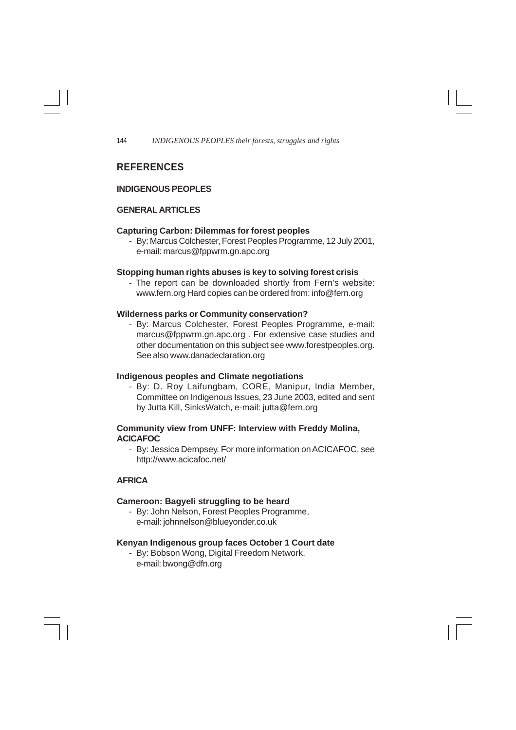## REFERENCES

### INDIGENOUS PEOPLES

#### GENERAL ARTICLES

**Capturing Carbon: Dilemmas for forest peoples**

- By: Marcus Colchester, Forest Peoples Programme, 12 July 2001, e-mail: marcus@fppwrm.gn.apc.org

**Stopping human rights abuses is key to solving forest crisis**

- The report can be downloaded shortly from Fern's website: www.fern.org Hard copies can be ordered from: info@fern.org

**Wilderness parks or Community conservation?**

- By: Marcus Colchester, Forest Peoples Programme, e-mail: marcus@fppwrm.gn.apc.org . For extensive case studies and other documentation on this subject see www.forestpeoples.org. See also www.danadeclaration.org

**Indigenous peoples and Climate negotiations**

- By: D. Roy Laifungbam, CORE, Manipur, India Member, Committee on Indigenous Issues, 23 June 2003, edited and sent by Jutta Kill, SinksWatch, e-mail: jutta@fern.org

**Community view from UNFF: Interview with Freddy Molina, ACICAFOC**

- By: Jessica Dempsey. For more information on ACICAFOC, see http://www.acicafoc.net/

#### AFRICA

**Cameroon: Bagyeli struggling to be heard**

- By: John Nelson, Forest Peoples Programme, e-mail: johnnelson@blueyonder.co.uk

**Kenyan Indigenous group faces October 1 Court date**

- By: Bobson Wong, Digital Freedom Network, e-mail: bwong@dfn.org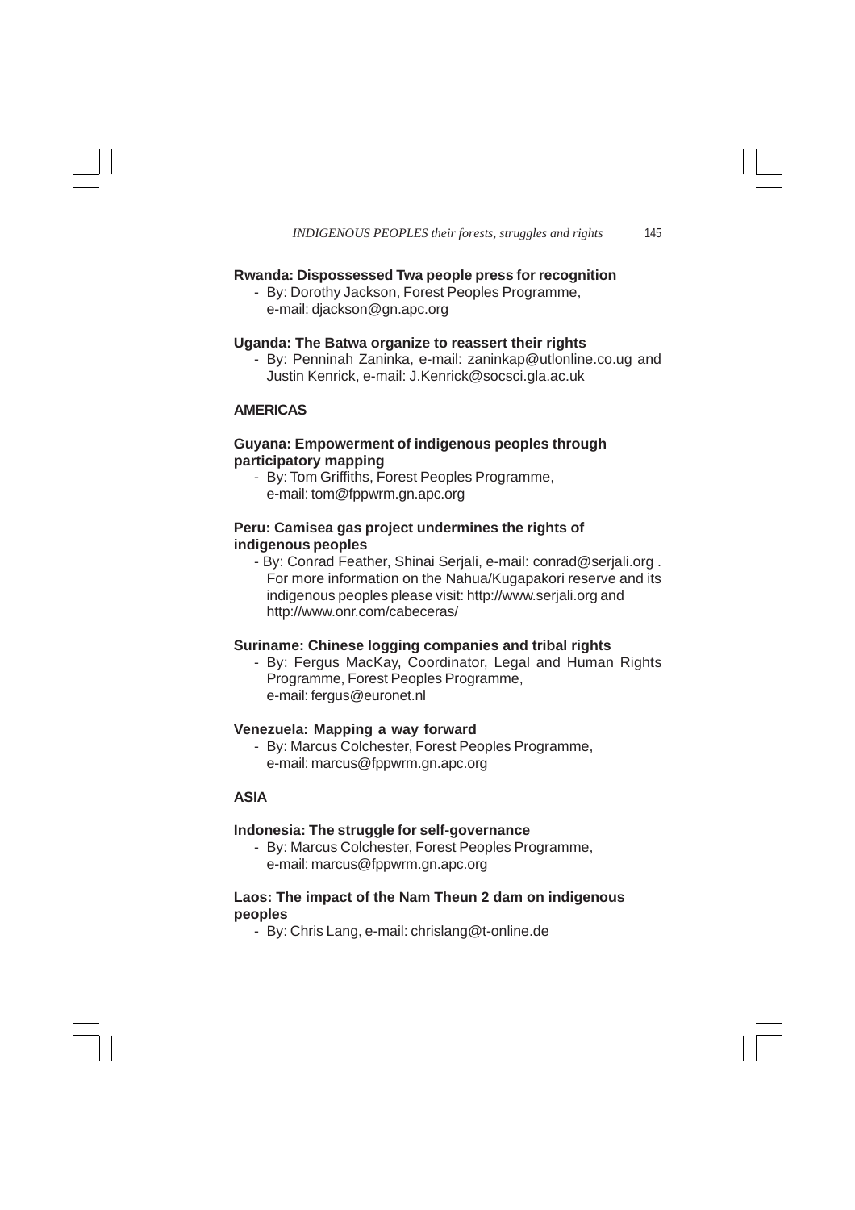**Rwanda: Dispossessed Twa people press for recognition**

- By: Dorothy Jackson, Forest Peoples Programme, e-mail: djackson@gn.apc.org

**Uganda: The Batwa organize to reassert their rights**

- By: Penninah Zaninka, e-mail: zaninkap@utlonline.co.ug and Justin Kenrick, e-mail: J.Kenrick@socsci.gla.ac.uk

**AMERICAS**

**Guyana: Empowerment of indigenous peoples through participatory mapping**

- By: Tom Griffiths, Forest Peoples Programme, e-mail: tom@fppwrm.gn.apc.org

**Peru: Camisea gas project undermines the rights of indigenous peoples**

- By: Conrad Feather, Shinai Serjali, e-mail: conrad@serjali.org . For more information on the Nahua/Kugapakori reserve and its indigenous peoples please visit: http://www.serjali.org and http://www.onr.com/cabeceras/

**Suriname: Chinese logging companies and tribal rights**

- By: Fergus MacKay, Coordinator, Legal and Human Rights Programme, Forest Peoples Programme, e-mail: fergus@euronet.nl

**Venezuela: Mapping a way forward**

- By: Marcus Colchester, Forest Peoples Programme, e-mail: marcus@fppwrm.gn.apc.org

**ASIA**

**Indonesia: The struggle for self-governance**

- By: Marcus Colchester, Forest Peoples Programme, e-mail: marcus@fppwrm.gn.apc.org

**Laos: The impact of the Nam Theun 2 dam on indigenous peoples**

- By: Chris Lang, e-mail: chrislang@t-online.de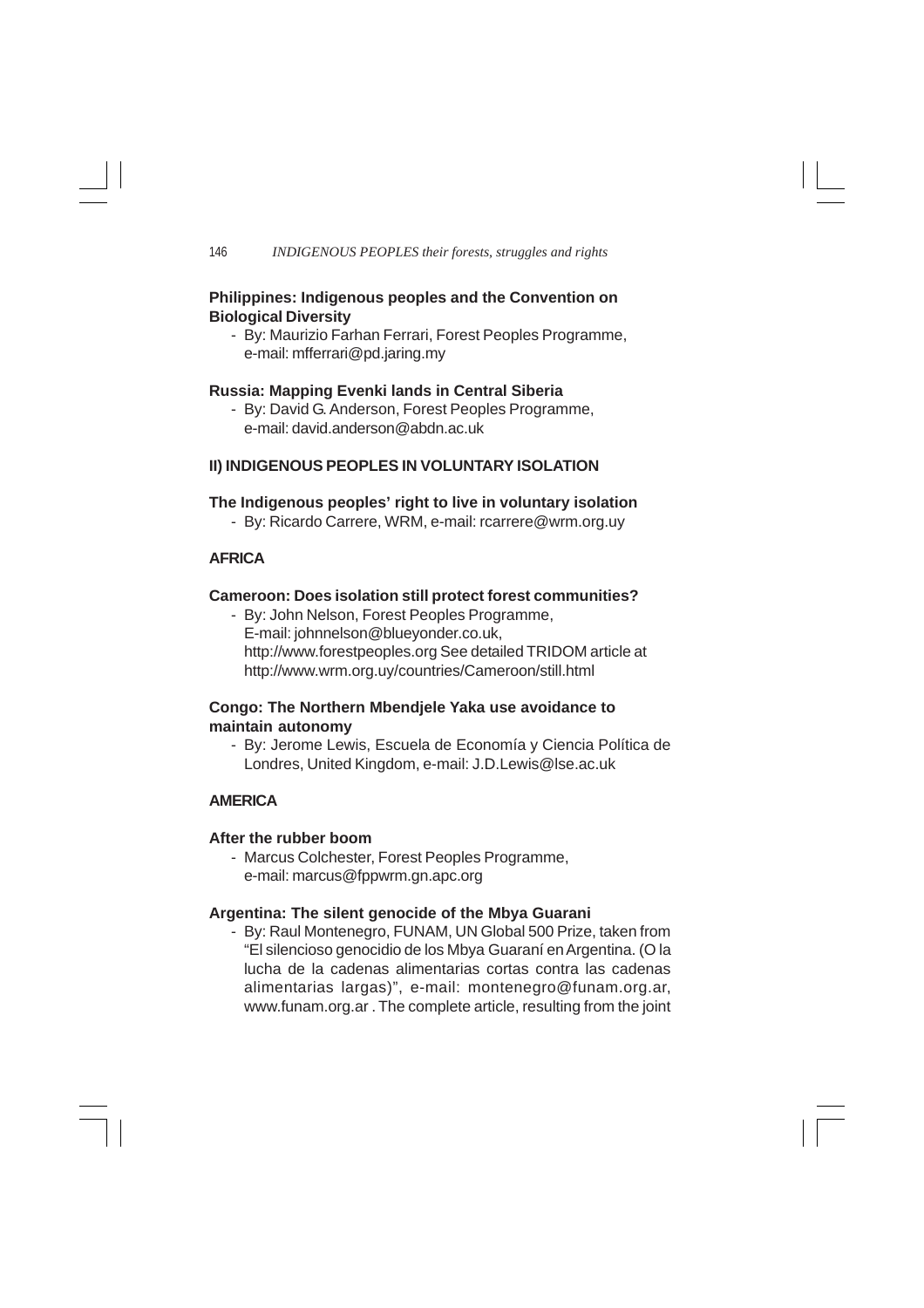**Philippines: Indigenous peoples and the Convention on Biological Diversity**

- By: Maurizio Farhan Ferrari, Forest Peoples Programme, e-mail: mfferrari@pd.jaring.my

**Russia: Mapping Evenki lands in Central Siberia**

- By: David G. Anderson, Forest Peoples Programme, e-mail: david.anderson@abdn.ac.uk

**II) INDIGENOUS PEOPLES IN VOLUNTARY ISOLATION**

**The Indigenous peoples' right to live in voluntary isolation**

- By: Ricardo Carrere, WRM, e-mail: rcarrere@wrm.org.uy

**AFRICA**

**Cameroon: Does isolation still protect forest communities?**

- By: John Nelson, Forest Peoples Programme, E-mail: johnnelson@blueyonder.co.uk, http://www.forestpeoples.org See detailed TRIDOM article at http://www.wrm.org.uy/countries/Cameroon/still.html

**Congo: The Northern Mbendjele Yaka use avoidance to maintain autonomy**

- By: Jerome Lewis, Escuela de Economía y Ciencia Política de Londres, United Kingdom, e-mail: J.D.Lewis@lse.ac.uk

**AMERICA**

**After the rubber boom**

- Marcus Colchester, Forest Peoples Programme, e-mail: marcus@fppwrm.gn.apc.org

**Argentina: The silent genocide of the Mbya Guarani**

- By: Raul Montenegro, FUNAM, UN Global 500 Prize, taken from "El silencioso genocidio de los Mbya Guaraní en Argentina. (O la lucha de la cadenas alimentarias cortas contra las cadenas alimentarias largas)", e-mail: montenegro@funam.org.ar, www.funam.org.ar . The complete article, resulting from the joint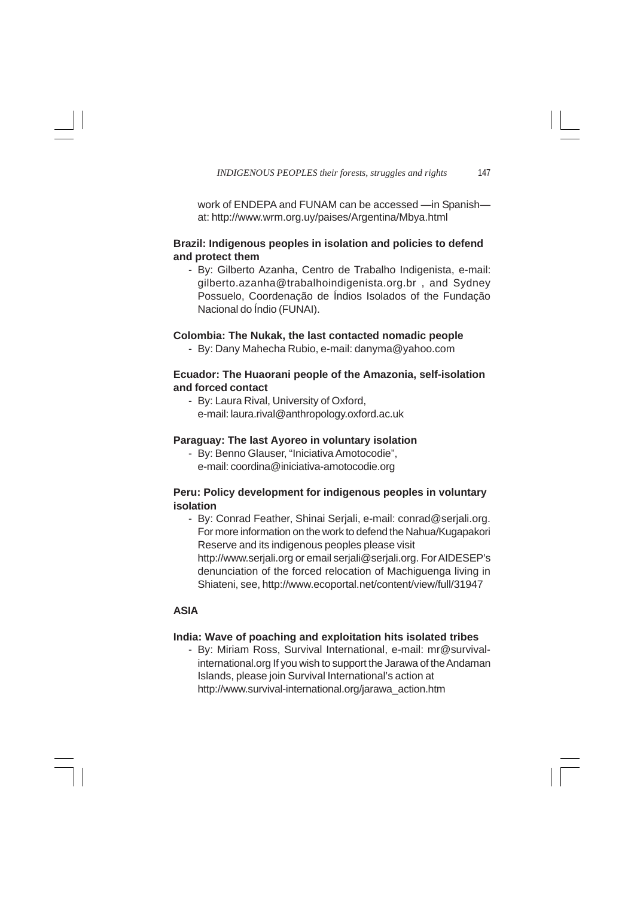work of ENDEPA and FUNAM can be accessed —in Spanish— at: http://www.wrm.org.uy/paises/Argentina/Mbya.html

**Brazil: Indigenous peoples in isolation and policies to defend and protect them**

- By: Gilberto Azanha, Centro de Trabalho Indigenista, e-mail: gilberto.azanha@trabalhoindigenista.org.br , and Sydney Possuelo, Coordenação de Índios Isolados of the Fundação Nacional do Índio (FUNAI).

**Colombia: The Nukak, the last contacted nomadic people**

- By: Dany Mahecha Rubio, e-mail: danyma@yahoo.com

**Ecuador: The Huaorani people of the Amazonia, self-isolation and forced contact**

- By: Laura Rival, University of Oxford, e-mail: laura.rival@anthropology.oxford.ac.uk

**Paraguay: The last Ayoreo in voluntary isolation**

- By: Benno Glauser, "Iniciativa Amotocodie", e-mail: coordina@iniciativa-amotocodie.org

**Peru: Policy development for indigenous peoples in voluntary isolation**

- By: Conrad Feather, Shinai Serjali, e-mail: conrad@serjali.org. For more information on the work to defend the Nahua/Kugapakori Reserve and its indigenous peoples please visit http://www.serjali.org or email serjali@serjali.org. For AIDESEP's denunciation of the forced relocation of Machiguenga living in Shiateni, see, http://www.ecoportal.net/content/view/full/31947

**ASIA**

**India: Wave of poaching and exploitation hits isolated tribes**

- By: Miriam Ross, Survival International, e-mail: mr@survival-international.org If you wish to support the Jarawa of the Andaman Islands, please join Survival International's action at http://www.survival-international.org/jarawa_action.htm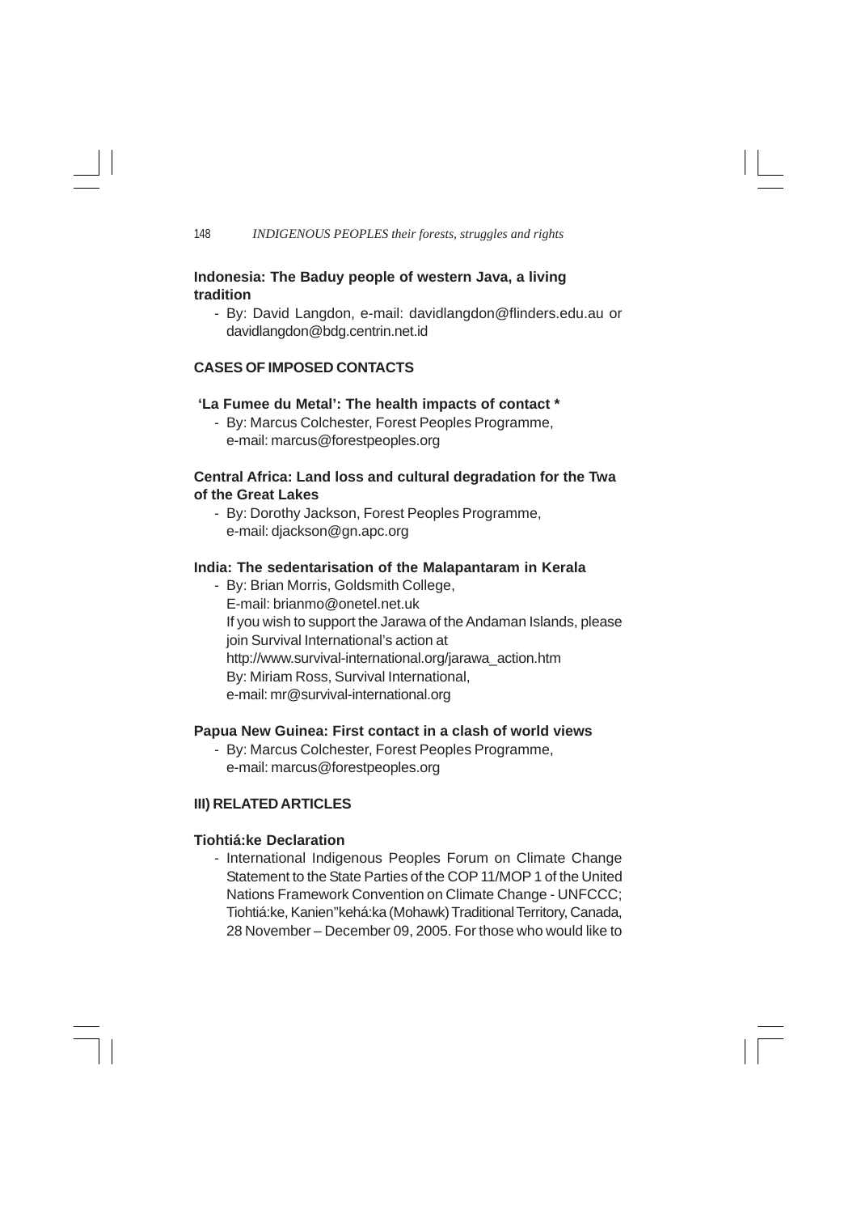**Indonesia: The Baduy people of western Java, a living tradition**

- By: David Langdon, e-mail: davidlangdon@flinders.edu.au or davidlangdon@bdg.centrin.net.id

**CASES OF IMPOSED CONTACTS**

**'La Fumee du Metal': The health impacts of contact ***

- By: Marcus Colchester, Forest Peoples Programme, e-mail: marcus@forestpeoples.org

**Central Africa: Land loss and cultural degradation for the Twa of the Great Lakes**

- By: Dorothy Jackson, Forest Peoples Programme, e-mail: djackson@gn.apc.org

**India: The sedentarisation of the Malapantaram in Kerala**

- By: Brian Morris, Goldsmith College,
  E-mail: brianmo@onetel.net.uk
  If you wish to support the Jarawa of the Andaman Islands, please join Survival International's action at
  http://www.survival-international.org/jarawa_action.htm
  By: Miriam Ross, Survival International,
  e-mail: mr@survival-international.org

**Papua New Guinea: First contact in a clash of world views**

- By: Marcus Colchester, Forest Peoples Programme, e-mail: marcus@forestpeoples.org

**III) RELATED ARTICLES**

**Tiohtiá:ke Declaration**

- International Indigenous Peoples Forum on Climate Change Statement to the State Parties of the COP 11/MOP 1 of the United Nations Framework Convention on Climate Change - UNFCCC; Tiohtiá:ke, Kanien"kehá:ka (Mohawk) Traditional Territory, Canada, 28 November – December 09, 2005. For those who would like to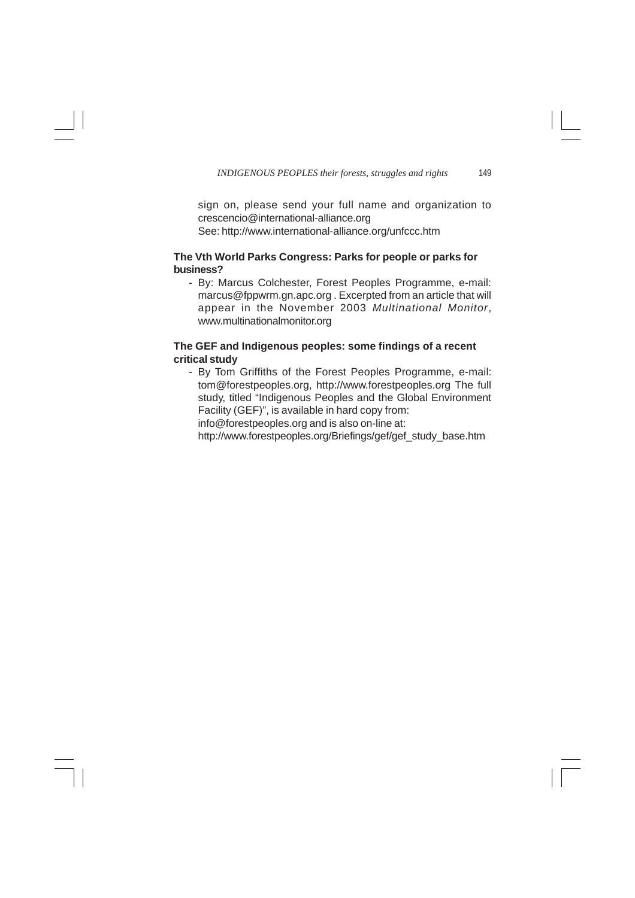sign on, please send your full name and organization to crescencio@international-alliance.org
See: http://www.international-alliance.org/unfccc.htm

**The Vth World Parks Congress: Parks for people or parks for business?**

- By: Marcus Colchester, Forest Peoples Programme, e-mail: marcus@fppwrm.gn.apc.org . Excerpted from an article that will appear in the November 2003 *Multinational Monitor*, www.multinationalmonitor.org

**The GEF and Indigenous peoples: some findings of a recent critical study**

- By Tom Griffiths of the Forest Peoples Programme, e-mail: tom@forestpeoples.org, http://www.forestpeoples.org The full study, titled "Indigenous Peoples and the Global Environment Facility (GEF)", is available in hard copy from:
  info@forestpeoples.org and is also on-line at:
  http://www.forestpeoples.org/Briefings/gef/gef_study_base.htm